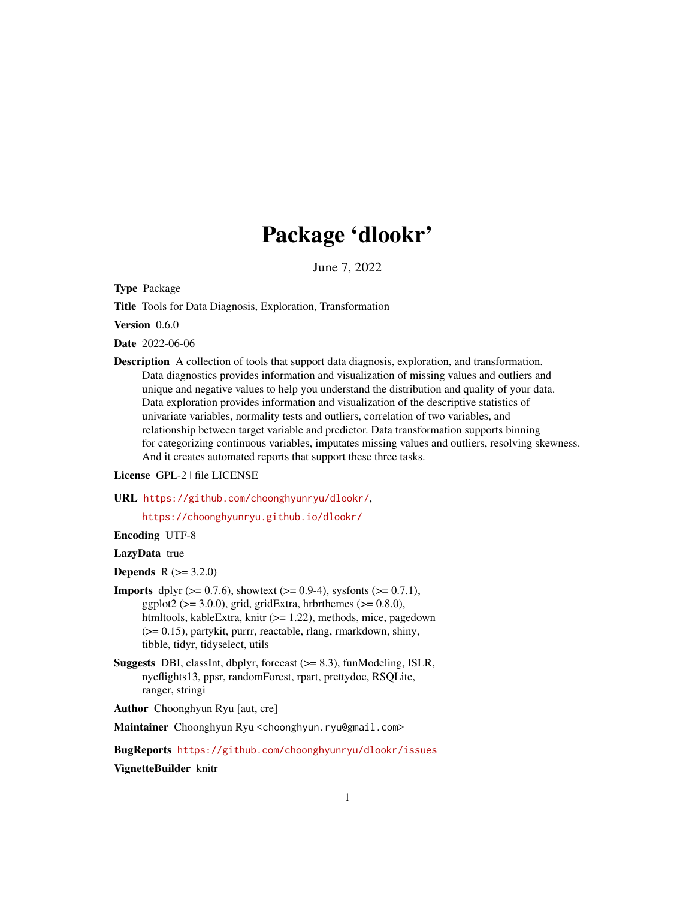# Package 'dlookr'

June 7, 2022

**Type** Package

**Title** Tools for Data Diagnosis, Exploration, Transformation

**Version** 0.6.0

**Date** 2022-06-06

**Description** A collection of tools that support data diagnosis, exploration, and transformation. Data diagnostics provides information and visualization of missing values and outliers and unique and negative values to help you understand the distribution and quality of your data. Data exploration provides information and visualization of the descriptive statistics of univariate variables, normality tests and outliers, correlation of two variables, and relationship between target variable and predictor. Data transformation supports binning for categorizing continuous variables, imputates missing values and outliers, resolving skewness. And it creates automated reports that support these three tasks.

**License** GPL-2 | file LICENSE

**URL** https://github.com/choonghyunryu/dlookr/,
https://choonghyunryu.github.io/dlookr/

**Encoding** UTF-8

**LazyData** true

**Depends** R (>= 3.2.0)

**Imports** dplyr (>= 0.7.6), showtext (>= 0.9-4), sysfonts (>= 0.7.1), ggplot2 (>= 3.0.0), grid, gridExtra, hrbrthemes (>= 0.8.0), htmltools, kableExtra, knitr (>= 1.22), methods, mice, pagedown (>= 0.15), partykit, purrr, reactable, rlang, rmarkdown, shiny, tibble, tidyr, tidyselect, utils

**Suggests** DBI, classInt, dbplyr, forecast (>= 8.3), funModeling, ISLR, nycflights13, ppsr, randomForest, rpart, prettydoc, RSQLite, ranger, stringi

**Author** Choonghyun Ryu [aut, cre]

**Maintainer** Choonghyun Ryu <choonghyun.ryu@gmail.com>

**BugReports** https://github.com/choonghyunryu/dlookr/issues

**VignetteBuilder** knitr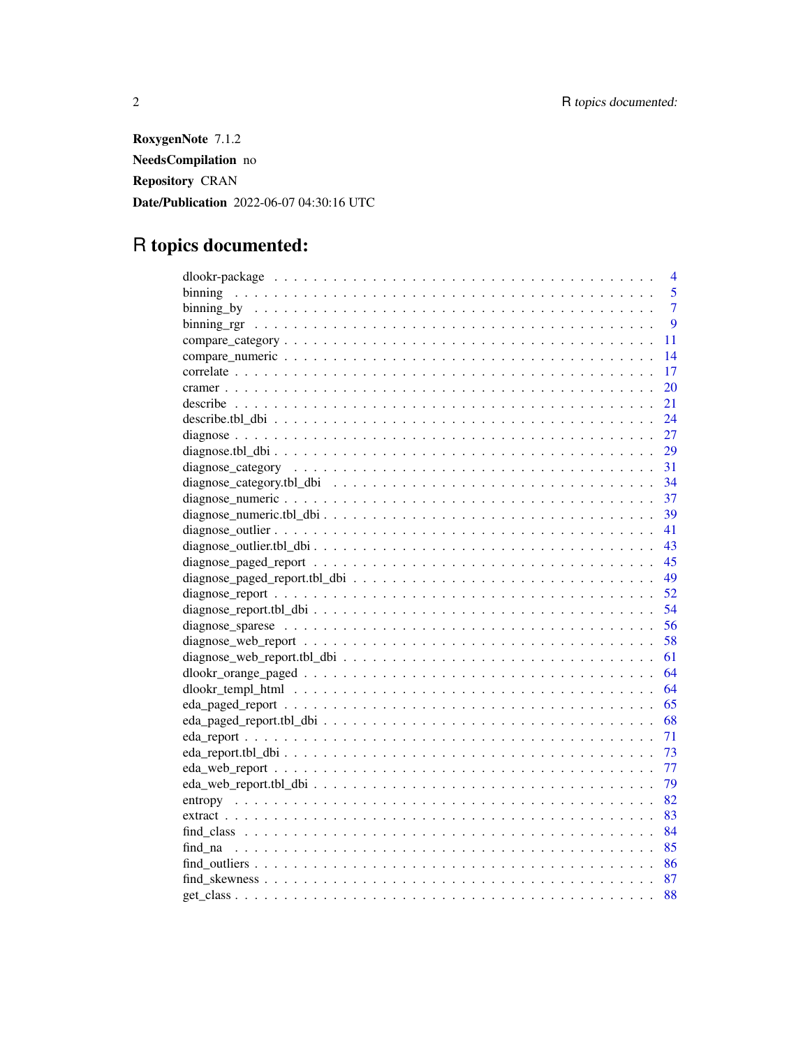**RoxygenNote** 7.1.2

**NeedsCompilation** no

**Repository** CRAN

**Date/Publication** 2022-06-07 04:30:16 UTC

# R topics documented:

| | |
|---|---|
| dlookr-package | 4 |
| binning | 5 |
| binning_by | 7 |
| binning_rgr | 9 |
| compare_category | 11 |
| compare_numeric | 14 |
| correlate | 17 |
| cramer | 20 |
| describe | 21 |
| describe.tbl_dbi | 24 |
| diagnose | 27 |
| diagnose.tbl_dbi | 29 |
| diagnose_category | 31 |
| diagnose_category.tbl_dbi | 34 |
| diagnose_numeric | 37 |
| diagnose_numeric.tbl_dbi | 39 |
| diagnose_outlier | 41 |
| diagnose_outlier.tbl_dbi | 43 |
| diagnose_paged_report | 45 |
| diagnose_paged_report.tbl_dbi | 49 |
| diagnose_report | 52 |
| diagnose_report.tbl_dbi | 54 |
| diagnose_sparese | 56 |
| diagnose_web_report | 58 |
| diagnose_web_report.tbl_dbi | 61 |
| dlookr_orange_paged | 64 |
| dlookr_templ_html | 64 |
| eda_paged_report | 65 |
| eda_paged_report.tbl_dbi | 68 |
| eda_report | 71 |
| eda_report.tbl_dbi | 73 |
| eda_web_report | 77 |
| eda_web_report.tbl_dbi | 79 |
| entropy | 82 |
| extract | 83 |
| find_class | 84 |
| find_na | 85 |
| find_outliers | 86 |
| find_skewness | 87 |
| get_class | 88 |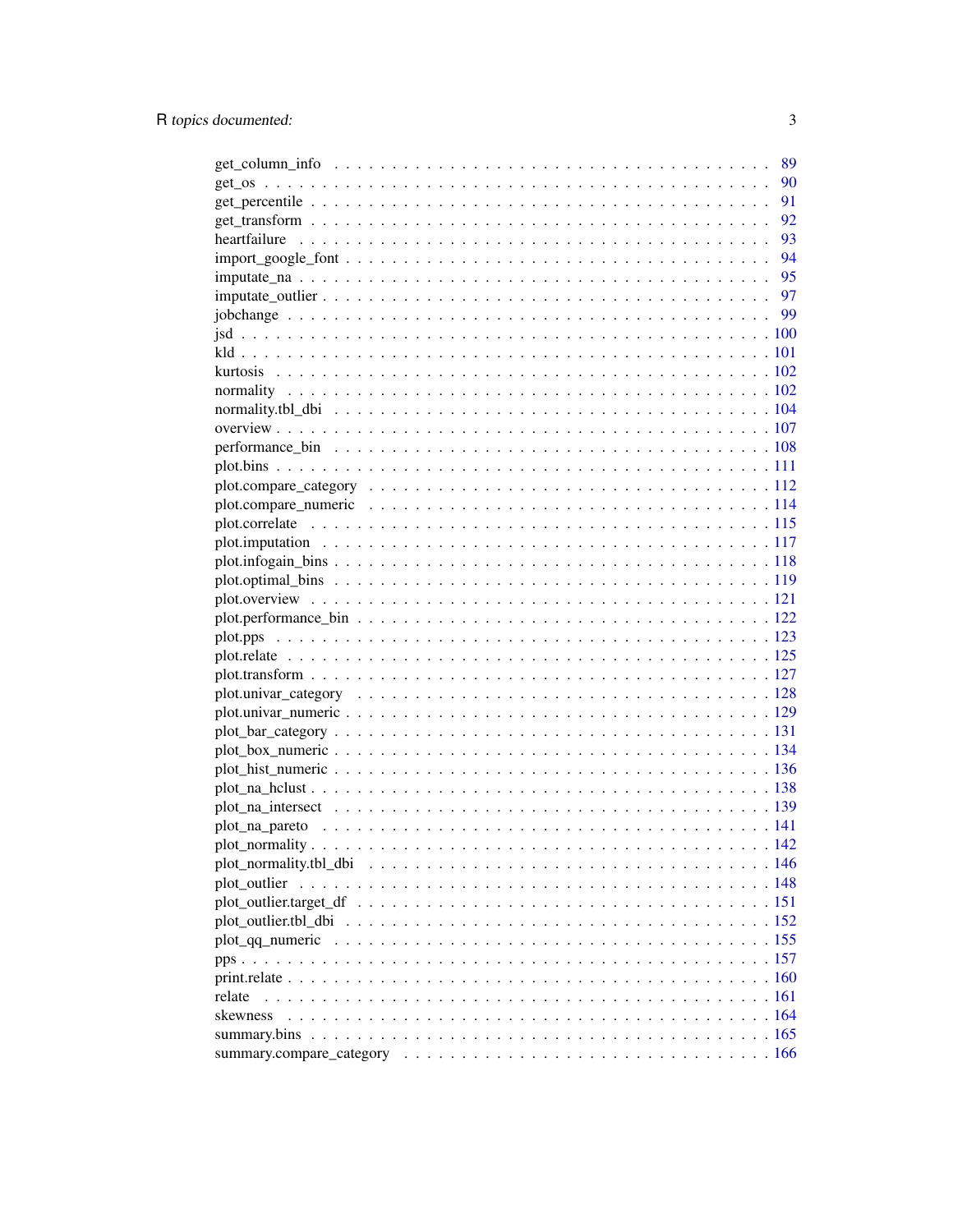get_column_info . . . . . . . . . . . . . . . . . . . . . . . . . . . . . . . . . . . 89
get_os . . . . . . . . . . . . . . . . . . . . . . . . . . . . . . . . . . . . . . . . 90
get_percentile . . . . . . . . . . . . . . . . . . . . . . . . . . . . . . . . . . . . 91
get_transform . . . . . . . . . . . . . . . . . . . . . . . . . . . . . . . . . . . . 92
heartfailure . . . . . . . . . . . . . . . . . . . . . . . . . . . . . . . . . . . . . 93
import_google_font . . . . . . . . . . . . . . . . . . . . . . . . . . . . . . . . . 94
imputate_na . . . . . . . . . . . . . . . . . . . . . . . . . . . . . . . . . . . . . 95
imputate_outlier . . . . . . . . . . . . . . . . . . . . . . . . . . . . . . . . . . . 97
jobchange . . . . . . . . . . . . . . . . . . . . . . . . . . . . . . . . . . . . . . 99
jsd . . . . . . . . . . . . . . . . . . . . . . . . . . . . . . . . . . . . . . . . . 100
kld . . . . . . . . . . . . . . . . . . . . . . . . . . . . . . . . . . . . . . . . . 101
kurtosis . . . . . . . . . . . . . . . . . . . . . . . . . . . . . . . . . . . . . . 102
normality . . . . . . . . . . . . . . . . . . . . . . . . . . . . . . . . . . . . . . 102
normality.tbl_dbi . . . . . . . . . . . . . . . . . . . . . . . . . . . . . . . . . . 104
overview . . . . . . . . . . . . . . . . . . . . . . . . . . . . . . . . . . . . . . . 107
performance_bin . . . . . . . . . . . . . . . . . . . . . . . . . . . . . . . . . . . 108
plot.bins . . . . . . . . . . . . . . . . . . . . . . . . . . . . . . . . . . . . . . 111
plot.compare_category . . . . . . . . . . . . . . . . . . . . . . . . . . . . . . . 112
plot.compare_numeric . . . . . . . . . . . . . . . . . . . . . . . . . . . . . . . . 114
plot.correlate . . . . . . . . . . . . . . . . . . . . . . . . . . . . . . . . . . . . 115
plot.imputation . . . . . . . . . . . . . . . . . . . . . . . . . . . . . . . . . . . 117
plot.infogain_bins . . . . . . . . . . . . . . . . . . . . . . . . . . . . . . . . . 118
plot.optimal_bins . . . . . . . . . . . . . . . . . . . . . . . . . . . . . . . . . . 119
plot.overview . . . . . . . . . . . . . . . . . . . . . . . . . . . . . . . . . . . . 121
plot.performance_bin . . . . . . . . . . . . . . . . . . . . . . . . . . . . . . . . 122
plot.pps . . . . . . . . . . . . . . . . . . . . . . . . . . . . . . . . . . . . . . . 123
plot.relate . . . . . . . . . . . . . . . . . . . . . . . . . . . . . . . . . . . . . . 125
plot.transform . . . . . . . . . . . . . . . . . . . . . . . . . . . . . . . . . . . . 127
plot.univar_category . . . . . . . . . . . . . . . . . . . . . . . . . . . . . . . . 128
plot.univar_numeric . . . . . . . . . . . . . . . . . . . . . . . . . . . . . . . . . 129
plot_bar_category . . . . . . . . . . . . . . . . . . . . . . . . . . . . . . . . . . 131
plot_box_numeric . . . . . . . . . . . . . . . . . . . . . . . . . . . . . . . . . . 134
plot_hist_numeric . . . . . . . . . . . . . . . . . . . . . . . . . . . . . . . . . . 136
plot_na_hclust . . . . . . . . . . . . . . . . . . . . . . . . . . . . . . . . . . . . 138
plot_na_intersect . . . . . . . . . . . . . . . . . . . . . . . . . . . . . . . . . . 139
plot_na_pareto . . . . . . . . . . . . . . . . . . . . . . . . . . . . . . . . . . . . 141
plot_normality . . . . . . . . . . . . . . . . . . . . . . . . . . . . . . . . . . . . 142
plot_normality.tbl_dbi . . . . . . . . . . . . . . . . . . . . . . . . . . . . . . . 146
plot_outlier . . . . . . . . . . . . . . . . . . . . . . . . . . . . . . . . . . . . . 148
plot_outlier.target_df . . . . . . . . . . . . . . . . . . . . . . . . . . . . . . . 151
plot_outlier.tbl_dbi . . . . . . . . . . . . . . . . . . . . . . . . . . . . . . . . 152
plot_qq_numeric . . . . . . . . . . . . . . . . . . . . . . . . . . . . . . . . . . . 155
pps . . . . . . . . . . . . . . . . . . . . . . . . . . . . . . . . . . . . . . . . . . 157
print.relate . . . . . . . . . . . . . . . . . . . . . . . . . . . . . . . . . . . . . 160
relate . . . . . . . . . . . . . . . . . . . . . . . . . . . . . . . . . . . . . . . . 161
skewness . . . . . . . . . . . . . . . . . . . . . . . . . . . . . . . . . . . . . . . 164
summary.bins . . . . . . . . . . . . . . . . . . . . . . . . . . . . . . . . . . . . . 165
summary.compare_category . . . . . . . . . . . . . . . . . . . . . . . . . . . . . . 166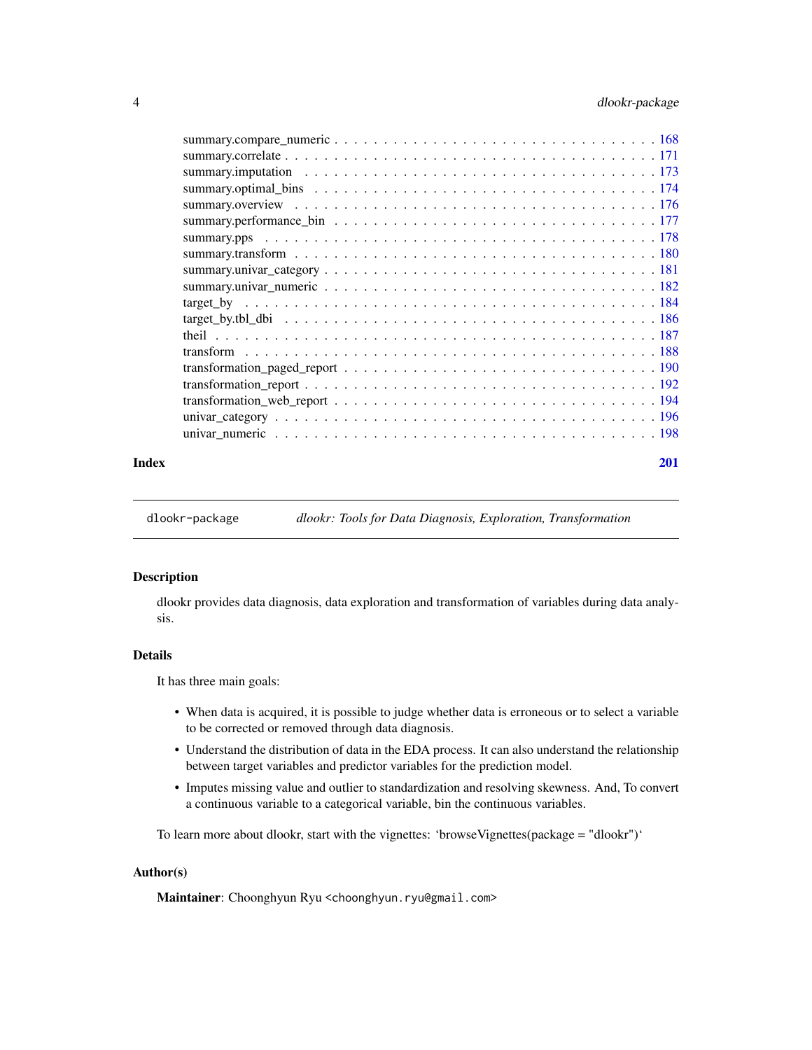summary.compare_numeric . . . . . . . . . . . . . . . . . . . . . . . . . . . . . . . . 168
summary.correlate . . . . . . . . . . . . . . . . . . . . . . . . . . . . . . . . . . . . 171
summary.imputation . . . . . . . . . . . . . . . . . . . . . . . . . . . . . . . . . . . 173
summary.optimal_bins . . . . . . . . . . . . . . . . . . . . . . . . . . . . . . . . . . 174
summary.overview . . . . . . . . . . . . . . . . . . . . . . . . . . . . . . . . . . . . 176
summary.performance_bin . . . . . . . . . . . . . . . . . . . . . . . . . . . . . . . . 177
summary.pps . . . . . . . . . . . . . . . . . . . . . . . . . . . . . . . . . . . . . . . 178
summary.transform . . . . . . . . . . . . . . . . . . . . . . . . . . . . . . . . . . . . 180
summary.univar_category . . . . . . . . . . . . . . . . . . . . . . . . . . . . . . . . . 181
summary.univar_numeric . . . . . . . . . . . . . . . . . . . . . . . . . . . . . . . . . 182
target_by . . . . . . . . . . . . . . . . . . . . . . . . . . . . . . . . . . . . . . . . 184
target_by.tbl_dbi . . . . . . . . . . . . . . . . . . . . . . . . . . . . . . . . . . . . 186
theil . . . . . . . . . . . . . . . . . . . . . . . . . . . . . . . . . . . . . . . . . . 187
transform . . . . . . . . . . . . . . . . . . . . . . . . . . . . . . . . . . . . . . . . 188
transformation_paged_report . . . . . . . . . . . . . . . . . . . . . . . . . . . . . . 190
transformation_report . . . . . . . . . . . . . . . . . . . . . . . . . . . . . . . . . . 192
transformation_web_report . . . . . . . . . . . . . . . . . . . . . . . . . . . . . . . . 194
univar_category . . . . . . . . . . . . . . . . . . . . . . . . . . . . . . . . . . . . . 196
univar_numeric . . . . . . . . . . . . . . . . . . . . . . . . . . . . . . . . . . . . . . 198

**Index** **201**

---

`dlookr-package` *dlookr: Tools for Data Diagnosis, Exploration, Transformation*

---

## Description

dlookr provides data diagnosis, data exploration and transformation of variables during data analysis.

## Details

It has three main goals:

- When data is acquired, it is possible to judge whether data is erroneous or to select a variable to be corrected or removed through data diagnosis.
- Understand the distribution of data in the EDA process. It can also understand the relationship between target variables and predictor variables for the prediction model.
- Imputes missing value and outlier to standardization and resolving skewness. And, To convert a continuous variable to a categorical variable, bin the continuous variables.

To learn more about dlookr, start with the vignettes: 'browseVignettes(package = "dlookr")'

## Author(s)

**Maintainer**: Choonghyun Ryu <choonghyun.ryu@gmail.com>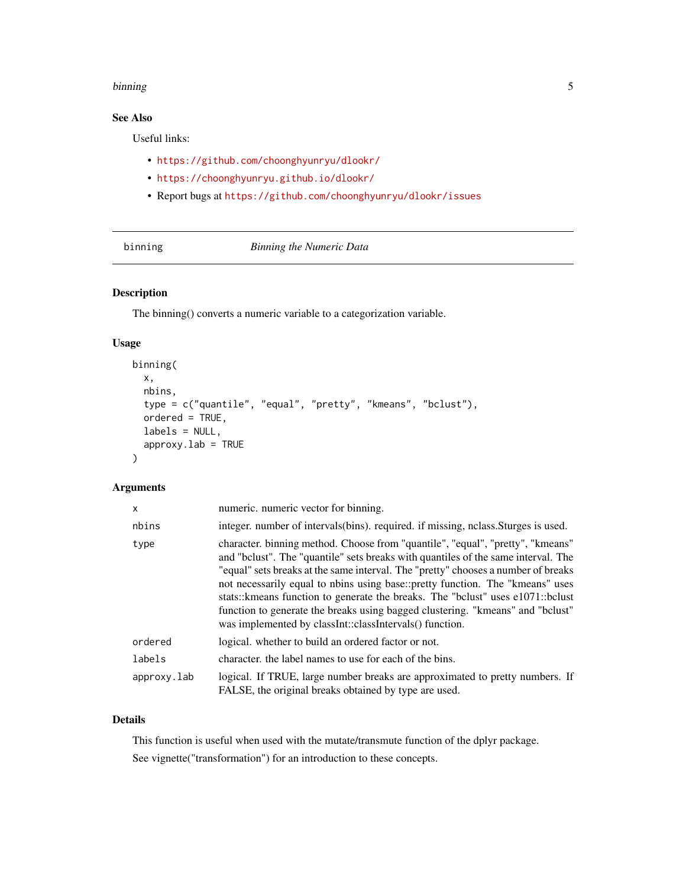## See Also

Useful links:

- https://github.com/choonghyunryu/dlookr/
- https://choonghyunryu.github.io/dlookr/
- Report bugs at https://github.com/choonghyunryu/dlookr/issues

---

# binning — *Binning the Numeric Data*

---

### Description

The binning() converts a numeric variable to a categorization variable.

### Usage

```
binning(
  x,
  nbins,
  type = c("quantile", "equal", "pretty", "kmeans", "bclust"),
  ordered = TRUE,
  labels = NULL,
  approx.lab = TRUE
)
```

### Arguments

| | |
|---|---|
| `x` | numeric. numeric vector for binning. |
| `nbins` | integer. number of intervals(bins). required. if missing, nclass.Sturges is used. |
| `type` | character. binning method. Choose from "quantile", "equal", "pretty", "kmeans" and "bclust". The "quantile" sets breaks with quantiles of the same interval. The "equal" sets breaks at the same interval. The "pretty" chooses a number of breaks not necessarily equal to nbins using base::pretty function. The "kmeans" uses stats::kmeans function to generate the breaks. The "bclust" uses e1071::bclust function to generate the breaks using bagged clustering. "kmeans" and "bclust" was implemented by classInt::classIntervals() function. |
| `ordered` | logical. whether to build an ordered factor or not. |
| `labels` | character. the label names to use for each of the bins. |
| `approx.lab` | logical. If TRUE, large number breaks are approximated to pretty numbers. If FALSE, the original breaks obtained by type are used. |

### Details

This function is useful when used with the mutate/transmute function of the dplyr package.

See vignette("transformation") for an introduction to these concepts.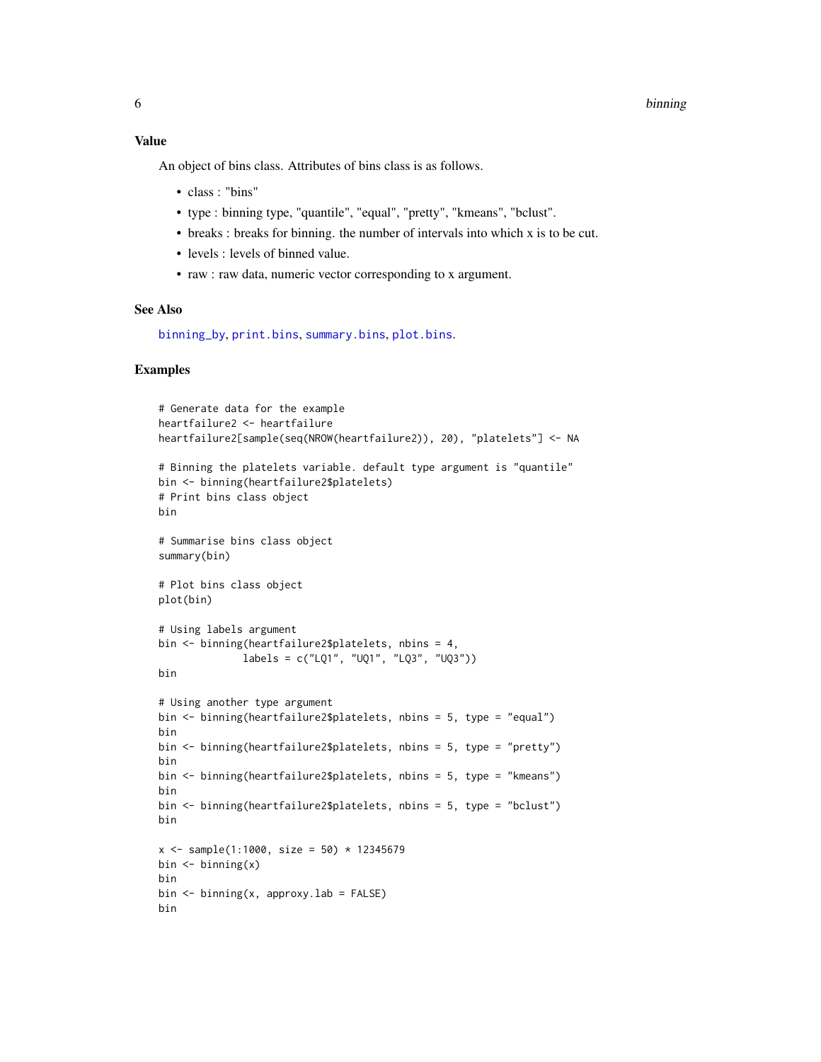### Value

An object of bins class. Attributes of bins class is as follows.

- class : "bins"
- type : binning type, "quantile", "equal", "pretty", "kmeans", "bclust".
- breaks : breaks for binning. the number of intervals into which x is to be cut.
- levels : levels of binned value.
- raw : raw data, numeric vector corresponding to x argument.

### See Also

binning_by, print.bins, summary.bins, plot.bins.

### Examples

```
# Generate data for the example
heartfailure2 <- heartfailure
heartfailure2[sample(seq(NROW(heartfailure2)), 20), "platelets"] <- NA

# Binning the platelets variable. default type argument is "quantile"
bin <- binning(heartfailure2$platelets)
# Print bins class object
bin

# Summarise bins class object
summary(bin)

# Plot bins class object
plot(bin)

# Using labels argument
bin <- binning(heartfailure2$platelets, nbins = 4,
              labels = c("LQ1", "UQ1", "LQ3", "UQ3"))
bin

# Using another type argument
bin <- binning(heartfailure2$platelets, nbins = 5, type = "equal")
bin
bin <- binning(heartfailure2$platelets, nbins = 5, type = "pretty")
bin
bin <- binning(heartfailure2$platelets, nbins = 5, type = "kmeans")
bin
bin <- binning(heartfailure2$platelets, nbins = 5, type = "bclust")
bin

x <- sample(1:1000, size = 50) * 12345679
bin <- binning(x)
bin
bin <- binning(x, approxy.lab = FALSE)
bin
```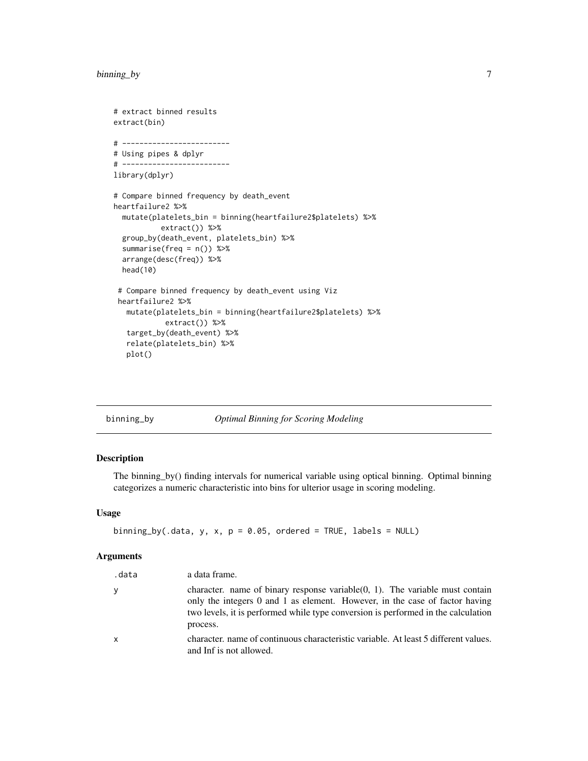```
# extract binned results
extract(bin)

# -------------------------
# Using pipes & dplyr
# -------------------------
library(dplyr)

# Compare binned frequency by death_event
heartfailure2 %>%
  mutate(platelets_bin = binning(heartfailure2$platelets) %>%
           extract()) %>%
  group_by(death_event, platelets_bin) %>%
  summarise(freq = n()) %>%
  arrange(desc(freq)) %>%
  head(10)

 # Compare binned frequency by death_event using Viz
 heartfailure2 %>%
   mutate(platelets_bin = binning(heartfailure2$platelets) %>%
            extract()) %>%
   target_by(death_event) %>%
   relate(platelets_bin) %>%
   plot()
```

## binning_by — *Optimal Binning for Scoring Modeling*

### Description

The binning_by() finding intervals for numerical variable using optical binning. Optimal binning categorizes a numeric characteristic into bins for ulterior usage in scoring modeling.

### Usage

```
binning_by(.data, y, x, p = 0.05, ordered = TRUE, labels = NULL)
```

### Arguments

| | |
|---|---|
| .data | a data frame. |
| y | character. name of binary response variable(0, 1). The variable must contain only the integers 0 and 1 as element. However, in the case of factor having two levels, it is performed while type conversion is performed in the calculation process. |
| x | character. name of continuous characteristic variable. At least 5 different values. and Inf is not allowed. |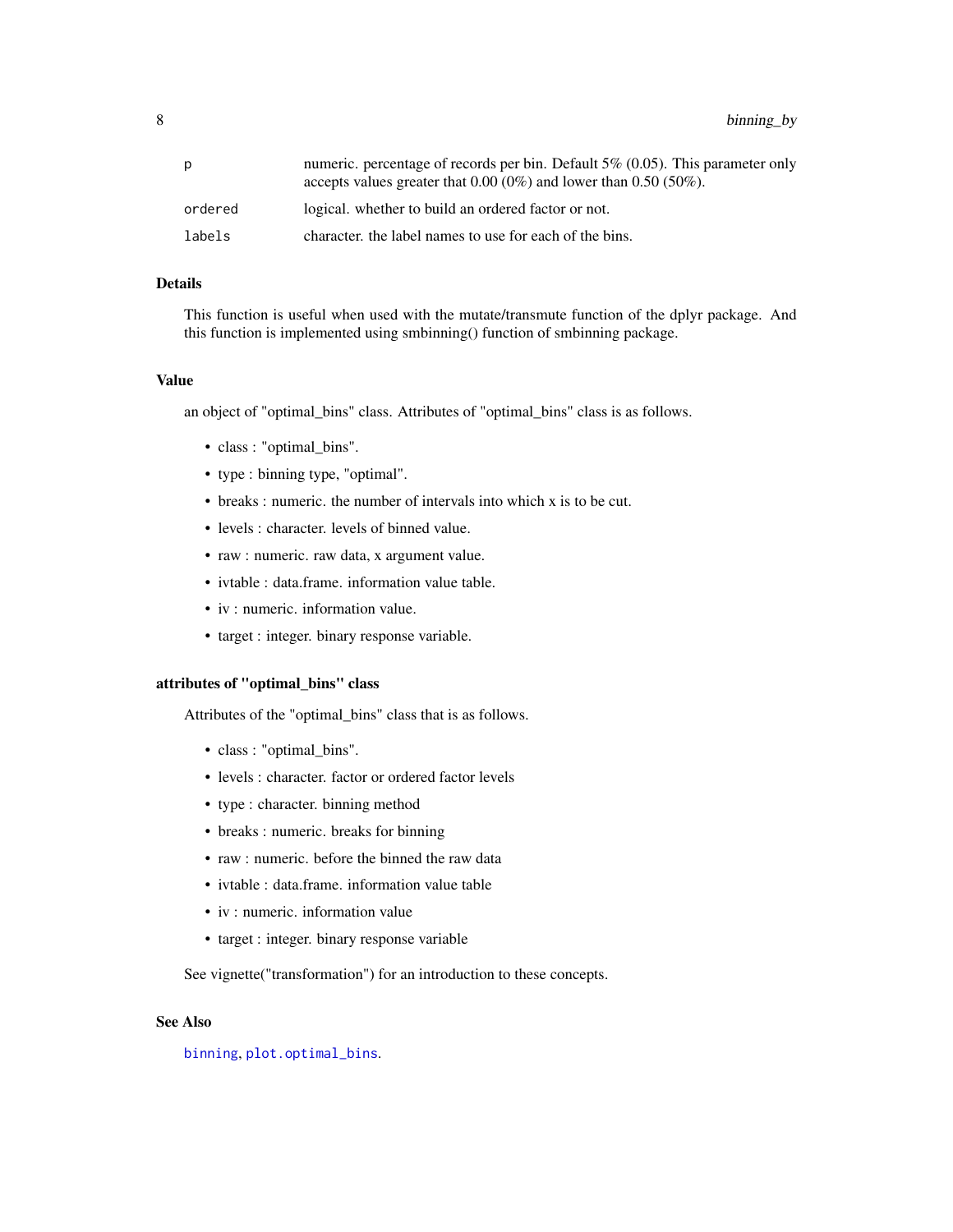| | |
|---|---|
| p | numeric. percentage of records per bin. Default 5% (0.05). This parameter only accepts values greater that 0.00 (0%) and lower than 0.50 (50%). |
| ordered | logical. whether to build an ordered factor or not. |
| labels | character. the label names to use for each of the bins. |

### Details

This function is useful when used with the mutate/transmute function of the dplyr package. And this function is implemented using smbinning() function of smbinning package.

### Value

an object of "optimal_bins" class. Attributes of "optimal_bins" class is as follows.

- class : "optimal_bins".
- type : binning type, "optimal".
- breaks : numeric. the number of intervals into which x is to be cut.
- levels : character. levels of binned value.
- raw : numeric. raw data, x argument value.
- ivtable : data.frame. information value table.
- iv : numeric. information value.
- target : integer. binary response variable.

### attributes of "optimal_bins" class

Attributes of the "optimal_bins" class that is as follows.

- class : "optimal_bins".
- levels : character. factor or ordered factor levels
- type : character. binning method
- breaks : numeric. breaks for binning
- raw : numeric. before the binned the raw data
- ivtable : data.frame. information value table
- iv : numeric. information value
- target : integer. binary response variable

See vignette("transformation") for an introduction to these concepts.

### See Also

binning, plot.optimal_bins.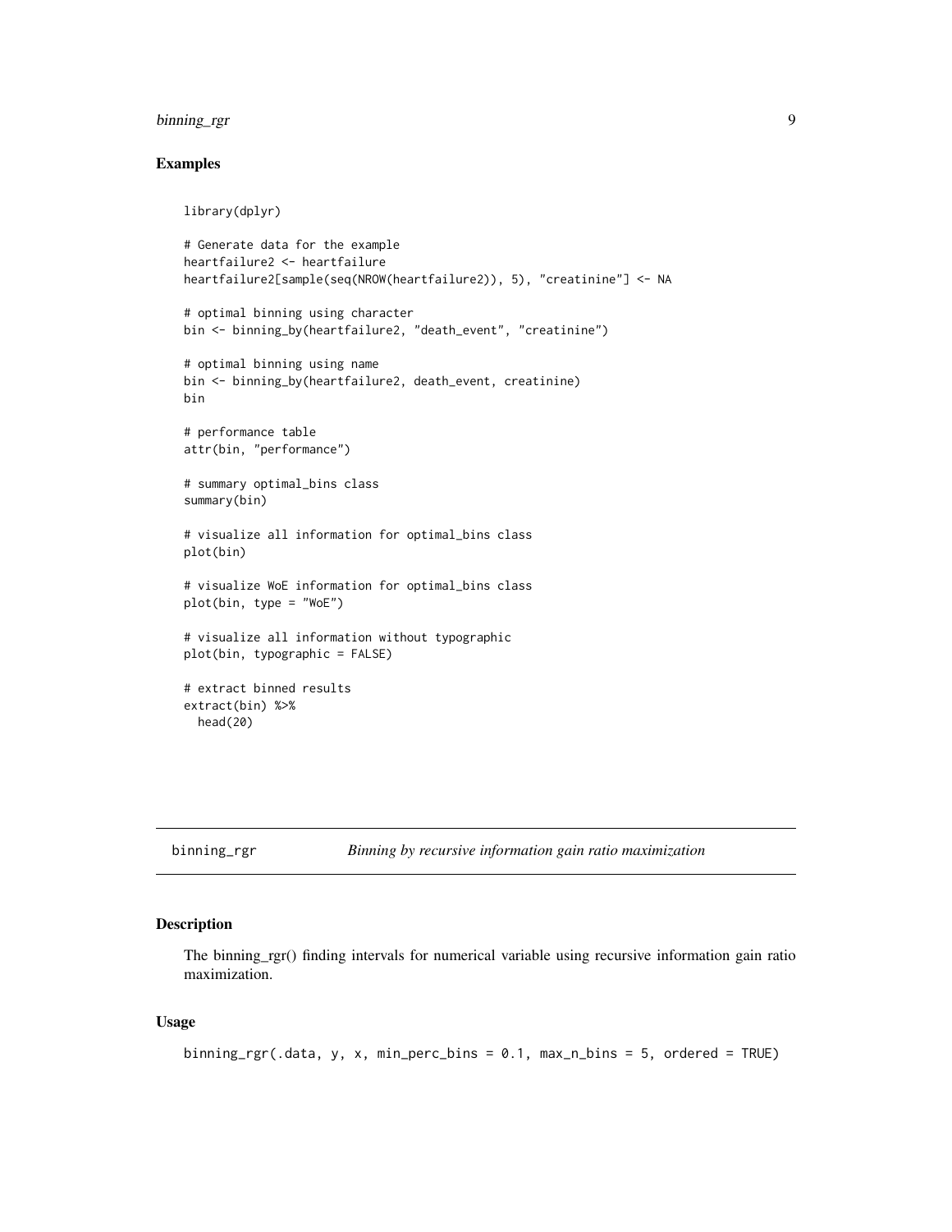## Examples

```
library(dplyr)

# Generate data for the example
heartfailure2 <- heartfailure
heartfailure2[sample(seq(NROW(heartfailure2)), 5), "creatinine"] <- NA

# optimal binning using character
bin <- binning_by(heartfailure2, "death_event", "creatinine")

# optimal binning using name
bin <- binning_by(heartfailure2, death_event, creatinine)
bin

# performance table
attr(bin, "performance")

# summary optimal_bins class
summary(bin)

# visualize all information for optimal_bins class
plot(bin)

# visualize WoE information for optimal_bins class
plot(bin, type = "WoE")

# visualize all information without typographic
plot(bin, typographic = FALSE)

# extract binned results
extract(bin) %>%
  head(20)
```

---

# binning_rgr *Binning by recursive information gain ratio maximization*

---

## Description

The binning_rgr() finding intervals for numerical variable using recursive information gain ratio maximization.

## Usage

```
binning_rgr(.data, y, x, min_perc_bins = 0.1, max_n_bins = 5, ordered = TRUE)
```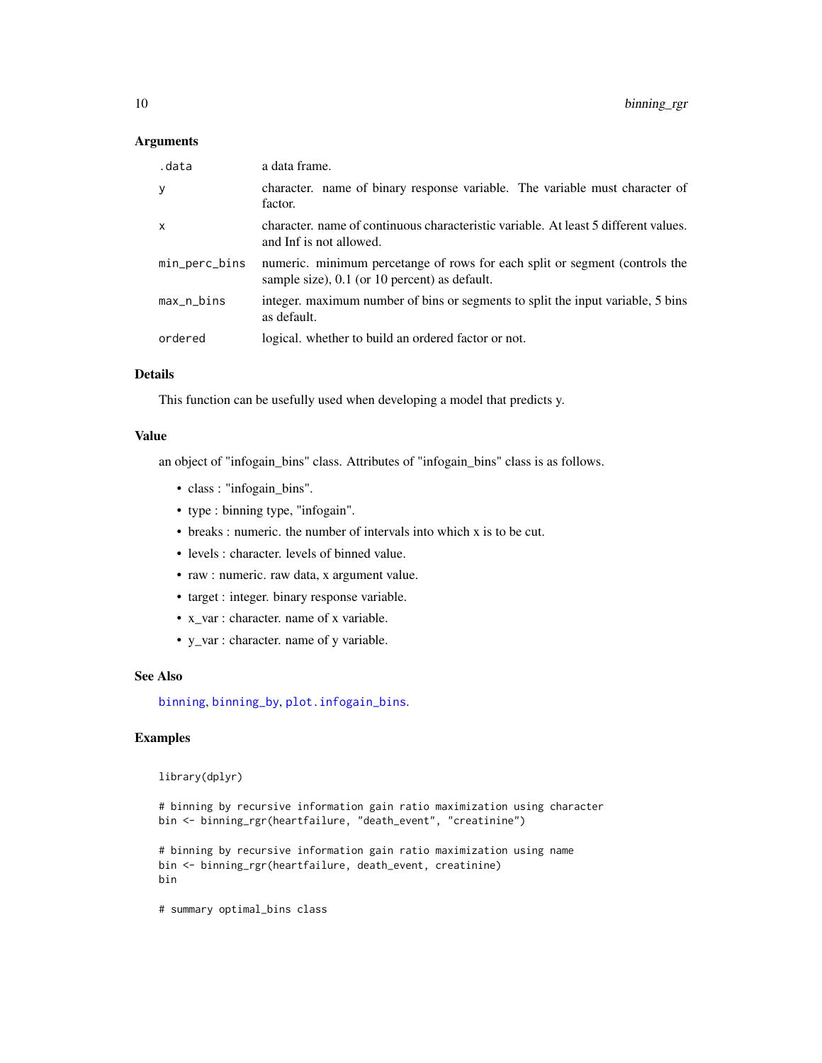### Arguments

| | |
|---|---|
| `.data` | a data frame. |
| `y` | character. name of binary response variable. The variable must character of factor. |
| `x` | character. name of continuous characteristic variable. At least 5 different values. and Inf is not allowed. |
| `min_perc_bins` | numeric. minimum percetange of rows for each split or segment (controls the sample size), 0.1 (or 10 percent) as default. |
| `max_n_bins` | integer. maximum number of bins or segments to split the input variable, 5 bins as default. |
| `ordered` | logical. whether to build an ordered factor or not. |

### Details

This function can be usefully used when developing a model that predicts y.

### Value

an object of "infogain_bins" class. Attributes of "infogain_bins" class is as follows.

- class : "infogain_bins".
- type : binning type, "infogain".
- breaks : numeric. the number of intervals into which x is to be cut.
- levels : character. levels of binned value.
- raw : numeric. raw data, x argument value.
- target : integer. binary response variable.
- x_var : character. name of x variable.
- y_var : character. name of y variable.

### See Also

`binning`, `binning_by`, `plot.infogain_bins`.

### Examples

```
library(dplyr)

# binning by recursive information gain ratio maximization using character
bin <- binning_rgr(heartfailure, "death_event", "creatinine")

# binning by recursive information gain ratio maximization using name
bin <- binning_rgr(heartfailure, death_event, creatinine)
bin

# summary optimal_bins class
```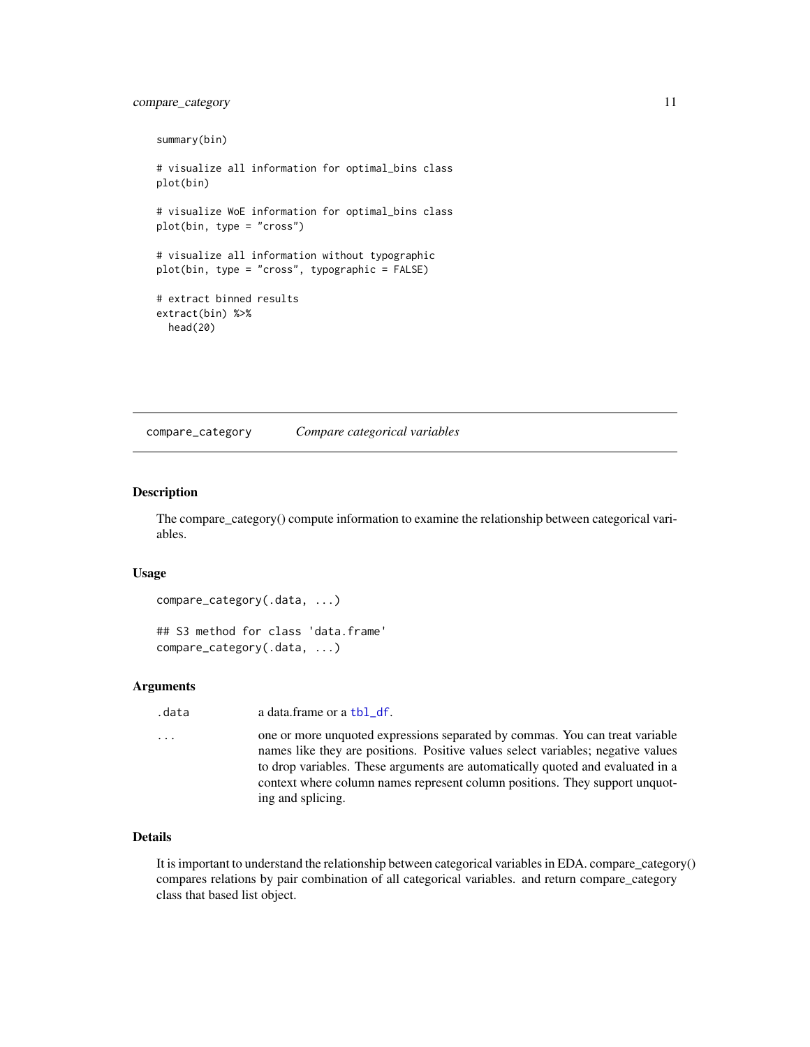```
summary(bin)

# visualize all information for optimal_bins class
plot(bin)

# visualize WoE information for optimal_bins class
plot(bin, type = "cross")

# visualize all information without typographic
plot(bin, type = "cross", typographic = FALSE)

# extract binned results
extract(bin) %>%
  head(20)
```

## compare_category — *Compare categorical variables*

### Description

The compare_category() compute information to examine the relationship between categorical variables.

### Usage

```
compare_category(.data, ...)

## S3 method for class 'data.frame'
compare_category(.data, ...)
```

### Arguments

| | |
|---|---|
| .data | a data.frame or a tbl_df. |
| ... | one or more unquoted expressions separated by commas. You can treat variable names like they are positions. Positive values select variables; negative values to drop variables. These arguments are automatically quoted and evaluated in a context where column names represent column positions. They support unquoting and splicing. |

### Details

It is important to understand the relationship between categorical variables in EDA. compare_category() compares relations by pair combination of all categorical variables. and return compare_category class that based list object.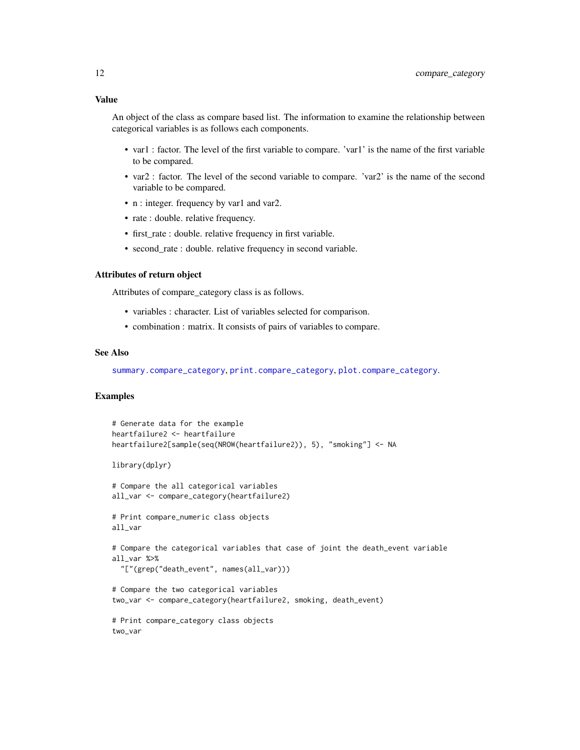### Value

An object of the class as compare based list. The information to examine the relationship between categorical variables is as follows each components.

- var1 : factor. The level of the first variable to compare. 'var1' is the name of the first variable to be compared.
- var2 : factor. The level of the second variable to compare. 'var2' is the name of the second variable to be compared.
- n : integer. frequency by var1 and var2.
- rate : double. relative frequency.
- first_rate : double. relative frequency in first variable.
- second_rate : double. relative frequency in second variable.

### Attributes of return object

Attributes of compare_category class is as follows.

- variables : character. List of variables selected for comparison.
- combination : matrix. It consists of pairs of variables to compare.

### See Also

summary.compare_category, print.compare_category, plot.compare_category.

### Examples

```
# Generate data for the example
heartfailure2 <- heartfailure
heartfailure2[sample(seq(NROW(heartfailure2)), 5), "smoking"] <- NA

library(dplyr)

# Compare the all categorical variables
all_var <- compare_category(heartfailure2)

# Print compare_numeric class objects
all_var

# Compare the categorical variables that case of joint the death_event variable
all_var %>%
  "["(grep("death_event", names(all_var)))

# Compare the two categorical variables
two_var <- compare_category(heartfailure2, smoking, death_event)

# Print compare_category class objects
two_var
```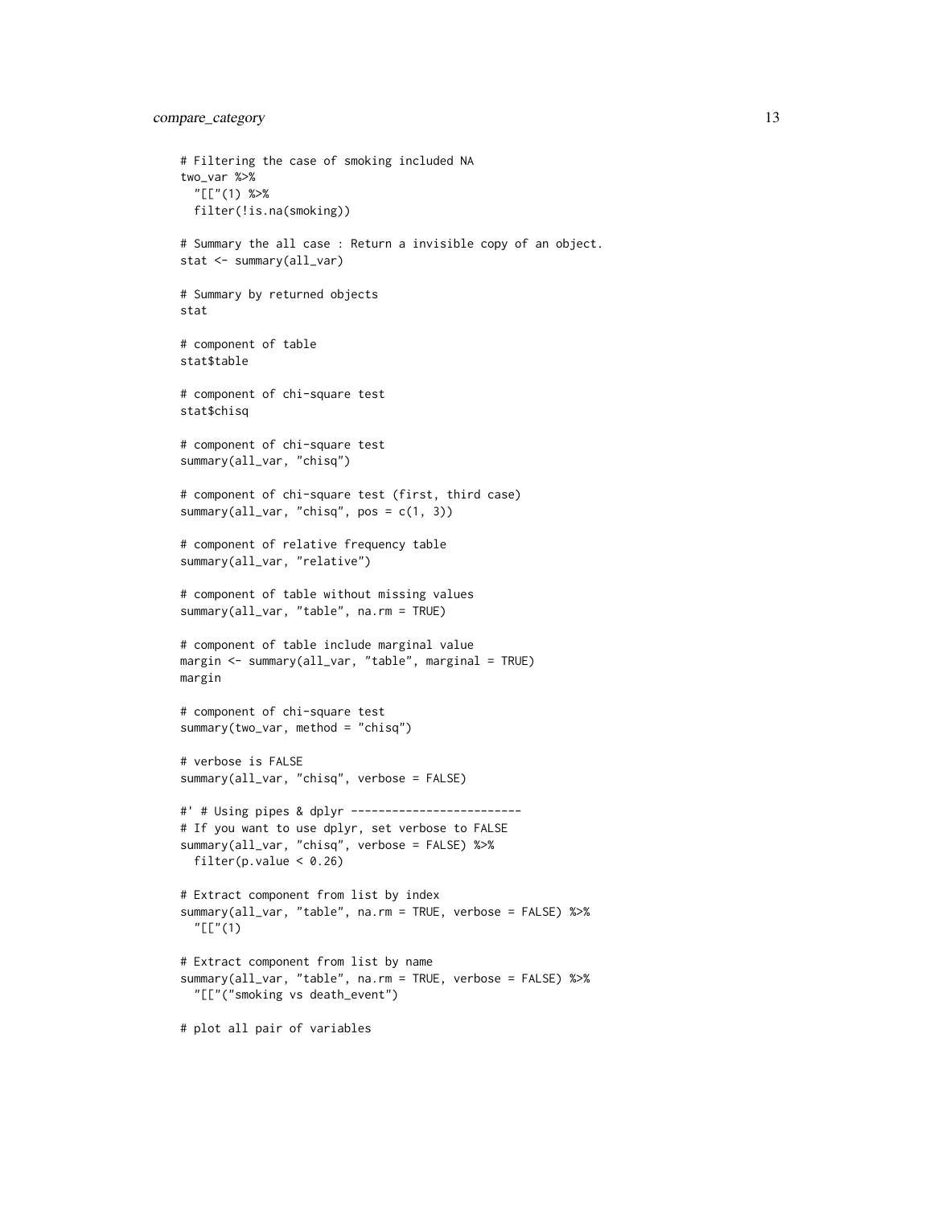```
# Filtering the case of smoking included NA
two_var %>%
  "[["(1) %>%
  filter(!is.na(smoking))

# Summary the all case : Return a invisible copy of an object.
stat <- summary(all_var)

# Summary by returned objects
stat

# component of table
stat$table

# component of chi-square test
stat$chisq

# component of chi-square test
summary(all_var, "chisq")

# component of chi-square test (first, third case)
summary(all_var, "chisq", pos = c(1, 3))

# component of relative frequency table
summary(all_var, "relative")

# component of table without missing values
summary(all_var, "table", na.rm = TRUE)

# component of table include marginal value
margin <- summary(all_var, "table", marginal = TRUE)
margin

# component of chi-square test
summary(two_var, method = "chisq")

# verbose is FALSE
summary(all_var, "chisq", verbose = FALSE)

#' # Using pipes & dplyr -------------------------
# If you want to use dplyr, set verbose to FALSE
summary(all_var, "chisq", verbose = FALSE) %>%
  filter(p.value < 0.26)

# Extract component from list by index
summary(all_var, "table", na.rm = TRUE, verbose = FALSE) %>%
  "[["(1)

# Extract component from list by name
summary(all_var, "table", na.rm = TRUE, verbose = FALSE) %>%
  "[["("smoking vs death_event")

# plot all pair of variables
```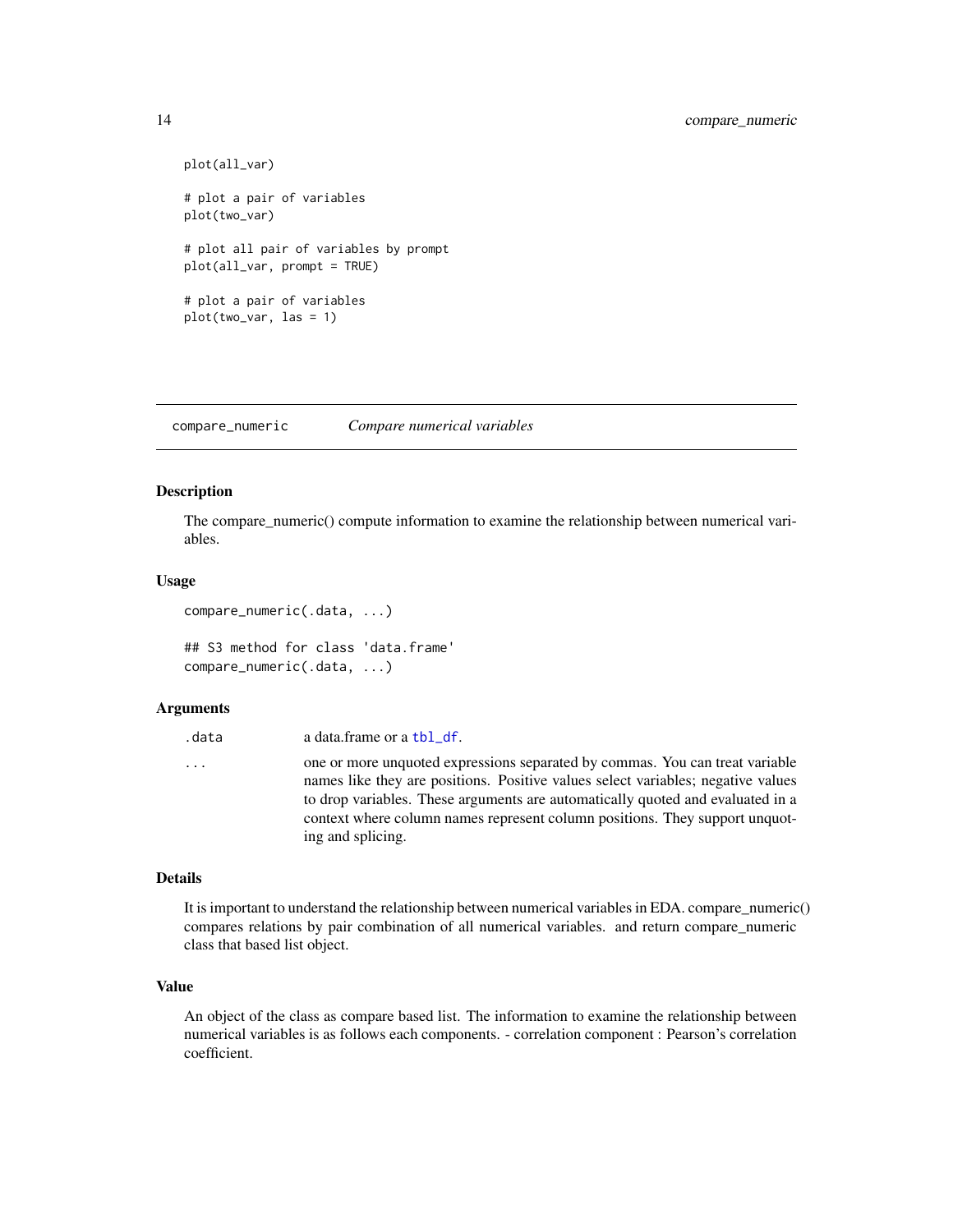```
plot(all_var)

# plot a pair of variables
plot(two_var)

# plot all pair of variables by prompt
plot(all_var, prompt = TRUE)

# plot a pair of variables
plot(two_var, las = 1)
```

## compare_numeric *Compare numerical variables*

### Description

The compare_numeric() compute information to examine the relationship between numerical variables.

### Usage

```
compare_numeric(.data, ...)

## S3 method for class 'data.frame'
compare_numeric(.data, ...)
```

### Arguments

| | |
|---|---|
| `.data` | a data.frame or a `tbl_df`. |
| `...` | one or more unquoted expressions separated by commas. You can treat variable names like they are positions. Positive values select variables; negative values to drop variables. These arguments are automatically quoted and evaluated in a context where column names represent column positions. They support unquoting and splicing. |

### Details

It is important to understand the relationship between numerical variables in EDA. compare_numeric() compares relations by pair combination of all numerical variables. and return compare_numeric class that based list object.

### Value

An object of the class as compare based list. The information to examine the relationship between numerical variables is as follows each components. - correlation component : Pearson's correlation coefficient.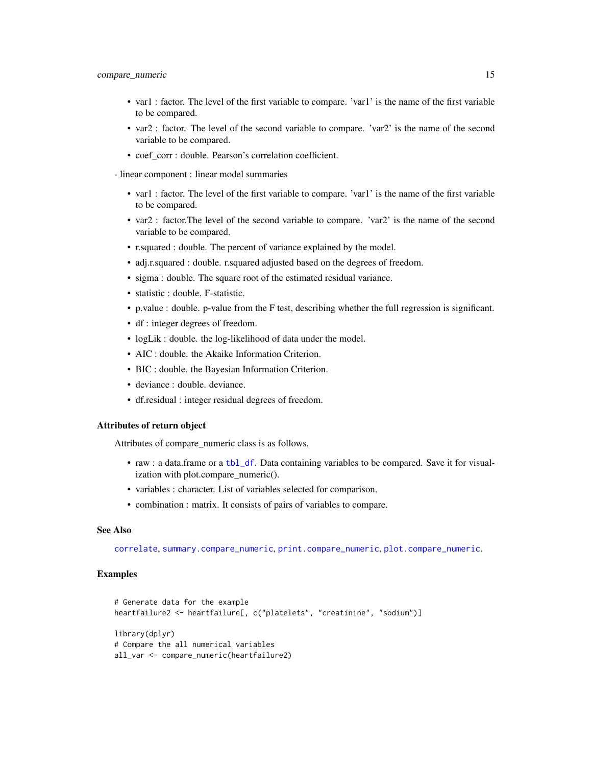- var1 : factor. The level of the first variable to compare. 'var1' is the name of the first variable to be compared.
- var2 : factor. The level of the second variable to compare. 'var2' is the name of the second variable to be compared.
- coef_corr : double. Pearson's correlation coefficient.

- linear component : linear model summaries

- var1 : factor. The level of the first variable to compare. 'var1' is the name of the first variable to be compared.
- var2 : factor.The level of the second variable to compare. 'var2' is the name of the second variable to be compared.
- r.squared : double. The percent of variance explained by the model.
- adj.r.squared : double. r.squared adjusted based on the degrees of freedom.
- sigma : double. The square root of the estimated residual variance.
- statistic : double. F-statistic.
- p.value : double. p-value from the F test, describing whether the full regression is significant.
- df : integer degrees of freedom.
- logLik : double. the log-likelihood of data under the model.
- AIC : double. the Akaike Information Criterion.
- BIC : double. the Bayesian Information Criterion.
- deviance : double. deviance.
- df.residual : integer residual degrees of freedom.

### Attributes of return object

Attributes of compare_numeric class is as follows.

- raw : a data.frame or a tbl_df. Data containing variables to be compared. Save it for visualization with plot.compare_numeric().
- variables : character. List of variables selected for comparison.
- combination : matrix. It consists of pairs of variables to compare.

### See Also

correlate, summary.compare_numeric, print.compare_numeric, plot.compare_numeric.

### Examples

```
# Generate data for the example
heartfailure2 <- heartfailure[, c("platelets", "creatinine", "sodium")]

library(dplyr)
# Compare the all numerical variables
all_var <- compare_numeric(heartfailure2)
```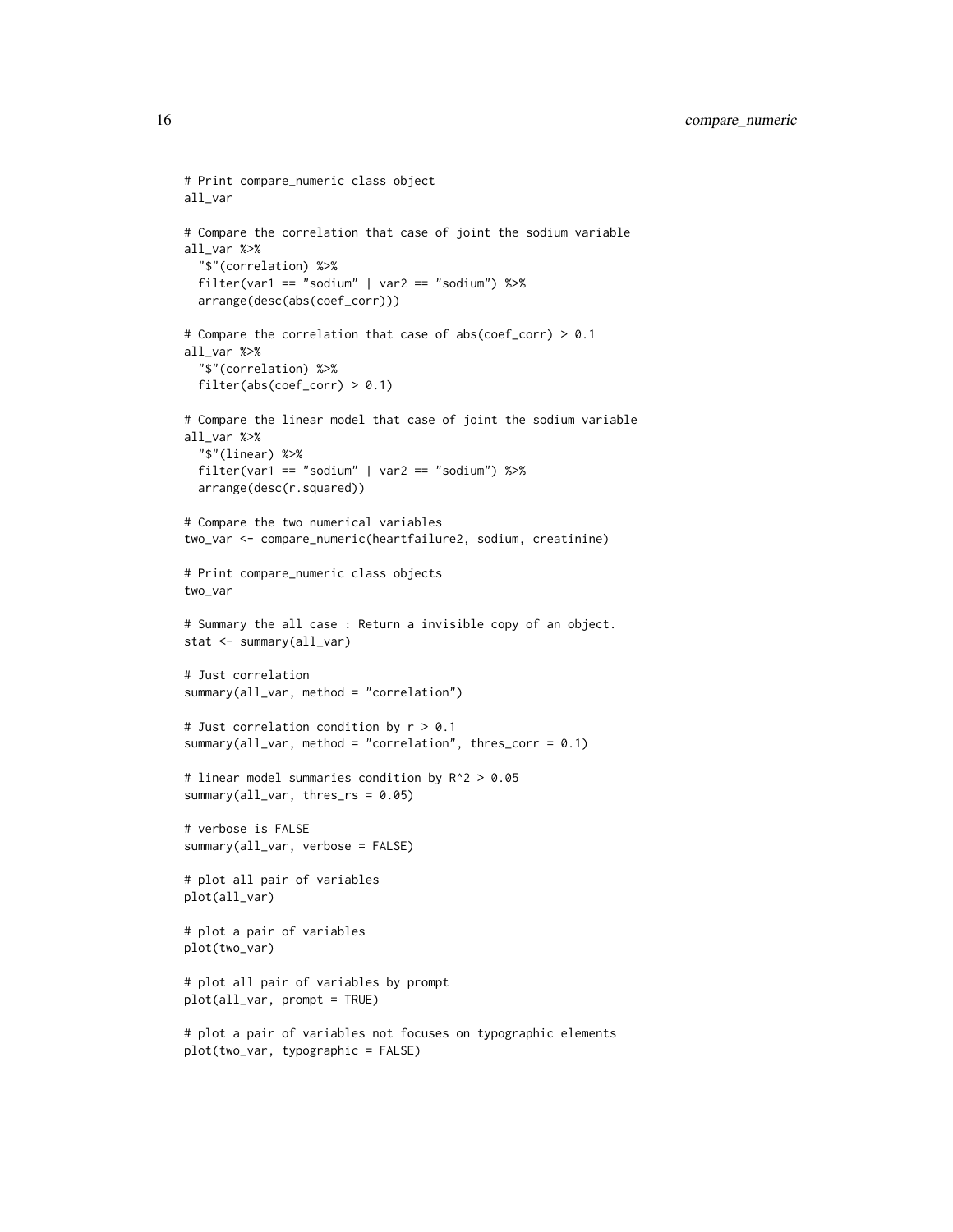```
# Print compare_numeric class object
all_var

# Compare the correlation that case of joint the sodium variable
all_var %>%
  "$"(correlation) %>%
  filter(var1 == "sodium" | var2 == "sodium") %>%
  arrange(desc(abs(coef_corr)))

# Compare the correlation that case of abs(coef_corr) > 0.1
all_var %>%
  "$"(correlation) %>%
  filter(abs(coef_corr) > 0.1)

# Compare the linear model that case of joint the sodium variable
all_var %>%
  "$"(linear) %>%
  filter(var1 == "sodium" | var2 == "sodium") %>%
  arrange(desc(r.squared))

# Compare the two numerical variables
two_var <- compare_numeric(heartfailure2, sodium, creatinine)

# Print compare_numeric class objects
two_var

# Summary the all case : Return a invisible copy of an object.
stat <- summary(all_var)

# Just correlation
summary(all_var, method = "correlation")

# Just correlation condition by r > 0.1
summary(all_var, method = "correlation", thres_corr = 0.1)

# linear model summaries condition by R^2 > 0.05
summary(all_var, thres_rs = 0.05)

# verbose is FALSE
summary(all_var, verbose = FALSE)

# plot all pair of variables
plot(all_var)

# plot a pair of variables
plot(two_var)

# plot all pair of variables by prompt
plot(all_var, prompt = TRUE)

# plot a pair of variables not focuses on typographic elements
plot(two_var, typographic = FALSE)
```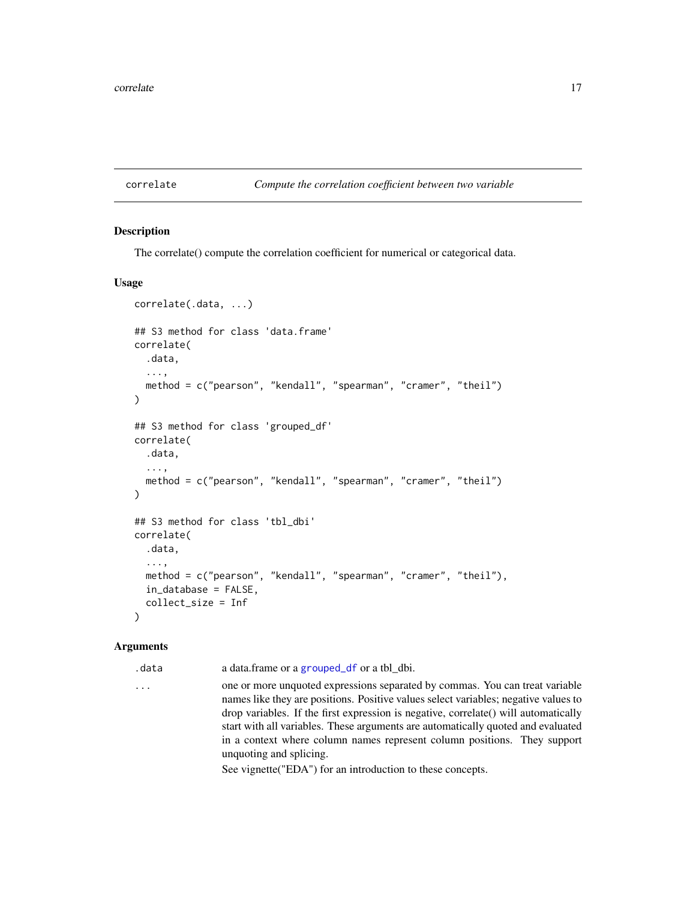correlate *Compute the correlation coefficient between two variable*

### Description

The correlate() compute the correlation coefficient for numerical or categorical data.

### Usage

```
correlate(.data, ...)

## S3 method for class 'data.frame'
correlate(
  .data,
  ...,
  method = c("pearson", "kendall", "spearman", "cramer", "theil")
)

## S3 method for class 'grouped_df'
correlate(
  .data,
  ...,
  method = c("pearson", "kendall", "spearman", "cramer", "theil")
)

## S3 method for class 'tbl_dbi'
correlate(
  .data,
  ...,
  method = c("pearson", "kendall", "spearman", "cramer", "theil"),
  in_database = FALSE,
  collect_size = Inf
)
```

### Arguments

| | |
|---|---|
| .data | a data.frame or a grouped_df or a tbl_dbi. |
| ... | one or more unquoted expressions separated by commas. You can treat variable names like they are positions. Positive values select variables; negative values to drop variables. If the first expression is negative, correlate() will automatically start with all variables. These arguments are automatically quoted and evaluated in a context where column names represent column positions. They support unquoting and splicing.<br>See vignette("EDA") for an introduction to these concepts. |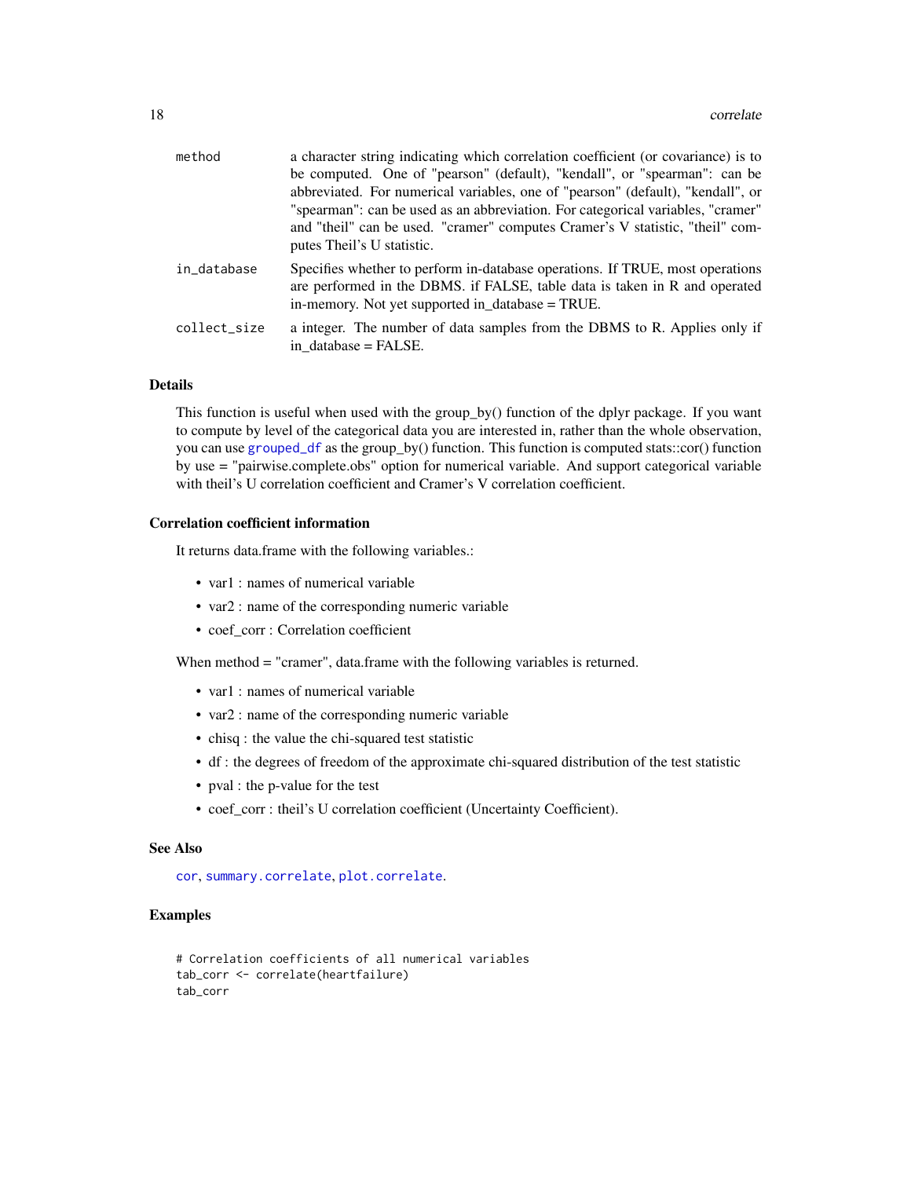| | |
|---|---|
| method | a character string indicating which correlation coefficient (or covariance) is to be computed. One of "pearson" (default), "kendall", or "spearman": can be abbreviated. For numerical variables, one of "pearson" (default), "kendall", or "spearman": can be used as an abbreviation. For categorical variables, "cramer" and "theil" can be used. "cramer" computes Cramer's V statistic, "theil" computes Theil's U statistic. |
| in_database | Specifies whether to perform in-database operations. If TRUE, most operations are performed in the DBMS. if FALSE, table data is taken in R and operated in-memory. Not yet supported in_database = TRUE. |
| collect_size | a integer. The number of data samples from the DBMS to R. Applies only if in_database = FALSE. |

### Details

This function is useful when used with the group_by() function of the dplyr package. If you want to compute by level of the categorical data you are interested in, rather than the whole observation, you can use grouped_df as the group_by() function. This function is computed stats::cor() function by use = "pairwise.complete.obs" option for numerical variable. And support categorical variable with theil's U correlation coefficient and Cramer's V correlation coefficient.

### Correlation coefficient information

It returns data.frame with the following variables.:

- var1 : names of numerical variable
- var2 : name of the corresponding numeric variable
- coef_corr : Correlation coefficient

When method = "cramer", data.frame with the following variables is returned.

- var1 : names of numerical variable
- var2 : name of the corresponding numeric variable
- chisq : the value the chi-squared test statistic
- df : the degrees of freedom of the approximate chi-squared distribution of the test statistic
- pval : the p-value for the test
- coef_corr : theil's U correlation coefficient (Uncertainty Coefficient).

### See Also

cor, summary.correlate, plot.correlate.

### Examples

```
# Correlation coefficients of all numerical variables
tab_corr <- correlate(heartfailure)
tab_corr
```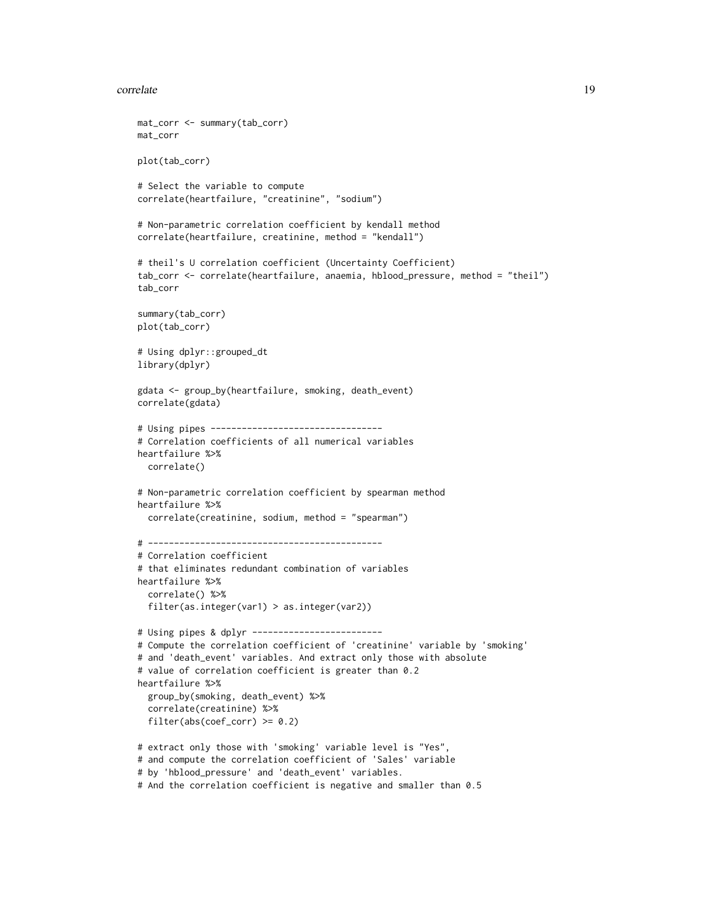```
mat_corr <- summary(tab_corr)
mat_corr

plot(tab_corr)

# Select the variable to compute
correlate(heartfailure, "creatinine", "sodium")

# Non-parametric correlation coefficient by kendall method
correlate(heartfailure, creatinine, method = "kendall")

# theil's U correlation coefficient (Uncertainty Coefficient)
tab_corr <- correlate(heartfailure, anaemia, hblood_pressure, method = "theil")
tab_corr

summary(tab_corr)
plot(tab_corr)

# Using dplyr::grouped_dt
library(dplyr)

gdata <- group_by(heartfailure, smoking, death_event)
correlate(gdata)

# Using pipes ---------------------------------
# Correlation coefficients of all numerical variables
heartfailure %>%
  correlate()

# Non-parametric correlation coefficient by spearman method
heartfailure %>%
  correlate(creatinine, sodium, method = "spearman")

# ---------------------------------------------
# Correlation coefficient
# that eliminates redundant combination of variables
heartfailure %>%
  correlate() %>%
  filter(as.integer(var1) > as.integer(var2))

# Using pipes & dplyr -------------------------
# Compute the correlation coefficient of 'creatinine' variable by 'smoking'
# and 'death_event' variables. And extract only those with absolute
# value of correlation coefficient is greater than 0.2
heartfailure %>%
  group_by(smoking, death_event) %>%
  correlate(creatinine) %>%
  filter(abs(coef_corr) >= 0.2)

# extract only those with 'smoking' variable level is "Yes",
# and compute the correlation coefficient of 'Sales' variable
# by 'hblood_pressure' and 'death_event' variables.
# And the correlation coefficient is negative and smaller than 0.5
```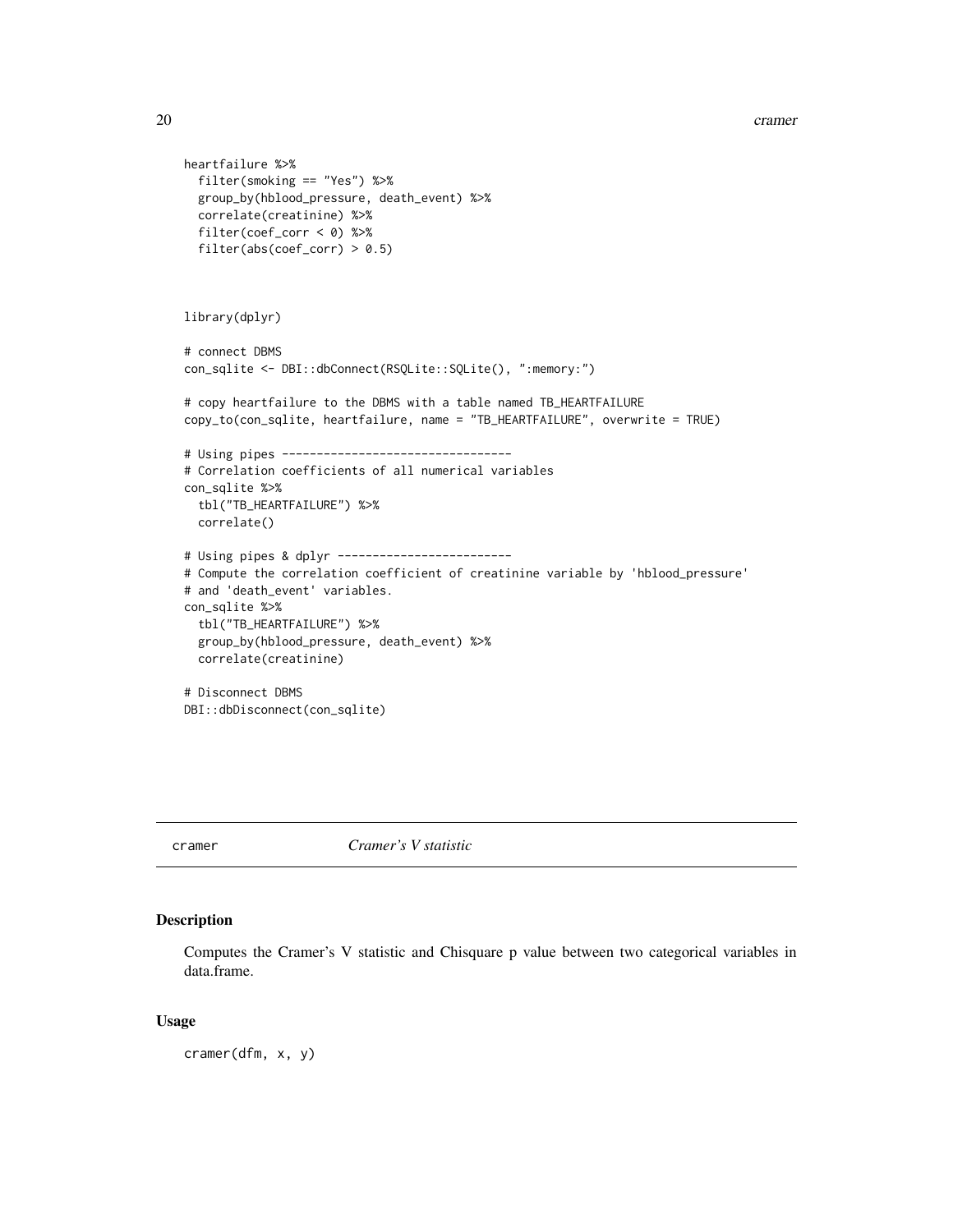```
heartfailure %>%
  filter(smoking == "Yes") %>%
  group_by(hblood_pressure, death_event) %>%
  correlate(creatinine) %>%
  filter(coef_corr < 0) %>%
  filter(abs(coef_corr) > 0.5)



library(dplyr)

# connect DBMS
con_sqlite <- DBI::dbConnect(RSQLite::SQLite(), ":memory:")

# copy heartfailure to the DBMS with a table named TB_HEARTFAILURE
copy_to(con_sqlite, heartfailure, name = "TB_HEARTFAILURE", overwrite = TRUE)

# Using pipes ---------------------------------
# Correlation coefficients of all numerical variables
con_sqlite %>%
  tbl("TB_HEARTFAILURE") %>%
  correlate()

# Using pipes & dplyr -------------------------
# Compute the correlation coefficient of creatinine variable by 'hblood_pressure'
# and 'death_event' variables.
con_sqlite %>%
  tbl("TB_HEARTFAILURE") %>%
  group_by(hblood_pressure, death_event) %>%
  correlate(creatinine)

# Disconnect DBMS
DBI::dbDisconnect(con_sqlite)
```

## cramer — *Cramer's V statistic*

### Description

Computes the Cramer's V statistic and Chisquare p value between two categorical variables in data.frame.

### Usage

```
cramer(dfm, x, y)
```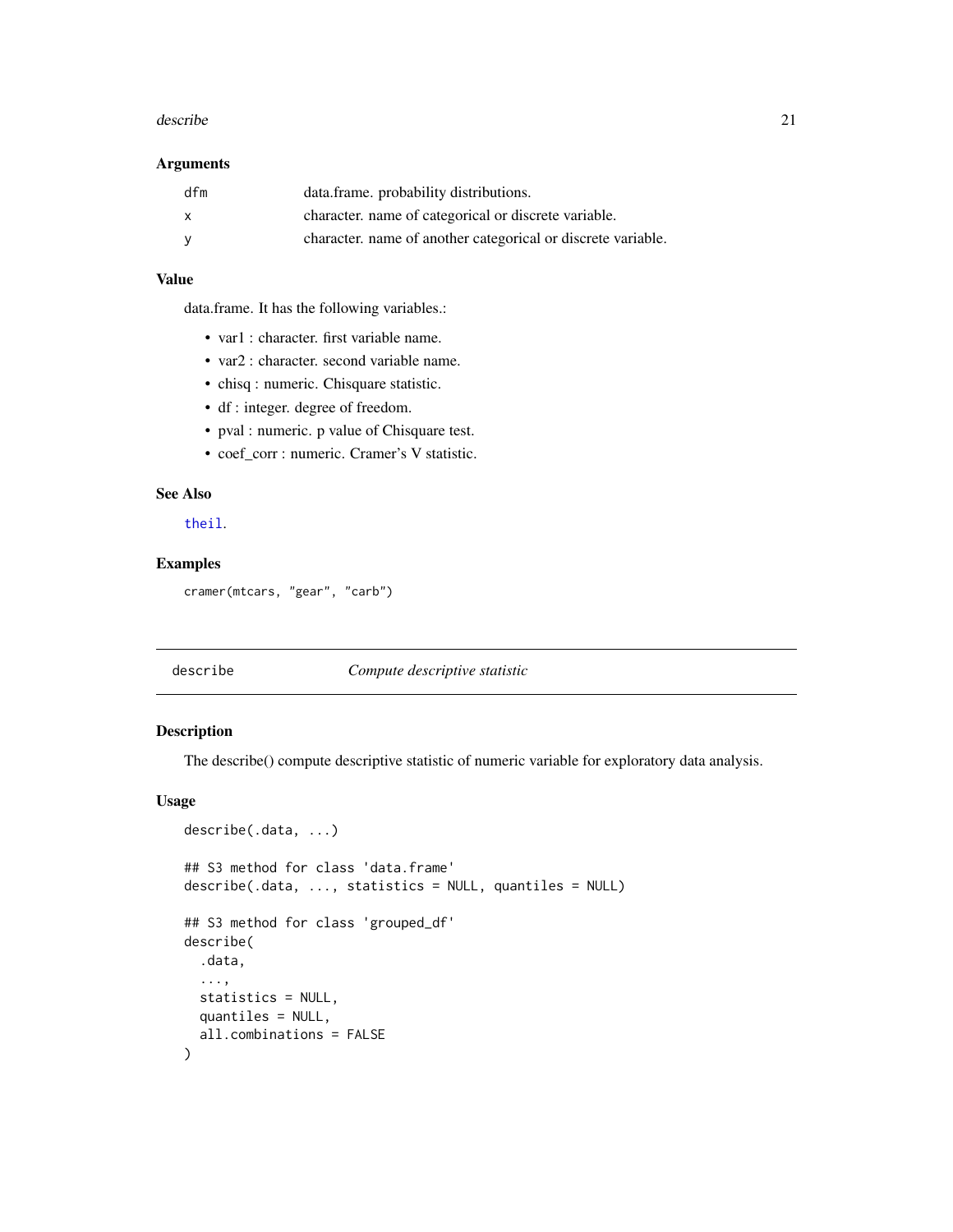### Arguments

| | |
|---|---|
| dfm | data.frame. probability distributions. |
| x | character. name of categorical or discrete variable. |
| y | character. name of another categorical or discrete variable. |

### Value

data.frame. It has the following variables.:

- var1 : character. first variable name.
- var2 : character. second variable name.
- chisq : numeric. Chisquare statistic.
- df : integer. degree of freedom.
- pval : numeric. p value of Chisquare test.
- coef_corr : numeric. Cramer's V statistic.

### See Also

theil.

### Examples

```
cramer(mtcars, "gear", "carb")
```

---

## describe — *Compute descriptive statistic*

---

### Description

The describe() compute descriptive statistic of numeric variable for exploratory data analysis.

### Usage

```
describe(.data, ...)

## S3 method for class 'data.frame'
describe(.data, ..., statistics = NULL, quantiles = NULL)

## S3 method for class 'grouped_df'
describe(
  .data,
  ...,
  statistics = NULL,
  quantiles = NULL,
  all.combinations = FALSE
)
```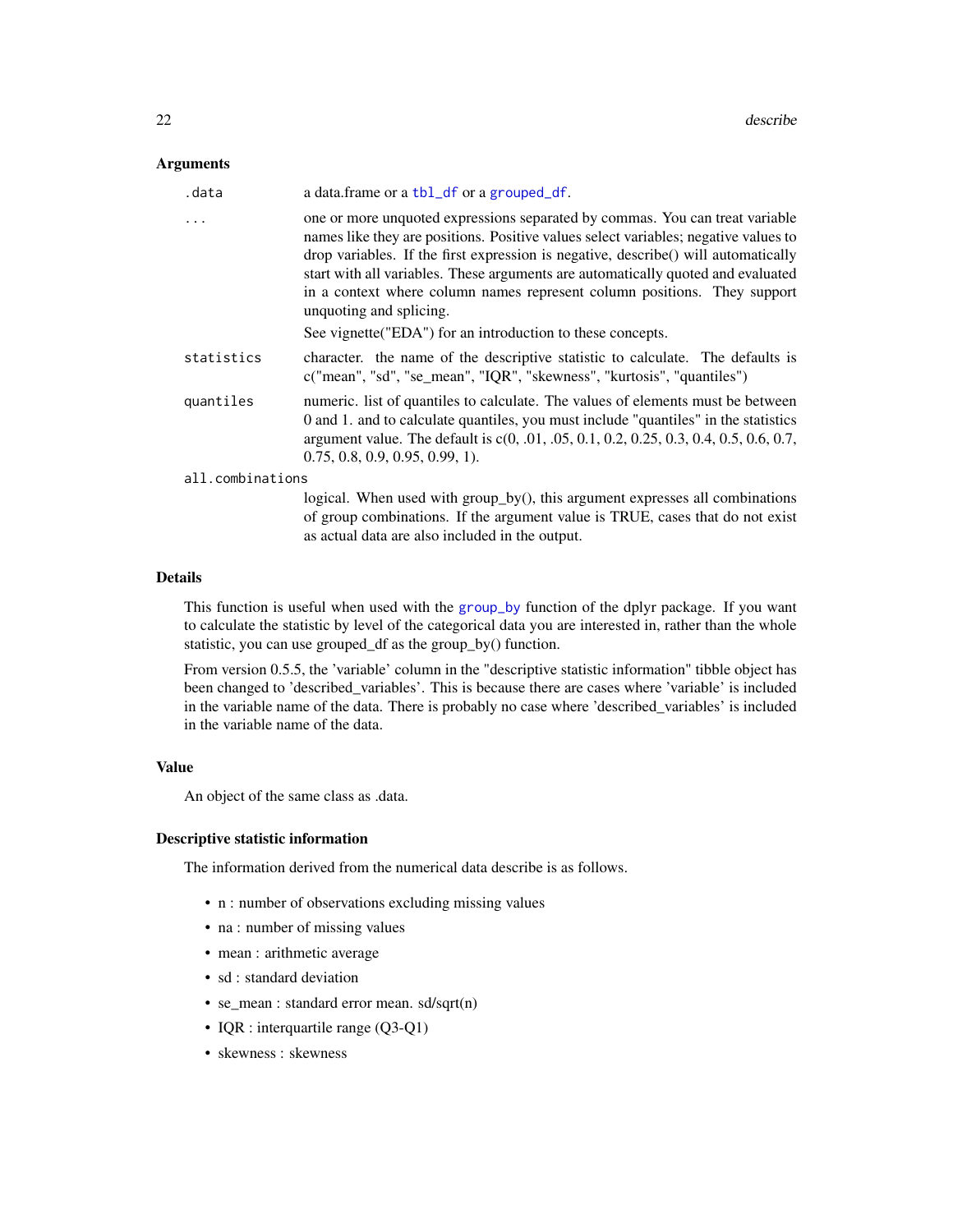### Arguments

| | |
|---|---|
| `.data` | a data.frame or a `tbl_df` or a `grouped_df`. |
| `...` | one or more unquoted expressions separated by commas. You can treat variable names like they are positions. Positive values select variables; negative values to drop variables. If the first expression is negative, describe() will automatically start with all variables. These arguments are automatically quoted and evaluated in a context where column names represent column positions. They support unquoting and splicing.<br><br>See vignette("EDA") for an introduction to these concepts. |
| `statistics` | character. the name of the descriptive statistic to calculate. The defaults is c("mean", "sd", "se_mean", "IQR", "skewness", "kurtosis", "quantiles") |
| `quantiles` | numeric. list of quantiles to calculate. The values of elements must be between 0 and 1. and to calculate quantiles, you must include "quantiles" in the statistics argument value. The default is c(0, .01, .05, 0.1, 0.2, 0.25, 0.3, 0.4, 0.5, 0.6, 0.7, 0.75, 0.8, 0.9, 0.95, 0.99, 1). |
| `all.combinations` | logical. When used with group_by(), this argument expresses all combinations of group combinations. If the argument value is TRUE, cases that do not exist as actual data are also included in the output. |

### Details

This function is useful when used with the `group_by` function of the dplyr package. If you want to calculate the statistic by level of the categorical data you are interested in, rather than the whole statistic, you can use grouped_df as the group_by() function.

From version 0.5.5, the 'variable' column in the "descriptive statistic information" tibble object has been changed to 'described_variables'. This is because there are cases where 'variable' is included in the variable name of the data. There is probably no case where 'described_variables' is included in the variable name of the data.

### Value

An object of the same class as .data.

### Descriptive statistic information

The information derived from the numerical data describe is as follows.

- n : number of observations excluding missing values
- na : number of missing values
- mean : arithmetic average
- sd : standard deviation
- se_mean : standard error mean. sd/sqrt(n)
- IQR : interquartile range (Q3-Q1)
- skewness : skewness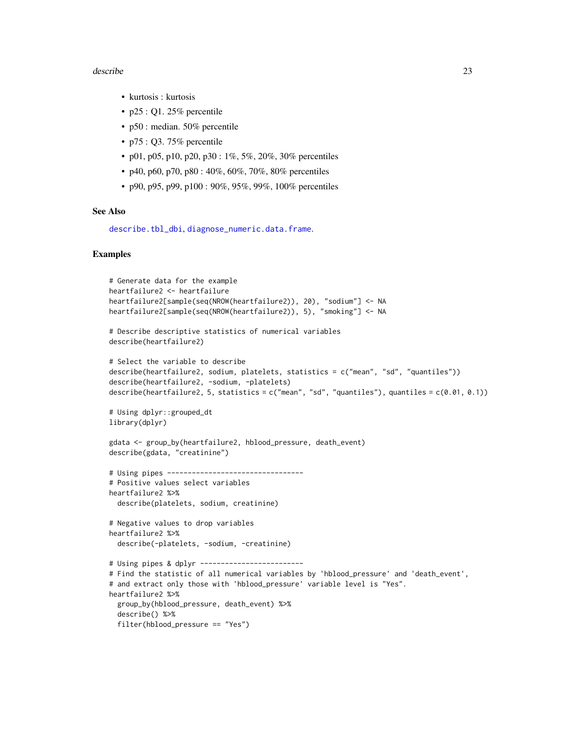- kurtosis : kurtosis
- p25 : Q1. 25% percentile
- p50 : median. 50% percentile
- p75 : Q3. 75% percentile
- p01, p05, p10, p20, p30 : 1%, 5%, 20%, 30% percentiles
- p40, p60, p70, p80 : 40%, 60%, 70%, 80% percentiles
- p90, p95, p99, p100 : 90%, 95%, 99%, 100% percentiles

### See Also

describe.tbl_dbi, diagnose_numeric.data.frame.

### Examples

```
# Generate data for the example
heartfailure2 <- heartfailure
heartfailure2[sample(seq(NROW(heartfailure2)), 20), "sodium"] <- NA
heartfailure2[sample(seq(NROW(heartfailure2)), 5), "smoking"] <- NA

# Describe descriptive statistics of numerical variables
describe(heartfailure2)

# Select the variable to describe
describe(heartfailure2, sodium, platelets, statistics = c("mean", "sd", "quantiles"))
describe(heartfailure2, -sodium, -platelets)
describe(heartfailure2, 5, statistics = c("mean", "sd", "quantiles"), quantiles = c(0.01, 0.1))

# Using dplyr::grouped_dt
library(dplyr)

gdata <- group_by(heartfailure2, hblood_pressure, death_event)
describe(gdata, "creatinine")

# Using pipes ---------------------------------
# Positive values select variables
heartfailure2 %>%
  describe(platelets, sodium, creatinine)

# Negative values to drop variables
heartfailure2 %>%
  describe(-platelets, -sodium, -creatinine)

# Using pipes & dplyr -------------------------
# Find the statistic of all numerical variables by 'hblood_pressure' and 'death_event',
# and extract only those with 'hblood_pressure' variable level is "Yes".
heartfailure2 %>%
  group_by(hblood_pressure, death_event) %>%
  describe() %>%
  filter(hblood_pressure == "Yes")
```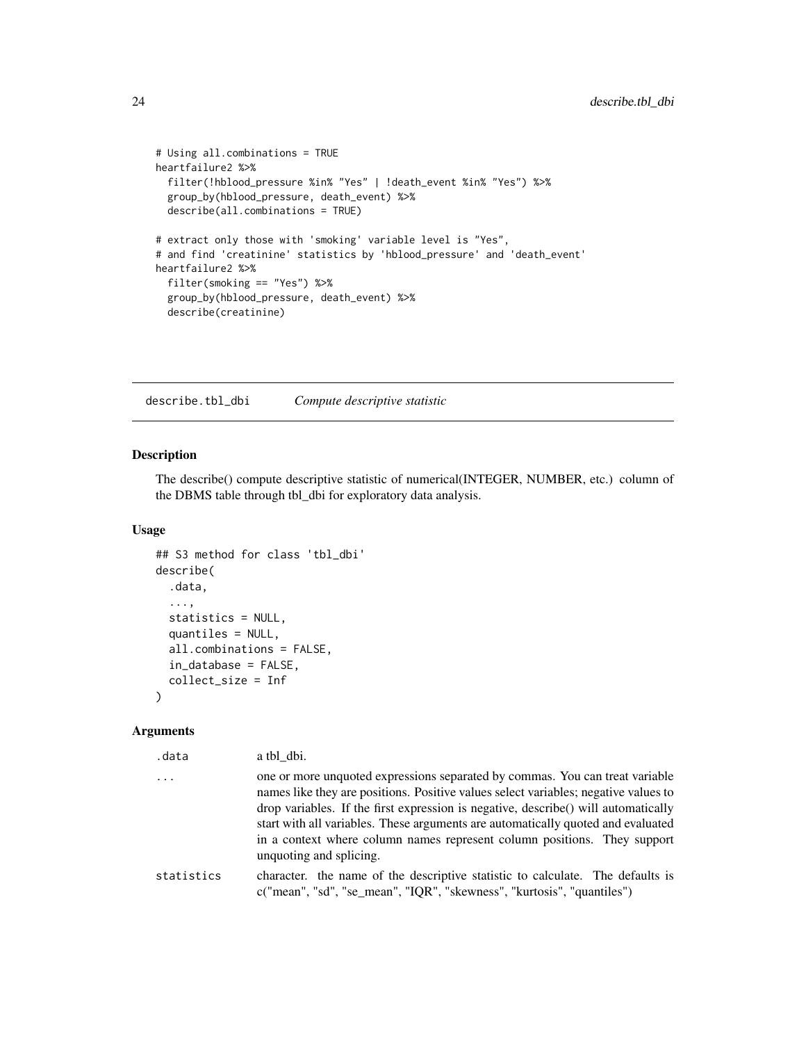```
# Using all.combinations = TRUE
heartfailure2 %>%
  filter(!hblood_pressure %in% "Yes" | !death_event %in% "Yes") %>%
  group_by(hblood_pressure, death_event) %>%
  describe(all.combinations = TRUE)

# extract only those with 'smoking' variable level is "Yes",
# and find 'creatinine' statistics by 'hblood_pressure' and 'death_event'
heartfailure2 %>%
  filter(smoking == "Yes") %>%
  group_by(hblood_pressure, death_event) %>%
  describe(creatinine)
```

## describe.tbl_dbi *Compute descriptive statistic*

### Description

The describe() compute descriptive statistic of numerical(INTEGER, NUMBER, etc.) column of the DBMS table through tbl_dbi for exploratory data analysis.

### Usage

```
## S3 method for class 'tbl_dbi'
describe(
  .data,
  ...,
  statistics = NULL,
  quantiles = NULL,
  all.combinations = FALSE,
  in_database = FALSE,
  collect_size = Inf
)
```

### Arguments

| | |
|---|---|
| `.data` | a tbl_dbi. |
| `...` | one or more unquoted expressions separated by commas. You can treat variable names like they are positions. Positive values select variables; negative values to drop variables. If the first expression is negative, describe() will automatically start with all variables. These arguments are automatically quoted and evaluated in a context where column names represent column positions. They support unquoting and splicing. |
| `statistics` | character. the name of the descriptive statistic to calculate. The defaults is c("mean", "sd", "se_mean", "IQR", "skewness", "kurtosis", "quantiles") |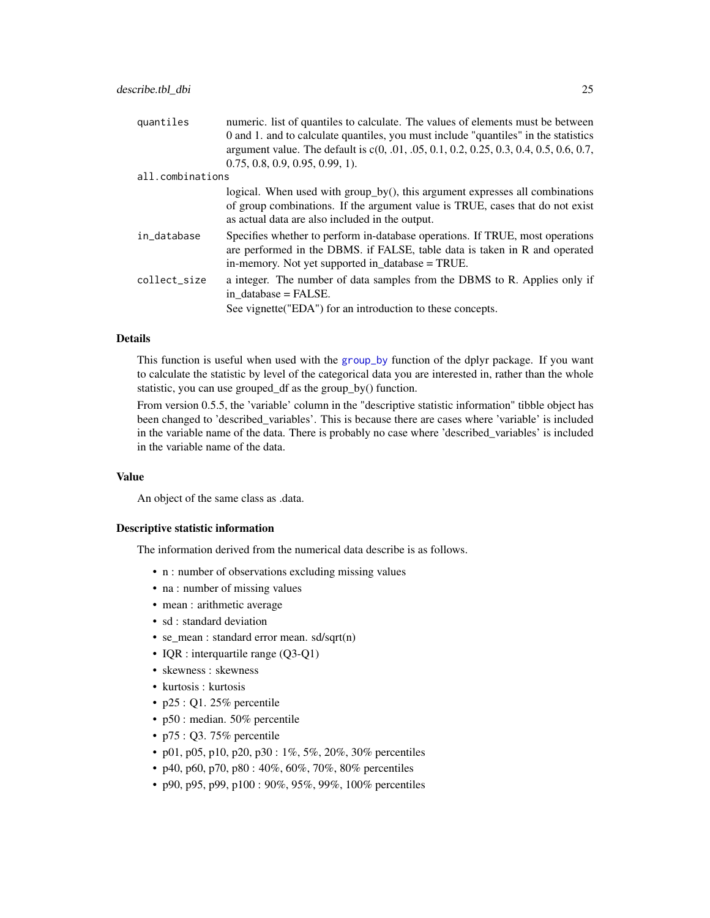quantiles
: numeric. list of quantiles to calculate. The values of elements must be between 0 and 1. and to calculate quantiles, you must include "quantiles" in the statistics argument value. The default is c(0, .01, .05, 0.1, 0.2, 0.25, 0.3, 0.4, 0.5, 0.6, 0.7, 0.75, 0.8, 0.9, 0.95, 0.99, 1).

all.combinations
: logical. When used with group_by(), this argument expresses all combinations of group combinations. If the argument value is TRUE, cases that do not exist as actual data are also included in the output.

in_database
: Specifies whether to perform in-database operations. If TRUE, most operations are performed in the DBMS. if FALSE, table data is taken in R and operated in-memory. Not yet supported in_database = TRUE.

collect_size
: a integer. The number of data samples from the DBMS to R. Applies only if in_database = FALSE.

  See vignette("EDA") for an introduction to these concepts.

### Details

This function is useful when used with the group_by function of the dplyr package. If you want to calculate the statistic by level of the categorical data you are interested in, rather than the whole statistic, you can use grouped_df as the group_by() function.

From version 0.5.5, the 'variable' column in the "descriptive statistic information" tibble object has been changed to 'described_variables'. This is because there are cases where 'variable' is included in the variable name of the data. There is probably no case where 'described_variables' is included in the variable name of the data.

### Value

An object of the same class as .data.

### Descriptive statistic information

The information derived from the numerical data describe is as follows.

- n : number of observations excluding missing values
- na : number of missing values
- mean : arithmetic average
- sd : standard deviation
- se_mean : standard error mean. sd/sqrt(n)
- IQR : interquartile range (Q3-Q1)
- skewness : skewness
- kurtosis : kurtosis
- p25 : Q1. 25% percentile
- p50 : median. 50% percentile
- p75 : Q3. 75% percentile
- p01, p05, p10, p20, p30 : 1%, 5%, 20%, 30% percentiles
- p40, p60, p70, p80 : 40%, 60%, 70%, 80% percentiles
- p90, p95, p99, p100 : 90%, 95%, 99%, 100% percentiles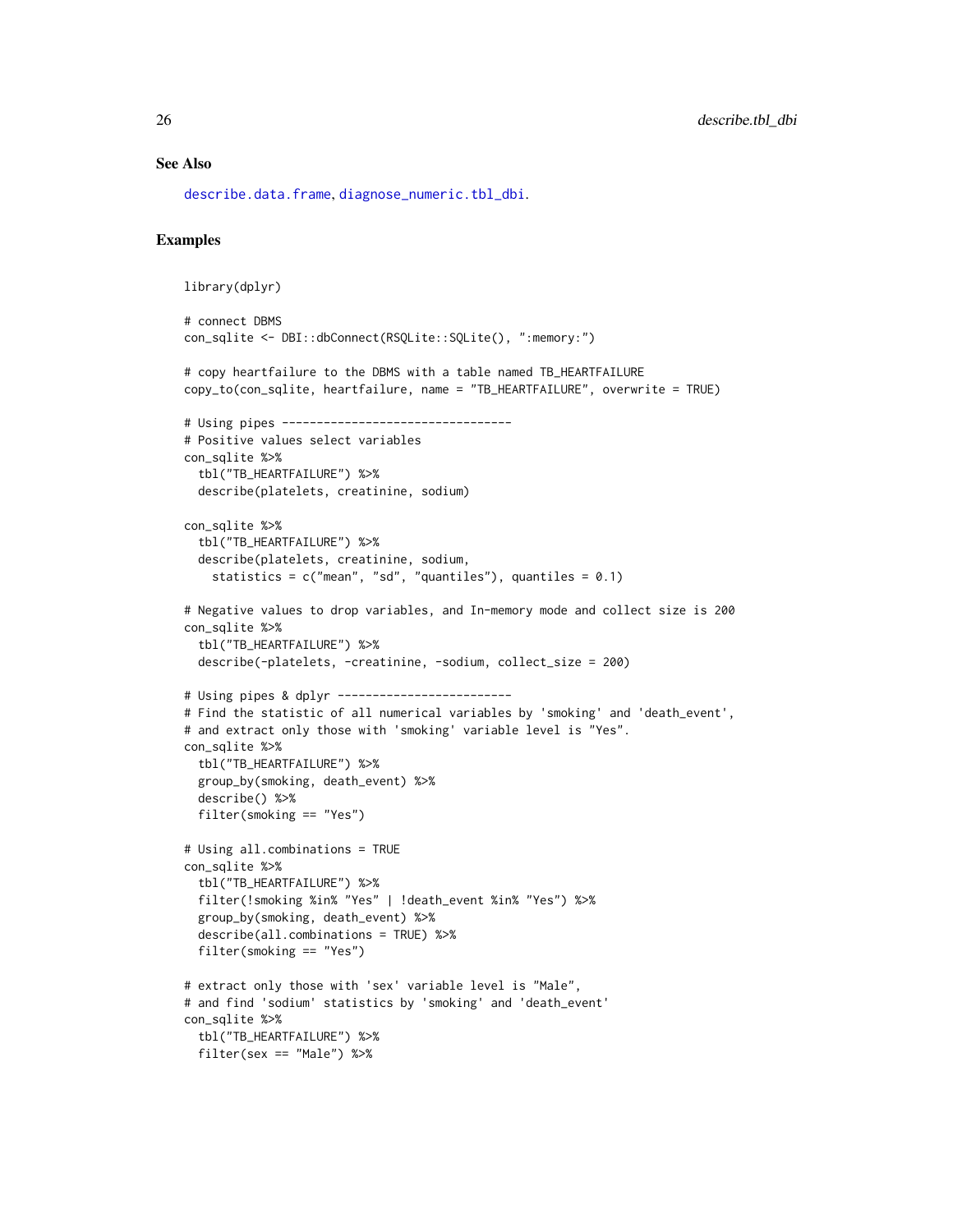## See Also

describe.data.frame, diagnose_numeric.tbl_dbi.

## Examples

```
library(dplyr)

# connect DBMS
con_sqlite <- DBI::dbConnect(RSQLite::SQLite(), ":memory:")

# copy heartfailure to the DBMS with a table named TB_HEARTFAILURE
copy_to(con_sqlite, heartfailure, name = "TB_HEARTFAILURE", overwrite = TRUE)

# Using pipes ---------------------------------
# Positive values select variables
con_sqlite %>%
  tbl("TB_HEARTFAILURE") %>%
  describe(platelets, creatinine, sodium)

con_sqlite %>%
  tbl("TB_HEARTFAILURE") %>%
  describe(platelets, creatinine, sodium,
    statistics = c("mean", "sd", "quantiles"), quantiles = 0.1)

# Negative values to drop variables, and In-memory mode and collect size is 200
con_sqlite %>%
  tbl("TB_HEARTFAILURE") %>%
  describe(-platelets, -creatinine, -sodium, collect_size = 200)

# Using pipes & dplyr -------------------------
# Find the statistic of all numerical variables by 'smoking' and 'death_event',
# and extract only those with 'smoking' variable level is "Yes".
con_sqlite %>%
  tbl("TB_HEARTFAILURE") %>%
  group_by(smoking, death_event) %>%
  describe() %>%
  filter(smoking == "Yes")

# Using all.combinations = TRUE
con_sqlite %>%
  tbl("TB_HEARTFAILURE") %>%
  filter(!smoking %in% "Yes" | !death_event %in% "Yes") %>%
  group_by(smoking, death_event) %>%
  describe(all.combinations = TRUE) %>%
  filter(smoking == "Yes")

# extract only those with 'sex' variable level is "Male",
# and find 'sodium' statistics by 'smoking' and 'death_event'
con_sqlite %>%
  tbl("TB_HEARTFAILURE") %>%
  filter(sex == "Male") %>%
```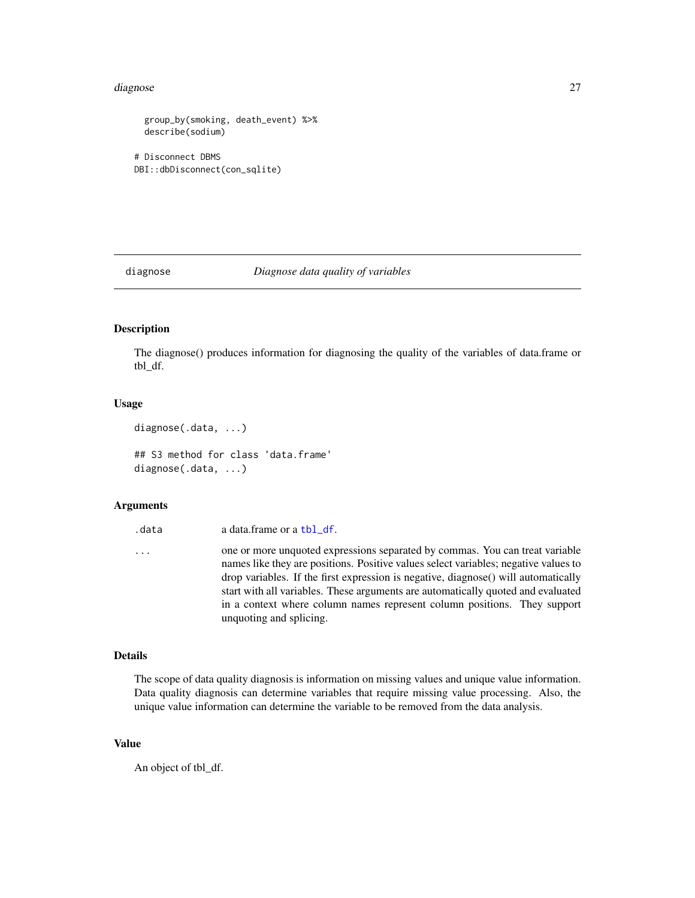```
  group_by(smoking, death_event) %>%
  describe(sodium)

# Disconnect DBMS
DBI::dbDisconnect(con_sqlite)
```

---

## diagnose — *Diagnose data quality of variables*

### Description

The diagnose() produces information for diagnosing the quality of the variables of data.frame or tbl_df.

### Usage

```
diagnose(.data, ...)

## S3 method for class 'data.frame'
diagnose(.data, ...)
```

### Arguments

| | |
|---|---|
| .data | a data.frame or a tbl_df. |
| ... | one or more unquoted expressions separated by commas. You can treat variable names like they are positions. Positive values select variables; negative values to drop variables. If the first expression is negative, diagnose() will automatically start with all variables. These arguments are automatically quoted and evaluated in a context where column names represent column positions. They support unquoting and splicing. |

### Details

The scope of data quality diagnosis is information on missing values and unique value information. Data quality diagnosis can determine variables that require missing value processing. Also, the unique value information can determine the variable to be removed from the data analysis.

### Value

An object of tbl_df.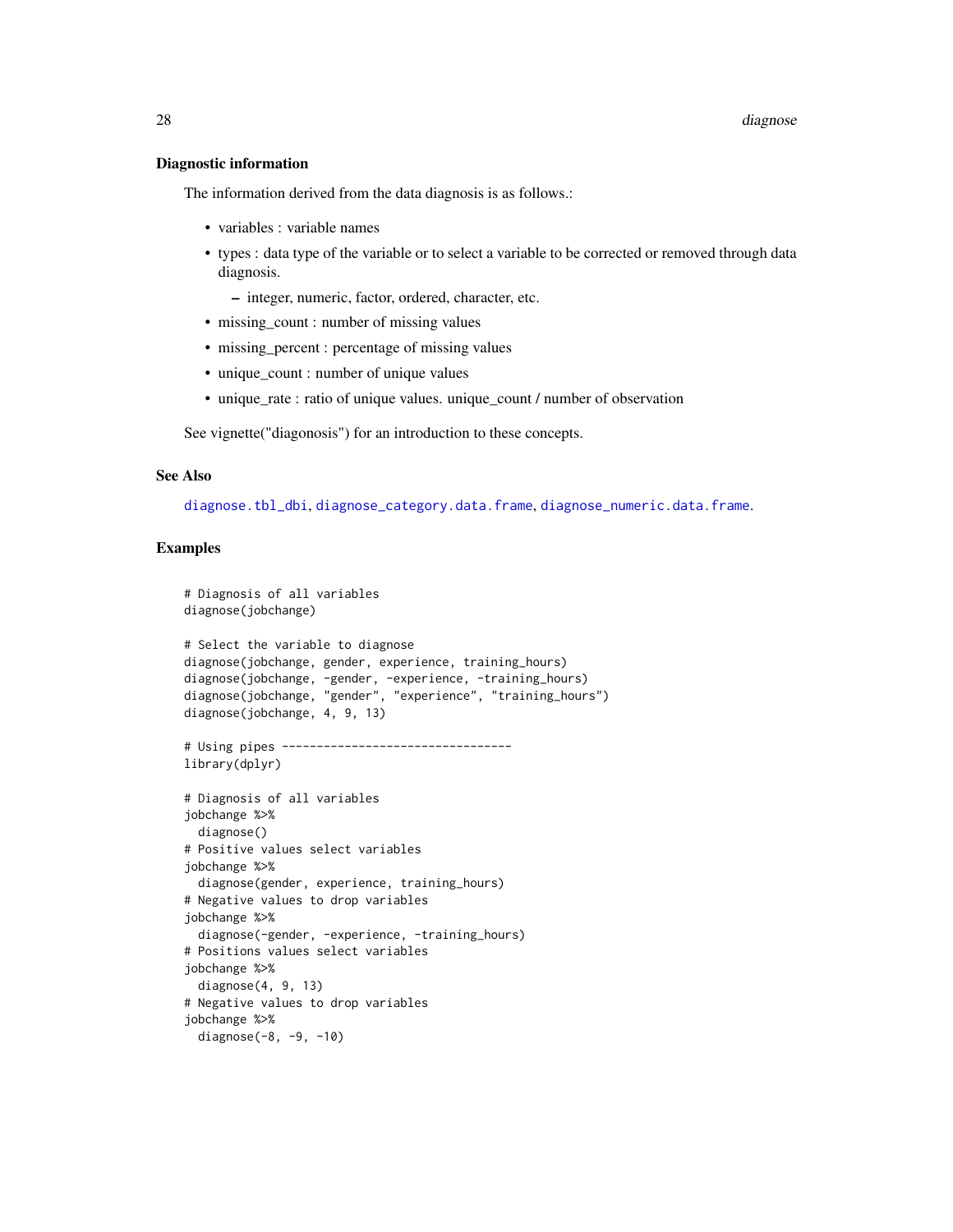### Diagnostic information

The information derived from the data diagnosis is as follows.:

- variables : variable names
- types : data type of the variable or to select a variable to be corrected or removed through data diagnosis.
  - integer, numeric, factor, ordered, character, etc.
- missing_count : number of missing values
- missing_percent : percentage of missing values
- unique_count : number of unique values
- unique_rate : ratio of unique values. unique_count / number of observation

See vignette("diagonosis") for an introduction to these concepts.

### See Also

diagnose.tbl_dbi, diagnose_category.data.frame, diagnose_numeric.data.frame.

### Examples

```
# Diagnosis of all variables
diagnose(jobchange)

# Select the variable to diagnose
diagnose(jobchange, gender, experience, training_hours)
diagnose(jobchange, -gender, -experience, -training_hours)
diagnose(jobchange, "gender", "experience", "training_hours")
diagnose(jobchange, 4, 9, 13)

# Using pipes ---------------------------------
library(dplyr)

# Diagnosis of all variables
jobchange %>%
  diagnose()
# Positive values select variables
jobchange %>%
  diagnose(gender, experience, training_hours)
# Negative values to drop variables
jobchange %>%
  diagnose(-gender, -experience, -training_hours)
# Positions values select variables
jobchange %>%
  diagnose(4, 9, 13)
# Negative values to drop variables
jobchange %>%
  diagnose(-8, -9, -10)
```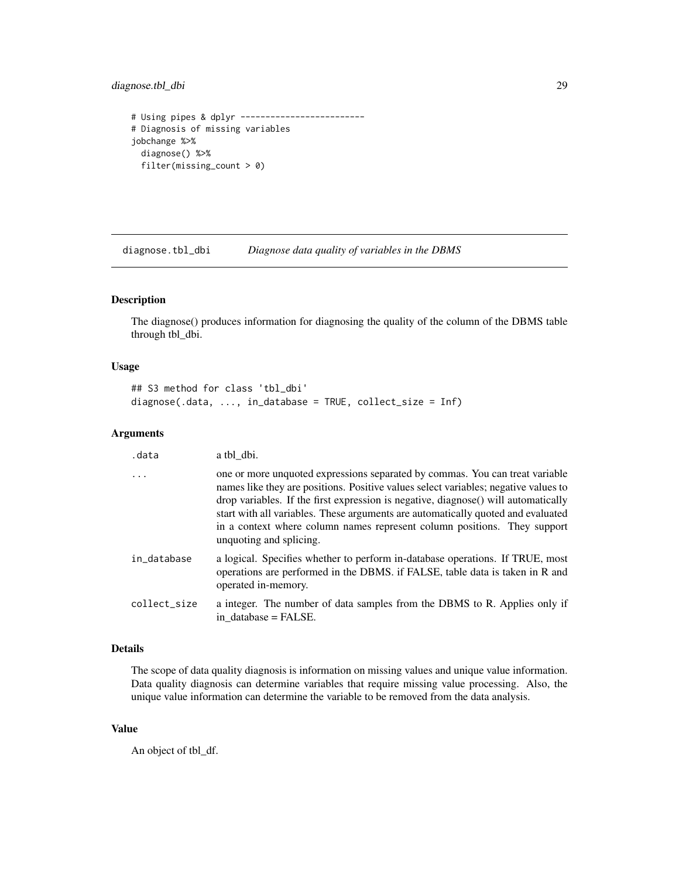```
# Using pipes & dplyr -------------------------
# Diagnosis of missing variables
jobchange %>%
  diagnose() %>%
  filter(missing_count > 0)
```

## diagnose.tbl_dbi — *Diagnose data quality of variables in the DBMS*

### Description

The diagnose() produces information for diagnosing the quality of the column of the DBMS table through tbl_dbi.

### Usage

```
## S3 method for class 'tbl_dbi'
diagnose(.data, ..., in_database = TRUE, collect_size = Inf)
```

### Arguments

| | |
|---|---|
| .data | a tbl_dbi. |
| ... | one or more unquoted expressions separated by commas. You can treat variable names like they are positions. Positive values select variables; negative values to drop variables. If the first expression is negative, diagnose() will automatically start with all variables. These arguments are automatically quoted and evaluated in a context where column names represent column positions. They support unquoting and splicing. |
| in_database | a logical. Specifies whether to perform in-database operations. If TRUE, most operations are performed in the DBMS. if FALSE, table data is taken in R and operated in-memory. |
| collect_size | a integer. The number of data samples from the DBMS to R. Applies only if in_database = FALSE. |

### Details

The scope of data quality diagnosis is information on missing values and unique value information. Data quality diagnosis can determine variables that require missing value processing. Also, the unique value information can determine the variable to be removed from the data analysis.

### Value

An object of tbl_df.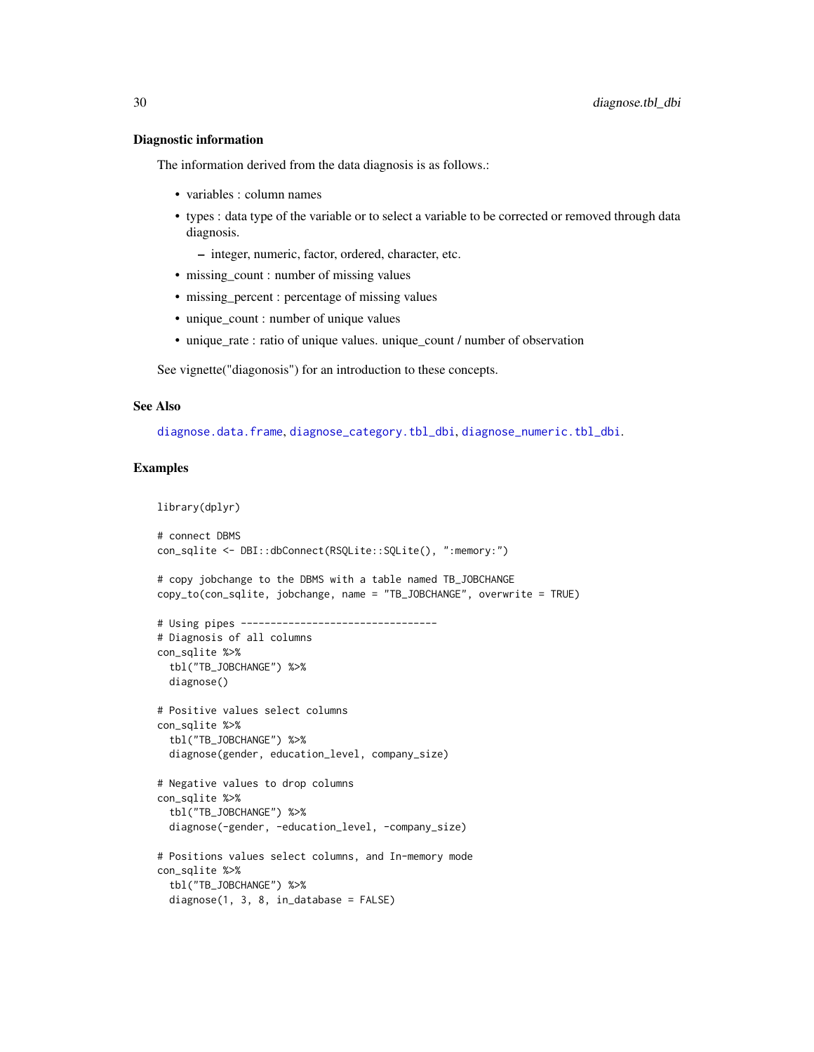### Diagnostic information

The information derived from the data diagnosis is as follows.:

- variables : column names
- types : data type of the variable or to select a variable to be corrected or removed through data diagnosis.
    - integer, numeric, factor, ordered, character, etc.
- missing_count : number of missing values
- missing_percent : percentage of missing values
- unique_count : number of unique values
- unique_rate : ratio of unique values. unique_count / number of observation

See vignette("diagonosis") for an introduction to these concepts.

### See Also

diagnose.data.frame, diagnose_category.tbl_dbi, diagnose_numeric.tbl_dbi.

### Examples

```
library(dplyr)

# connect DBMS
con_sqlite <- DBI::dbConnect(RSQLite::SQLite(), ":memory:")

# copy jobchange to the DBMS with a table named TB_JOBCHANGE
copy_to(con_sqlite, jobchange, name = "TB_JOBCHANGE", overwrite = TRUE)

# Using pipes ---------------------------------
# Diagnosis of all columns
con_sqlite %>%
  tbl("TB_JOBCHANGE") %>%
  diagnose()

# Positive values select columns
con_sqlite %>%
  tbl("TB_JOBCHANGE") %>%
  diagnose(gender, education_level, company_size)

# Negative values to drop columns
con_sqlite %>%
  tbl("TB_JOBCHANGE") %>%
  diagnose(-gender, -education_level, -company_size)

# Positions values select columns, and In-memory mode
con_sqlite %>%
  tbl("TB_JOBCHANGE") %>%
  diagnose(1, 3, 8, in_database = FALSE)
```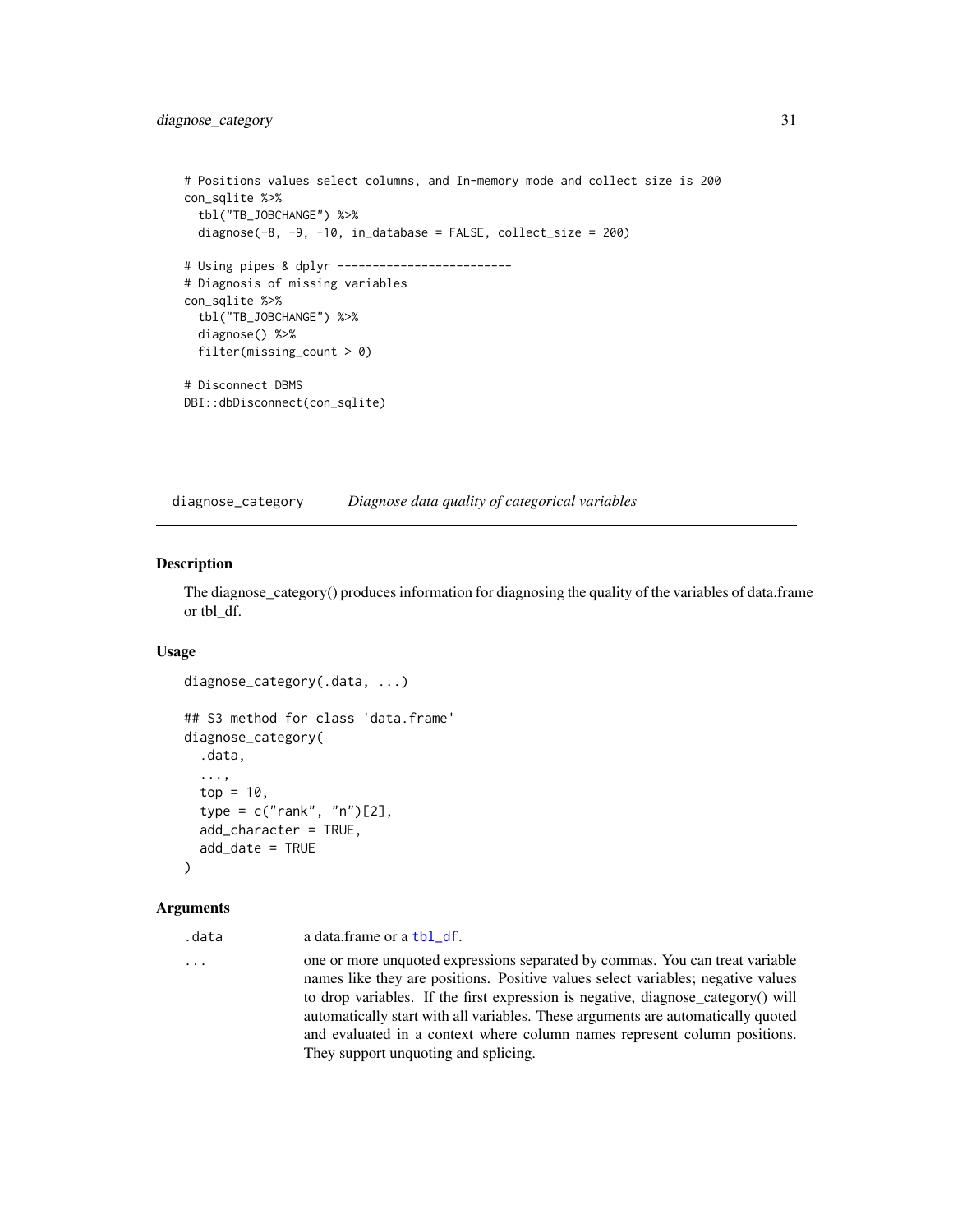```
# Positions values select columns, and In-memory mode and collect size is 200
con_sqlite %>%
  tbl("TB_JOBCHANGE") %>%
  diagnose(-8, -9, -10, in_database = FALSE, collect_size = 200)

# Using pipes & dplyr -------------------------
# Diagnosis of missing variables
con_sqlite %>%
  tbl("TB_JOBCHANGE") %>%
  diagnose() %>%
  filter(missing_count > 0)

# Disconnect DBMS
DBI::dbDisconnect(con_sqlite)
```

## diagnose_category *Diagnose data quality of categorical variables*

### Description

The diagnose_category() produces information for diagnosing the quality of the variables of data.frame or tbl_df.

### Usage

```
diagnose_category(.data, ...)

## S3 method for class 'data.frame'
diagnose_category(
  .data,
  ...,
  top = 10,
  type = c("rank", "n")[2],
  add_character = TRUE,
  add_date = TRUE
)
```

### Arguments

| | |
|---|---|
| .data | a data.frame or a tbl_df. |
| ... | one or more unquoted expressions separated by commas. You can treat variable names like they are positions. Positive values select variables; negative values to drop variables. If the first expression is negative, diagnose_category() will automatically start with all variables. These arguments are automatically quoted and evaluated in a context where column names represent column positions. They support unquoting and splicing. |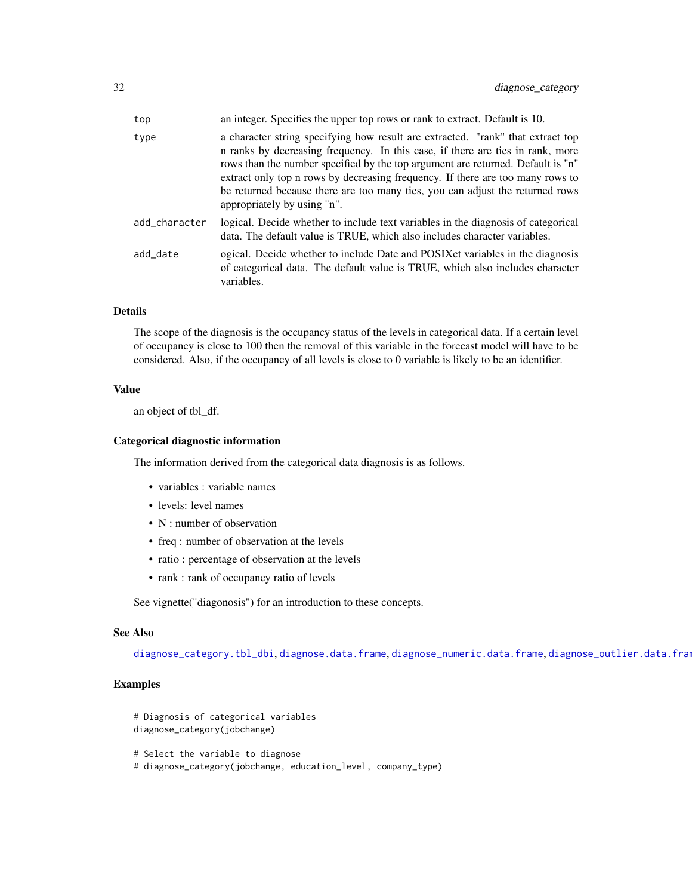| | |
|---|---|
| top | an integer. Specifies the upper top rows or rank to extract. Default is 10. |
| type | a character string specifying how result are extracted. "rank" that extract top n ranks by decreasing frequency. In this case, if there are ties in rank, more rows than the number specified by the top argument are returned. Default is "n" extract only top n rows by decreasing frequency. If there are too many rows to be returned because there are too many ties, you can adjust the returned rows appropriately by using "n". |
| add_character | logical. Decide whether to include text variables in the diagnosis of categorical data. The default value is TRUE, which also includes character variables. |
| add_date | ogical. Decide whether to include Date and POSIXct variables in the diagnosis of categorical data. The default value is TRUE, which also includes character variables. |

### Details

The scope of the diagnosis is the occupancy status of the levels in categorical data. If a certain level of occupancy is close to 100 then the removal of this variable in the forecast model will have to be considered. Also, if the occupancy of all levels is close to 0 variable is likely to be an identifier.

### Value

an object of tbl_df.

### Categorical diagnostic information

The information derived from the categorical data diagnosis is as follows.

- variables : variable names
- levels: level names
- N : number of observation
- freq : number of observation at the levels
- ratio : percentage of observation at the levels
- rank : rank of occupancy ratio of levels

See vignette("diagonosis") for an introduction to these concepts.

### See Also

diagnose_category.tbl_dbi, diagnose.data.frame, diagnose_numeric.data.frame, diagnose_outlier.data.fram

### Examples

```
# Diagnosis of categorical variables
diagnose_category(jobchange)

# Select the variable to diagnose
# diagnose_category(jobchange, education_level, company_type)
```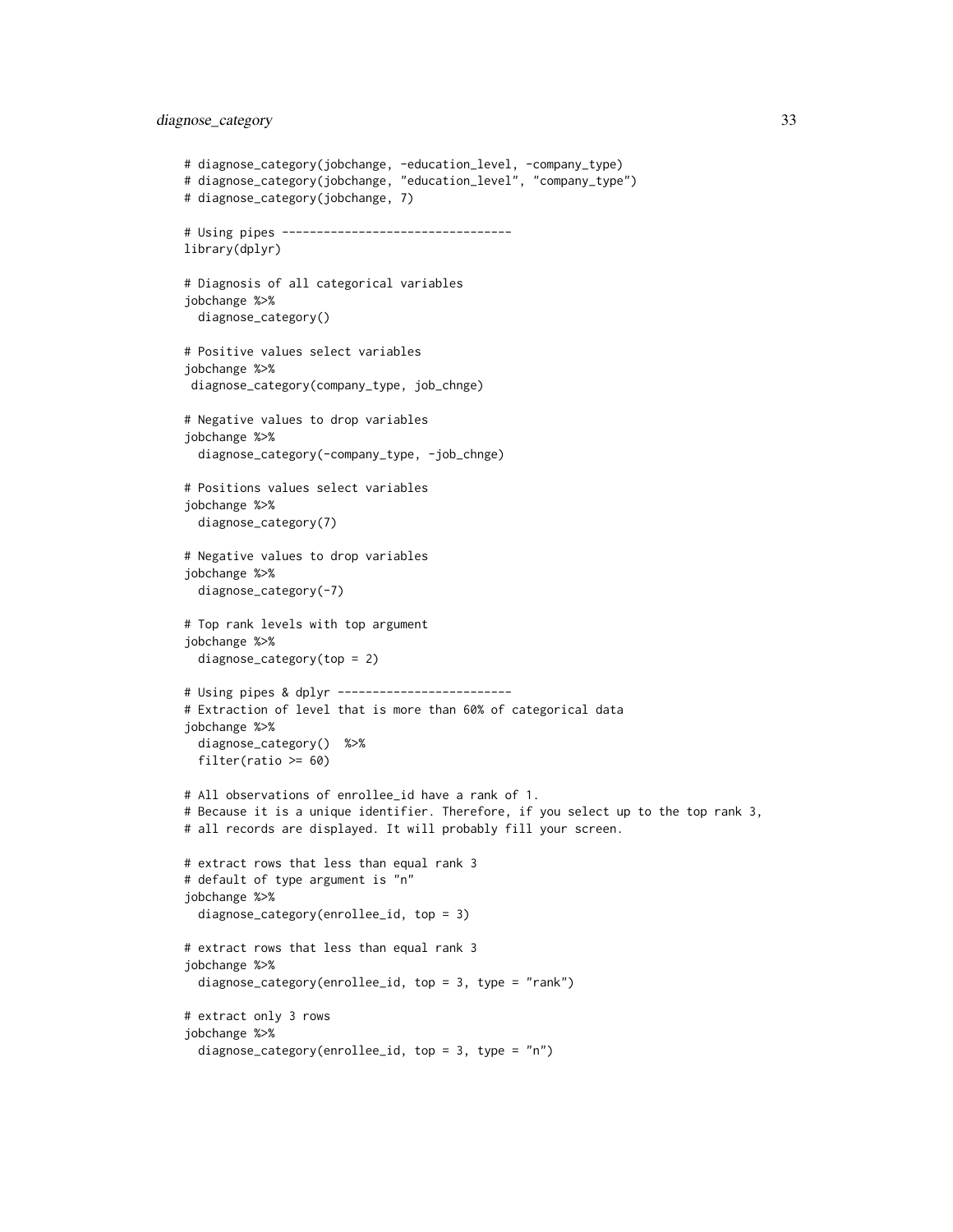```
# diagnose_category(jobchange, -education_level, -company_type)
# diagnose_category(jobchange, "education_level", "company_type")
# diagnose_category(jobchange, 7)

# Using pipes ---------------------------------
library(dplyr)

# Diagnosis of all categorical variables
jobchange %>%
  diagnose_category()

# Positive values select variables
jobchange %>%
 diagnose_category(company_type, job_chnge)

# Negative values to drop variables
jobchange %>%
  diagnose_category(-company_type, -job_chnge)

# Positions values select variables
jobchange %>%
  diagnose_category(7)

# Negative values to drop variables
jobchange %>%
  diagnose_category(-7)

# Top rank levels with top argument
jobchange %>%
  diagnose_category(top = 2)

# Using pipes & dplyr -------------------------
# Extraction of level that is more than 60% of categorical data
jobchange %>%
  diagnose_category()  %>%
  filter(ratio >= 60)

# All observations of enrollee_id have a rank of 1.
# Because it is a unique identifier. Therefore, if you select up to the top rank 3,
# all records are displayed. It will probably fill your screen.

# extract rows that less than equal rank 3
# default of type argument is "n"
jobchange %>%
  diagnose_category(enrollee_id, top = 3)

# extract rows that less than equal rank 3
jobchange %>%
  diagnose_category(enrollee_id, top = 3, type = "rank")

# extract only 3 rows
jobchange %>%
  diagnose_category(enrollee_id, top = 3, type = "n")
```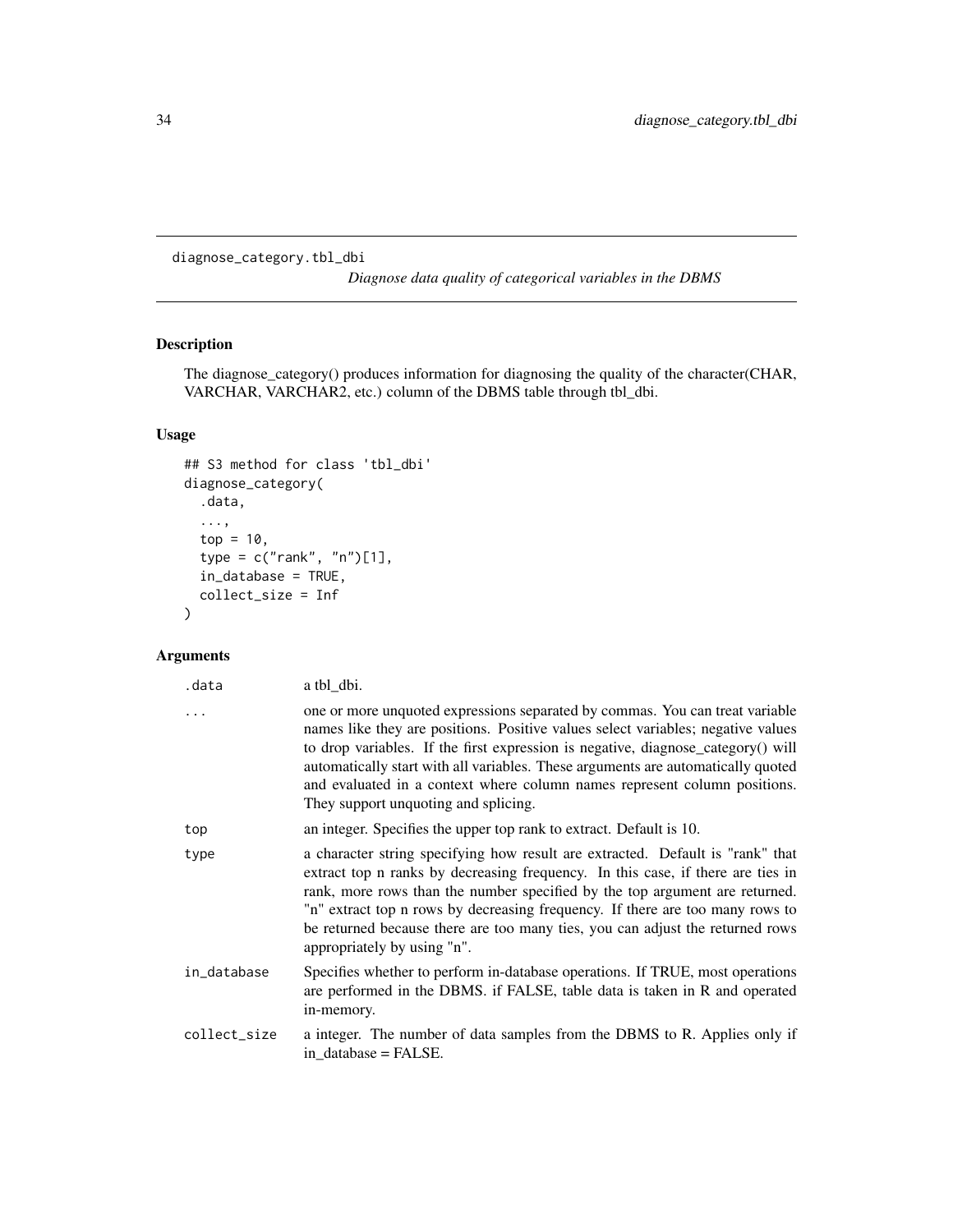## diagnose_category.tbl_dbi

*Diagnose data quality of categorical variables in the DBMS*

### Description

The diagnose_category() produces information for diagnosing the quality of the character(CHAR, VARCHAR, VARCHAR2, etc.) column of the DBMS table through tbl_dbi.

### Usage

```
## S3 method for class 'tbl_dbi'
diagnose_category(
  .data,
  ...,
  top = 10,
  type = c("rank", "n")[1],
  in_database = TRUE,
  collect_size = Inf
)
```

### Arguments

| | |
|---|---|
| `.data` | a tbl_dbi. |
| `...` | one or more unquoted expressions separated by commas. You can treat variable names like they are positions. Positive values select variables; negative values to drop variables. If the first expression is negative, diagnose_category() will automatically start with all variables. These arguments are automatically quoted and evaluated in a context where column names represent column positions. They support unquoting and splicing. |
| `top` | an integer. Specifies the upper top rank to extract. Default is 10. |
| `type` | a character string specifying how result are extracted. Default is "rank" that extract top n ranks by decreasing frequency. In this case, if there are ties in rank, more rows than the number specified by the top argument are returned. "n" extract top n rows by decreasing frequency. If there are too many rows to be returned because there are too many ties, you can adjust the returned rows appropriately by using "n". |
| `in_database` | Specifies whether to perform in-database operations. If TRUE, most operations are performed in the DBMS. if FALSE, table data is taken in R and operated in-memory. |
| `collect_size` | a integer. The number of data samples from the DBMS to R. Applies only if in_database = FALSE. |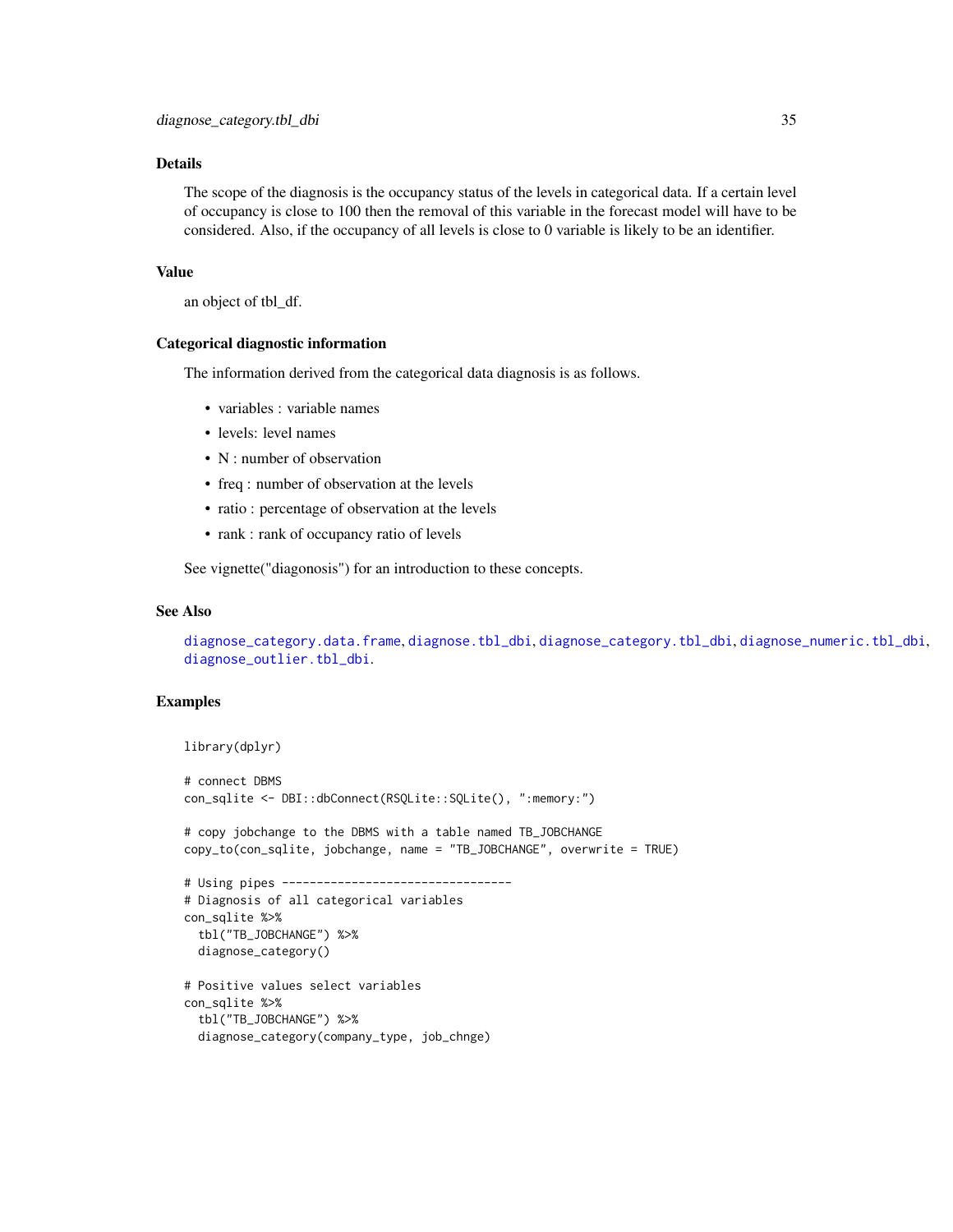## Details

The scope of the diagnosis is the occupancy status of the levels in categorical data. If a certain level of occupancy is close to 100 then the removal of this variable in the forecast model will have to be considered. Also, if the occupancy of all levels is close to 0 variable is likely to be an identifier.

## Value

an object of tbl_df.

## Categorical diagnostic information

The information derived from the categorical data diagnosis is as follows.

- variables : variable names
- levels: level names
- N : number of observation
- freq : number of observation at the levels
- ratio : percentage of observation at the levels
- rank : rank of occupancy ratio of levels

See vignette("diagonosis") for an introduction to these concepts.

## See Also

diagnose_category.data.frame, diagnose.tbl_dbi, diagnose_category.tbl_dbi, diagnose_numeric.tbl_dbi, diagnose_outlier.tbl_dbi.

## Examples

```
library(dplyr)

# connect DBMS
con_sqlite <- DBI::dbConnect(RSQLite::SQLite(), ":memory:")

# copy jobchange to the DBMS with a table named TB_JOBCHANGE
copy_to(con_sqlite, jobchange, name = "TB_JOBCHANGE", overwrite = TRUE)

# Using pipes ---------------------------------
# Diagnosis of all categorical variables
con_sqlite %>%
  tbl("TB_JOBCHANGE") %>%
  diagnose_category()

# Positive values select variables
con_sqlite %>%
  tbl("TB_JOBCHANGE") %>%
  diagnose_category(company_type, job_chnge)
```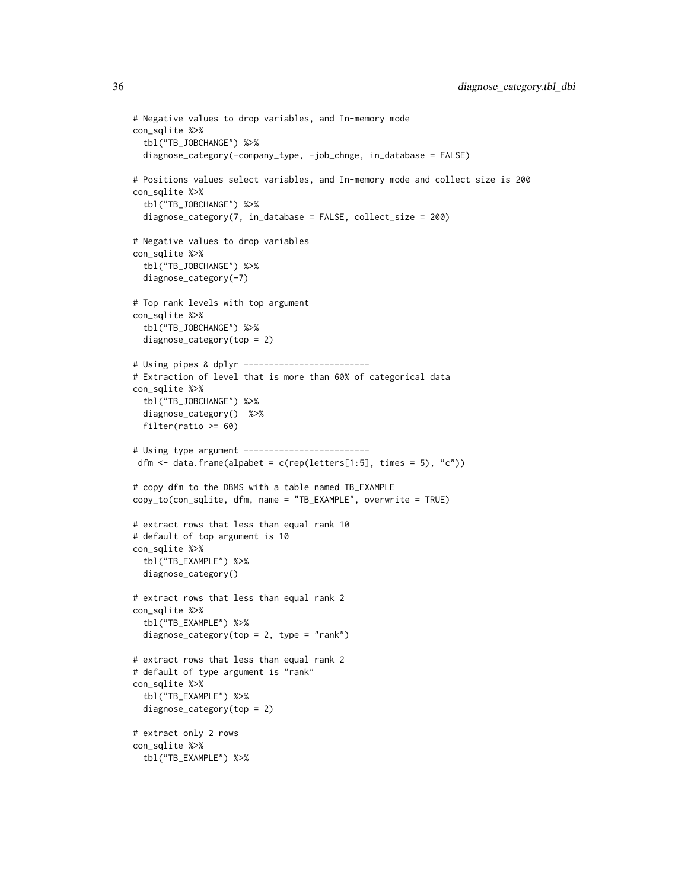```
# Negative values to drop variables, and In-memory mode
con_sqlite %>%
  tbl("TB_JOBCHANGE") %>%
  diagnose_category(-company_type, -job_chnge, in_database = FALSE)

# Positions values select variables, and In-memory mode and collect size is 200
con_sqlite %>%
  tbl("TB_JOBCHANGE") %>%
  diagnose_category(7, in_database = FALSE, collect_size = 200)

# Negative values to drop variables
con_sqlite %>%
  tbl("TB_JOBCHANGE") %>%
  diagnose_category(-7)

# Top rank levels with top argument
con_sqlite %>%
  tbl("TB_JOBCHANGE") %>%
  diagnose_category(top = 2)

# Using pipes & dplyr -------------------------
# Extraction of level that is more than 60% of categorical data
con_sqlite %>%
  tbl("TB_JOBCHANGE") %>%
  diagnose_category()  %>%
  filter(ratio >= 60)

# Using type argument -------------------------
 dfm <- data.frame(alpabet = c(rep(letters[1:5], times = 5), "c"))

# copy dfm to the DBMS with a table named TB_EXAMPLE
copy_to(con_sqlite, dfm, name = "TB_EXAMPLE", overwrite = TRUE)

# extract rows that less than equal rank 10
# default of top argument is 10
con_sqlite %>%
  tbl("TB_EXAMPLE") %>%
  diagnose_category()

# extract rows that less than equal rank 2
con_sqlite %>%
  tbl("TB_EXAMPLE") %>%
  diagnose_category(top = 2, type = "rank")

# extract rows that less than equal rank 2
# default of type argument is "rank"
con_sqlite %>%
  tbl("TB_EXAMPLE") %>%
  diagnose_category(top = 2)

# extract only 2 rows
con_sqlite %>%
  tbl("TB_EXAMPLE") %>%
```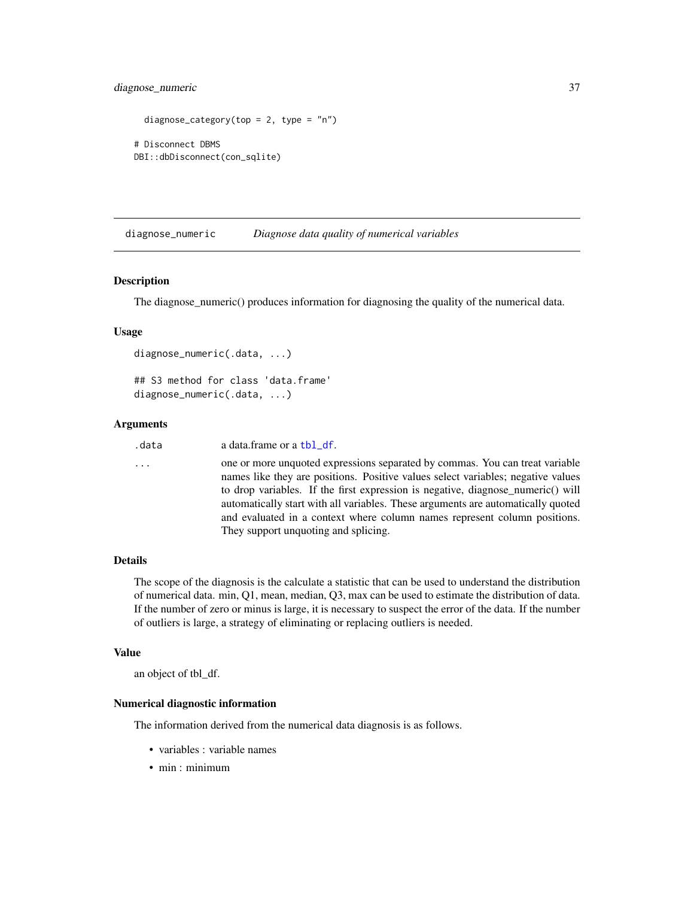```
  diagnose_category(top = 2, type = "n")

# Disconnect DBMS
DBI::dbDisconnect(con_sqlite)
```

---

## diagnose_numeric — *Diagnose data quality of numerical variables*

---

### Description

The diagnose_numeric() produces information for diagnosing the quality of the numerical data.

### Usage

```
diagnose_numeric(.data, ...)

## S3 method for class 'data.frame'
diagnose_numeric(.data, ...)
```

### Arguments

| | |
|---|---|
| `.data` | a data.frame or a `tbl_df`. |
| `...` | one or more unquoted expressions separated by commas. You can treat variable names like they are positions. Positive values select variables; negative values to drop variables. If the first expression is negative, diagnose_numeric() will automatically start with all variables. These arguments are automatically quoted and evaluated in a context where column names represent column positions. They support unquoting and splicing. |

### Details

The scope of the diagnosis is the calculate a statistic that can be used to understand the distribution of numerical data. min, Q1, mean, median, Q3, max can be used to estimate the distribution of data. If the number of zero or minus is large, it is necessary to suspect the error of the data. If the number of outliers is large, a strategy of eliminating or replacing outliers is needed.

### Value

an object of tbl_df.

### Numerical diagnostic information

The information derived from the numerical data diagnosis is as follows.

- variables : variable names
- min : minimum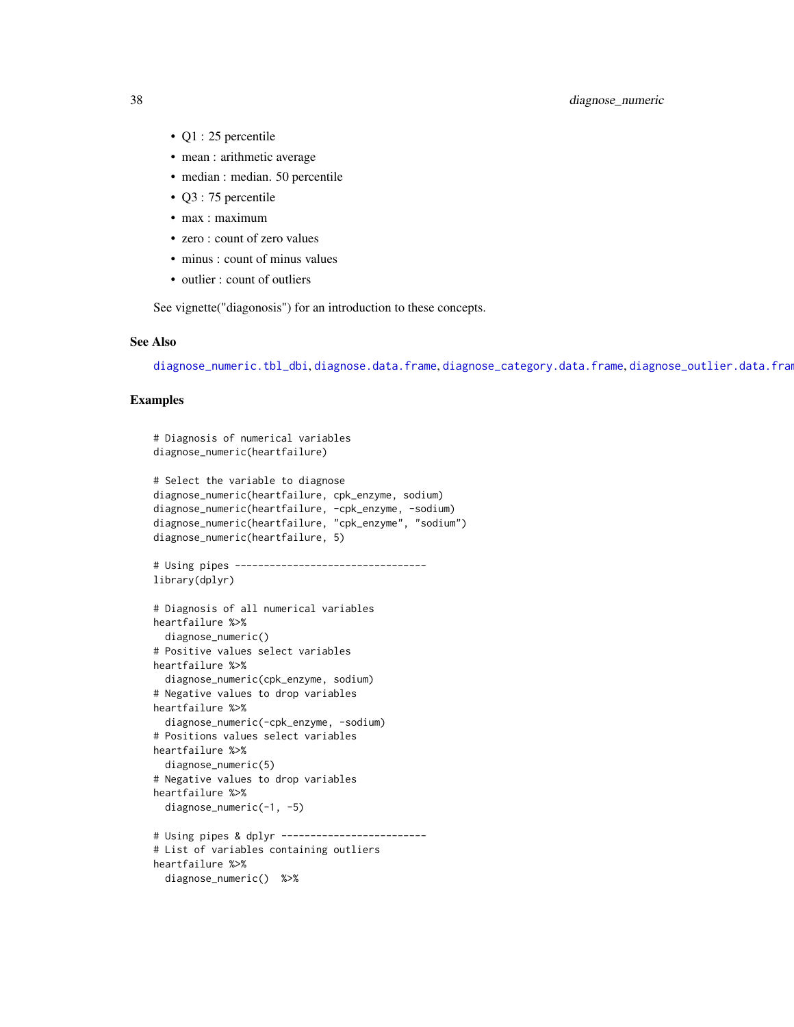- Q1 : 25 percentile
- mean : arithmetic average
- median : median. 50 percentile
- Q3 : 75 percentile
- max : maximum
- zero : count of zero values
- minus : count of minus values
- outlier : count of outliers

See vignette("diagonosis") for an introduction to these concepts.

### See Also

diagnose_numeric.tbl_dbi, diagnose.data.frame, diagnose_category.data.frame, diagnose_outlier.data.frame

### Examples

```
# Diagnosis of numerical variables
diagnose_numeric(heartfailure)

# Select the variable to diagnose
diagnose_numeric(heartfailure, cpk_enzyme, sodium)
diagnose_numeric(heartfailure, -cpk_enzyme, -sodium)
diagnose_numeric(heartfailure, "cpk_enzyme", "sodium")
diagnose_numeric(heartfailure, 5)

# Using pipes ---------------------------------
library(dplyr)

# Diagnosis of all numerical variables
heartfailure %>%
  diagnose_numeric()
# Positive values select variables
heartfailure %>%
  diagnose_numeric(cpk_enzyme, sodium)
# Negative values to drop variables
heartfailure %>%
  diagnose_numeric(-cpk_enzyme, -sodium)
# Positions values select variables
heartfailure %>%
  diagnose_numeric(5)
# Negative values to drop variables
heartfailure %>%
  diagnose_numeric(-1, -5)

# Using pipes & dplyr -------------------------
# List of variables containing outliers
heartfailure %>%
  diagnose_numeric()  %>%
```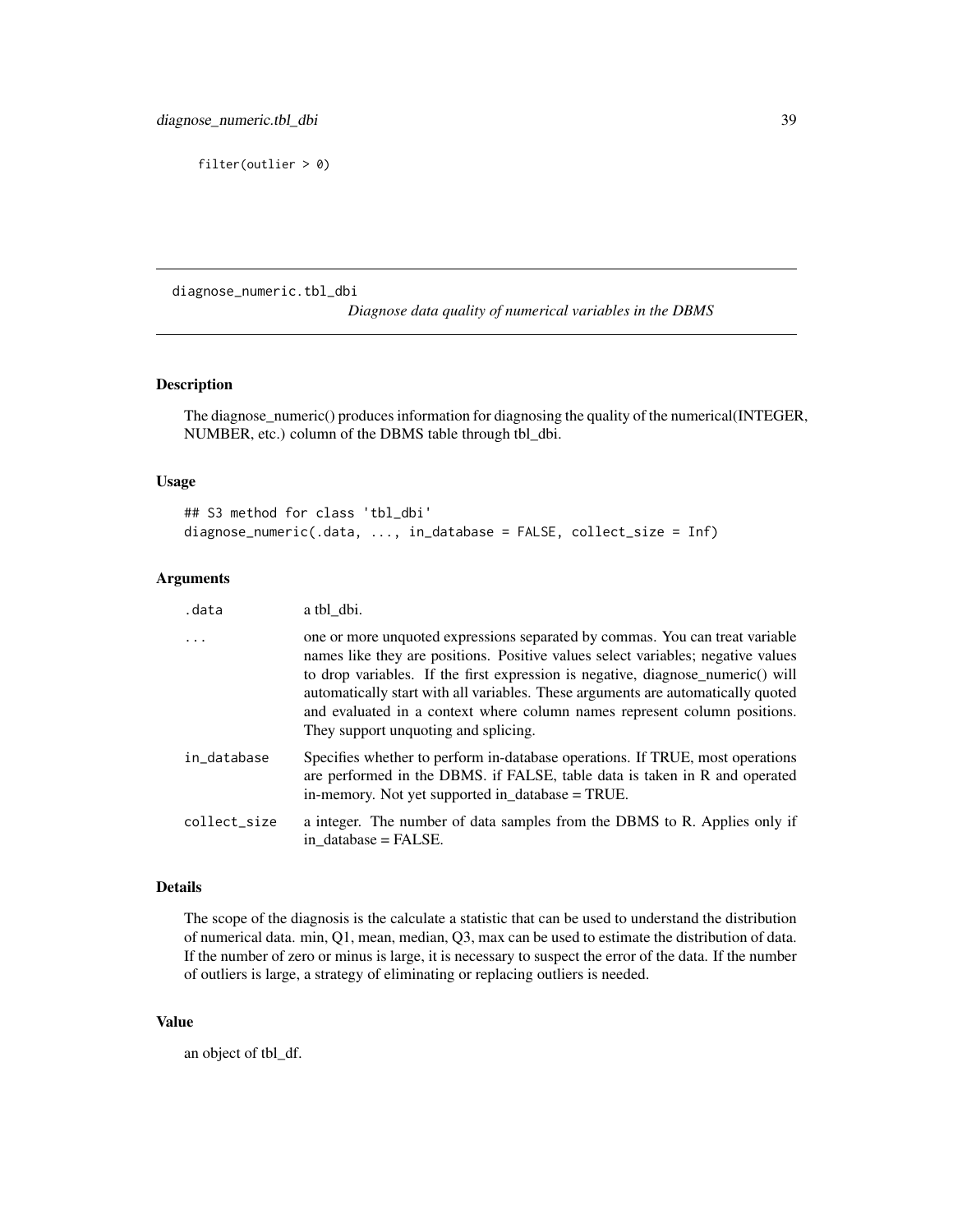```
filter(outlier > 0)
```

## diagnose_numeric.tbl_dbi

*Diagnose data quality of numerical variables in the DBMS*

### Description

The diagnose_numeric() produces information for diagnosing the quality of the numerical(INTEGER, NUMBER, etc.) column of the DBMS table through tbl_dbi.

### Usage

```
## S3 method for class 'tbl_dbi'
diagnose_numeric(.data, ..., in_database = FALSE, collect_size = Inf)
```

### Arguments

| | |
|---|---|
| .data | a tbl_dbi. |
| ... | one or more unquoted expressions separated by commas. You can treat variable names like they are positions. Positive values select variables; negative values to drop variables. If the first expression is negative, diagnose_numeric() will automatically start with all variables. These arguments are automatically quoted and evaluated in a context where column names represent column positions. They support unquoting and splicing. |
| in_database | Specifies whether to perform in-database operations. If TRUE, most operations are performed in the DBMS. if FALSE, table data is taken in R and operated in-memory. Not yet supported in_database = TRUE. |
| collect_size | a integer. The number of data samples from the DBMS to R. Applies only if in_database = FALSE. |

### Details

The scope of the diagnosis is the calculate a statistic that can be used to understand the distribution of numerical data. min, Q1, mean, median, Q3, max can be used to estimate the distribution of data. If the number of zero or minus is large, it is necessary to suspect the error of the data. If the number of outliers is large, a strategy of eliminating or replacing outliers is needed.

### Value

an object of tbl_df.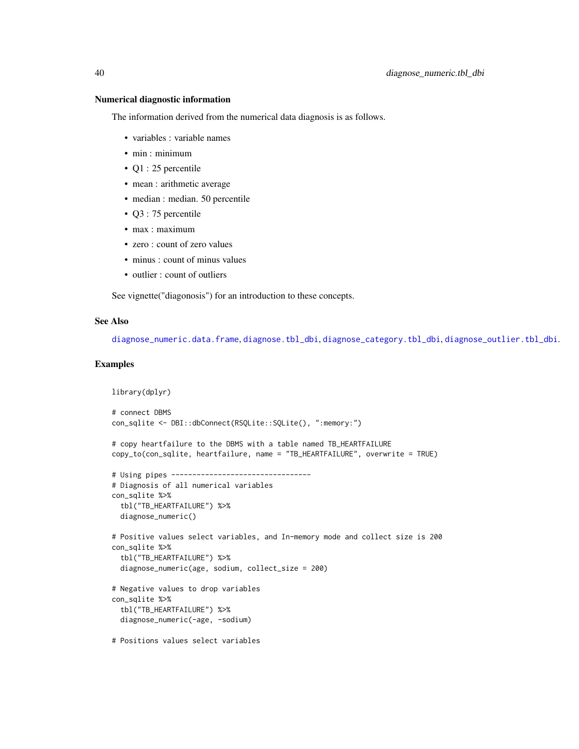### Numerical diagnostic information

The information derived from the numerical data diagnosis is as follows.

- variables : variable names
- min : minimum
- Q1 : 25 percentile
- mean : arithmetic average
- median : median. 50 percentile
- Q3 : 75 percentile
- max : maximum
- zero : count of zero values
- minus : count of minus values
- outlier : count of outliers

See vignette("diagonosis") for an introduction to these concepts.

## See Also

diagnose_numeric.data.frame, diagnose.tbl_dbi, diagnose_category.tbl_dbi, diagnose_outlier.tbl_dbi.

## Examples

```
library(dplyr)

# connect DBMS
con_sqlite <- DBI::dbConnect(RSQLite::SQLite(), ":memory:")

# copy heartfailure to the DBMS with a table named TB_HEARTFAILURE
copy_to(con_sqlite, heartfailure, name = "TB_HEARTFAILURE", overwrite = TRUE)

# Using pipes ---------------------------------
# Diagnosis of all numerical variables
con_sqlite %>%
  tbl("TB_HEARTFAILURE") %>%
  diagnose_numeric()

# Positive values select variables, and In-memory mode and collect size is 200
con_sqlite %>%
  tbl("TB_HEARTFAILURE") %>%
  diagnose_numeric(age, sodium, collect_size = 200)

# Negative values to drop variables
con_sqlite %>%
  tbl("TB_HEARTFAILURE") %>%
  diagnose_numeric(-age, -sodium)

# Positions values select variables
```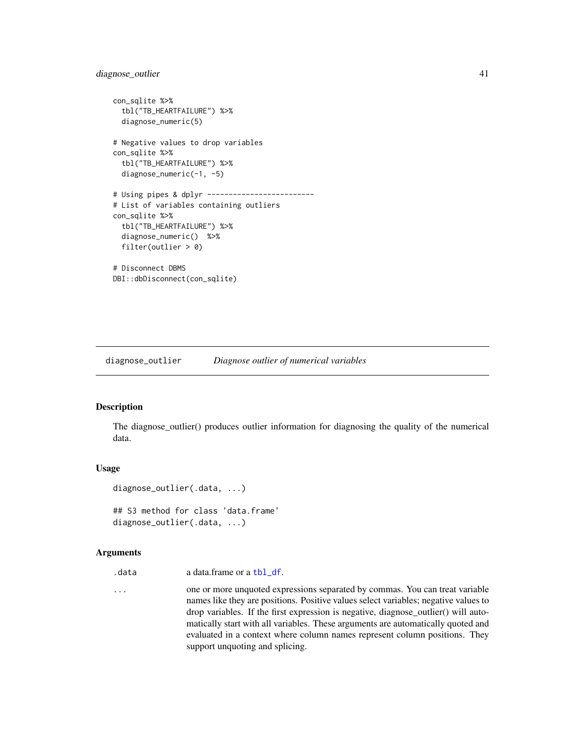```
con_sqlite %>%
  tbl("TB_HEARTFAILURE") %>%
  diagnose_numeric(5)

# Negative values to drop variables
con_sqlite %>%
  tbl("TB_HEARTFAILURE") %>%
  diagnose_numeric(-1, -5)

# Using pipes & dplyr -------------------------
# List of variables containing outliers
con_sqlite %>%
  tbl("TB_HEARTFAILURE") %>%
  diagnose_numeric()  %>%
  filter(outlier > 0)

# Disconnect DBMS
DBI::dbDisconnect(con_sqlite)
```

---

## diagnose_outlier *Diagnose outlier of numerical variables*

---

### Description

The diagnose_outlier() produces outlier information for diagnosing the quality of the numerical data.

### Usage

```
diagnose_outlier(.data, ...)

## S3 method for class 'data.frame'
diagnose_outlier(.data, ...)
```

### Arguments

| | |
|---|---|
| .data | a data.frame or a tbl_df. |
| ... | one or more unquoted expressions separated by commas. You can treat variable names like they are positions. Positive values select variables; negative values to drop variables. If the first expression is negative, diagnose_outlier() will automatically start with all variables. These arguments are automatically quoted and evaluated in a context where column names represent column positions. They support unquoting and splicing. |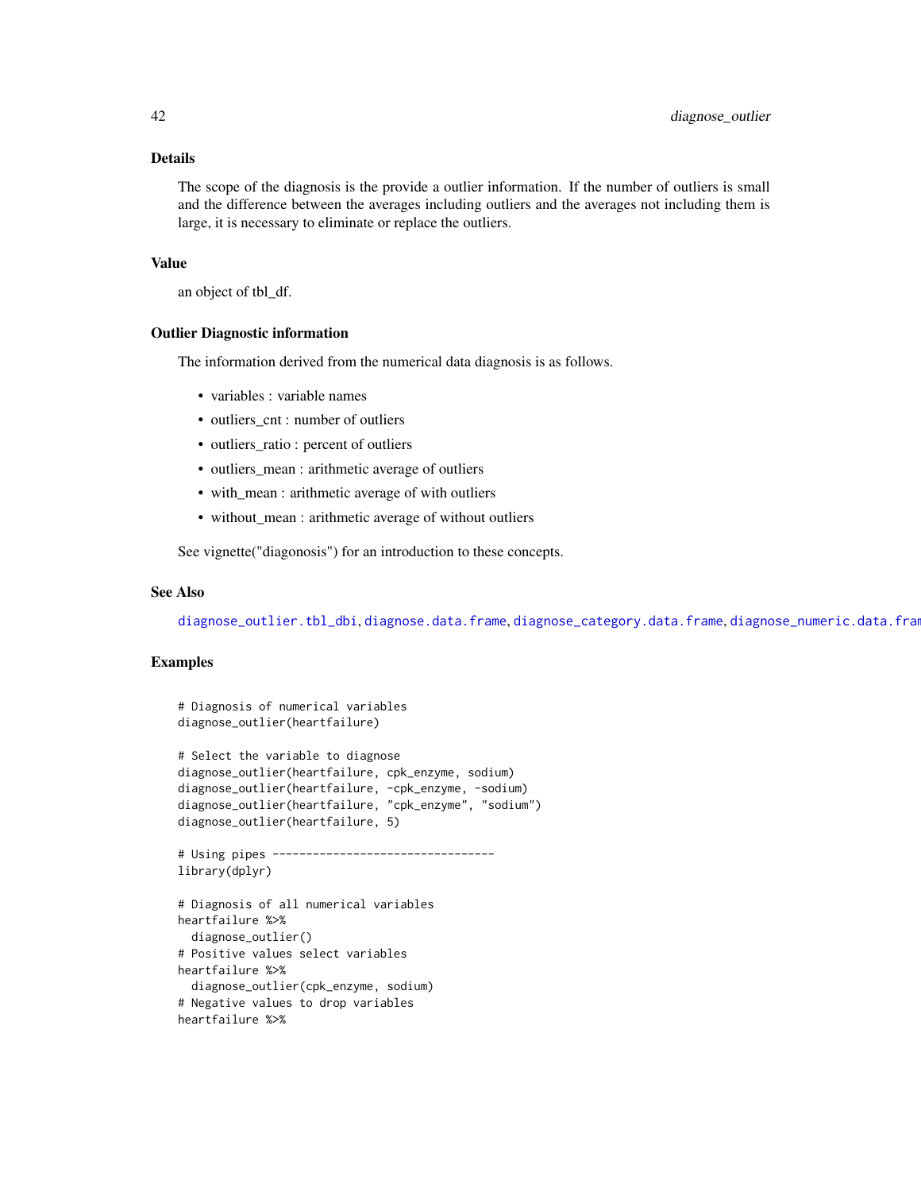## Details

The scope of the diagnosis is the provide a outlier information. If the number of outliers is small and the difference between the averages including outliers and the averages not including them is large, it is necessary to eliminate or replace the outliers.

## Value

an object of tbl_df.

## Outlier Diagnostic information

The information derived from the numerical data diagnosis is as follows.

- variables : variable names
- outliers_cnt : number of outliers
- outliers_ratio : percent of outliers
- outliers_mean : arithmetic average of outliers
- with_mean : arithmetic average of with outliers
- without_mean : arithmetic average of without outliers

See vignette("diagonosis") for an introduction to these concepts.

## See Also

diagnose_outlier.tbl_dbi, diagnose.data.frame, diagnose_category.data.frame, diagnose_numeric.data.fram

## Examples

```
# Diagnosis of numerical variables
diagnose_outlier(heartfailure)

# Select the variable to diagnose
diagnose_outlier(heartfailure, cpk_enzyme, sodium)
diagnose_outlier(heartfailure, -cpk_enzyme, -sodium)
diagnose_outlier(heartfailure, "cpk_enzyme", "sodium")
diagnose_outlier(heartfailure, 5)

# Using pipes ---------------------------------
library(dplyr)

# Diagnosis of all numerical variables
heartfailure %>%
  diagnose_outlier()
# Positive values select variables
heartfailure %>%
  diagnose_outlier(cpk_enzyme, sodium)
# Negative values to drop variables
heartfailure %>%
```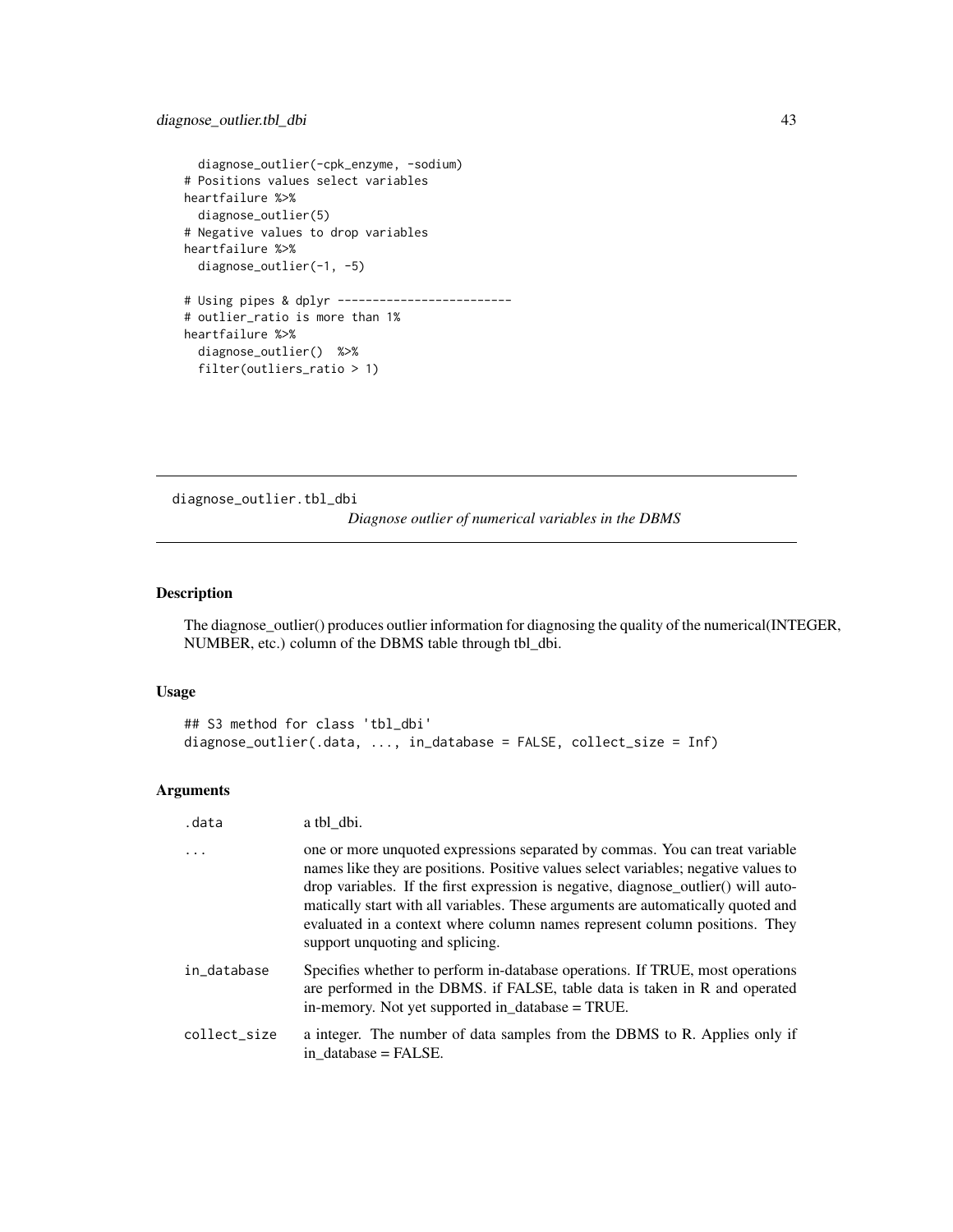```
  diagnose_outlier(-cpk_enzyme, -sodium)
# Positions values select variables
heartfailure %>%
  diagnose_outlier(5)
# Negative values to drop variables
heartfailure %>%
  diagnose_outlier(-1, -5)

# Using pipes & dplyr -------------------------
# outlier_ratio is more than 1%
heartfailure %>%
  diagnose_outlier()  %>%
  filter(outliers_ratio > 1)
```

---

## diagnose_outlier.tbl_dbi

*Diagnose outlier of numerical variables in the DBMS*

---

### Description

The diagnose_outlier() produces outlier information for diagnosing the quality of the numerical(INTEGER, NUMBER, etc.) column of the DBMS table through tbl_dbi.

### Usage

```
## S3 method for class 'tbl_dbi'
diagnose_outlier(.data, ..., in_database = FALSE, collect_size = Inf)
```

### Arguments

| | |
|---|---|
| `.data` | a tbl_dbi. |
| `...` | one or more unquoted expressions separated by commas. You can treat variable names like they are positions. Positive values select variables; negative values to drop variables. If the first expression is negative, diagnose_outlier() will automatically start with all variables. These arguments are automatically quoted and evaluated in a context where column names represent column positions. They support unquoting and splicing. |
| `in_database` | Specifies whether to perform in-database operations. If TRUE, most operations are performed in the DBMS. if FALSE, table data is taken in R and operated in-memory. Not yet supported in_database = TRUE. |
| `collect_size` | a integer. The number of data samples from the DBMS to R. Applies only if in_database = FALSE. |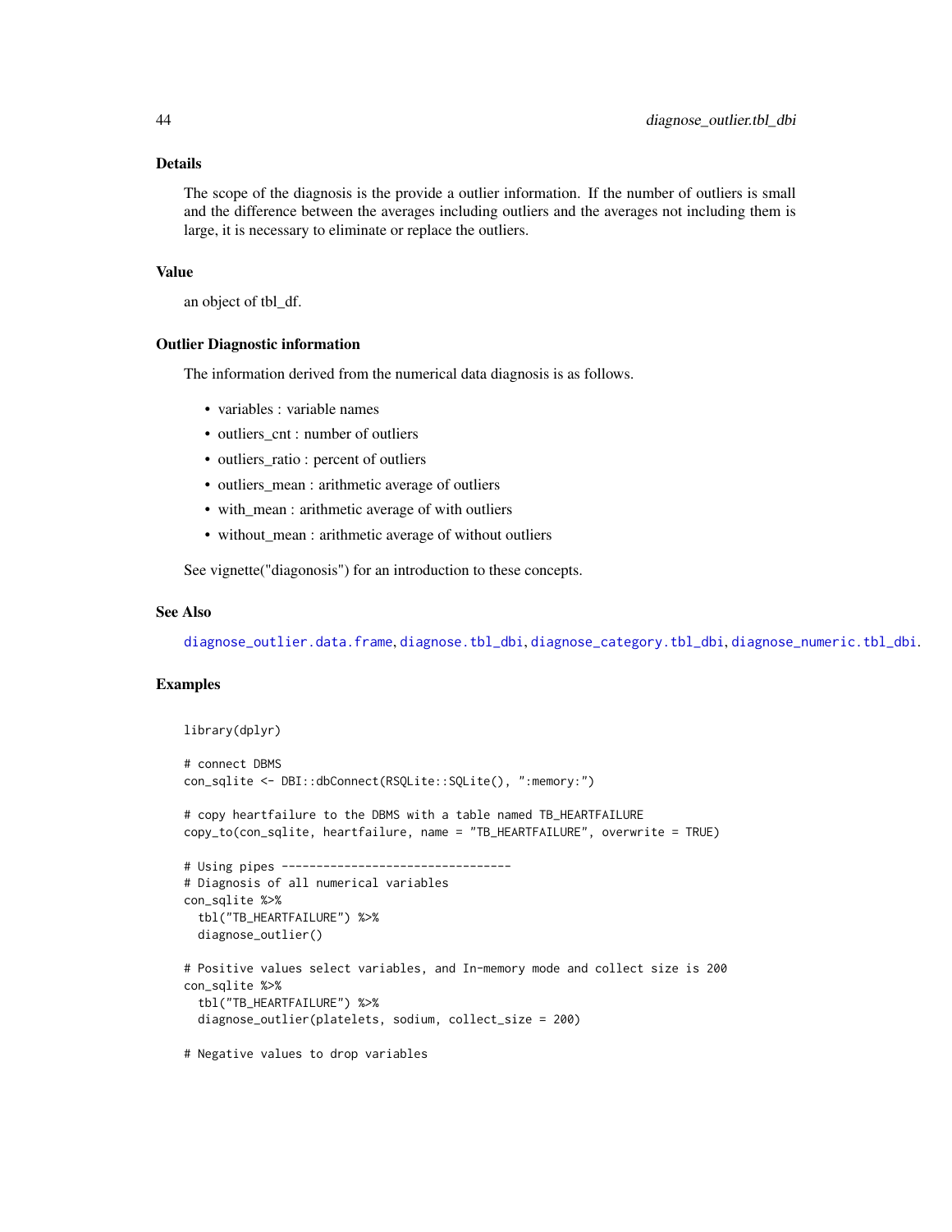### Details

The scope of the diagnosis is the provide a outlier information. If the number of outliers is small and the difference between the averages including outliers and the averages not including them is large, it is necessary to eliminate or replace the outliers.

### Value

an object of tbl_df.

### Outlier Diagnostic information

The information derived from the numerical data diagnosis is as follows.

- variables : variable names
- outliers_cnt : number of outliers
- outliers_ratio : percent of outliers
- outliers_mean : arithmetic average of outliers
- with_mean : arithmetic average of with outliers
- without_mean : arithmetic average of without outliers

See vignette("diagonosis") for an introduction to these concepts.

### See Also

diagnose_outlier.data.frame, diagnose.tbl_dbi, diagnose_category.tbl_dbi, diagnose_numeric.tbl_dbi.

### Examples

```
library(dplyr)

# connect DBMS
con_sqlite <- DBI::dbConnect(RSQLite::SQLite(), ":memory:")

# copy heartfailure to the DBMS with a table named TB_HEARTFAILURE
copy_to(con_sqlite, heartfailure, name = "TB_HEARTFAILURE", overwrite = TRUE)

# Using pipes ---------------------------------
# Diagnosis of all numerical variables
con_sqlite %>%
  tbl("TB_HEARTFAILURE") %>%
  diagnose_outlier()

# Positive values select variables, and In-memory mode and collect size is 200
con_sqlite %>%
  tbl("TB_HEARTFAILURE") %>%
  diagnose_outlier(platelets, sodium, collect_size = 200)

# Negative values to drop variables
```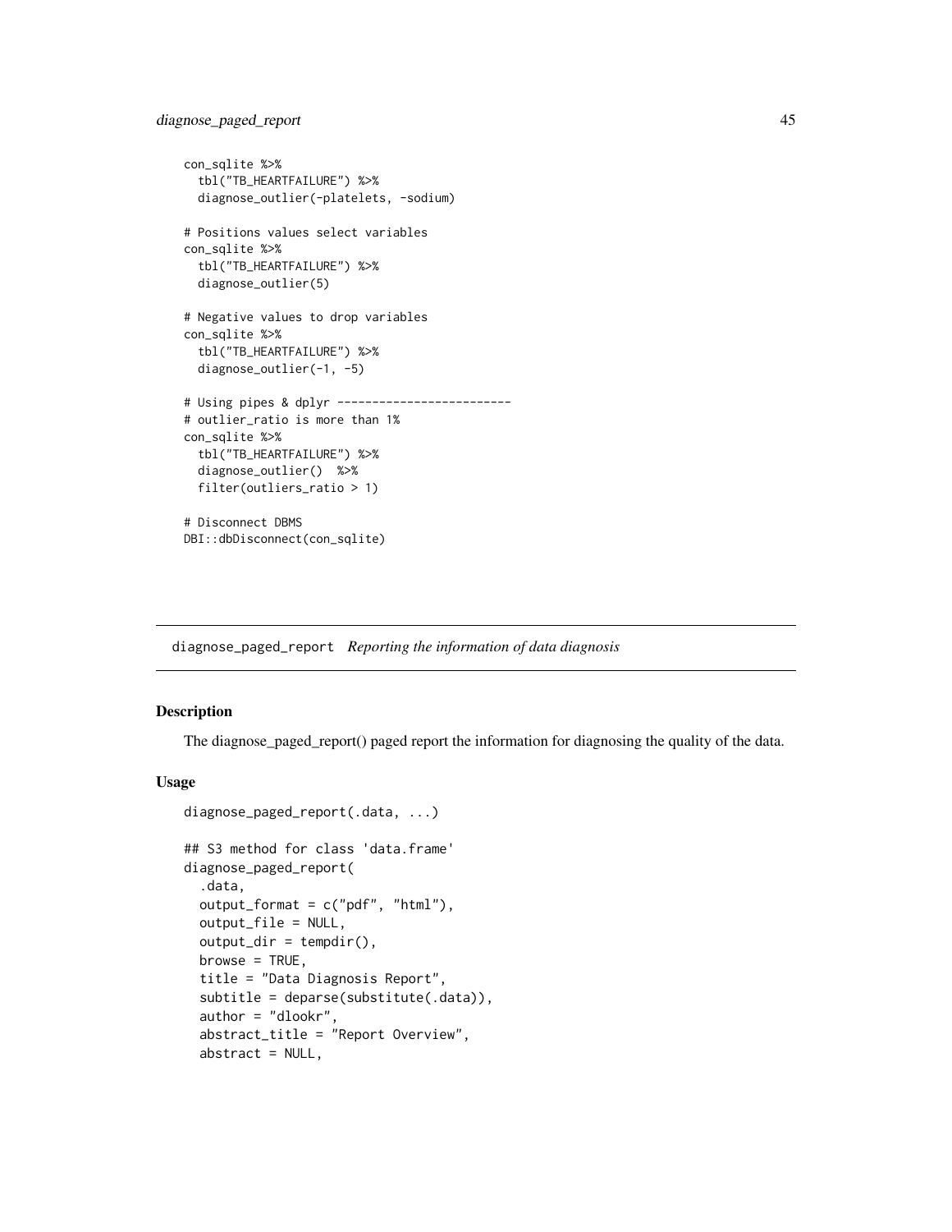```
con_sqlite %>%
  tbl("TB_HEARTFAILURE") %>%
  diagnose_outlier(-platelets, -sodium)

# Positions values select variables
con_sqlite %>%
  tbl("TB_HEARTFAILURE") %>%
  diagnose_outlier(5)

# Negative values to drop variables
con_sqlite %>%
  tbl("TB_HEARTFAILURE") %>%
  diagnose_outlier(-1, -5)

# Using pipes & dplyr -------------------------
# outlier_ratio is more than 1%
con_sqlite %>%
  tbl("TB_HEARTFAILURE") %>%
  diagnose_outlier()  %>%
  filter(outliers_ratio > 1)

# Disconnect DBMS
DBI::dbDisconnect(con_sqlite)
```

---

## diagnose_paged_report *Reporting the information of data diagnosis*

---

### Description

The diagnose_paged_report() paged report the information for diagnosing the quality of the data.

### Usage

```
diagnose_paged_report(.data, ...)

## S3 method for class 'data.frame'
diagnose_paged_report(
  .data,
  output_format = c("pdf", "html"),
  output_file = NULL,
  output_dir = tempdir(),
  browse = TRUE,
  title = "Data Diagnosis Report",
  subtitle = deparse(substitute(.data)),
  author = "dlookr",
  abstract_title = "Report Overview",
  abstract = NULL,
```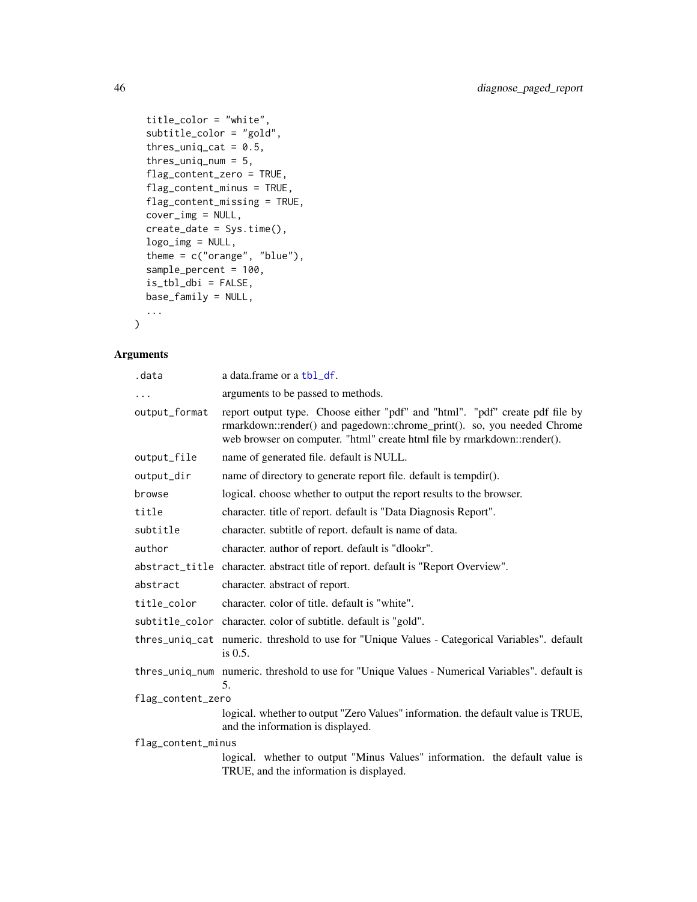```
  title_color = "white",
  subtitle_color = "gold",
  thres_uniq_cat = 0.5,
  thres_uniq_num = 5,
  flag_content_zero = TRUE,
  flag_content_minus = TRUE,
  flag_content_missing = TRUE,
  cover_img = NULL,
  create_date = Sys.time(),
  logo_img = NULL,
  theme = c("orange", "blue"),
  sample_percent = 100,
  is_tbl_dbi = FALSE,
  base_family = NULL,
  ...
)
```

## Arguments

| | |
|---|---|
| .data | a data.frame or a tbl_df. |
| ... | arguments to be passed to methods. |
| output_format | report output type. Choose either "pdf" and "html". "pdf" create pdf file by rmarkdown::render() and pagedown::chrome_print(). so, you needed Chrome web browser on computer. "html" create html file by rmarkdown::render(). |
| output_file | name of generated file. default is NULL. |
| output_dir | name of directory to generate report file. default is tempdir(). |
| browse | logical. choose whether to output the report results to the browser. |
| title | character. title of report. default is "Data Diagnosis Report". |
| subtitle | character. subtitle of report. default is name of data. |
| author | character. author of report. default is "dlookr". |
| abstract_title | character. abstract title of report. default is "Report Overview". |
| abstract | character. abstract of report. |
| title_color | character. color of title. default is "white". |
| subtitle_color | character. color of subtitle. default is "gold". |
| thres_uniq_cat | numeric. threshold to use for "Unique Values - Categorical Variables". default is 0.5. |
| thres_uniq_num | numeric. threshold to use for "Unique Values - Numerical Variables". default is 5. |
| flag_content_zero | logical. whether to output "Zero Values" information. the default value is TRUE, and the information is displayed. |
| flag_content_minus | logical. whether to output "Minus Values" information. the default value is TRUE, and the information is displayed. |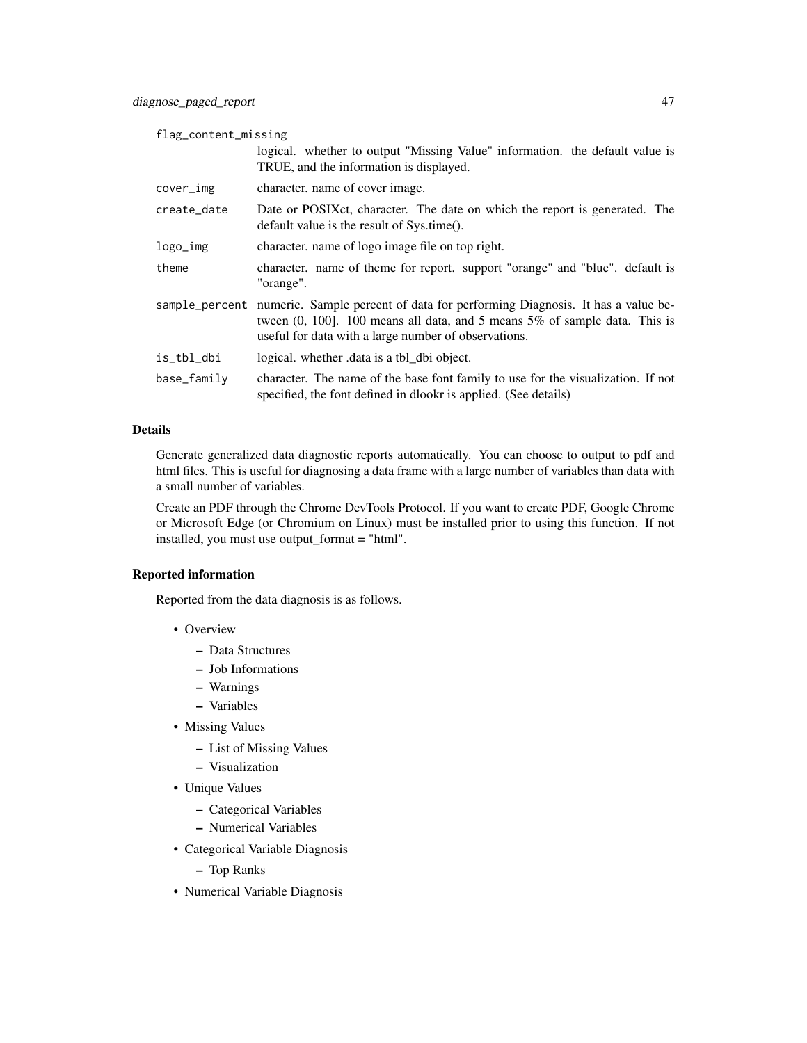| | |
|---|---|
| `flag_content_missing` | logical. whether to output "Missing Value" information. the default value is TRUE, and the information is displayed. |
| `cover_img` | character. name of cover image. |
| `create_date` | Date or POSIXct, character. The date on which the report is generated. The default value is the result of Sys.time(). |
| `logo_img` | character. name of logo image file on top right. |
| `theme` | character. name of theme for report. support "orange" and "blue". default is "orange". |
| `sample_percent` | numeric. Sample percent of data for performing Diagnosis. It has a value between (0, 100]. 100 means all data, and 5 means 5% of sample data. This is useful for data with a large number of observations. |
| `is_tbl_dbi` | logical. whether .data is a tbl_dbi object. |
| `base_family` | character. The name of the base font family to use for the visualization. If not specified, the font defined in dlookr is applied. (See details) |

### Details

Generate generalized data diagnostic reports automatically. You can choose to output to pdf and html files. This is useful for diagnosing a data frame with a large number of variables than data with a small number of variables.

Create an PDF through the Chrome DevTools Protocol. If you want to create PDF, Google Chrome or Microsoft Edge (or Chromium on Linux) must be installed prior to using this function. If not installed, you must use output_format = "html".

### Reported information

Reported from the data diagnosis is as follows.

- Overview
  - Data Structures
  - Job Informations
  - Warnings
  - Variables
- Missing Values
  - List of Missing Values
  - Visualization
- Unique Values
  - Categorical Variables
  - Numerical Variables
- Categorical Variable Diagnosis
  - Top Ranks
- Numerical Variable Diagnosis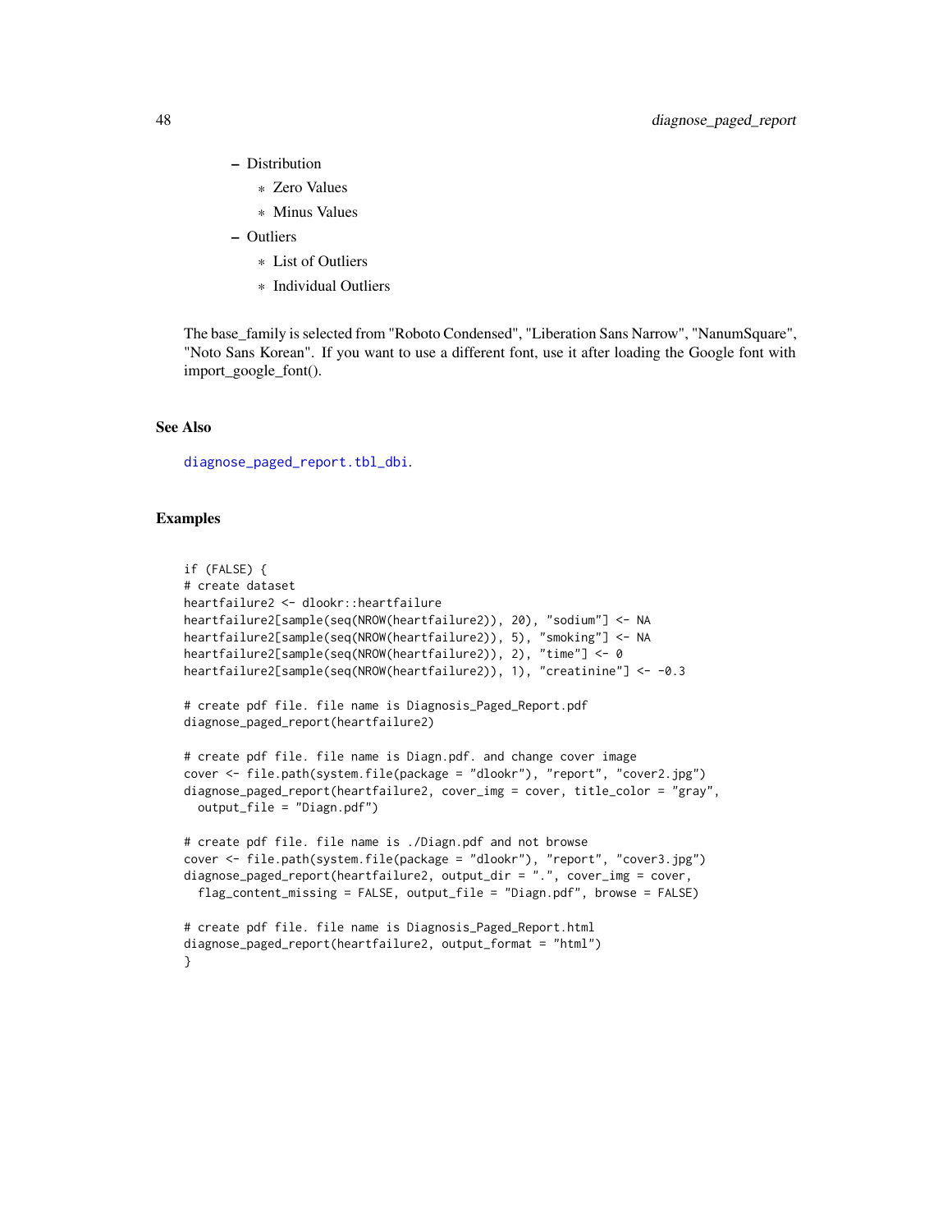- Distribution
  - Zero Values
  - Minus Values
- Outliers
  - List of Outliers
  - Individual Outliers

The base_family is selected from "Roboto Condensed", "Liberation Sans Narrow", "NanumSquare", "Noto Sans Korean". If you want to use a different font, use it after loading the Google font with import_google_font().

## See Also

diagnose_paged_report.tbl_dbi.

## Examples

```
if (FALSE) {
# create dataset
heartfailure2 <- dlookr::heartfailure
heartfailure2[sample(seq(NROW(heartfailure2)), 20), "sodium"] <- NA
heartfailure2[sample(seq(NROW(heartfailure2)), 5), "smoking"] <- NA
heartfailure2[sample(seq(NROW(heartfailure2)), 2), "time"] <- 0
heartfailure2[sample(seq(NROW(heartfailure2)), 1), "creatinine"] <- -0.3

# create pdf file. file name is Diagnosis_Paged_Report.pdf
diagnose_paged_report(heartfailure2)

# create pdf file. file name is Diagn.pdf. and change cover image
cover <- file.path(system.file(package = "dlookr"), "report", "cover2.jpg")
diagnose_paged_report(heartfailure2, cover_img = cover, title_color = "gray",
  output_file = "Diagn.pdf")

# create pdf file. file name is ./Diagn.pdf and not browse
cover <- file.path(system.file(package = "dlookr"), "report", "cover3.jpg")
diagnose_paged_report(heartfailure2, output_dir = ".", cover_img = cover,
  flag_content_missing = FALSE, output_file = "Diagn.pdf", browse = FALSE)

# create pdf file. file name is Diagnosis_Paged_Report.html
diagnose_paged_report(heartfailure2, output_format = "html")
}
```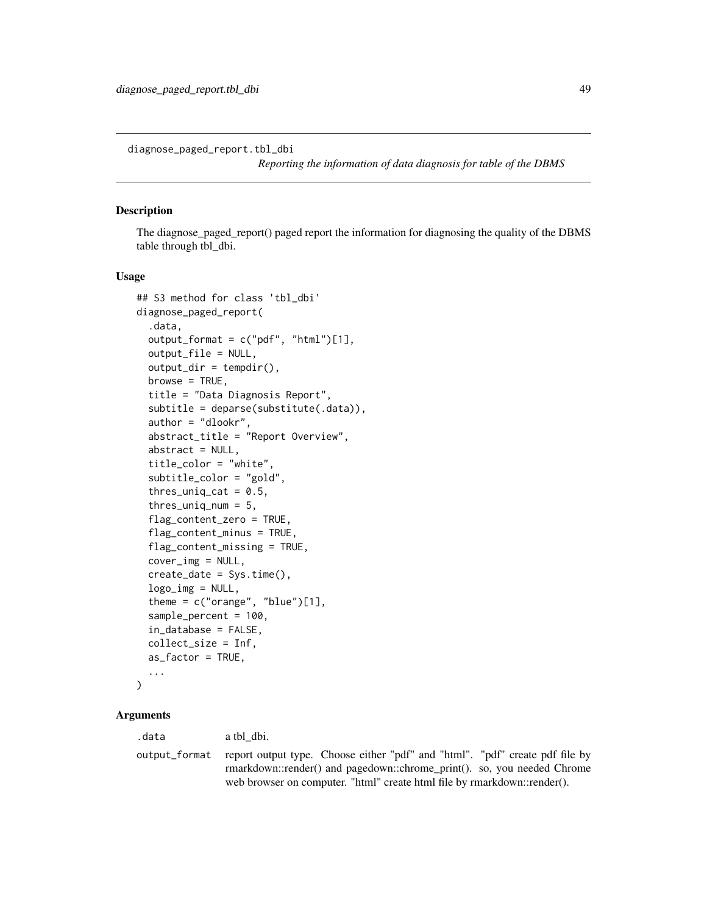diagnose_paged_report.tbl_dbi

*Reporting the information of data diagnosis for table of the DBMS*

## Description

The diagnose_paged_report() paged report the information for diagnosing the quality of the DBMS table through tbl_dbi.

## Usage

```
## S3 method for class 'tbl_dbi'
diagnose_paged_report(
  .data,
  output_format = c("pdf", "html")[1],
  output_file = NULL,
  output_dir = tempdir(),
  browse = TRUE,
  title = "Data Diagnosis Report",
  subtitle = deparse(substitute(.data)),
  author = "dlookr",
  abstract_title = "Report Overview",
  abstract = NULL,
  title_color = "white",
  subtitle_color = "gold",
  thres_uniq_cat = 0.5,
  thres_uniq_num = 5,
  flag_content_zero = TRUE,
  flag_content_minus = TRUE,
  flag_content_missing = TRUE,
  cover_img = NULL,
  create_date = Sys.time(),
  logo_img = NULL,
  theme = c("orange", "blue")[1],
  sample_percent = 100,
  in_database = FALSE,
  collect_size = Inf,
  as_factor = TRUE,
  ...
)
```

## Arguments

| | |
|---|---|
| .data | a tbl_dbi. |
| output_format | report output type. Choose either "pdf" and "html". "pdf" create pdf file by rmarkdown::render() and pagedown::chrome_print(). so, you needed Chrome web browser on computer. "html" create html file by rmarkdown::render(). |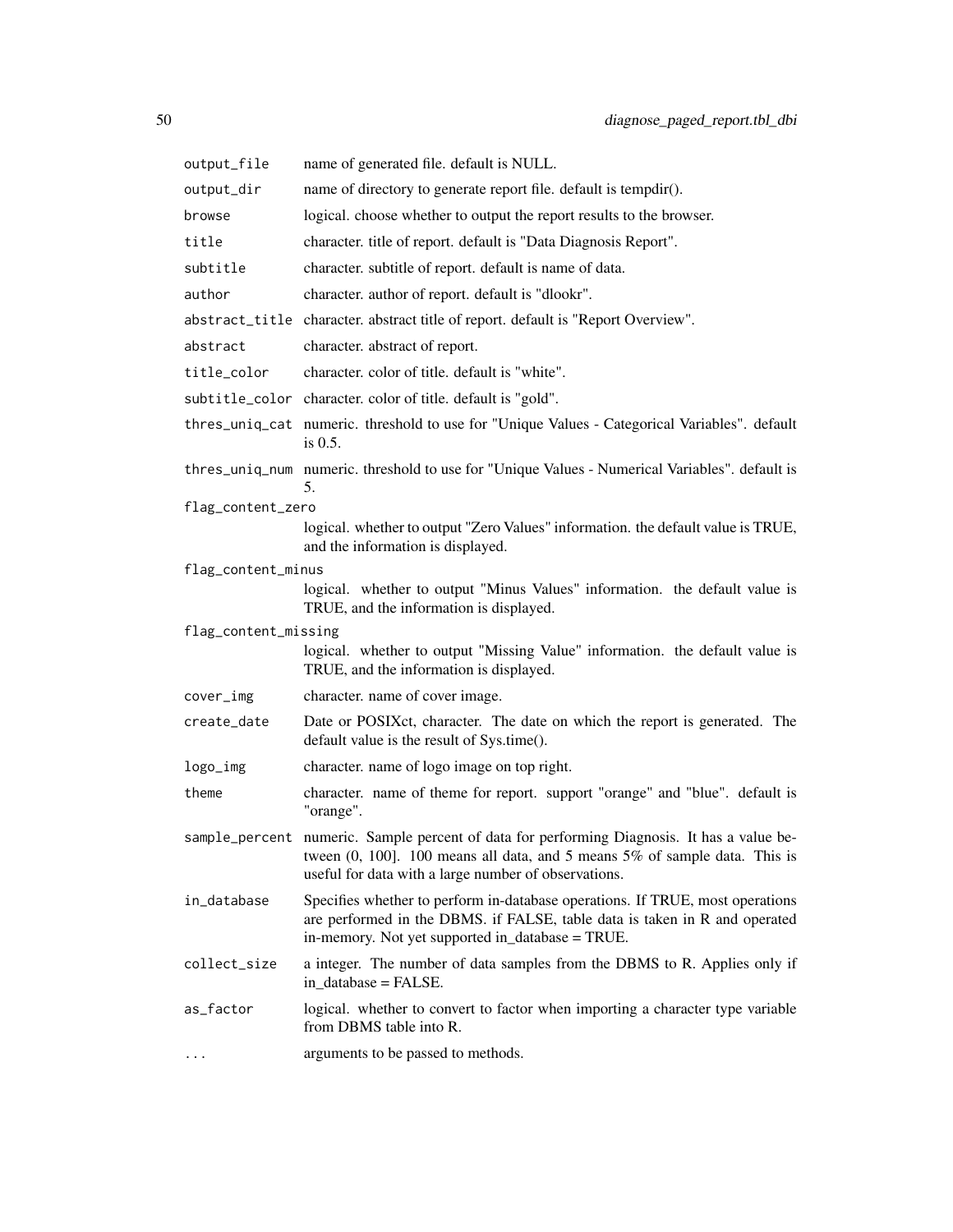| | |
|---|---|
| output_file | name of generated file. default is NULL. |
| output_dir | name of directory to generate report file. default is tempdir(). |
| browse | logical. choose whether to output the report results to the browser. |
| title | character. title of report. default is "Data Diagnosis Report". |
| subtitle | character. subtitle of report. default is name of data. |
| author | character. author of report. default is "dlookr". |
| abstract_title | character. abstract title of report. default is "Report Overview". |
| abstract | character. abstract of report. |
| title_color | character. color of title. default is "white". |
| subtitle_color | character. color of title. default is "gold". |
| thres_uniq_cat | numeric. threshold to use for "Unique Values - Categorical Variables". default is 0.5. |
| thres_uniq_num | numeric. threshold to use for "Unique Values - Numerical Variables". default is 5. |
| flag_content_zero | logical. whether to output "Zero Values" information. the default value is TRUE, and the information is displayed. |
| flag_content_minus | logical. whether to output "Minus Values" information. the default value is TRUE, and the information is displayed. |
| flag_content_missing | logical. whether to output "Missing Value" information. the default value is TRUE, and the information is displayed. |
| cover_img | character. name of cover image. |
| create_date | Date or POSIXct, character. The date on which the report is generated. The default value is the result of Sys.time(). |
| logo_img | character. name of logo image on top right. |
| theme | character. name of theme for report. support "orange" and "blue". default is "orange". |
| sample_percent | numeric. Sample percent of data for performing Diagnosis. It has a value between (0, 100]. 100 means all data, and 5 means 5% of sample data. This is useful for data with a large number of observations. |
| in_database | Specifies whether to perform in-database operations. If TRUE, most operations are performed in the DBMS. if FALSE, table data is taken in R and operated in-memory. Not yet supported in_database = TRUE. |
| collect_size | a integer. The number of data samples from the DBMS to R. Applies only if in_database = FALSE. |
| as_factor | logical. whether to convert to factor when importing a character type variable from DBMS table into R. |
| ... | arguments to be passed to methods. |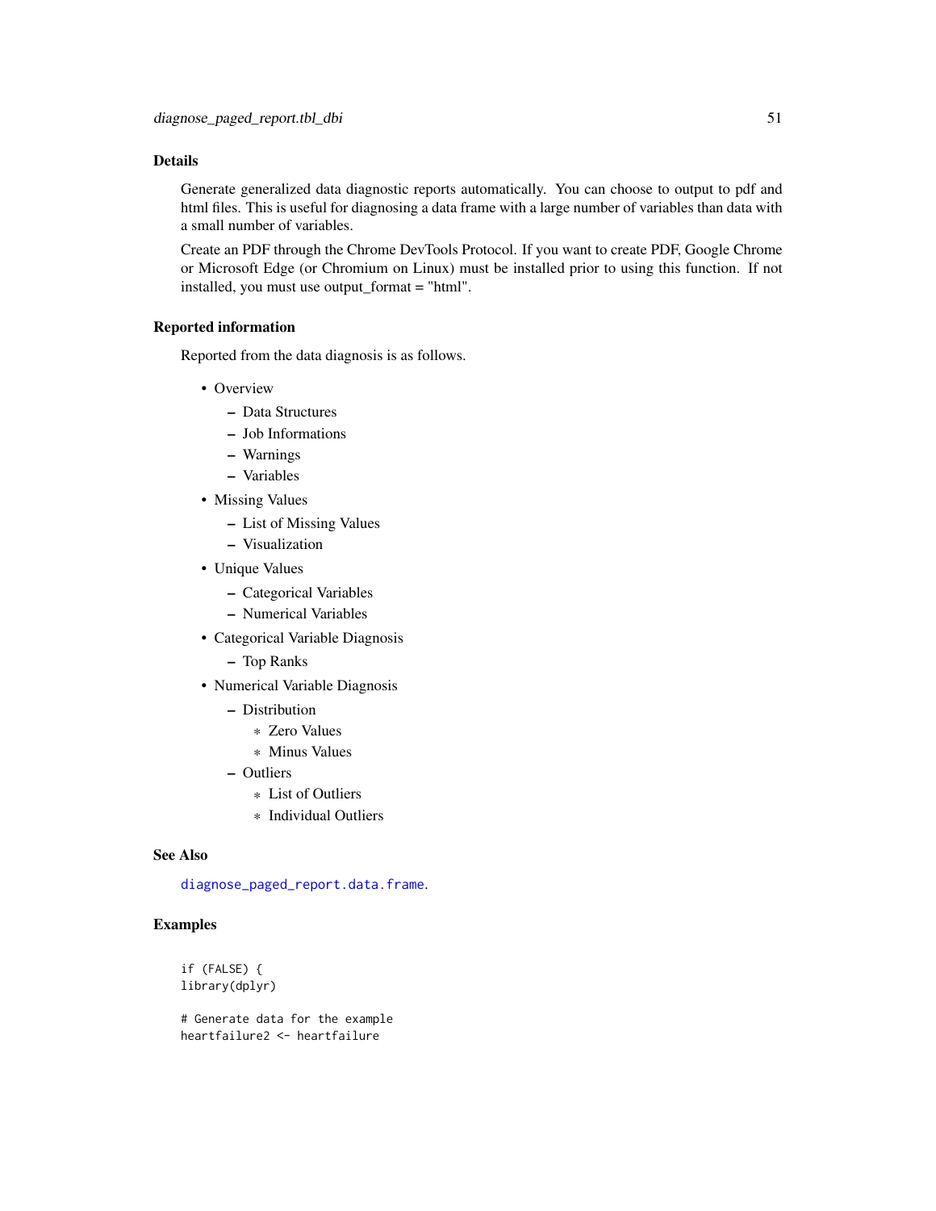## Details

Generate generalized data diagnostic reports automatically. You can choose to output to pdf and html files. This is useful for diagnosing a data frame with a large number of variables than data with a small number of variables.

Create an PDF through the Chrome DevTools Protocol. If you want to create PDF, Google Chrome or Microsoft Edge (or Chromium on Linux) must be installed prior to using this function. If not installed, you must use output_format = "html".

## Reported information

Reported from the data diagnosis is as follows.

- Overview
  - Data Structures
  - Job Informations
  - Warnings
  - Variables
- Missing Values
  - List of Missing Values
  - Visualization
- Unique Values
  - Categorical Variables
  - Numerical Variables
- Categorical Variable Diagnosis
  - Top Ranks
- Numerical Variable Diagnosis
  - Distribution
    - Zero Values
    - Minus Values
  - Outliers
    - List of Outliers
    - Individual Outliers

## See Also

diagnose_paged_report.data.frame.

## Examples

```
if (FALSE) {
library(dplyr)

# Generate data for the example
heartfailure2 <- heartfailure
```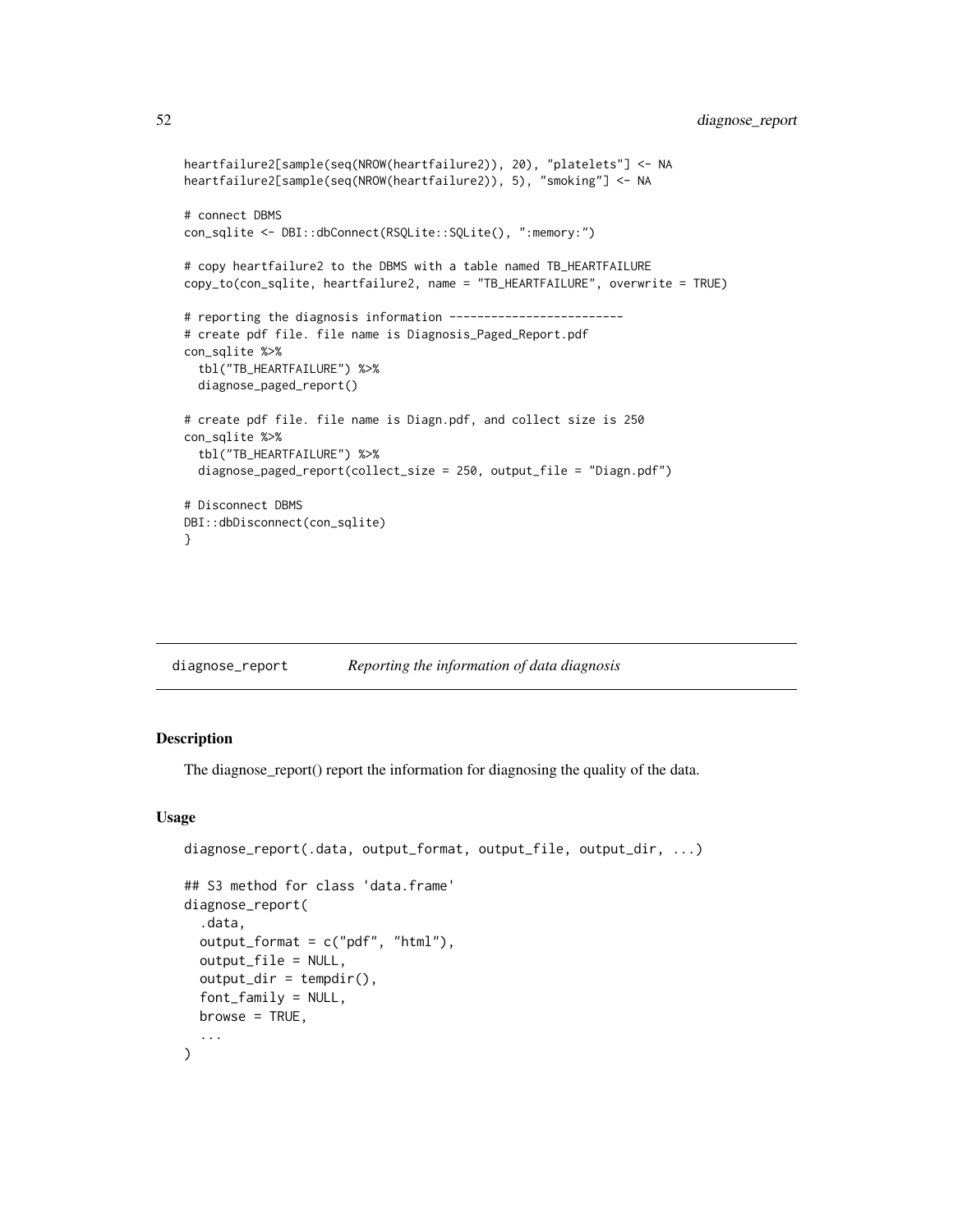```
heartfailure2[sample(seq(NROW(heartfailure2)), 20), "platelets"] <- NA
heartfailure2[sample(seq(NROW(heartfailure2)), 5), "smoking"] <- NA

# connect DBMS
con_sqlite <- DBI::dbConnect(RSQLite::SQLite(), ":memory:")

# copy heartfailure2 to the DBMS with a table named TB_HEARTFAILURE
copy_to(con_sqlite, heartfailure2, name = "TB_HEARTFAILURE", overwrite = TRUE)

# reporting the diagnosis information -------------------------
# create pdf file. file name is Diagnosis_Paged_Report.pdf
con_sqlite %>%
  tbl("TB_HEARTFAILURE") %>%
  diagnose_paged_report()

# create pdf file. file name is Diagn.pdf, and collect size is 250
con_sqlite %>%
  tbl("TB_HEARTFAILURE") %>%
  diagnose_paged_report(collect_size = 250, output_file = "Diagn.pdf")

# Disconnect DBMS
DBI::dbDisconnect(con_sqlite)
}
```

## diagnose_report — *Reporting the information of data diagnosis*

### Description

The diagnose_report() report the information for diagnosing the quality of the data.

### Usage

```
diagnose_report(.data, output_format, output_file, output_dir, ...)

## S3 method for class 'data.frame'
diagnose_report(
  .data,
  output_format = c("pdf", "html"),
  output_file = NULL,
  output_dir = tempdir(),
  font_family = NULL,
  browse = TRUE,
  ...
)
```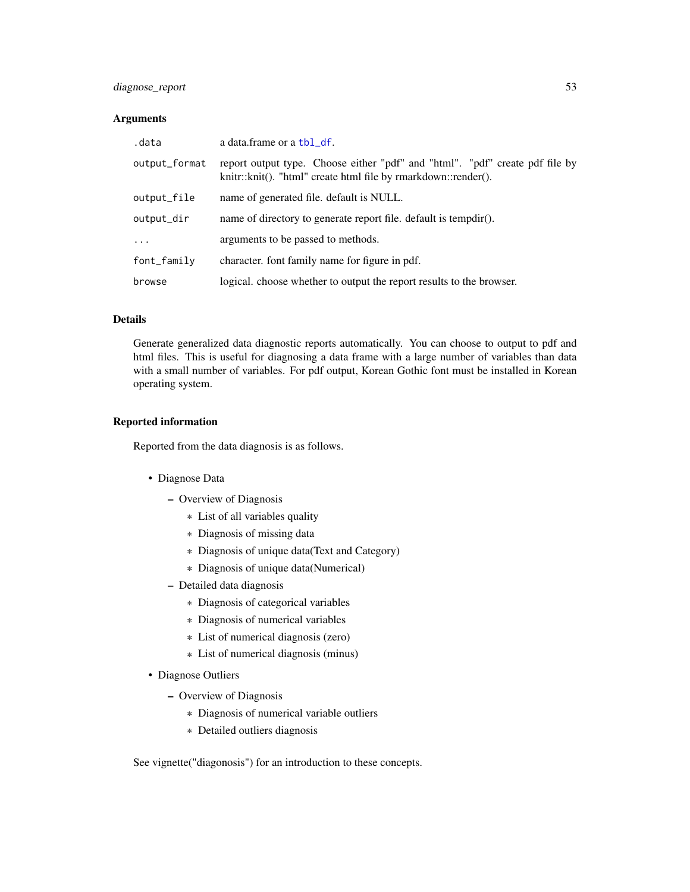### Arguments

| | |
|---|---|
| `.data` | a data.frame or a `tbl_df`. |
| `output_format` | report output type. Choose either "pdf" and "html". "pdf" create pdf file by knitr::knit(). "html" create html file by rmarkdown::render(). |
| `output_file` | name of generated file. default is NULL. |
| `output_dir` | name of directory to generate report file. default is tempdir(). |
| `...` | arguments to be passed to methods. |
| `font_family` | character. font family name for figure in pdf. |
| `browse` | logical. choose whether to output the report results to the browser. |

### Details

Generate generalized data diagnostic reports automatically. You can choose to output to pdf and html files. This is useful for diagnosing a data frame with a large number of variables than data with a small number of variables. For pdf output, Korean Gothic font must be installed in Korean operating system.

### Reported information

Reported from the data diagnosis is as follows.

- Diagnose Data
  - Overview of Diagnosis
    - List of all variables quality
    - Diagnosis of missing data
    - Diagnosis of unique data(Text and Category)
    - Diagnosis of unique data(Numerical)
  - Detailed data diagnosis
    - Diagnosis of categorical variables
    - Diagnosis of numerical variables
    - List of numerical diagnosis (zero)
    - List of numerical diagnosis (minus)
- Diagnose Outliers
  - Overview of Diagnosis
    - Diagnosis of numerical variable outliers
    - Detailed outliers diagnosis

See vignette("diagonosis") for an introduction to these concepts.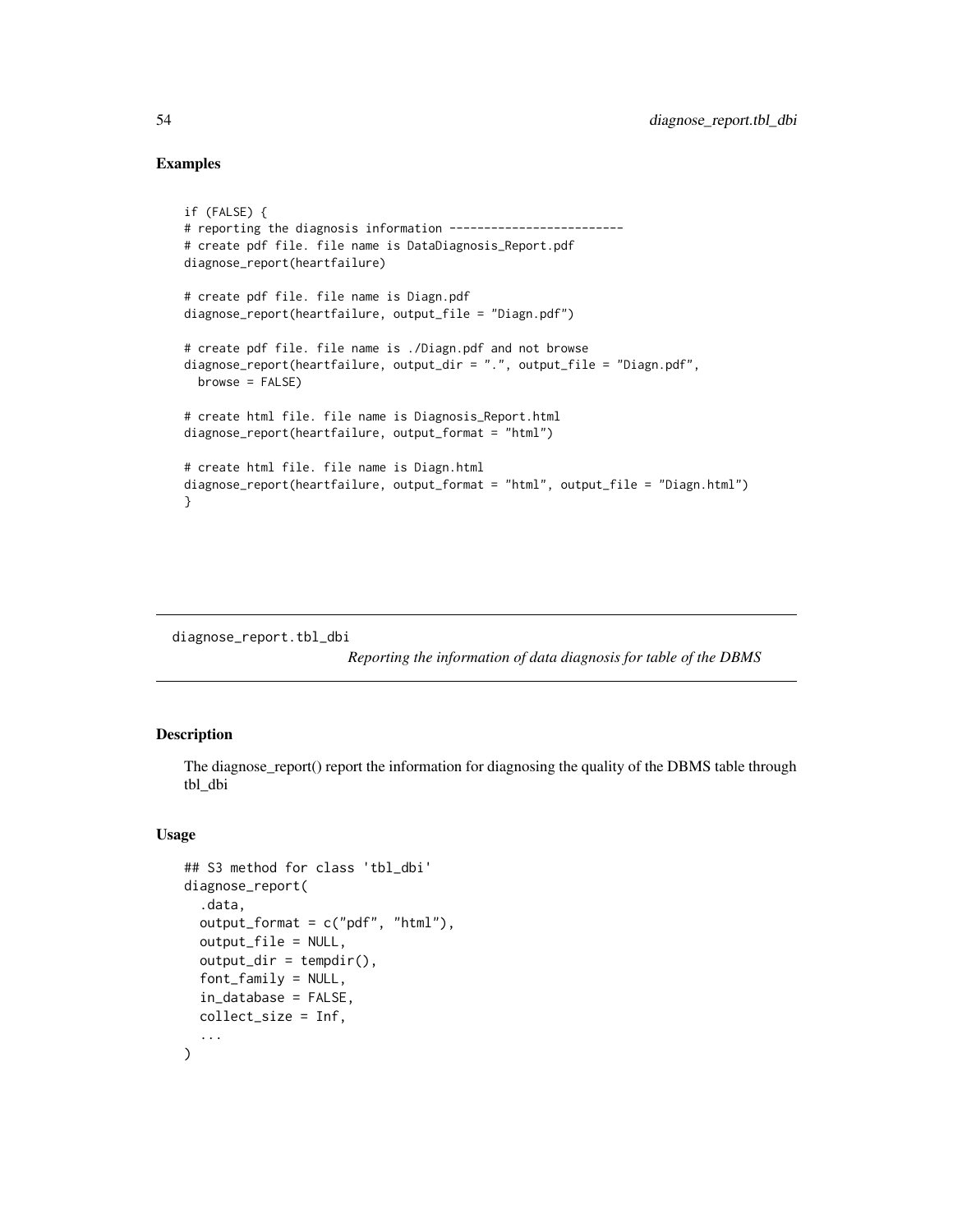## Examples

```
if (FALSE) {
# reporting the diagnosis information -------------------------
# create pdf file. file name is DataDiagnosis_Report.pdf
diagnose_report(heartfailure)

# create pdf file. file name is Diagn.pdf
diagnose_report(heartfailure, output_file = "Diagn.pdf")

# create pdf file. file name is ./Diagn.pdf and not browse
diagnose_report(heartfailure, output_dir = ".", output_file = "Diagn.pdf",
  browse = FALSE)

# create html file. file name is Diagnosis_Report.html
diagnose_report(heartfailure, output_format = "html")

# create html file. file name is Diagn.html
diagnose_report(heartfailure, output_format = "html", output_file = "Diagn.html")
}
```

---

diagnose_report.tbl_dbi

*Reporting the information of data diagnosis for table of the DBMS*

---

## Description

The diagnose_report() report the information for diagnosing the quality of the DBMS table through tbl_dbi

## Usage

```
## S3 method for class 'tbl_dbi'
diagnose_report(
  .data,
  output_format = c("pdf", "html"),
  output_file = NULL,
  output_dir = tempdir(),
  font_family = NULL,
  in_database = FALSE,
  collect_size = Inf,
  ...
)
```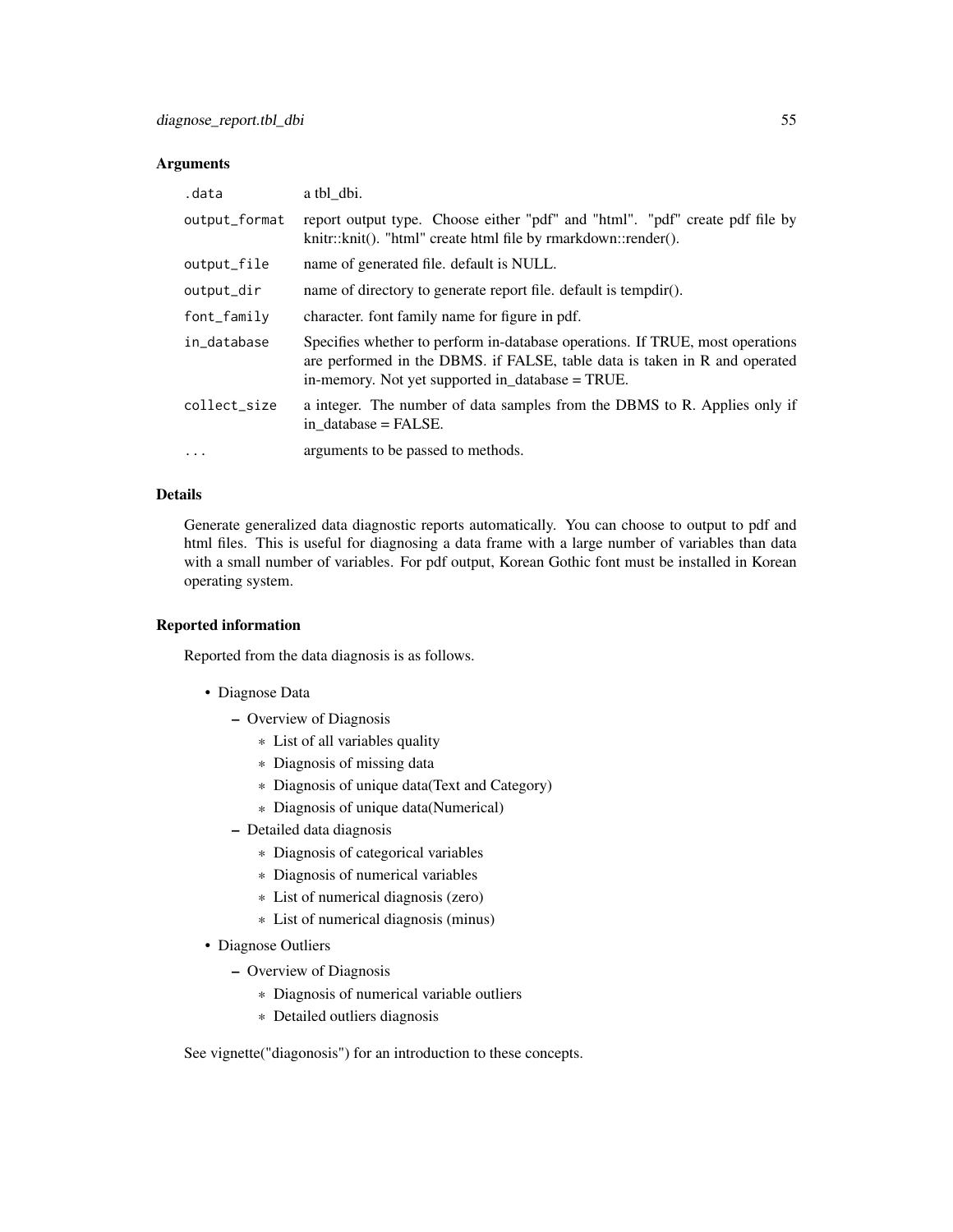## Arguments

| | |
|---|---|
| `.data` | a tbl_dbi. |
| `output_format` | report output type. Choose either "pdf" and "html". "pdf" create pdf file by knitr::knit(). "html" create html file by rmarkdown::render(). |
| `output_file` | name of generated file. default is NULL. |
| `output_dir` | name of directory to generate report file. default is tempdir(). |
| `font_family` | character. font family name for figure in pdf. |
| `in_database` | Specifies whether to perform in-database operations. If TRUE, most operations are performed in the DBMS. if FALSE, table data is taken in R and operated in-memory. Not yet supported in_database = TRUE. |
| `collect_size` | a integer. The number of data samples from the DBMS to R. Applies only if in_database = FALSE. |
| `...` | arguments to be passed to methods. |

## Details

Generate generalized data diagnostic reports automatically. You can choose to output to pdf and html files. This is useful for diagnosing a data frame with a large number of variables than data with a small number of variables. For pdf output, Korean Gothic font must be installed in Korean operating system.

## Reported information

Reported from the data diagnosis is as follows.

- Diagnose Data
  - Overview of Diagnosis
    - List of all variables quality
    - Diagnosis of missing data
    - Diagnosis of unique data(Text and Category)
    - Diagnosis of unique data(Numerical)
  - Detailed data diagnosis
    - Diagnosis of categorical variables
    - Diagnosis of numerical variables
    - List of numerical diagnosis (zero)
    - List of numerical diagnosis (minus)
- Diagnose Outliers
  - Overview of Diagnosis
    - Diagnosis of numerical variable outliers
    - Detailed outliers diagnosis

See vignette("diagonosis") for an introduction to these concepts.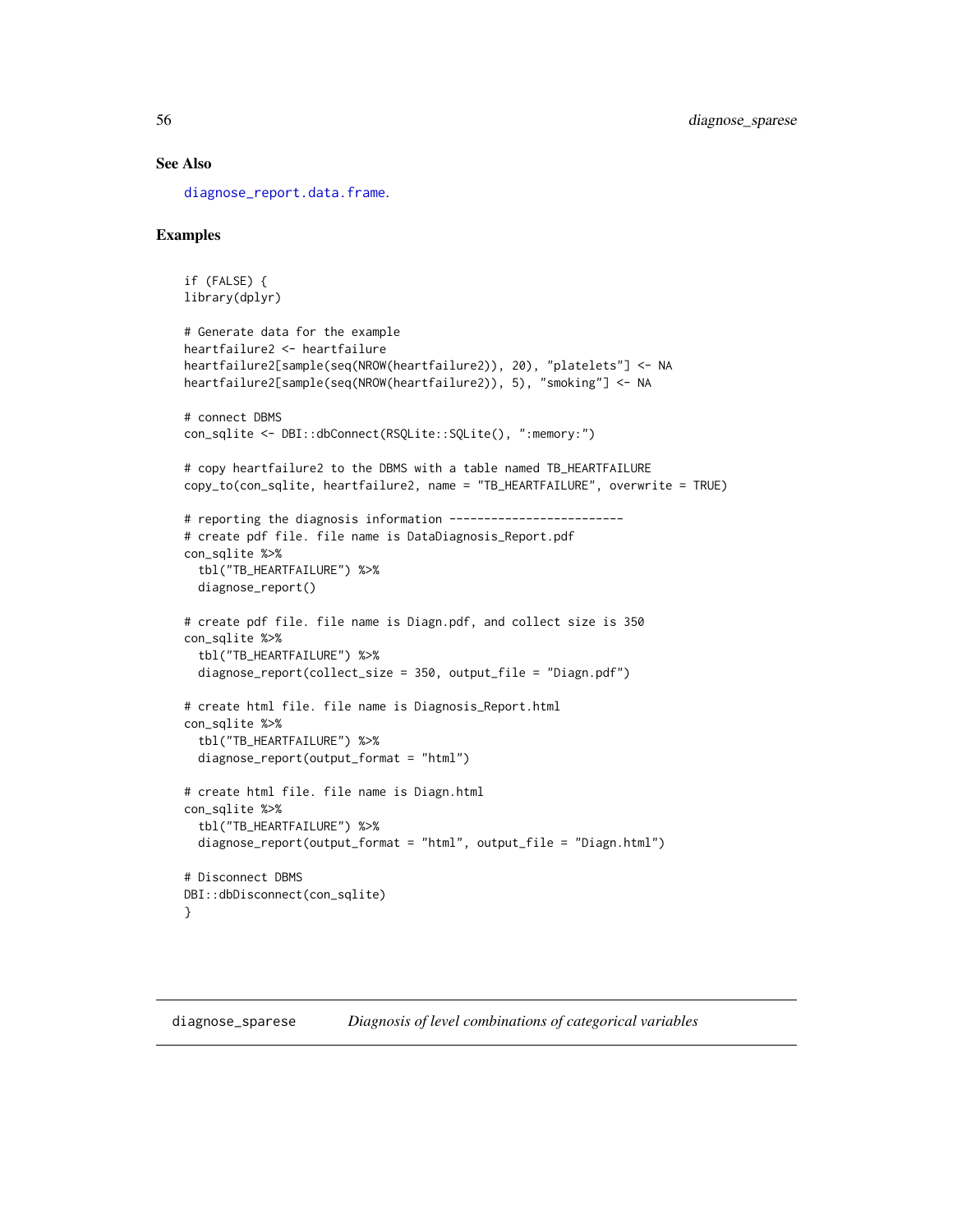## See Also

diagnose_report.data.frame.

## Examples

```
if (FALSE) {
library(dplyr)

# Generate data for the example
heartfailure2 <- heartfailure
heartfailure2[sample(seq(NROW(heartfailure2)), 20), "platelets"] <- NA
heartfailure2[sample(seq(NROW(heartfailure2)), 5), "smoking"] <- NA

# connect DBMS
con_sqlite <- DBI::dbConnect(RSQLite::SQLite(), ":memory:")

# copy heartfailure2 to the DBMS with a table named TB_HEARTFAILURE
copy_to(con_sqlite, heartfailure2, name = "TB_HEARTFAILURE", overwrite = TRUE)

# reporting the diagnosis information -------------------------
# create pdf file. file name is DataDiagnosis_Report.pdf
con_sqlite %>%
  tbl("TB_HEARTFAILURE") %>%
  diagnose_report()

# create pdf file. file name is Diagn.pdf, and collect size is 350
con_sqlite %>%
  tbl("TB_HEARTFAILURE") %>%
  diagnose_report(collect_size = 350, output_file = "Diagn.pdf")

# create html file. file name is Diagnosis_Report.html
con_sqlite %>%
  tbl("TB_HEARTFAILURE") %>%
  diagnose_report(output_format = "html")

# create html file. file name is Diagn.html
con_sqlite %>%
  tbl("TB_HEARTFAILURE") %>%
  diagnose_report(output_format = "html", output_file = "Diagn.html")

# Disconnect DBMS
DBI::dbDisconnect(con_sqlite)
}
```

---

# diagnose_sparese *Diagnosis of level combinations of categorical variables*

---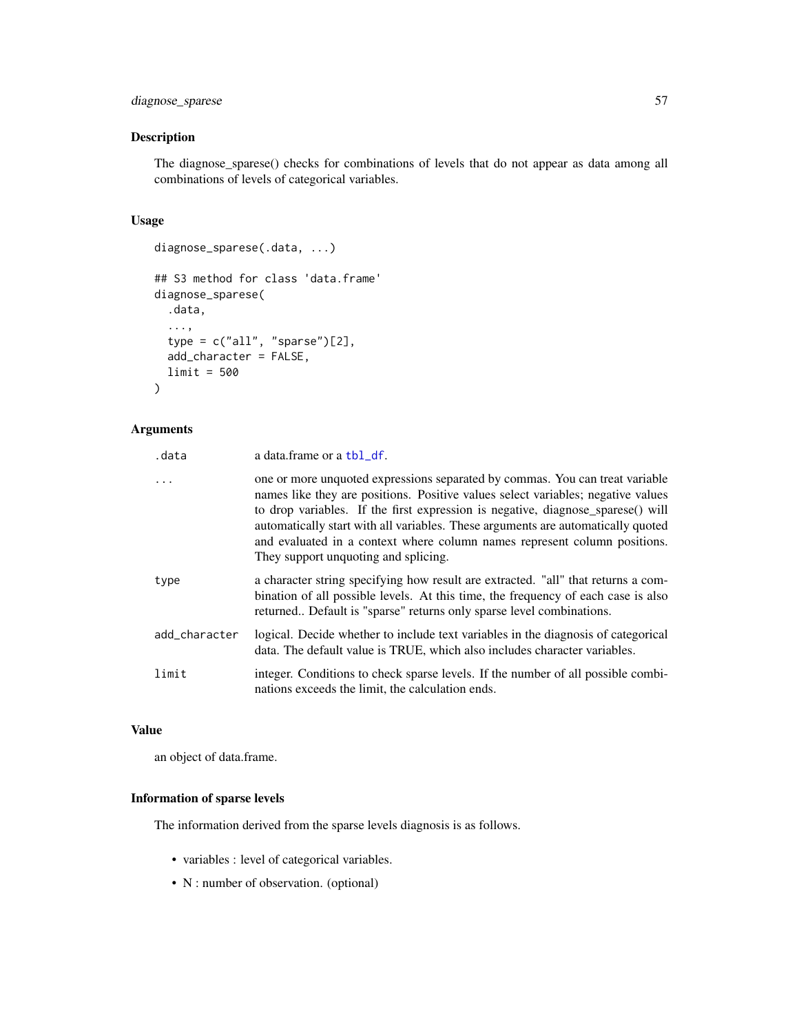## Description

The diagnose_sparese() checks for combinations of levels that do not appear as data among all combinations of levels of categorical variables.

## Usage

```
diagnose_sparese(.data, ...)

## S3 method for class 'data.frame'
diagnose_sparese(
  .data,
  ...,
  type = c("all", "sparse")[2],
  add_character = FALSE,
  limit = 500
)
```

## Arguments

| | |
|---|---|
| .data | a data.frame or a tbl_df. |
| ... | one or more unquoted expressions separated by commas. You can treat variable names like they are positions. Positive values select variables; negative values to drop variables. If the first expression is negative, diagnose_sparese() will automatically start with all variables. These arguments are automatically quoted and evaluated in a context where column names represent column positions. They support unquoting and splicing. |
| type | a character string specifying how result are extracted. "all" that returns a combination of all possible levels. At this time, the frequency of each case is also returned.. Default is "sparse" returns only sparse level combinations. |
| add_character | logical. Decide whether to include text variables in the diagnosis of categorical data. The default value is TRUE, which also includes character variables. |
| limit | integer. Conditions to check sparse levels. If the number of all possible combinations exceeds the limit, the calculation ends. |

## Value

an object of data.frame.

## Information of sparse levels

The information derived from the sparse levels diagnosis is as follows.

- variables : level of categorical variables.
- N : number of observation. (optional)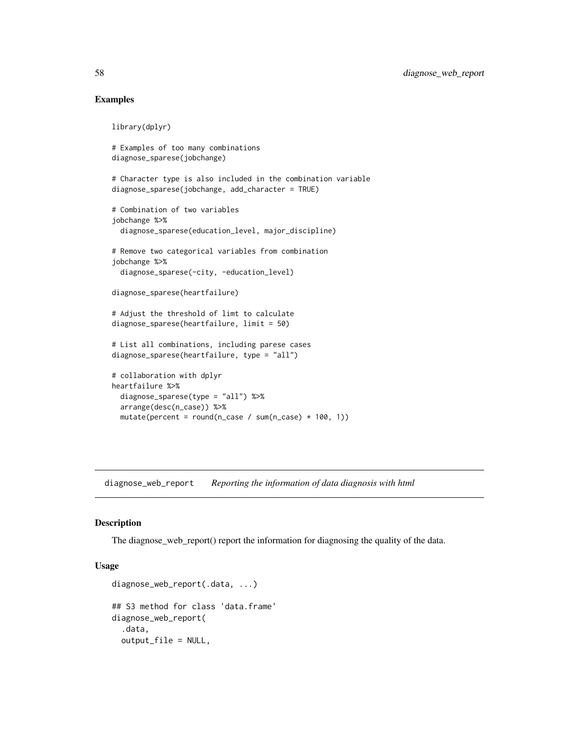## Examples

```
library(dplyr)

# Examples of too many combinations
diagnose_sparese(jobchange)

# Character type is also included in the combination variable
diagnose_sparese(jobchange, add_character = TRUE)

# Combination of two variables
jobchange %>%
  diagnose_sparese(education_level, major_discipline)

# Remove two categorical variables from combination
jobchange %>%
  diagnose_sparese(-city, -education_level)

diagnose_sparese(heartfailure)

# Adjust the threshold of limt to calculate
diagnose_sparese(heartfailure, limit = 50)

# List all combinations, including parese cases
diagnose_sparese(heartfailure, type = "all")

# collaboration with dplyr
heartfailure %>%
  diagnose_sparese(type = "all") %>%
  arrange(desc(n_case)) %>%
  mutate(percent = round(n_case / sum(n_case) * 100, 1))
```

---

# diagnose_web_report &nbsp;&nbsp; *Reporting the information of data diagnosis with html*

---

## Description

The diagnose_web_report() report the information for diagnosing the quality of the data.

## Usage

```
diagnose_web_report(.data, ...)

## S3 method for class 'data.frame'
diagnose_web_report(
  .data,
  output_file = NULL,
```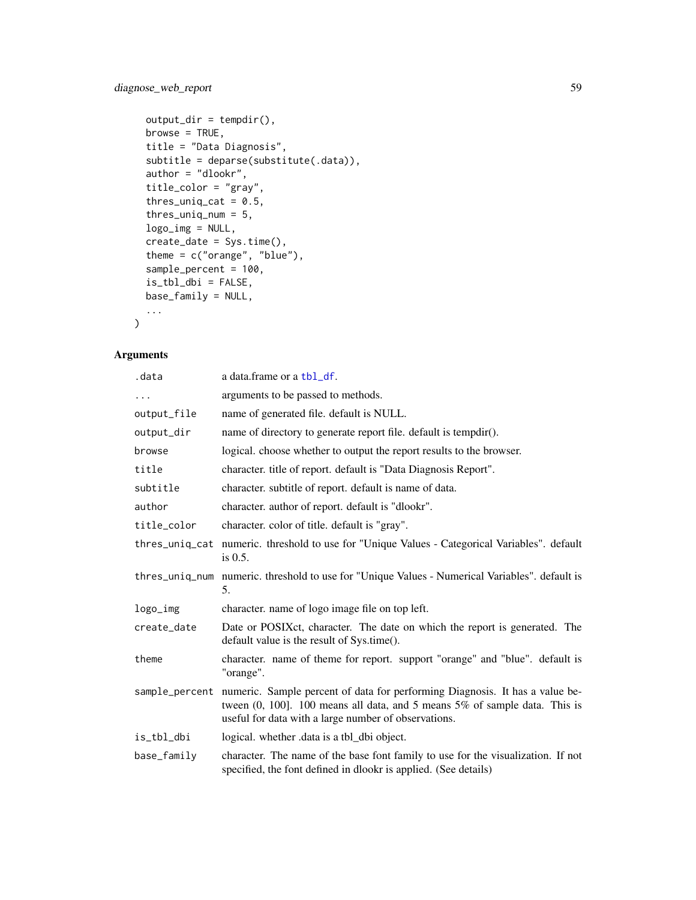```
  output_dir = tempdir(),
  browse = TRUE,
  title = "Data Diagnosis",
  subtitle = deparse(substitute(.data)),
  author = "dlookr",
  title_color = "gray",
  thres_uniq_cat = 0.5,
  thres_uniq_num = 5,
  logo_img = NULL,
  create_date = Sys.time(),
  theme = c("orange", "blue"),
  sample_percent = 100,
  is_tbl_dbi = FALSE,
  base_family = NULL,
  ...
)
```

## Arguments

| Argument | Description |
|---|---|
| `.data` | a data.frame or a tbl_df. |
| `...` | arguments to be passed to methods. |
| `output_file` | name of generated file. default is NULL. |
| `output_dir` | name of directory to generate report file. default is tempdir(). |
| `browse` | logical. choose whether to output the report results to the browser. |
| `title` | character. title of report. default is "Data Diagnosis Report". |
| `subtitle` | character. subtitle of report. default is name of data. |
| `author` | character. author of report. default is "dlookr". |
| `title_color` | character. color of title. default is "gray". |
| `thres_uniq_cat` | numeric. threshold to use for "Unique Values - Categorical Variables". default is 0.5. |
| `thres_uniq_num` | numeric. threshold to use for "Unique Values - Numerical Variables". default is 5. |
| `logo_img` | character. name of logo image file on top left. |
| `create_date` | Date or POSIXct, character. The date on which the report is generated. The default value is the result of Sys.time(). |
| `theme` | character. name of theme for report. support "orange" and "blue". default is "orange". |
| `sample_percent` | numeric. Sample percent of data for performing Diagnosis. It has a value between (0, 100]. 100 means all data, and 5 means 5% of sample data. This is useful for data with a large number of observations. |
| `is_tbl_dbi` | logical. whether .data is a tbl_dbi object. |
| `base_family` | character. The name of the base font family to use for the visualization. If not specified, the font defined in dlookr is applied. (See details) |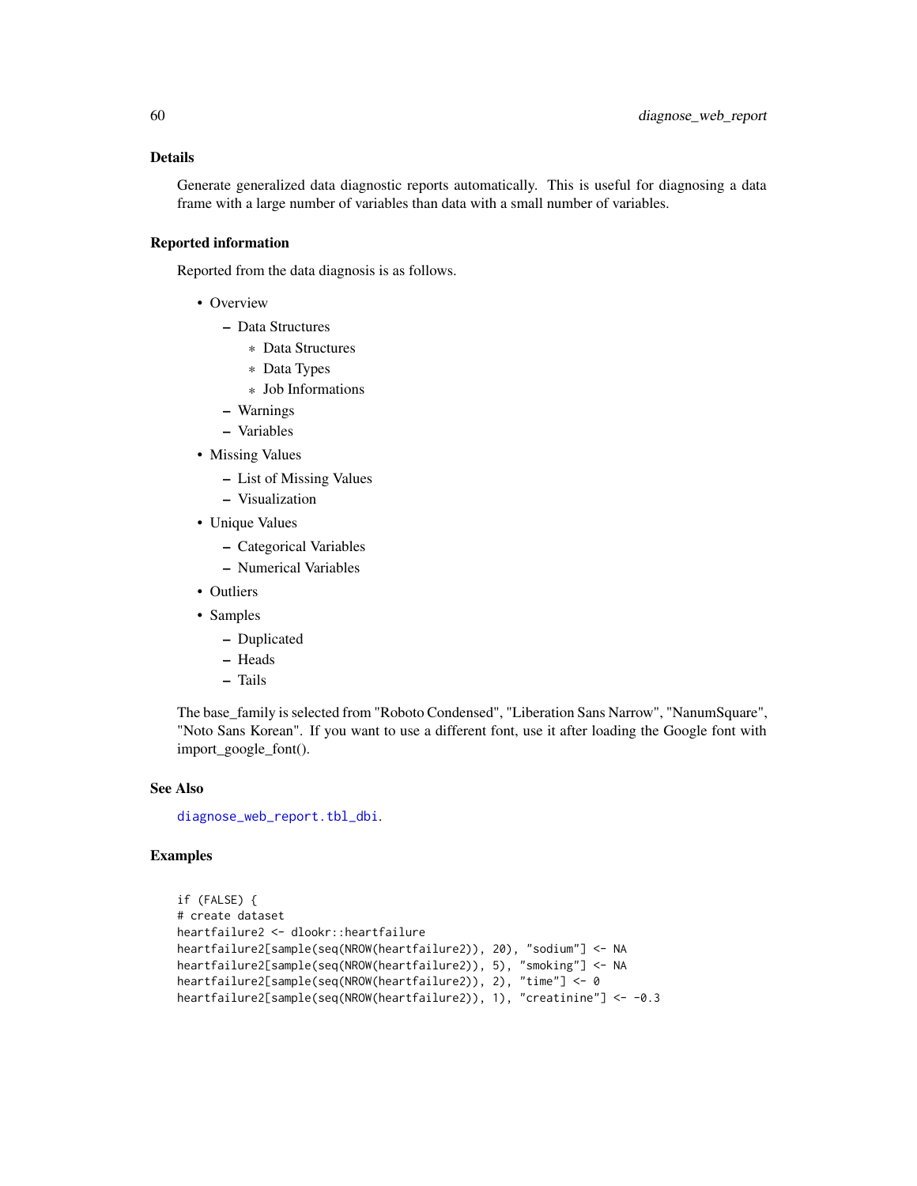### Details

Generate generalized data diagnostic reports automatically. This is useful for diagnosing a data frame with a large number of variables than data with a small number of variables.

### Reported information

Reported from the data diagnosis is as follows.

- Overview
  - Data Structures
    - Data Structures
    - Data Types
    - Job Informations
  - Warnings
  - Variables
- Missing Values
  - List of Missing Values
  - Visualization
- Unique Values
  - Categorical Variables
  - Numerical Variables
- Outliers
- Samples
  - Duplicated
  - Heads
  - Tails

The base_family is selected from "Roboto Condensed", "Liberation Sans Narrow", "NanumSquare", "Noto Sans Korean". If you want to use a different font, use it after loading the Google font with import_google_font().

### See Also

diagnose_web_report.tbl_dbi.

### Examples

```
if (FALSE) {
# create dataset
heartfailure2 <- dlookr::heartfailure
heartfailure2[sample(seq(NROW(heartfailure2)), 20), "sodium"] <- NA
heartfailure2[sample(seq(NROW(heartfailure2)), 5), "smoking"] <- NA
heartfailure2[sample(seq(NROW(heartfailure2)), 2), "time"] <- 0
heartfailure2[sample(seq(NROW(heartfailure2)), 1), "creatinine"] <- -0.3
```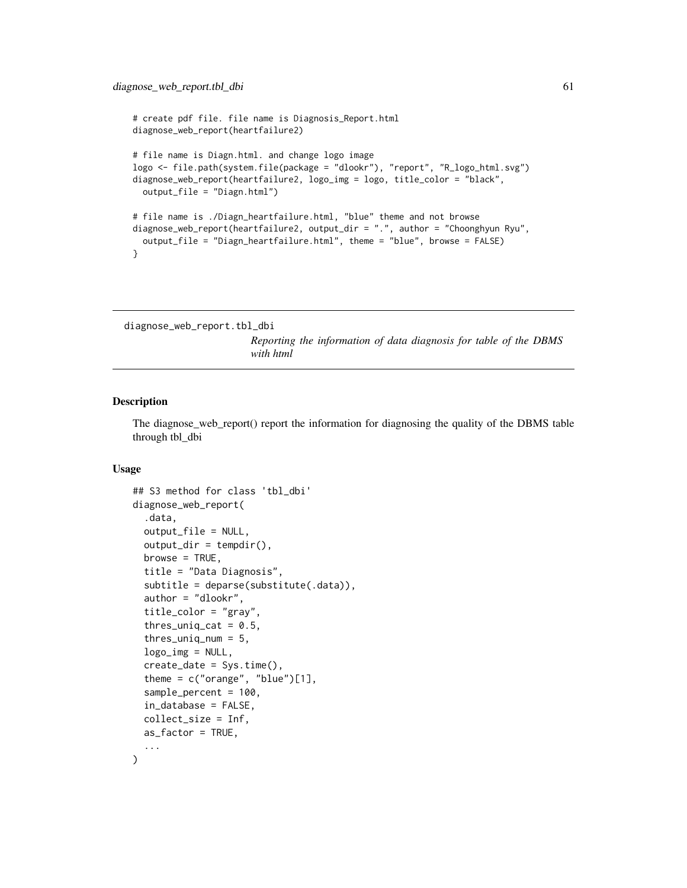```
# create pdf file. file name is Diagnosis_Report.html
diagnose_web_report(heartfailure2)

# file name is Diagn.html. and change logo image
logo <- file.path(system.file(package = "dlookr"), "report", "R_logo_html.svg")
diagnose_web_report(heartfailure2, logo_img = logo, title_color = "black",
  output_file = "Diagn.html")

# file name is ./Diagn_heartfailure.html, "blue" theme and not browse
diagnose_web_report(heartfailure2, output_dir = ".", author = "Choonghyun Ryu",
  output_file = "Diagn_heartfailure.html", theme = "blue", browse = FALSE)
}
```

---

## diagnose_web_report.tbl_dbi

*Reporting the information of data diagnosis for table of the DBMS with html*

---

### Description

The diagnose_web_report() report the information for diagnosing the quality of the DBMS table through tbl_dbi

### Usage

```
## S3 method for class 'tbl_dbi'
diagnose_web_report(
  .data,
  output_file = NULL,
  output_dir = tempdir(),
  browse = TRUE,
  title = "Data Diagnosis",
  subtitle = deparse(substitute(.data)),
  author = "dlookr",
  title_color = "gray",
  thres_uniq_cat = 0.5,
  thres_uniq_num = 5,
  logo_img = NULL,
  create_date = Sys.time(),
  theme = c("orange", "blue")[1],
  sample_percent = 100,
  in_database = FALSE,
  collect_size = Inf,
  as_factor = TRUE,
  ...
)
```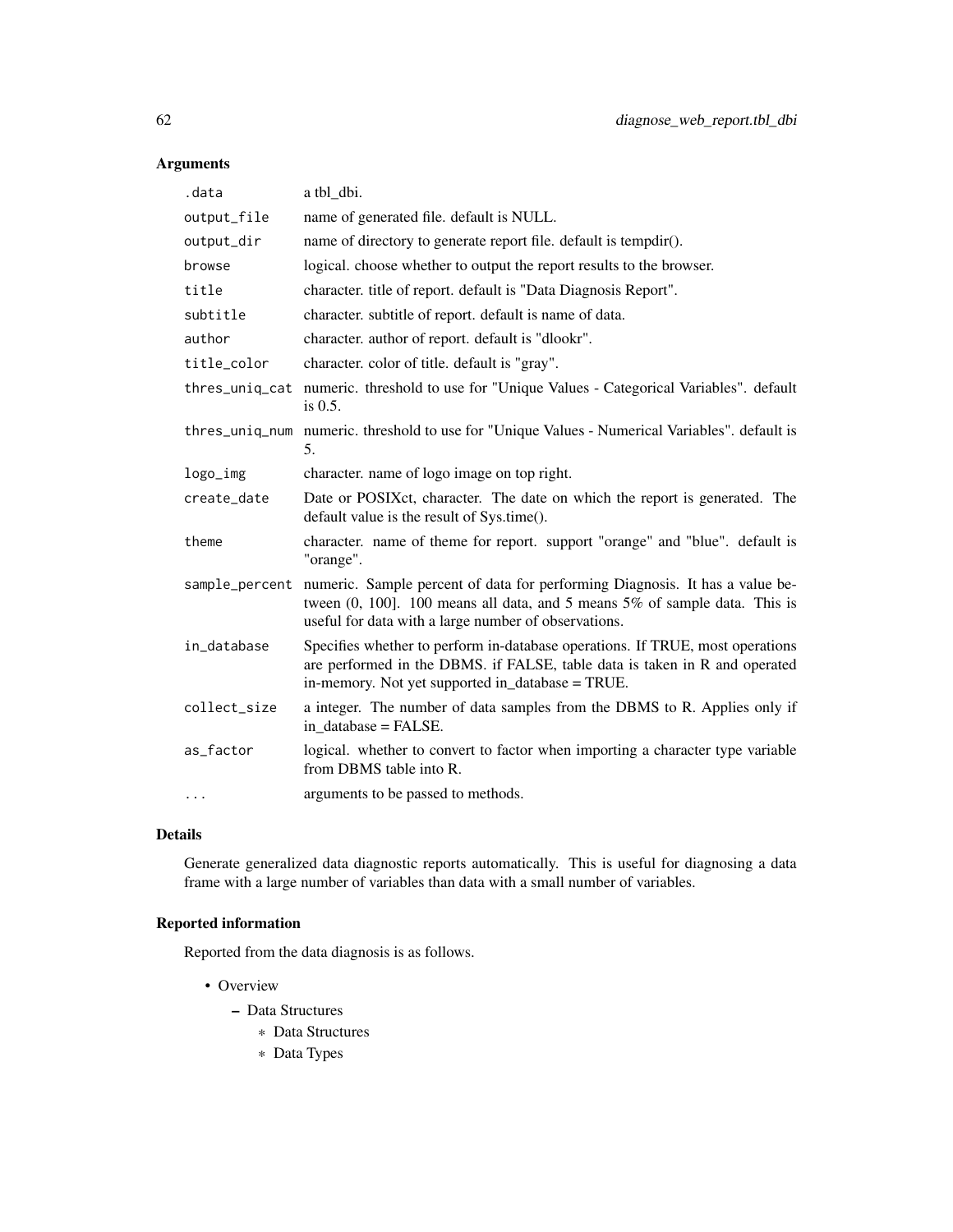### Arguments

| Argument | Description |
|---|---|
| .data | a tbl_dbi. |
| output_file | name of generated file. default is NULL. |
| output_dir | name of directory to generate report file. default is tempdir(). |
| browse | logical. choose whether to output the report results to the browser. |
| title | character. title of report. default is "Data Diagnosis Report". |
| subtitle | character. subtitle of report. default is name of data. |
| author | character. author of report. default is "dlookr". |
| title_color | character. color of title. default is "gray". |
| thres_uniq_cat | numeric. threshold to use for "Unique Values - Categorical Variables". default is 0.5. |
| thres_uniq_num | numeric. threshold to use for "Unique Values - Numerical Variables". default is 5. |
| logo_img | character. name of logo image on top right. |
| create_date | Date or POSIXct, character. The date on which the report is generated. The default value is the result of Sys.time(). |
| theme | character. name of theme for report. support "orange" and "blue". default is "orange". |
| sample_percent | numeric. Sample percent of data for performing Diagnosis. It has a value between (0, 100]. 100 means all data, and 5 means 5% of sample data. This is useful for data with a large number of observations. |
| in_database | Specifies whether to perform in-database operations. If TRUE, most operations are performed in the DBMS. if FALSE, table data is taken in R and operated in-memory. Not yet supported in_database = TRUE. |
| collect_size | a integer. The number of data samples from the DBMS to R. Applies only if in_database = FALSE. |
| as_factor | logical. whether to convert to factor when importing a character type variable from DBMS table into R. |
| ... | arguments to be passed to methods. |

### Details

Generate generalized data diagnostic reports automatically. This is useful for diagnosing a data frame with a large number of variables than data with a small number of variables.

### Reported information

Reported from the data diagnosis is as follows.

- Overview
  - Data Structures
    - Data Structures
    - Data Types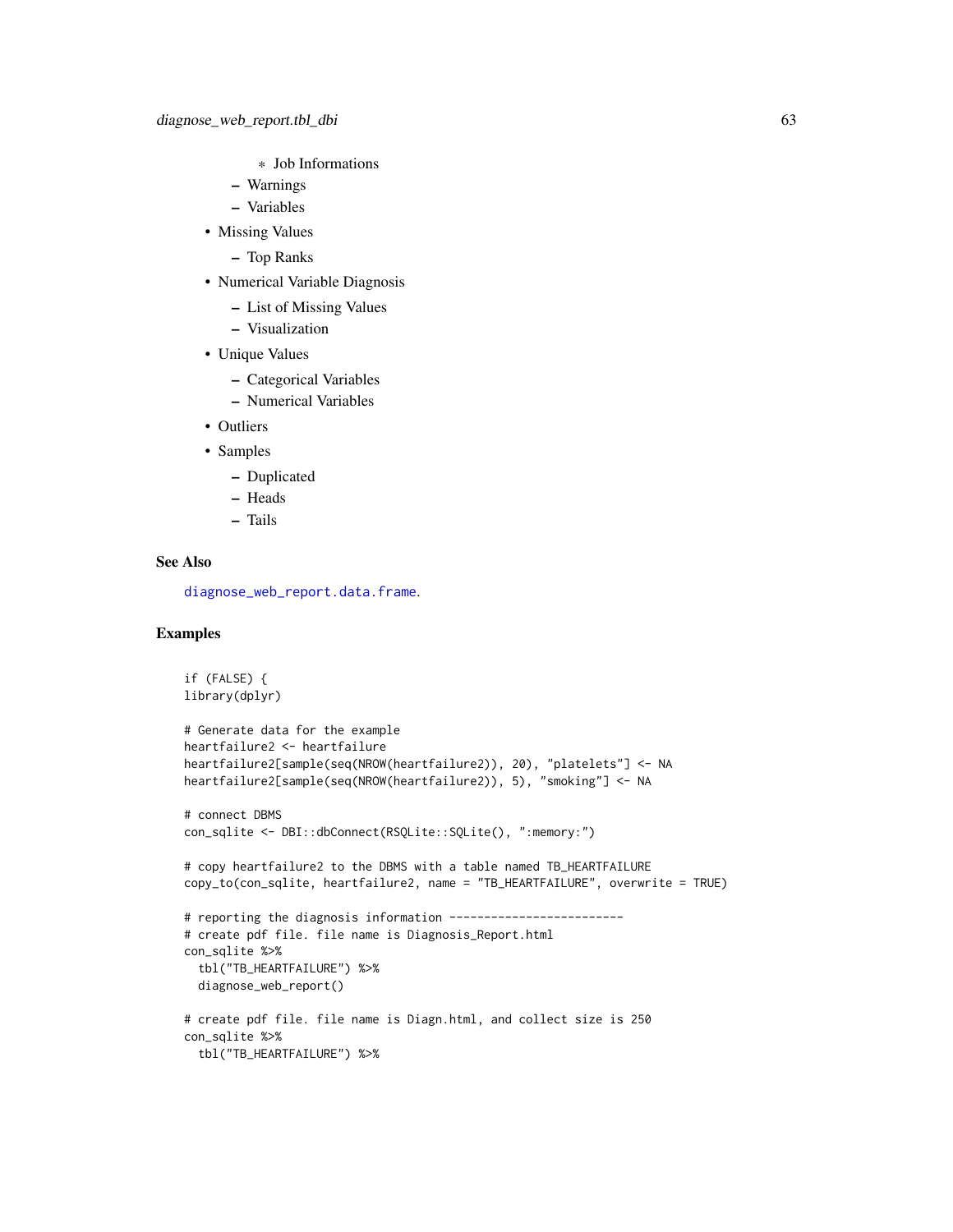* Job Informations
    - Warnings
    - Variables
- Missing Values
    - Top Ranks
- Numerical Variable Diagnosis
    - List of Missing Values
    - Visualization
- Unique Values
    - Categorical Variables
    - Numerical Variables
- Outliers
- Samples
    - Duplicated
    - Heads
    - Tails

## See Also

diagnose_web_report.data.frame.

## Examples

```
if (FALSE) {
library(dplyr)

# Generate data for the example
heartfailure2 <- heartfailure
heartfailure2[sample(seq(NROW(heartfailure2)), 20), "platelets"] <- NA
heartfailure2[sample(seq(NROW(heartfailure2)), 5), "smoking"] <- NA

# connect DBMS
con_sqlite <- DBI::dbConnect(RSQLite::SQLite(), ":memory:")

# copy heartfailure2 to the DBMS with a table named TB_HEARTFAILURE
copy_to(con_sqlite, heartfailure2, name = "TB_HEARTFAILURE", overwrite = TRUE)

# reporting the diagnosis information -------------------------
# create pdf file. file name is Diagnosis_Report.html
con_sqlite %>%
  tbl("TB_HEARTFAILURE") %>%
  diagnose_web_report()

# create pdf file. file name is Diagn.html, and collect size is 250
con_sqlite %>%
  tbl("TB_HEARTFAILURE") %>%
```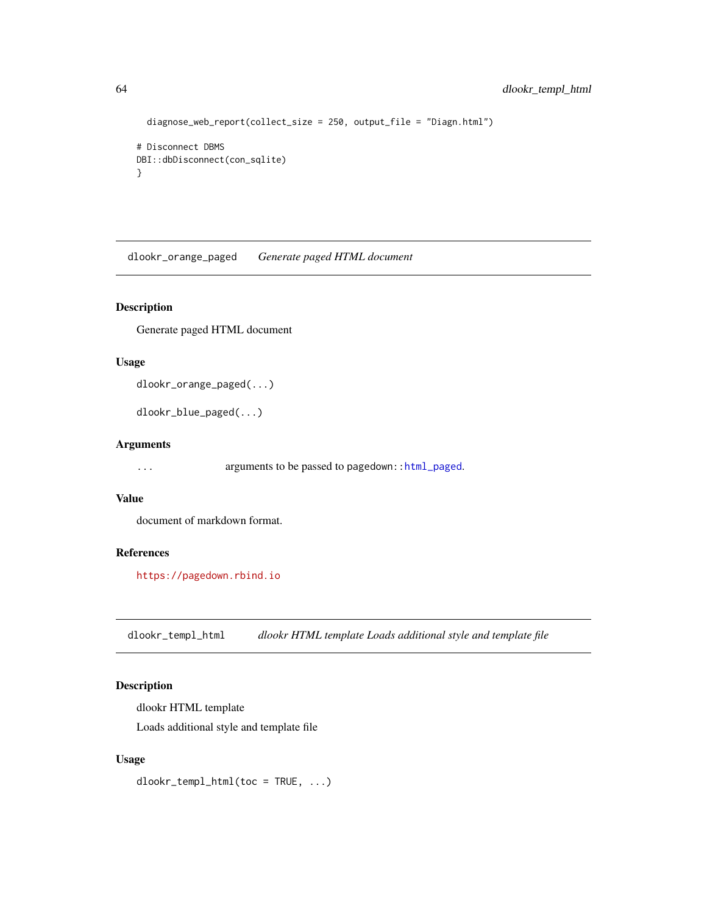```
  diagnose_web_report(collect_size = 250, output_file = "Diagn.html")

# Disconnect DBMS
DBI::dbDisconnect(con_sqlite)
}
```

## dlookr_orange_paged — *Generate paged HTML document*

### Description

Generate paged HTML document

### Usage

```
dlookr_orange_paged(...)

dlookr_blue_paged(...)
```

### Arguments

| | |
|---|---|
| `...` | arguments to be passed to `pagedown::html_paged`. |

### Value

document of markdown format.

### References

https://pagedown.rbind.io

## dlookr_templ_html — *dlookr HTML template Loads additional style and template file*

### Description

dlookr HTML template

Loads additional style and template file

### Usage

```
dlookr_templ_html(toc = TRUE, ...)
```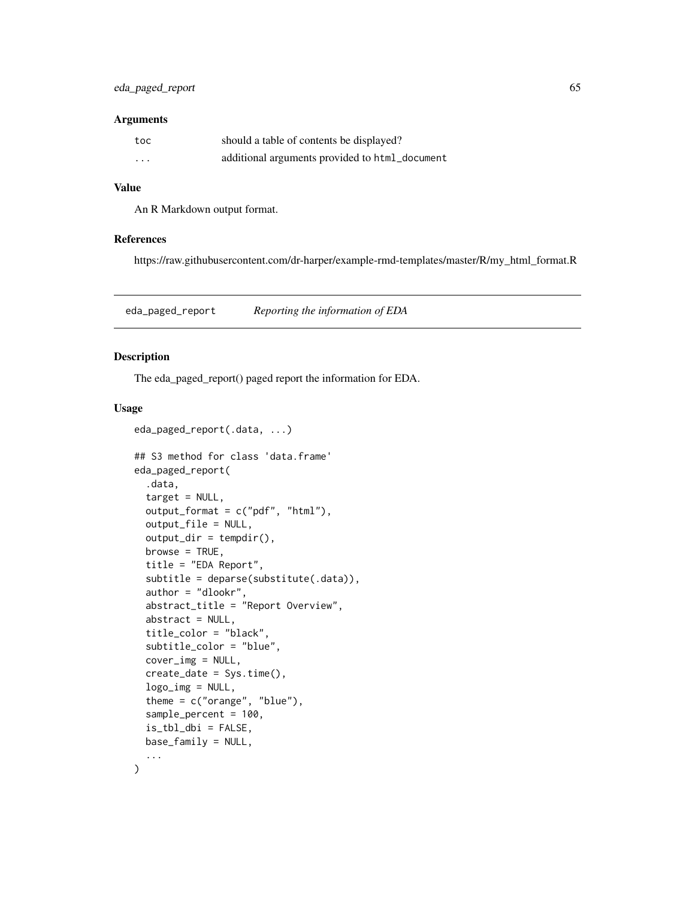### Arguments

| | |
|---|---|
| toc | should a table of contents be displayed? |
| ... | additional arguments provided to html_document |

### Value

An R Markdown output format.

### References

https://raw.githubusercontent.com/dr-harper/example-rmd-templates/master/R/my_html_format.R

---

## eda_paged_report *Reporting the information of EDA*

### Description

The eda_paged_report() paged report the information for EDA.

### Usage

```
eda_paged_report(.data, ...)

## S3 method for class 'data.frame'
eda_paged_report(
  .data,
  target = NULL,
  output_format = c("pdf", "html"),
  output_file = NULL,
  output_dir = tempdir(),
  browse = TRUE,
  title = "EDA Report",
  subtitle = deparse(substitute(.data)),
  author = "dlookr",
  abstract_title = "Report Overview",
  abstract = NULL,
  title_color = "black",
  subtitle_color = "blue",
  cover_img = NULL,
  create_date = Sys.time(),
  logo_img = NULL,
  theme = c("orange", "blue"),
  sample_percent = 100,
  is_tbl_dbi = FALSE,
  base_family = NULL,
  ...
)
```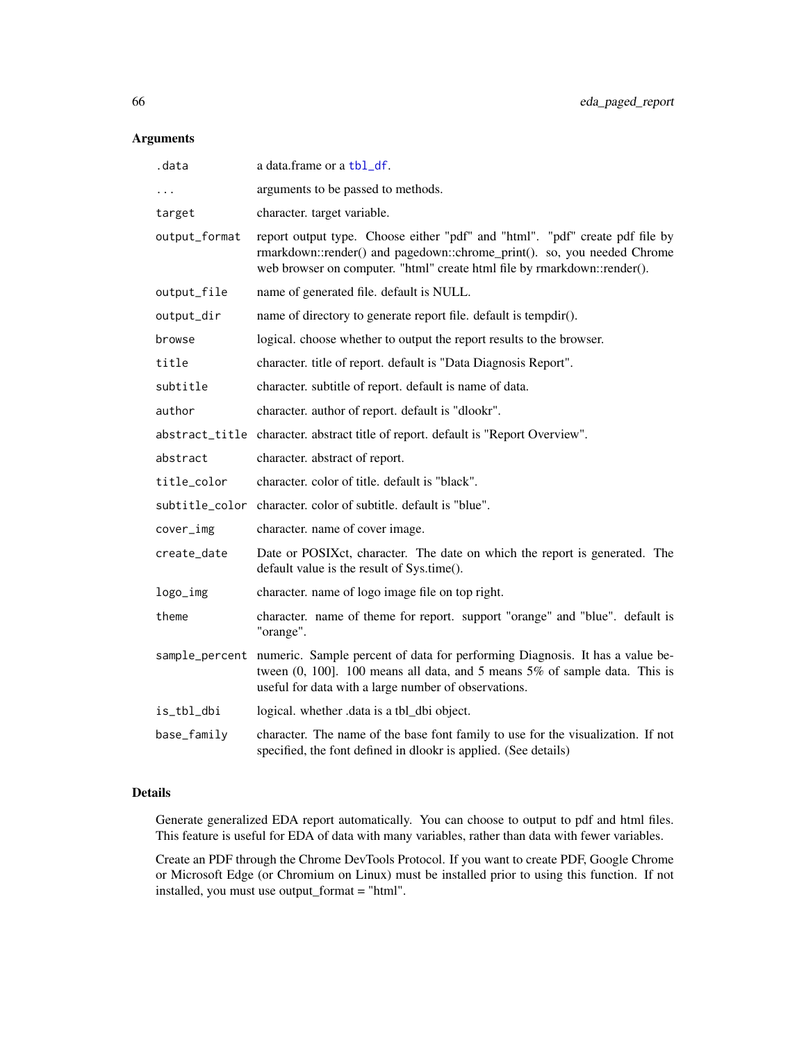## Arguments

| | |
|---|---|
| .data | a data.frame or a tbl_df. |
| ... | arguments to be passed to methods. |
| target | character. target variable. |
| output_format | report output type. Choose either "pdf" and "html". "pdf" create pdf file by rmarkdown::render() and pagedown::chrome_print(). so, you needed Chrome web browser on computer. "html" create html file by rmarkdown::render(). |
| output_file | name of generated file. default is NULL. |
| output_dir | name of directory to generate report file. default is tempdir(). |
| browse | logical. choose whether to output the report results to the browser. |
| title | character. title of report. default is "Data Diagnosis Report". |
| subtitle | character. subtitle of report. default is name of data. |
| author | character. author of report. default is "dlookr". |
| abstract_title | character. abstract title of report. default is "Report Overview". |
| abstract | character. abstract of report. |
| title_color | character. color of title. default is "black". |
| subtitle_color | character. color of subtitle. default is "blue". |
| cover_img | character. name of cover image. |
| create_date | Date or POSIXct, character. The date on which the report is generated. The default value is the result of Sys.time(). |
| logo_img | character. name of logo image file on top right. |
| theme | character. name of theme for report. support "orange" and "blue". default is "orange". |
| sample_percent | numeric. Sample percent of data for performing Diagnosis. It has a value between (0, 100]. 100 means all data, and 5 means 5% of sample data. This is useful for data with a large number of observations. |
| is_tbl_dbi | logical. whether .data is a tbl_dbi object. |
| base_family | character. The name of the base font family to use for the visualization. If not specified, the font defined in dlookr is applied. (See details) |

## Details

Generate generalized EDA report automatically. You can choose to output to pdf and html files. This feature is useful for EDA of data with many variables, rather than data with fewer variables.

Create an PDF through the Chrome DevTools Protocol. If you want to create PDF, Google Chrome or Microsoft Edge (or Chromium on Linux) must be installed prior to using this function. If not installed, you must use output_format = "html".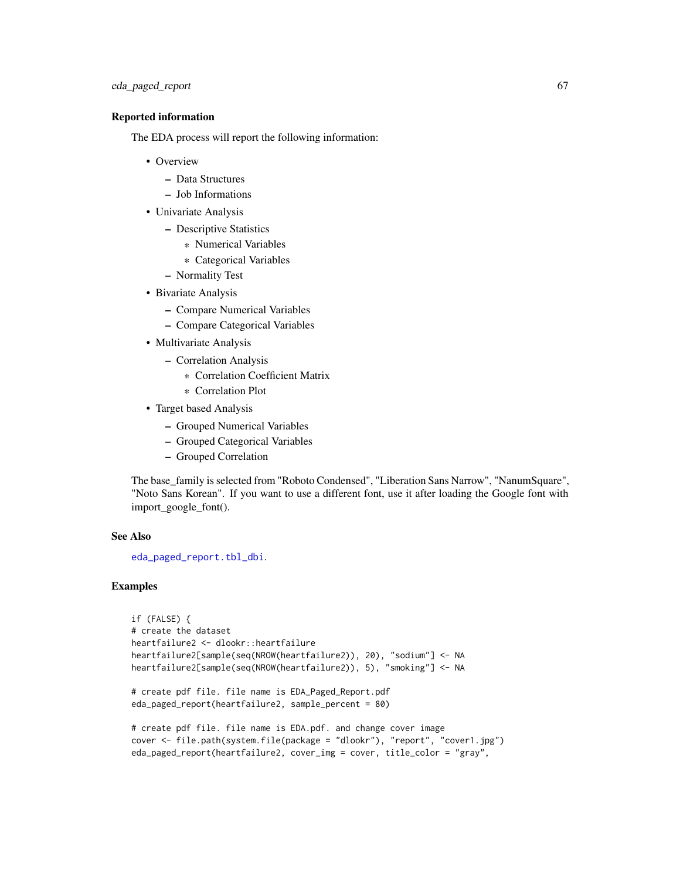### Reported information

The EDA process will report the following information:

- Overview
  - Data Structures
  - Job Informations
- Univariate Analysis
  - Descriptive Statistics
    - Numerical Variables
    - Categorical Variables
  - Normality Test
- Bivariate Analysis
  - Compare Numerical Variables
  - Compare Categorical Variables
- Multivariate Analysis
  - Correlation Analysis
    - Correlation Coefficient Matrix
    - Correlation Plot
- Target based Analysis
  - Grouped Numerical Variables
  - Grouped Categorical Variables
  - Grouped Correlation

The base_family is selected from "Roboto Condensed", "Liberation Sans Narrow", "NanumSquare", "Noto Sans Korean". If you want to use a different font, use it after loading the Google font with import_google_font().

### See Also

eda_paged_report.tbl_dbi.

### Examples

```
if (FALSE) {
# create the dataset
heartfailure2 <- dlookr::heartfailure
heartfailure2[sample(seq(NROW(heartfailure2)), 20), "sodium"] <- NA
heartfailure2[sample(seq(NROW(heartfailure2)), 5), "smoking"] <- NA

# create pdf file. file name is EDA_Paged_Report.pdf
eda_paged_report(heartfailure2, sample_percent = 80)

# create pdf file. file name is EDA.pdf. and change cover image
cover <- file.path(system.file(package = "dlookr"), "report", "cover1.jpg")
eda_paged_report(heartfailure2, cover_img = cover, title_color = "gray",
```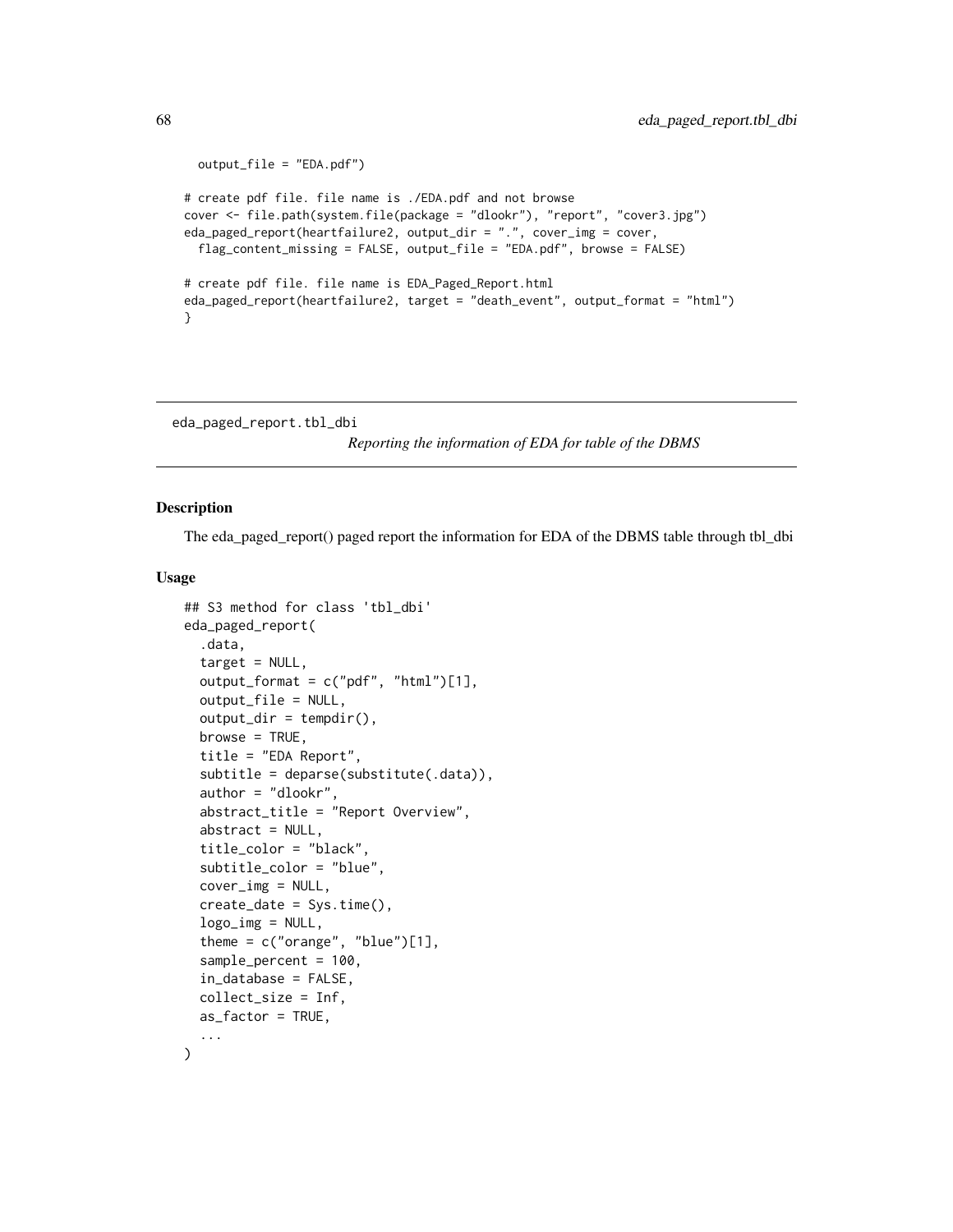```
  output_file = "EDA.pdf")

# create pdf file. file name is ./EDA.pdf and not browse
cover <- file.path(system.file(package = "dlookr"), "report", "cover3.jpg")
eda_paged_report(heartfailure2, output_dir = ".", cover_img = cover,
  flag_content_missing = FALSE, output_file = "EDA.pdf", browse = FALSE)

# create pdf file. file name is EDA_Paged_Report.html
eda_paged_report(heartfailure2, target = "death_event", output_format = "html")
}
```

## eda_paged_report.tbl_dbi

*Reporting the information of EDA for table of the DBMS*

### Description

The eda_paged_report() paged report the information for EDA of the DBMS table through tbl_dbi

### Usage

```
## S3 method for class 'tbl_dbi'
eda_paged_report(
  .data,
  target = NULL,
  output_format = c("pdf", "html")[1],
  output_file = NULL,
  output_dir = tempdir(),
  browse = TRUE,
  title = "EDA Report",
  subtitle = deparse(substitute(.data)),
  author = "dlookr",
  abstract_title = "Report Overview",
  abstract = NULL,
  title_color = "black",
  subtitle_color = "blue",
  cover_img = NULL,
  create_date = Sys.time(),
  logo_img = NULL,
  theme = c("orange", "blue")[1],
  sample_percent = 100,
  in_database = FALSE,
  collect_size = Inf,
  as_factor = TRUE,
  ...
)
```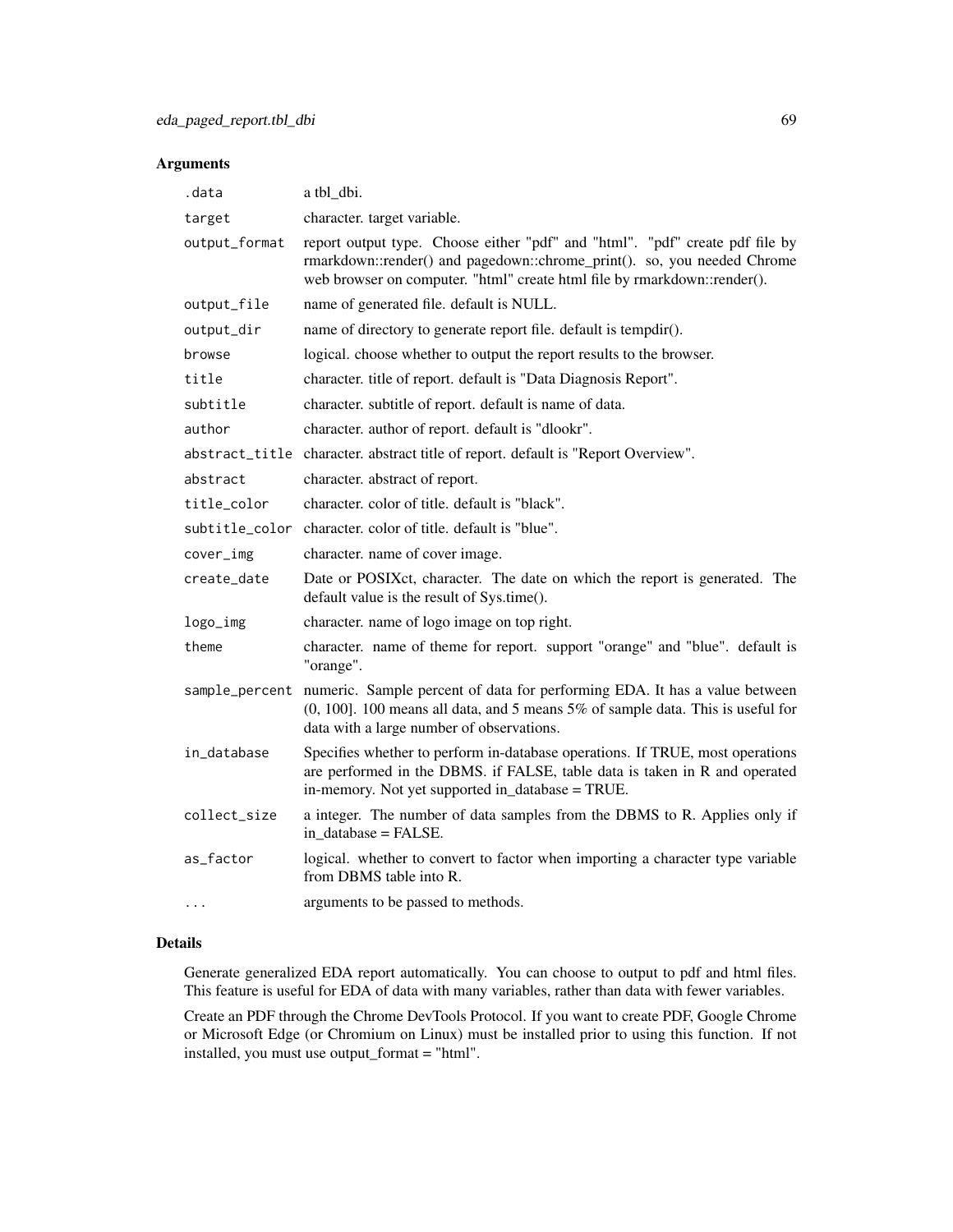## Arguments

| | |
|---|---|
| `.data` | a tbl_dbi. |
| `target` | character. target variable. |
| `output_format` | report output type. Choose either "pdf" and "html". "pdf" create pdf file by rmarkdown::render() and pagedown::chrome_print(). so, you needed Chrome web browser on computer. "html" create html file by rmarkdown::render(). |
| `output_file` | name of generated file. default is NULL. |
| `output_dir` | name of directory to generate report file. default is tempdir(). |
| `browse` | logical. choose whether to output the report results to the browser. |
| `title` | character. title of report. default is "Data Diagnosis Report". |
| `subtitle` | character. subtitle of report. default is name of data. |
| `author` | character. author of report. default is "dlookr". |
| `abstract_title` | character. abstract title of report. default is "Report Overview". |
| `abstract` | character. abstract of report. |
| `title_color` | character. color of title. default is "black". |
| `subtitle_color` | character. color of title. default is "blue". |
| `cover_img` | character. name of cover image. |
| `create_date` | Date or POSIXct, character. The date on which the report is generated. The default value is the result of Sys.time(). |
| `logo_img` | character. name of logo image on top right. |
| `theme` | character. name of theme for report. support "orange" and "blue". default is "orange". |
| `sample_percent` | numeric. Sample percent of data for performing EDA. It has a value between (0, 100]. 100 means all data, and 5 means 5% of sample data. This is useful for data with a large number of observations. |
| `in_database` | Specifies whether to perform in-database operations. If TRUE, most operations are performed in the DBMS. if FALSE, table data is taken in R and operated in-memory. Not yet supported in_database = TRUE. |
| `collect_size` | a integer. The number of data samples from the DBMS to R. Applies only if in_database = FALSE. |
| `as_factor` | logical. whether to convert to factor when importing a character type variable from DBMS table into R. |
| `...` | arguments to be passed to methods. |

## Details

Generate generalized EDA report automatically. You can choose to output to pdf and html files. This feature is useful for EDA of data with many variables, rather than data with fewer variables.

Create an PDF through the Chrome DevTools Protocol. If you want to create PDF, Google Chrome or Microsoft Edge (or Chromium on Linux) must be installed prior to using this function. If not installed, you must use output_format = "html".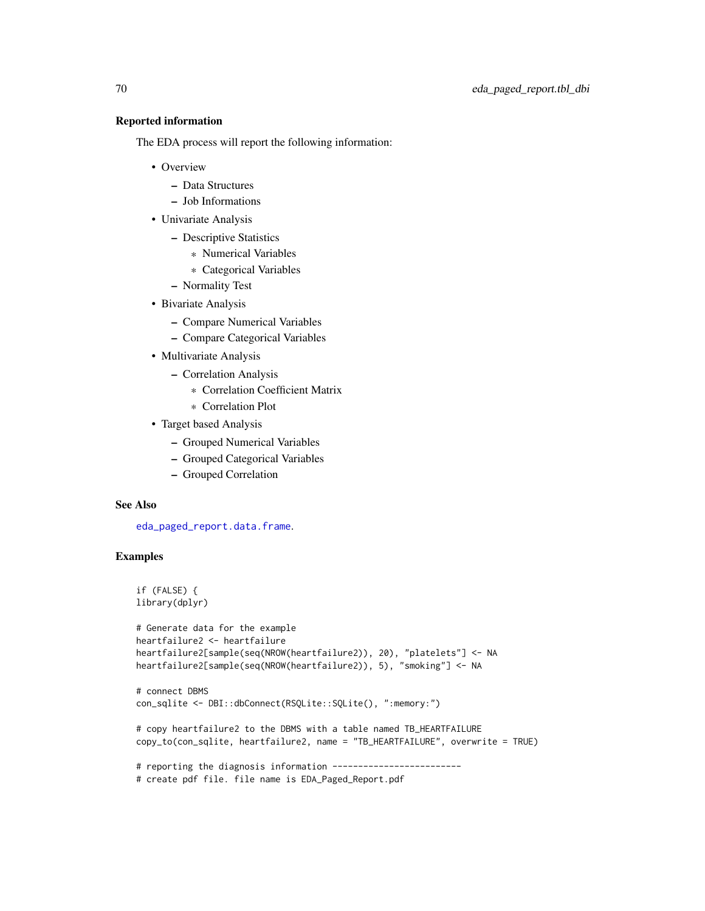### Reported information

The EDA process will report the following information:

- Overview
  - Data Structures
  - Job Informations
- Univariate Analysis
  - Descriptive Statistics
    - Numerical Variables
    - Categorical Variables
  - Normality Test
- Bivariate Analysis
  - Compare Numerical Variables
  - Compare Categorical Variables
- Multivariate Analysis
  - Correlation Analysis
    - Correlation Coefficient Matrix
    - Correlation Plot
- Target based Analysis
  - Grouped Numerical Variables
  - Grouped Categorical Variables
  - Grouped Correlation

### See Also

`eda_paged_report.data.frame`.

### Examples

```
if (FALSE) {
library(dplyr)

# Generate data for the example
heartfailure2 <- heartfailure
heartfailure2[sample(seq(NROW(heartfailure2)), 20), "platelets"] <- NA
heartfailure2[sample(seq(NROW(heartfailure2)), 5), "smoking"] <- NA

# connect DBMS
con_sqlite <- DBI::dbConnect(RSQLite::SQLite(), ":memory:")

# copy heartfailure2 to the DBMS with a table named TB_HEARTFAILURE
copy_to(con_sqlite, heartfailure2, name = "TB_HEARTFAILURE", overwrite = TRUE)

# reporting the diagnosis information -------------------------
# create pdf file. file name is EDA_Paged_Report.pdf
```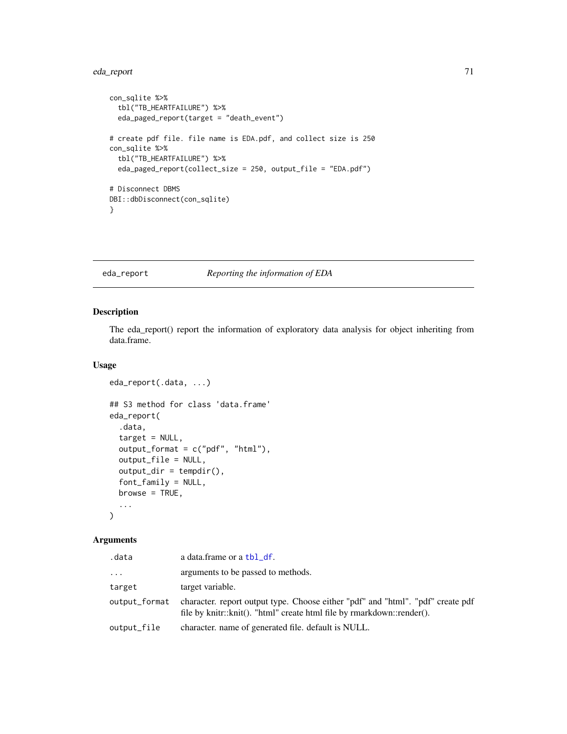```
con_sqlite %>%
  tbl("TB_HEARTFAILURE") %>%
  eda_paged_report(target = "death_event")

# create pdf file. file name is EDA.pdf, and collect size is 250
con_sqlite %>%
  tbl("TB_HEARTFAILURE") %>%
  eda_paged_report(collect_size = 250, output_file = "EDA.pdf")

# Disconnect DBMS
DBI::dbDisconnect(con_sqlite)
}
```

## eda_report — *Reporting the information of EDA*

### Description

The eda_report() report the information of exploratory data analysis for object inheriting from data.frame.

### Usage

```
eda_report(.data, ...)

## S3 method for class 'data.frame'
eda_report(
  .data,
  target = NULL,
  output_format = c("pdf", "html"),
  output_file = NULL,
  output_dir = tempdir(),
  font_family = NULL,
  browse = TRUE,
  ...
)
```

### Arguments

| | |
|---|---|
| `.data` | a data.frame or a `tbl_df`. |
| `...` | arguments to be passed to methods. |
| `target` | target variable. |
| `output_format` | character. report output type. Choose either "pdf" and "html". "pdf" create pdf file by knitr::knit(). "html" create html file by rmarkdown::render(). |
| `output_file` | character. name of generated file. default is NULL. |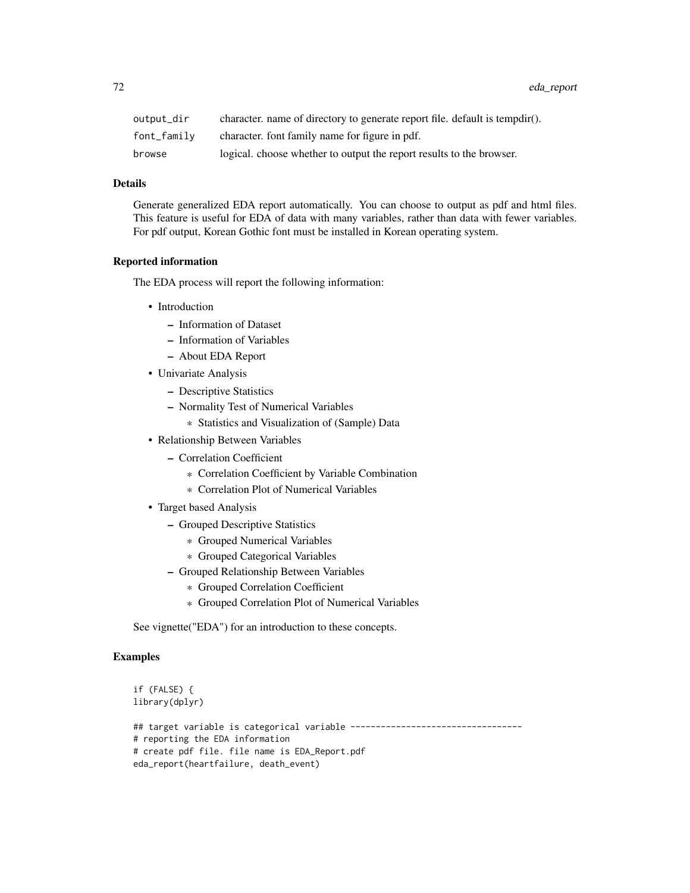| | |
|---|---|
| output_dir | character. name of directory to generate report file. default is tempdir(). |
| font_family | character. font family name for figure in pdf. |
| browse | logical. choose whether to output the report results to the browser. |

### Details

Generate generalized EDA report automatically. You can choose to output as pdf and html files. This feature is useful for EDA of data with many variables, rather than data with fewer variables. For pdf output, Korean Gothic font must be installed in Korean operating system.

### Reported information

The EDA process will report the following information:

- Introduction
  - Information of Dataset
  - Information of Variables
  - About EDA Report
- Univariate Analysis
  - Descriptive Statistics
  - Normality Test of Numerical Variables
    - Statistics and Visualization of (Sample) Data
- Relationship Between Variables
  - Correlation Coefficient
    - Correlation Coefficient by Variable Combination
    - Correlation Plot of Numerical Variables
- Target based Analysis
  - Grouped Descriptive Statistics
    - Grouped Numerical Variables
    - Grouped Categorical Variables
  - Grouped Relationship Between Variables
    - Grouped Correlation Coefficient
    - Grouped Correlation Plot of Numerical Variables

See vignette("EDA") for an introduction to these concepts.

### Examples

```
if (FALSE) {
library(dplyr)

## target variable is categorical variable ----------------------------------
# reporting the EDA information
# create pdf file. file name is EDA_Report.pdf
eda_report(heartfailure, death_event)
```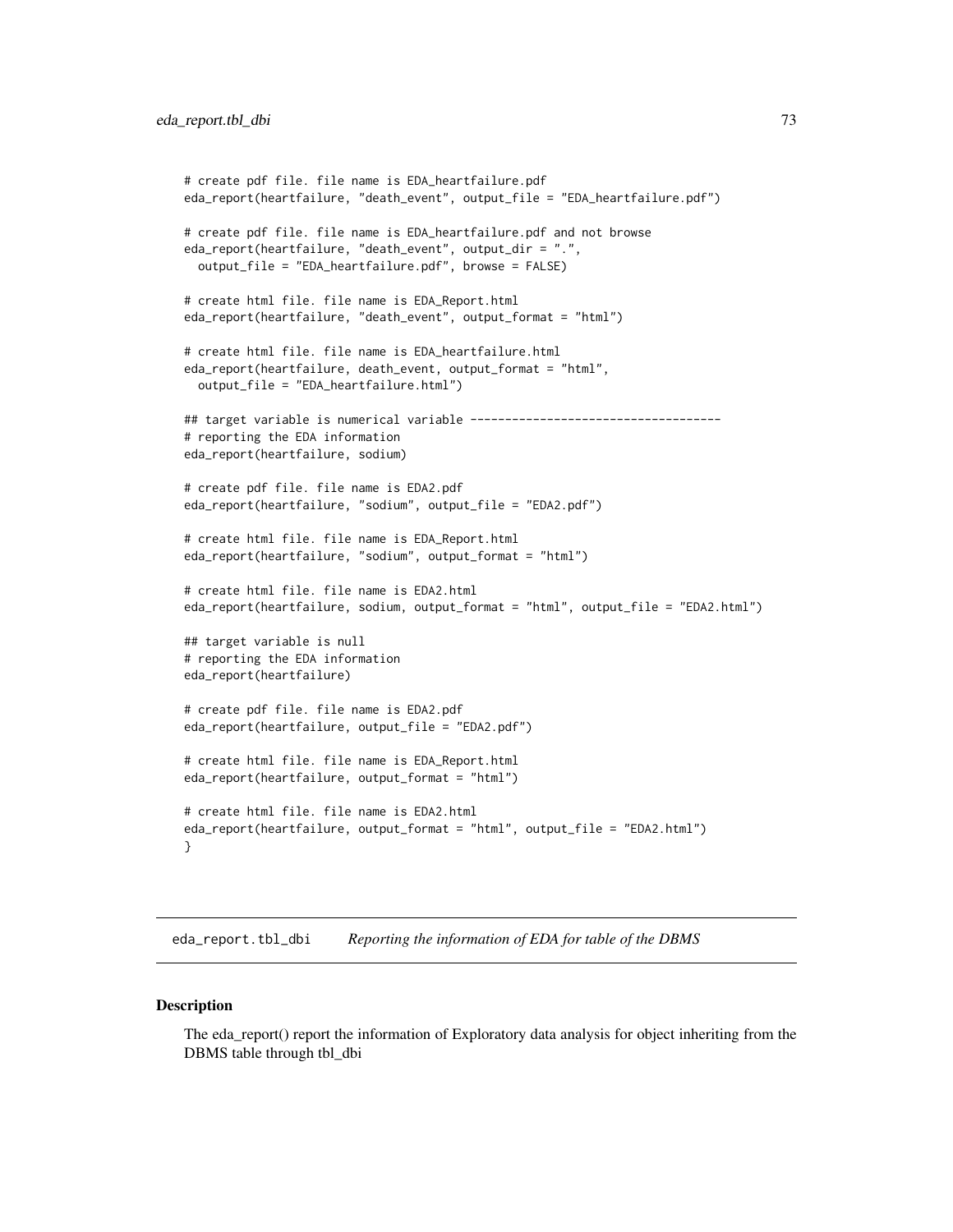```
# create pdf file. file name is EDA_heartfailure.pdf
eda_report(heartfailure, "death_event", output_file = "EDA_heartfailure.pdf")

# create pdf file. file name is EDA_heartfailure.pdf and not browse
eda_report(heartfailure, "death_event", output_dir = ".",
  output_file = "EDA_heartfailure.pdf", browse = FALSE)

# create html file. file name is EDA_Report.html
eda_report(heartfailure, "death_event", output_format = "html")

# create html file. file name is EDA_heartfailure.html
eda_report(heartfailure, death_event, output_format = "html",
  output_file = "EDA_heartfailure.html")

## target variable is numerical variable ------------------------------------
# reporting the EDA information
eda_report(heartfailure, sodium)

# create pdf file. file name is EDA2.pdf
eda_report(heartfailure, "sodium", output_file = "EDA2.pdf")

# create html file. file name is EDA_Report.html
eda_report(heartfailure, "sodium", output_format = "html")

# create html file. file name is EDA2.html
eda_report(heartfailure, sodium, output_format = "html", output_file = "EDA2.html")

## target variable is null
# reporting the EDA information
eda_report(heartfailure)

# create pdf file. file name is EDA2.pdf
eda_report(heartfailure, output_file = "EDA2.pdf")

# create html file. file name is EDA_Report.html
eda_report(heartfailure, output_format = "html")

# create html file. file name is EDA2.html
eda_report(heartfailure, output_format = "html", output_file = "EDA2.html")
}
```

## eda_report.tbl_dbi — *Reporting the information of EDA for table of the DBMS*

### Description

The eda_report() report the information of Exploratory data analysis for object inheriting from the DBMS table through tbl_dbi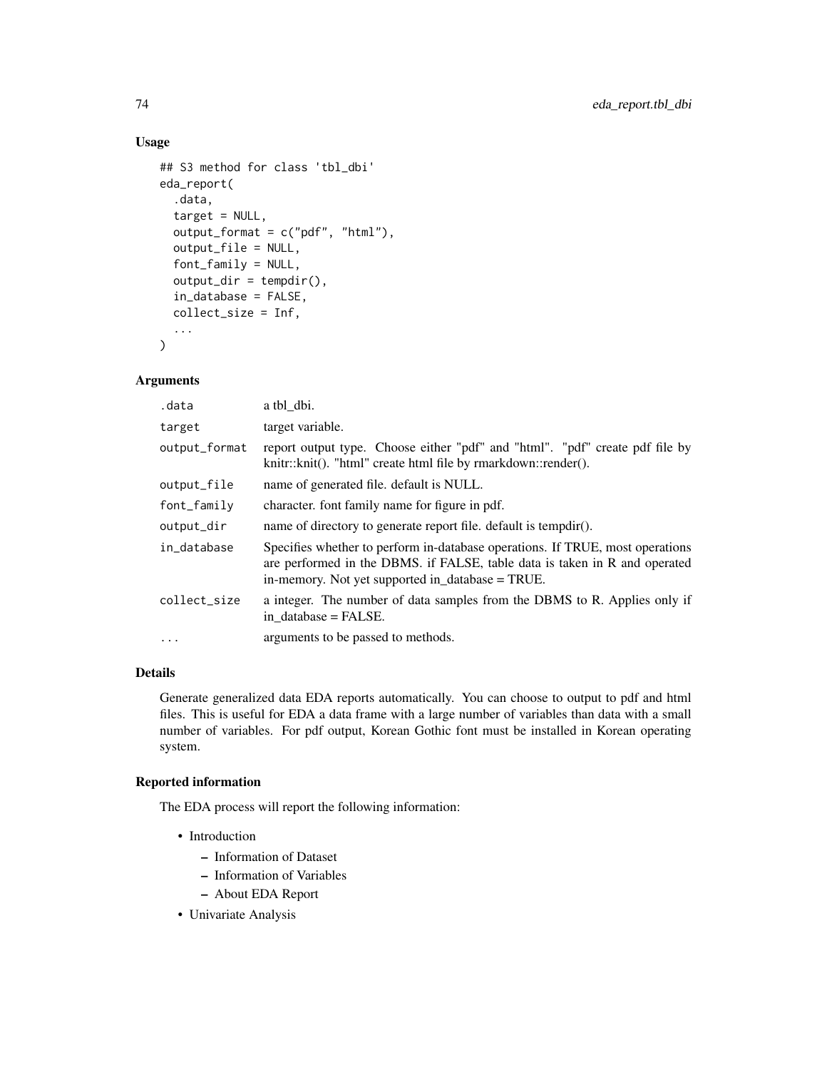## Usage

```
## S3 method for class 'tbl_dbi'
eda_report(
  .data,
  target = NULL,
  output_format = c("pdf", "html"),
  output_file = NULL,
  font_family = NULL,
  output_dir = tempdir(),
  in_database = FALSE,
  collect_size = Inf,
  ...
)
```

## Arguments

| | |
|---|---|
| .data | a tbl_dbi. |
| target | target variable. |
| output_format | report output type. Choose either "pdf" and "html". "pdf" create pdf file by knitr::knit(). "html" create html file by rmarkdown::render(). |
| output_file | name of generated file. default is NULL. |
| font_family | character. font family name for figure in pdf. |
| output_dir | name of directory to generate report file. default is tempdir(). |
| in_database | Specifies whether to perform in-database operations. If TRUE, most operations are performed in the DBMS. if FALSE, table data is taken in R and operated in-memory. Not yet supported in_database = TRUE. |
| collect_size | a integer. The number of data samples from the DBMS to R. Applies only if in_database = FALSE. |
| ... | arguments to be passed to methods. |

## Details

Generate generalized data EDA reports automatically. You can choose to output to pdf and html files. This is useful for EDA a data frame with a large number of variables than data with a small number of variables. For pdf output, Korean Gothic font must be installed in Korean operating system.

## Reported information

The EDA process will report the following information:

- Introduction
  - Information of Dataset
  - Information of Variables
  - About EDA Report
- Univariate Analysis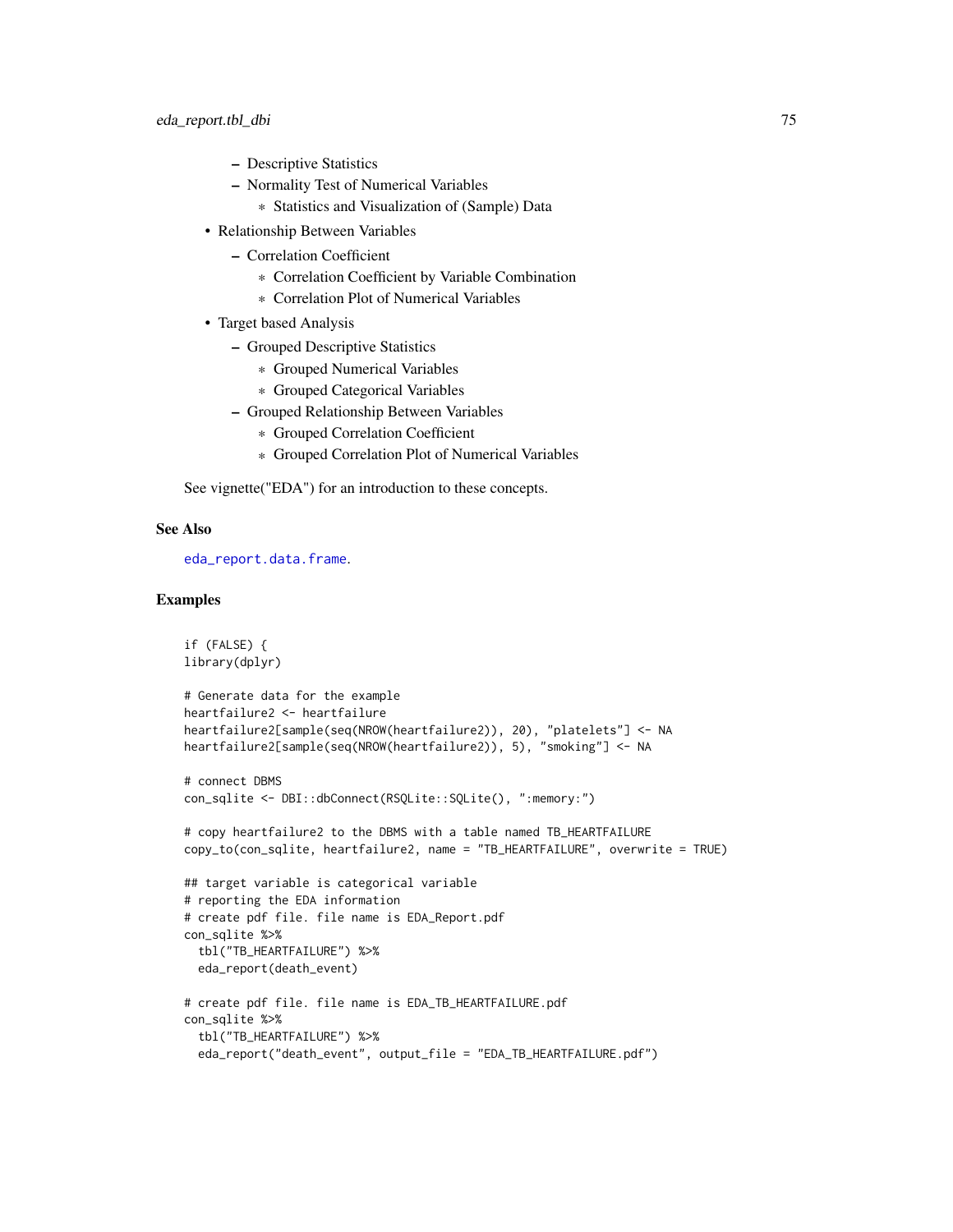- Descriptive Statistics
  - Normality Test of Numerical Variables
    - Statistics and Visualization of (Sample) Data
- Relationship Between Variables
  - Correlation Coefficient
    - Correlation Coefficient by Variable Combination
    - Correlation Plot of Numerical Variables
- Target based Analysis
  - Grouped Descriptive Statistics
    - Grouped Numerical Variables
    - Grouped Categorical Variables
  - Grouped Relationship Between Variables
    - Grouped Correlation Coefficient
    - Grouped Correlation Plot of Numerical Variables

See vignette("EDA") for an introduction to these concepts.

## See Also

eda_report.data.frame.

## Examples

```
if (FALSE) {
library(dplyr)

# Generate data for the example
heartfailure2 <- heartfailure
heartfailure2[sample(seq(NROW(heartfailure2)), 20), "platelets"] <- NA
heartfailure2[sample(seq(NROW(heartfailure2)), 5), "smoking"] <- NA

# connect DBMS
con_sqlite <- DBI::dbConnect(RSQLite::SQLite(), ":memory:")

# copy heartfailure2 to the DBMS with a table named TB_HEARTFAILURE
copy_to(con_sqlite, heartfailure2, name = "TB_HEARTFAILURE", overwrite = TRUE)

## target variable is categorical variable
# reporting the EDA information
# create pdf file. file name is EDA_Report.pdf
con_sqlite %>%
  tbl("TB_HEARTFAILURE") %>%
  eda_report(death_event)

# create pdf file. file name is EDA_TB_HEARTFAILURE.pdf
con_sqlite %>%
  tbl("TB_HEARTFAILURE") %>%
  eda_report("death_event", output_file = "EDA_TB_HEARTFAILURE.pdf")
```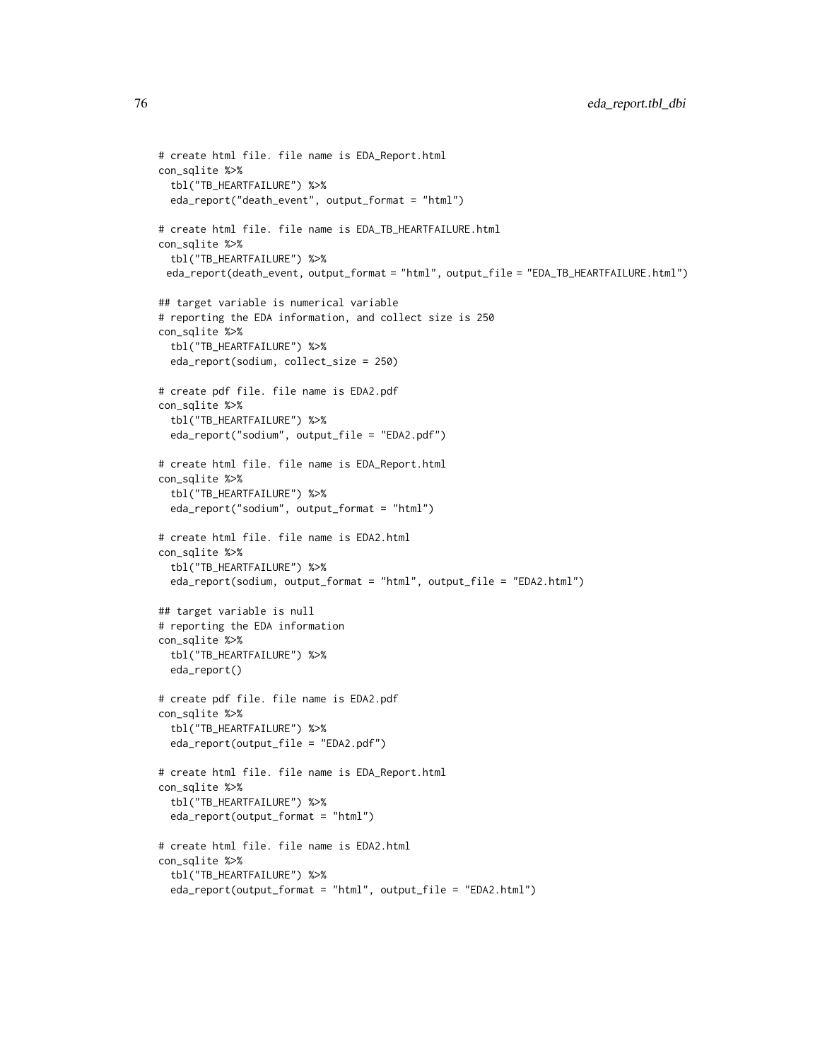```
# create html file. file name is EDA_Report.html
con_sqlite %>%
  tbl("TB_HEARTFAILURE") %>%
  eda_report("death_event", output_format = "html")

# create html file. file name is EDA_TB_HEARTFAILURE.html
con_sqlite %>%
  tbl("TB_HEARTFAILURE") %>%
 eda_report(death_event, output_format = "html", output_file = "EDA_TB_HEARTFAILURE.html")

## target variable is numerical variable
# reporting the EDA information, and collect size is 250
con_sqlite %>%
  tbl("TB_HEARTFAILURE") %>%
  eda_report(sodium, collect_size = 250)

# create pdf file. file name is EDA2.pdf
con_sqlite %>%
  tbl("TB_HEARTFAILURE") %>%
  eda_report("sodium", output_file = "EDA2.pdf")

# create html file. file name is EDA_Report.html
con_sqlite %>%
  tbl("TB_HEARTFAILURE") %>%
  eda_report("sodium", output_format = "html")

# create html file. file name is EDA2.html
con_sqlite %>%
  tbl("TB_HEARTFAILURE") %>%
  eda_report(sodium, output_format = "html", output_file = "EDA2.html")

## target variable is null
# reporting the EDA information
con_sqlite %>%
  tbl("TB_HEARTFAILURE") %>%
  eda_report()

# create pdf file. file name is EDA2.pdf
con_sqlite %>%
  tbl("TB_HEARTFAILURE") %>%
  eda_report(output_file = "EDA2.pdf")

# create html file. file name is EDA_Report.html
con_sqlite %>%
  tbl("TB_HEARTFAILURE") %>%
  eda_report(output_format = "html")

# create html file. file name is EDA2.html
con_sqlite %>%
  tbl("TB_HEARTFAILURE") %>%
  eda_report(output_format = "html", output_file = "EDA2.html")
```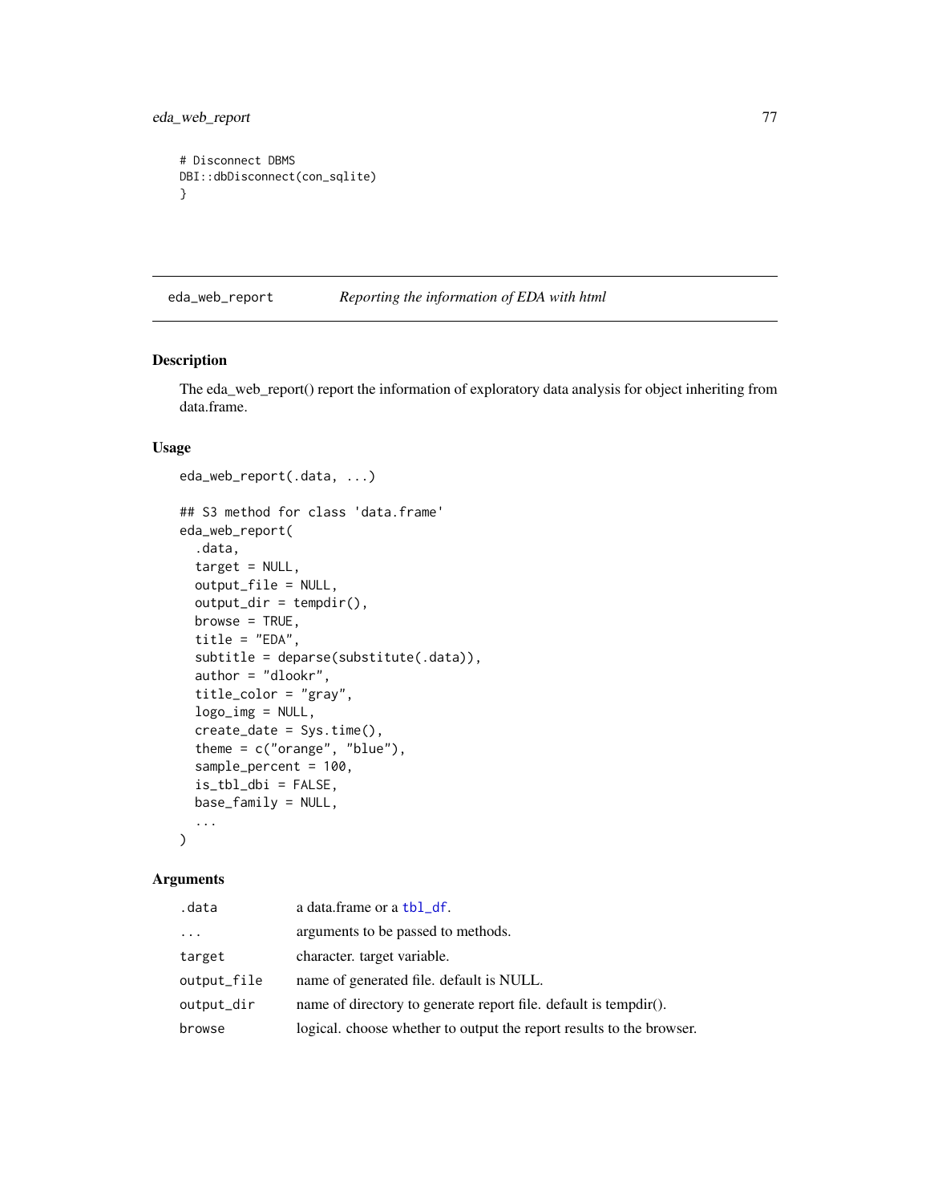```
# Disconnect DBMS
DBI::dbDisconnect(con_sqlite)
}
```

---

## eda_web_report — *Reporting the information of EDA with html*

---

### Description

The eda_web_report() report the information of exploratory data analysis for object inheriting from data.frame.

### Usage

```
eda_web_report(.data, ...)

## S3 method for class 'data.frame'
eda_web_report(
  .data,
  target = NULL,
  output_file = NULL,
  output_dir = tempdir(),
  browse = TRUE,
  title = "EDA",
  subtitle = deparse(substitute(.data)),
  author = "dlookr",
  title_color = "gray",
  logo_img = NULL,
  create_date = Sys.time(),
  theme = c("orange", "blue"),
  sample_percent = 100,
  is_tbl_dbi = FALSE,
  base_family = NULL,
  ...
)
```

### Arguments

| | |
|---|---|
| `.data` | a data.frame or a `tbl_df`. |
| `...` | arguments to be passed to methods. |
| `target` | character. target variable. |
| `output_file` | name of generated file. default is NULL. |
| `output_dir` | name of directory to generate report file. default is tempdir(). |
| `browse` | logical. choose whether to output the report results to the browser. |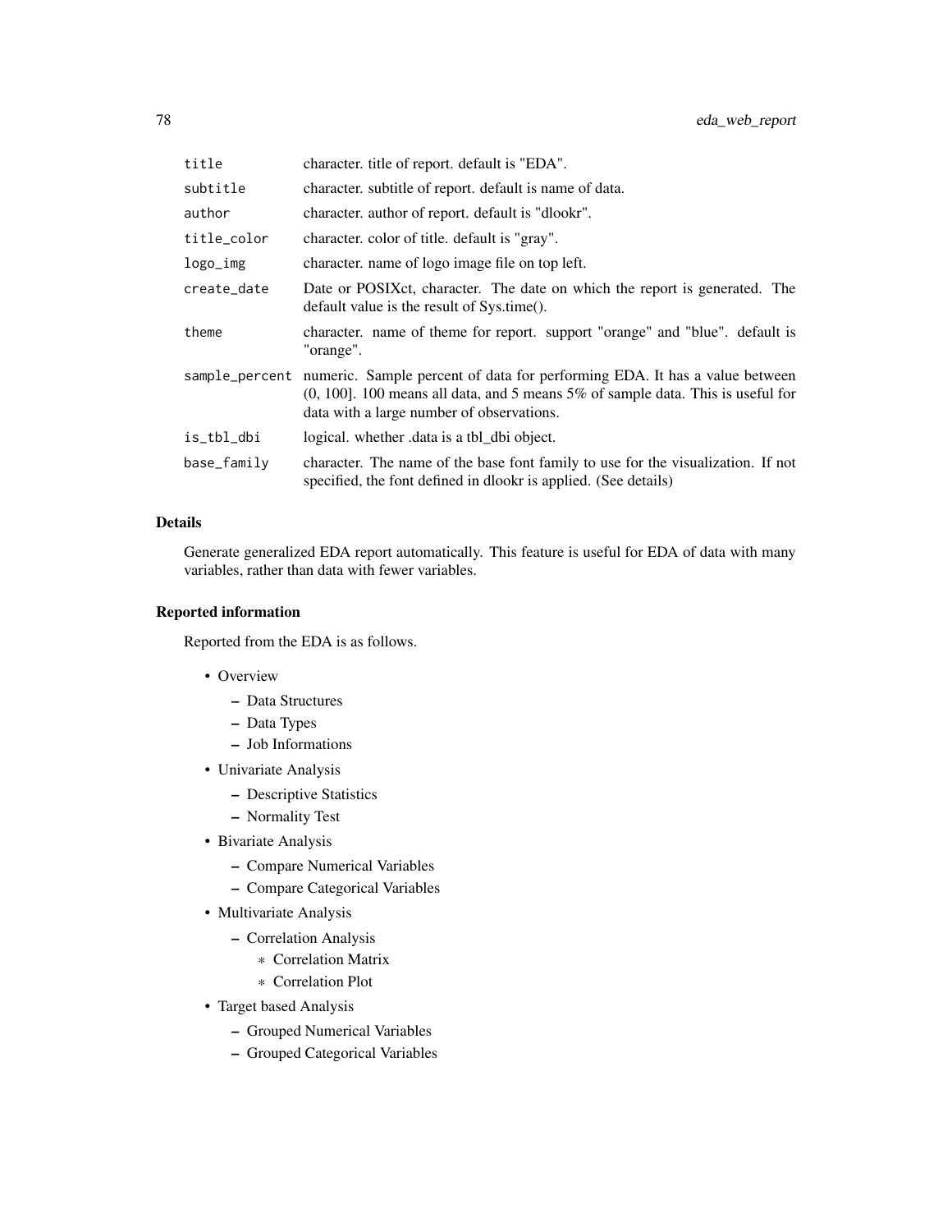| | |
|---|---|
| title | character. title of report. default is "EDA". |
| subtitle | character. subtitle of report. default is name of data. |
| author | character. author of report. default is "dlookr". |
| title_color | character. color of title. default is "gray". |
| logo_img | character. name of logo image file on top left. |
| create_date | Date or POSIXct, character. The date on which the report is generated. The default value is the result of Sys.time(). |
| theme | character. name of theme for report. support "orange" and "blue". default is "orange". |
| sample_percent | numeric. Sample percent of data for performing EDA. It has a value between (0, 100]. 100 means all data, and 5 means 5% of sample data. This is useful for data with a large number of observations. |
| is_tbl_dbi | logical. whether .data is a tbl_dbi object. |
| base_family | character. The name of the base font family to use for the visualization. If not specified, the font defined in dlookr is applied. (See details) |

## Details

Generate generalized EDA report automatically. This feature is useful for EDA of data with many variables, rather than data with fewer variables.

## Reported information

Reported from the EDA is as follows.

- Overview
  - Data Structures
  - Data Types
  - Job Informations
- Univariate Analysis
  - Descriptive Statistics
  - Normality Test
- Bivariate Analysis
  - Compare Numerical Variables
  - Compare Categorical Variables
- Multivariate Analysis
  - Correlation Analysis
    - Correlation Matrix
    - Correlation Plot
- Target based Analysis
  - Grouped Numerical Variables
  - Grouped Categorical Variables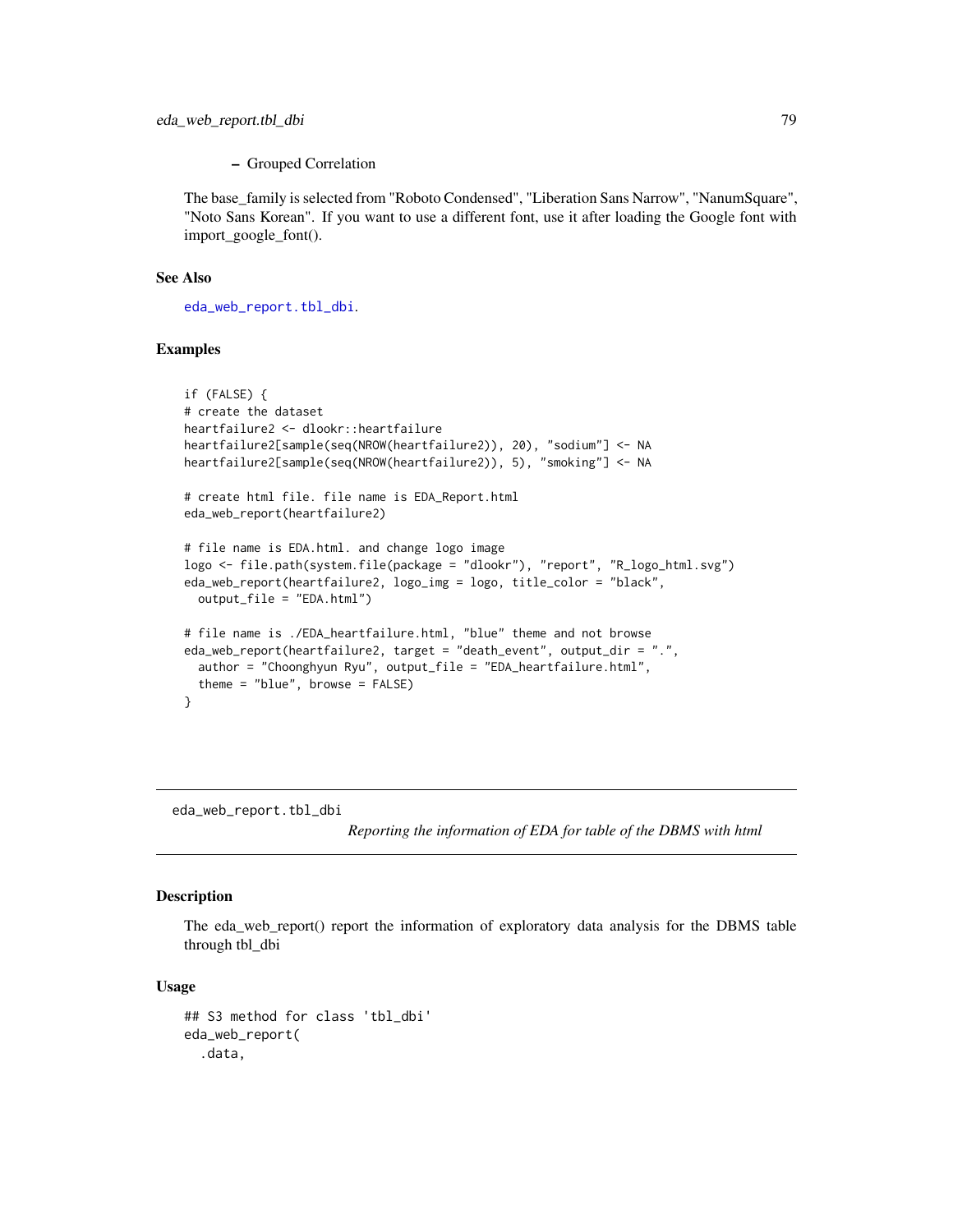- Grouped Correlation

The base_family is selected from "Roboto Condensed", "Liberation Sans Narrow", "NanumSquare", "Noto Sans Korean". If you want to use a different font, use it after loading the Google font with import_google_font().

### See Also

eda_web_report.tbl_dbi.

### Examples

```
if (FALSE) {
# create the dataset
heartfailure2 <- dlookr::heartfailure
heartfailure2[sample(seq(NROW(heartfailure2)), 20), "sodium"] <- NA
heartfailure2[sample(seq(NROW(heartfailure2)), 5), "smoking"] <- NA

# create html file. file name is EDA_Report.html
eda_web_report(heartfailure2)

# file name is EDA.html. and change logo image
logo <- file.path(system.file(package = "dlookr"), "report", "R_logo_html.svg")
eda_web_report(heartfailure2, logo_img = logo, title_color = "black",
  output_file = "EDA.html")

# file name is ./EDA_heartfailure.html, "blue" theme and not browse
eda_web_report(heartfailure2, target = "death_event", output_dir = ".",
  author = "Choonghyun Ryu", output_file = "EDA_heartfailure.html",
  theme = "blue", browse = FALSE)
}
```

---

## eda_web_report.tbl_dbi

*Reporting the information of EDA for table of the DBMS with html*

### Description

The eda_web_report() report the information of exploratory data analysis for the DBMS table through tbl_dbi

### Usage

```
## S3 method for class 'tbl_dbi'
eda_web_report(
  .data,
```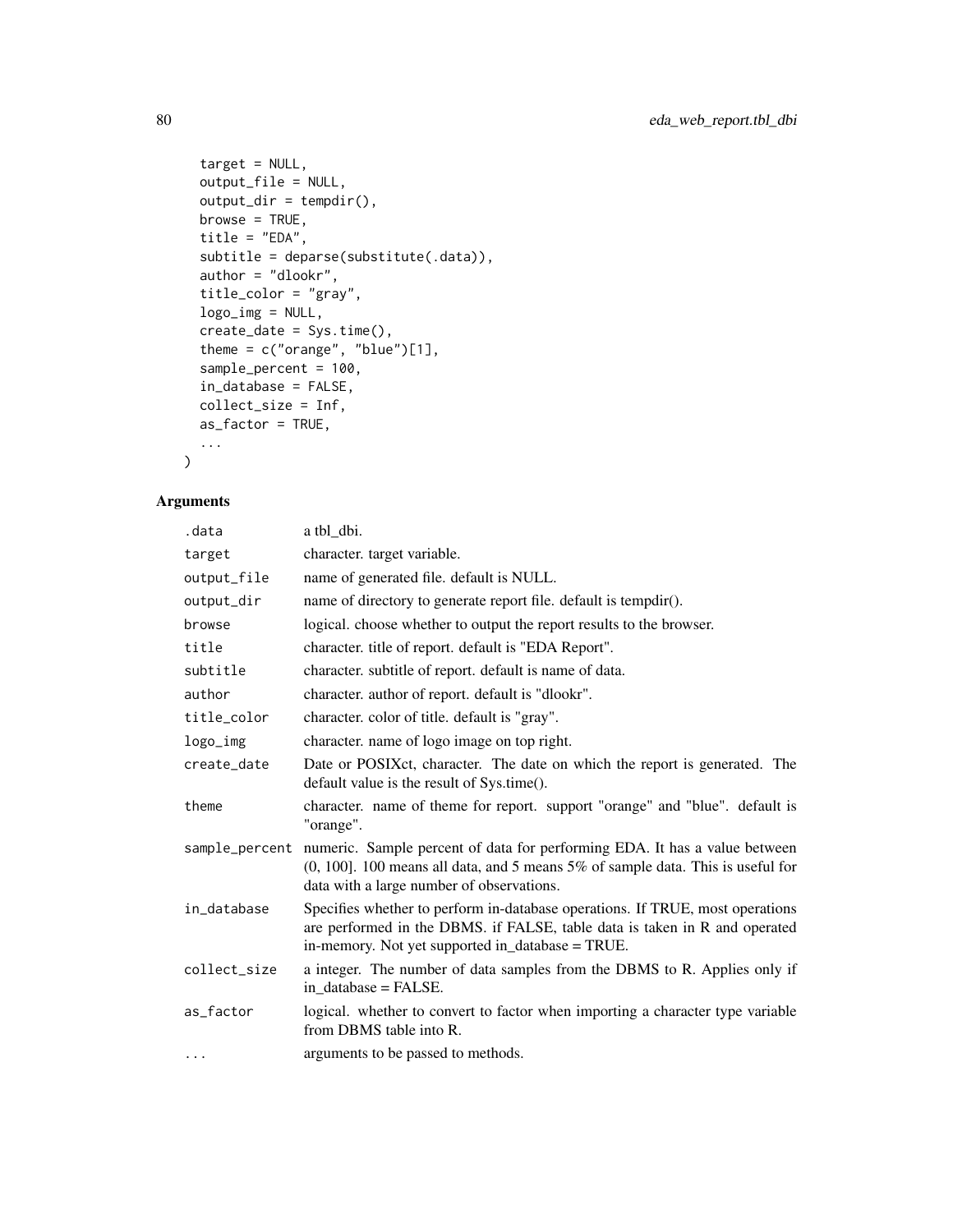```
  target = NULL,
  output_file = NULL,
  output_dir = tempdir(),
  browse = TRUE,
  title = "EDA",
  subtitle = deparse(substitute(.data)),
  author = "dlookr",
  title_color = "gray",
  logo_img = NULL,
  create_date = Sys.time(),
  theme = c("orange", "blue")[1],
  sample_percent = 100,
  in_database = FALSE,
  collect_size = Inf,
  as_factor = TRUE,
  ...
)
```

## Arguments

| | |
|---|---|
| .data | a tbl_dbi. |
| target | character. target variable. |
| output_file | name of generated file. default is NULL. |
| output_dir | name of directory to generate report file. default is tempdir(). |
| browse | logical. choose whether to output the report results to the browser. |
| title | character. title of report. default is "EDA Report". |
| subtitle | character. subtitle of report. default is name of data. |
| author | character. author of report. default is "dlookr". |
| title_color | character. color of title. default is "gray". |
| logo_img | character. name of logo image on top right. |
| create_date | Date or POSIXct, character. The date on which the report is generated. The default value is the result of Sys.time(). |
| theme | character. name of theme for report. support "orange" and "blue". default is "orange". |
| sample_percent | numeric. Sample percent of data for performing EDA. It has a value between (0, 100]. 100 means all data, and 5 means 5% of sample data. This is useful for data with a large number of observations. |
| in_database | Specifies whether to perform in-database operations. If TRUE, most operations are performed in the DBMS. if FALSE, table data is taken in R and operated in-memory. Not yet supported in_database = TRUE. |
| collect_size | a integer. The number of data samples from the DBMS to R. Applies only if in_database = FALSE. |
| as_factor | logical. whether to convert to factor when importing a character type variable from DBMS table into R. |
| ... | arguments to be passed to methods. |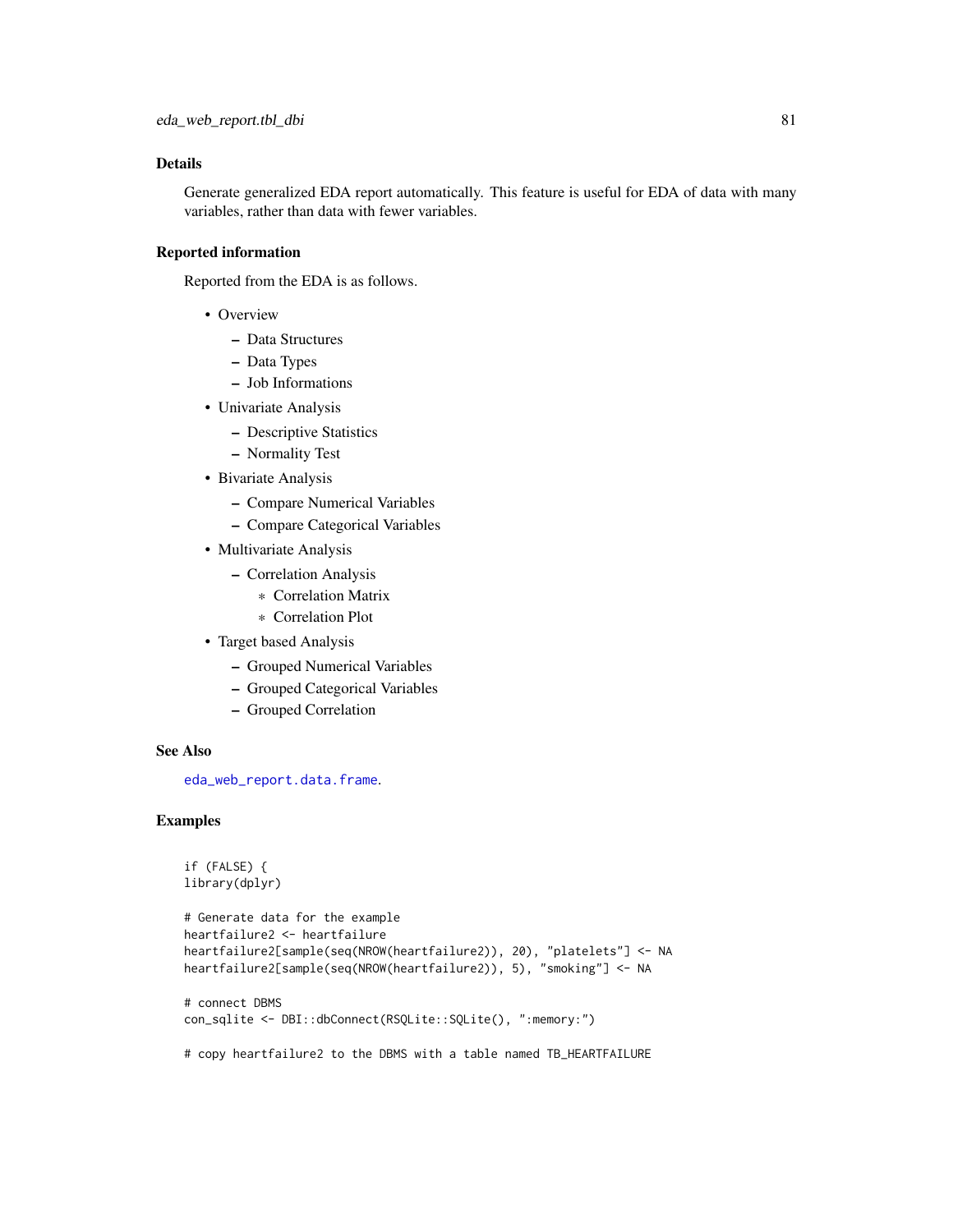### Details

Generate generalized EDA report automatically. This feature is useful for EDA of data with many variables, rather than data with fewer variables.

### Reported information

Reported from the EDA is as follows.

- Overview
  - Data Structures
  - Data Types
  - Job Informations
- Univariate Analysis
  - Descriptive Statistics
  - Normality Test
- Bivariate Analysis
  - Compare Numerical Variables
  - Compare Categorical Variables
- Multivariate Analysis
  - Correlation Analysis
    - Correlation Matrix
    - Correlation Plot
- Target based Analysis
  - Grouped Numerical Variables
  - Grouped Categorical Variables
  - Grouped Correlation

### See Also

`eda_web_report.data.frame`.

### Examples

```
if (FALSE) {
library(dplyr)

# Generate data for the example
heartfailure2 <- heartfailure
heartfailure2[sample(seq(NROW(heartfailure2)), 20), "platelets"] <- NA
heartfailure2[sample(seq(NROW(heartfailure2)), 5), "smoking"] <- NA

# connect DBMS
con_sqlite <- DBI::dbConnect(RSQLite::SQLite(), ":memory:")

# copy heartfailure2 to the DBMS with a table named TB_HEARTFAILURE
```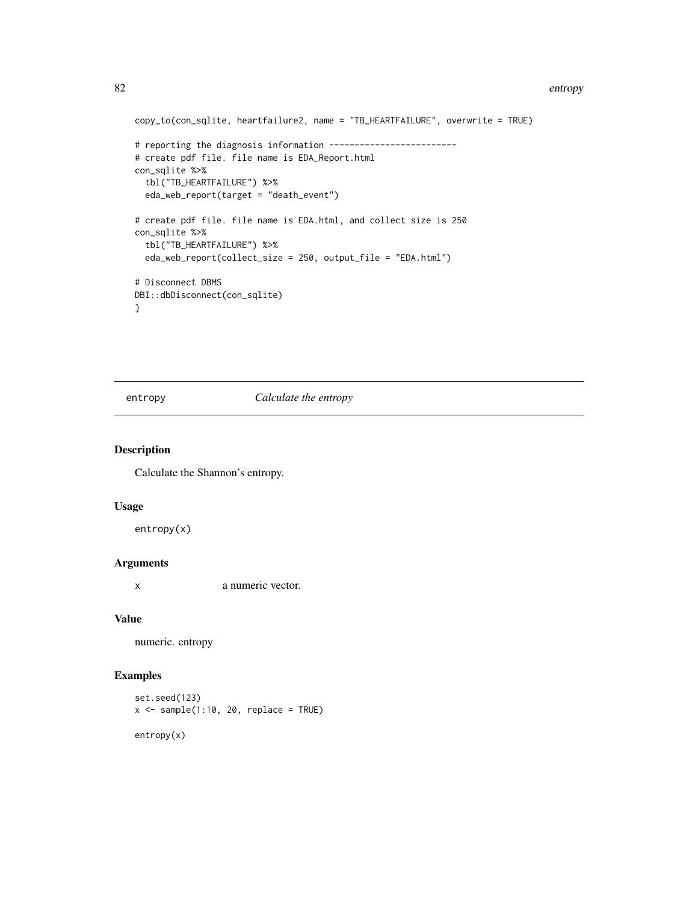```
copy_to(con_sqlite, heartfailure2, name = "TB_HEARTFAILURE", overwrite = TRUE)

# reporting the diagnosis information -------------------------
# create pdf file. file name is EDA_Report.html
con_sqlite %>%
  tbl("TB_HEARTFAILURE") %>%
  eda_web_report(target = "death_event")

# create pdf file. file name is EDA.html, and collect size is 250
con_sqlite %>%
  tbl("TB_HEARTFAILURE") %>%
  eda_web_report(collect_size = 250, output_file = "EDA.html")

# Disconnect DBMS
DBI::dbDisconnect(con_sqlite)
}
```

## entropy *Calculate the entropy*

### Description

Calculate the Shannon's entropy.

### Usage

```
entropy(x)
```

### Arguments

| | |
|---|---|
| x | a numeric vector. |

### Value

numeric. entropy

### Examples

```
set.seed(123)
x <- sample(1:10, 20, replace = TRUE)

entropy(x)
```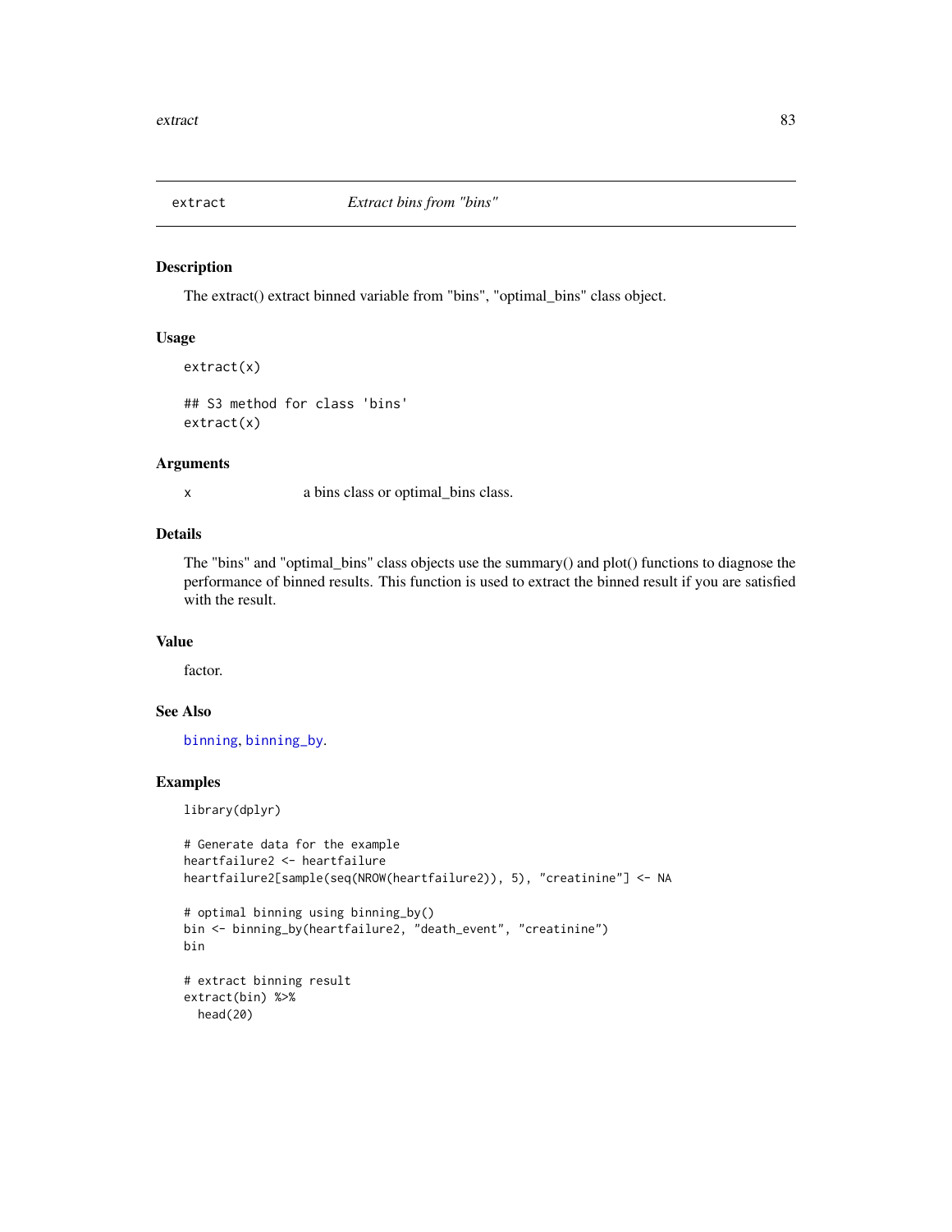# extract — *Extract bins from "bins"*

## Description

The extract() extract binned variable from "bins", "optimal_bins" class object.

## Usage

```
extract(x)

## S3 method for class 'bins'
extract(x)
```

## Arguments

| | |
|---|---|
| x | a bins class or optimal_bins class. |

## Details

The "bins" and "optimal_bins" class objects use the summary() and plot() functions to diagnose the performance of binned results. This function is used to extract the binned result if you are satisfied with the result.

## Value

factor.

## See Also

binning, binning_by.

## Examples

```
library(dplyr)

# Generate data for the example
heartfailure2 <- heartfailure
heartfailure2[sample(seq(NROW(heartfailure2)), 5), "creatinine"] <- NA

# optimal binning using binning_by()
bin <- binning_by(heartfailure2, "death_event", "creatinine")
bin

# extract binning result
extract(bin) %>%
  head(20)
```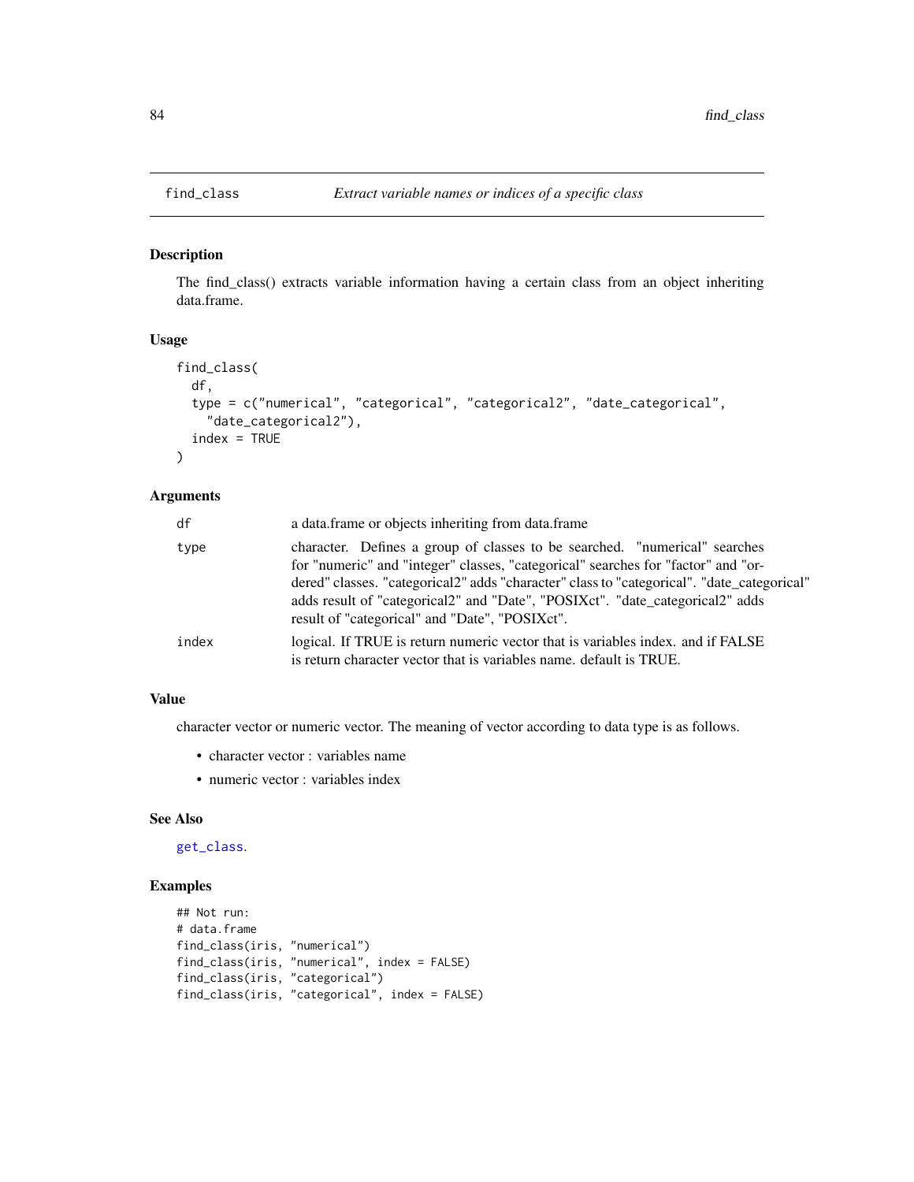find_class — *Extract variable names or indices of a specific class*

## Description

The find_class() extracts variable information having a certain class from an object inheriting data.frame.

## Usage

```
find_class(
  df,
  type = c("numerical", "categorical", "categorical2", "date_categorical",
    "date_categorical2"),
  index = TRUE
)
```

## Arguments

| | |
|---|---|
| df | a data.frame or objects inheriting from data.frame |
| type | character. Defines a group of classes to be searched. "numerical" searches for "numeric" and "integer" classes, "categorical" searches for "factor" and "ordered" classes. "categorical2" adds "character" class to "categorical". "date_categorical" adds result of "categorical2" and "Date", "POSIXct". "date_categorical2" adds result of "categorical" and "Date", "POSIXct". |
| index | logical. If TRUE is return numeric vector that is variables index. and if FALSE is return character vector that is variables name. default is TRUE. |

## Value

character vector or numeric vector. The meaning of vector according to data type is as follows.

- character vector : variables name
- numeric vector : variables index

## See Also

get_class.

## Examples

```
## Not run:
# data.frame
find_class(iris, "numerical")
find_class(iris, "numerical", index = FALSE)
find_class(iris, "categorical")
find_class(iris, "categorical", index = FALSE)
```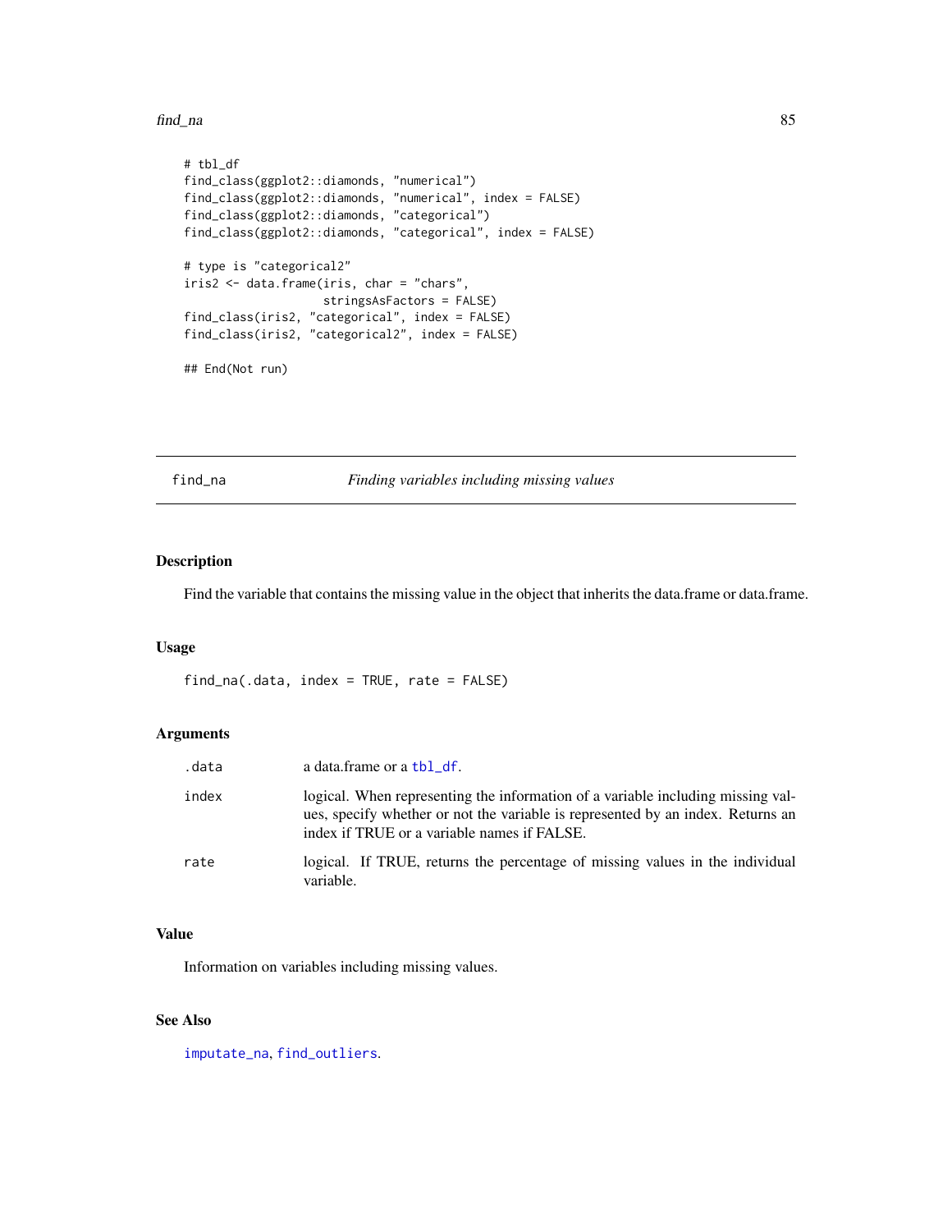```
# tbl_df
find_class(ggplot2::diamonds, "numerical")
find_class(ggplot2::diamonds, "numerical", index = FALSE)
find_class(ggplot2::diamonds, "categorical")
find_class(ggplot2::diamonds, "categorical", index = FALSE)

# type is "categorical2"
iris2 <- data.frame(iris, char = "chars",
                    stringsAsFactors = FALSE)
find_class(iris2, "categorical", index = FALSE)
find_class(iris2, "categorical2", index = FALSE)

## End(Not run)
```

---

## find_na — *Finding variables including missing values*

---

### Description

Find the variable that contains the missing value in the object that inherits the data.frame or data.frame.

### Usage

```
find_na(.data, index = TRUE, rate = FALSE)
```

### Arguments

| | |
|---|---|
| .data | a data.frame or a tbl_df. |
| index | logical. When representing the information of a variable including missing values, specify whether or not the variable is represented by an index. Returns an index if TRUE or a variable names if FALSE. |
| rate | logical. If TRUE, returns the percentage of missing values in the individual variable. |

### Value

Information on variables including missing values.

### See Also

imputate_na, find_outliers.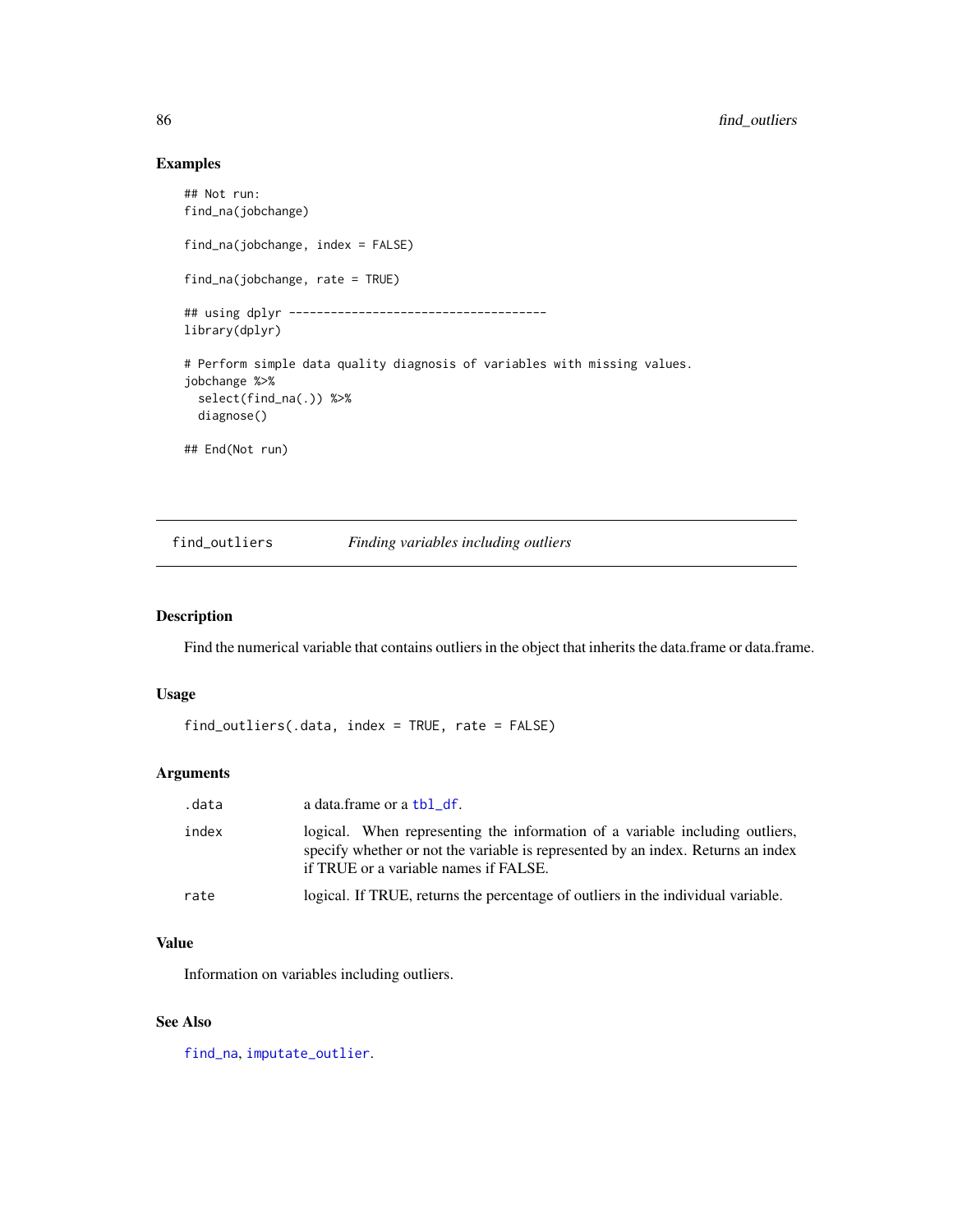### Examples

```
## Not run:
find_na(jobchange)

find_na(jobchange, index = FALSE)

find_na(jobchange, rate = TRUE)

## using dplyr -------------------------------------
library(dplyr)

# Perform simple data quality diagnosis of variables with missing values.
jobchange %>%
  select(find_na(.)) %>%
  diagnose()

## End(Not run)
```

---

## find_outliers *Finding variables including outliers*

---

### Description

Find the numerical variable that contains outliers in the object that inherits the data.frame or data.frame.

### Usage

```
find_outliers(.data, index = TRUE, rate = FALSE)
```

### Arguments

| | |
|---|---|
| `.data` | a data.frame or a `tbl_df`. |
| `index` | logical. When representing the information of a variable including outliers, specify whether or not the variable is represented by an index. Returns an index if TRUE or a variable names if FALSE. |
| `rate` | logical. If TRUE, returns the percentage of outliers in the individual variable. |

### Value

Information on variables including outliers.

### See Also

`find_na`, `imputate_outlier`.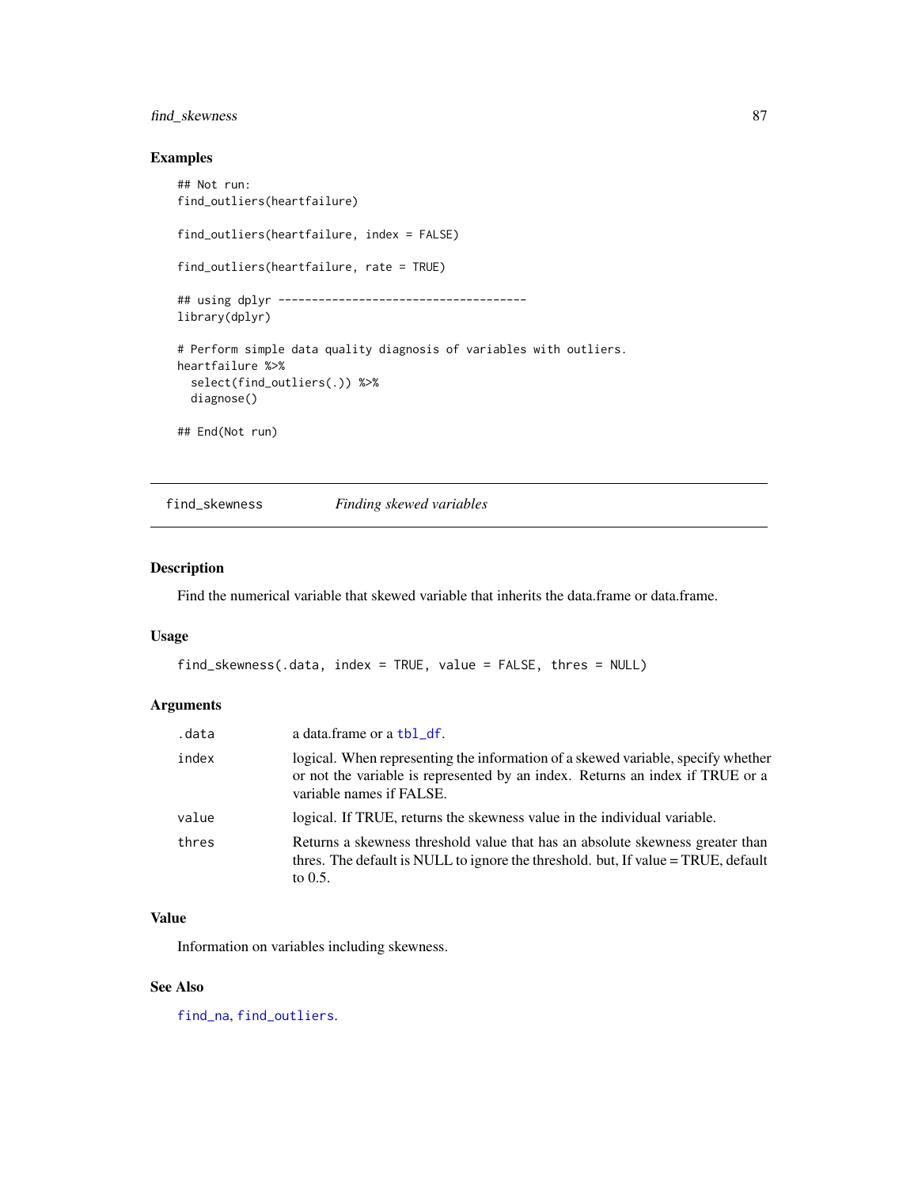## Examples

```
## Not run:
find_outliers(heartfailure)

find_outliers(heartfailure, index = FALSE)

find_outliers(heartfailure, rate = TRUE)

## using dplyr -------------------------------------
library(dplyr)

# Perform simple data quality diagnosis of variables with outliers.
heartfailure %>%
  select(find_outliers(.)) %>%
  diagnose()

## End(Not run)
```

---

# find_skewness *Finding skewed variables*

## Description

Find the numerical variable that skewed variable that inherits the data.frame or data.frame.

## Usage

```
find_skewness(.data, index = TRUE, value = FALSE, thres = NULL)
```

## Arguments

| | |
|---|---|
| .data | a data.frame or a tbl_df. |
| index | logical. When representing the information of a skewed variable, specify whether or not the variable is represented by an index. Returns an index if TRUE or a variable names if FALSE. |
| value | logical. If TRUE, returns the skewness value in the individual variable. |
| thres | Returns a skewness threshold value that has an absolute skewness greater than thres. The default is NULL to ignore the threshold. but, If value = TRUE, default to 0.5. |

## Value

Information on variables including skewness.

## See Also

find_na, find_outliers.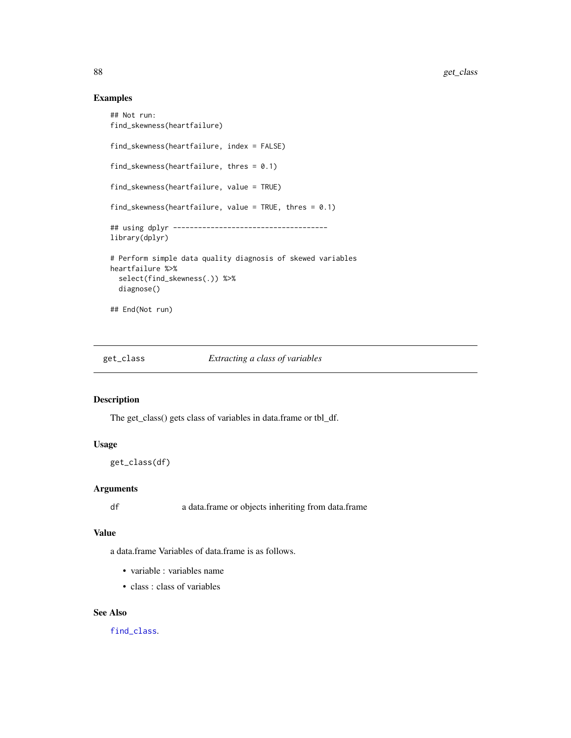## Examples

```
## Not run:
find_skewness(heartfailure)

find_skewness(heartfailure, index = FALSE)

find_skewness(heartfailure, thres = 0.1)

find_skewness(heartfailure, value = TRUE)

find_skewness(heartfailure, value = TRUE, thres = 0.1)

## using dplyr -------------------------------------
library(dplyr)

# Perform simple data quality diagnosis of skewed variables
heartfailure %>%
  select(find_skewness(.)) %>%
  diagnose()

## End(Not run)
```

---

# get_class *Extracting a class of variables*

---

## Description

The get_class() gets class of variables in data.frame or tbl_df.

## Usage

```
get_class(df)
```

## Arguments

| | |
|---|---|
| df | a data.frame or objects inheriting from data.frame |

## Value

a data.frame Variables of data.frame is as follows.

- variable : variables name
- class : class of variables

## See Also

find_class.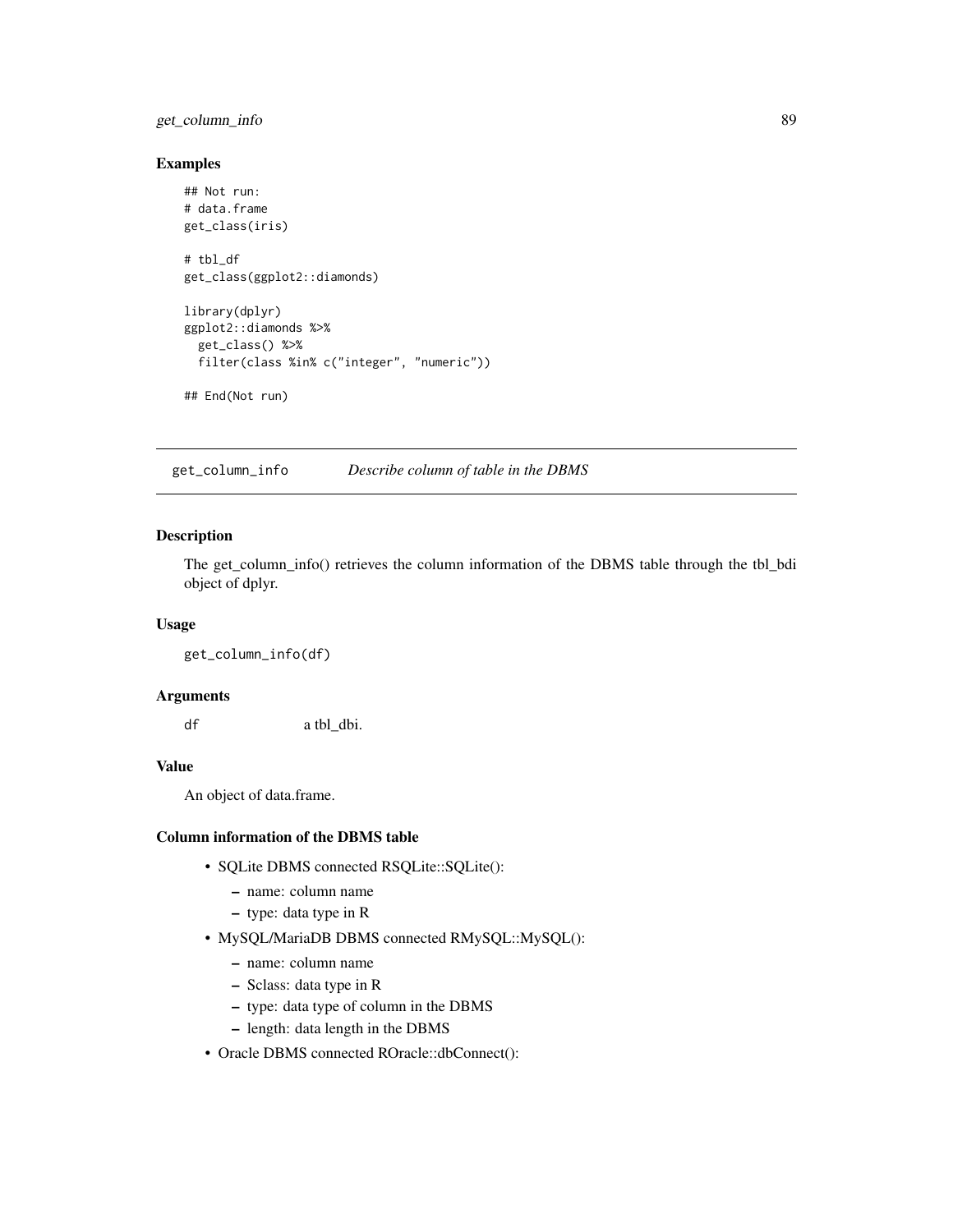### Examples

```
## Not run:
# data.frame
get_class(iris)

# tbl_df
get_class(ggplot2::diamonds)

library(dplyr)
ggplot2::diamonds %>%
  get_class() %>%
  filter(class %in% c("integer", "numeric"))

## End(Not run)
```

---

## get_column_info — *Describe column of table in the DBMS*

---

### Description

The get_column_info() retrieves the column information of the DBMS table through the tbl_bdi object of dplyr.

### Usage

```
get_column_info(df)
```

### Arguments

`df` a tbl_dbi.

### Value

An object of data.frame.

### Column information of the DBMS table

- SQLite DBMS connected RSQLite::SQLite():
  - name: column name
  - type: data type in R
- MySQL/MariaDB DBMS connected RMySQL::MySQL():
  - name: column name
  - Sclass: data type in R
  - type: data type of column in the DBMS
  - length: data length in the DBMS
- Oracle DBMS connected ROracle::dbConnect():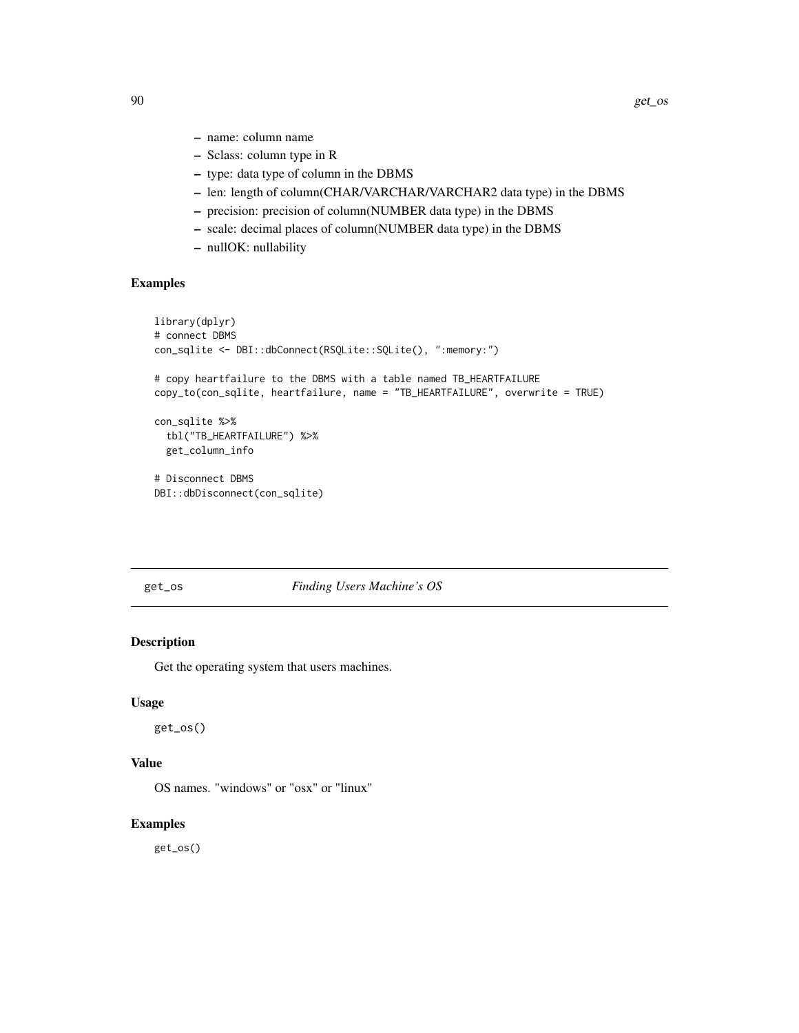- name: column name
- Sclass: column type in R
- type: data type of column in the DBMS
- len: length of column(CHAR/VARCHAR/VARCHAR2 data type) in the DBMS
- precision: precision of column(NUMBER data type) in the DBMS
- scale: decimal places of column(NUMBER data type) in the DBMS
- nullOK: nullability

### Examples

```
library(dplyr)
# connect DBMS
con_sqlite <- DBI::dbConnect(RSQLite::SQLite(), ":memory:")

# copy heartfailure to the DBMS with a table named TB_HEARTFAILURE
copy_to(con_sqlite, heartfailure, name = "TB_HEARTFAILURE", overwrite = TRUE)

con_sqlite %>%
  tbl("TB_HEARTFAILURE") %>%
  get_column_info

# Disconnect DBMS
DBI::dbDisconnect(con_sqlite)
```

---

## get_os *Finding Users Machine's OS*

### Description

Get the operating system that users machines.

### Usage

```
get_os()
```

### Value

OS names. "windows" or "osx" or "linux"

### Examples

```
get_os()
```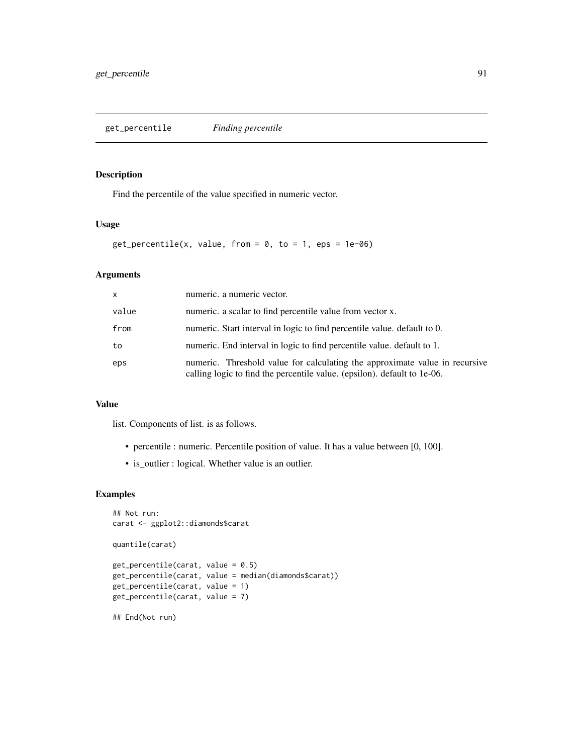## get_percentile *Finding percentile*

### Description

Find the percentile of the value specified in numeric vector.

### Usage

```
get_percentile(x, value, from = 0, to = 1, eps = 1e-06)
```

### Arguments

| | |
|---|---|
| x | numeric. a numeric vector. |
| value | numeric. a scalar to find percentile value from vector x. |
| from | numeric. Start interval in logic to find percentile value. default to 0. |
| to | numeric. End interval in logic to find percentile value. default to 1. |
| eps | numeric. Threshold value for calculating the approximate value in recursive calling logic to find the percentile value. (epsilon). default to 1e-06. |

### Value

list. Components of list. is as follows.

- percentile : numeric. Percentile position of value. It has a value between [0, 100].
- is_outlier : logical. Whether value is an outlier.

### Examples

```
## Not run:
carat <- ggplot2::diamonds$carat

quantile(carat)

get_percentile(carat, value = 0.5)
get_percentile(carat, value = median(diamonds$carat))
get_percentile(carat, value = 1)
get_percentile(carat, value = 7)

## End(Not run)
```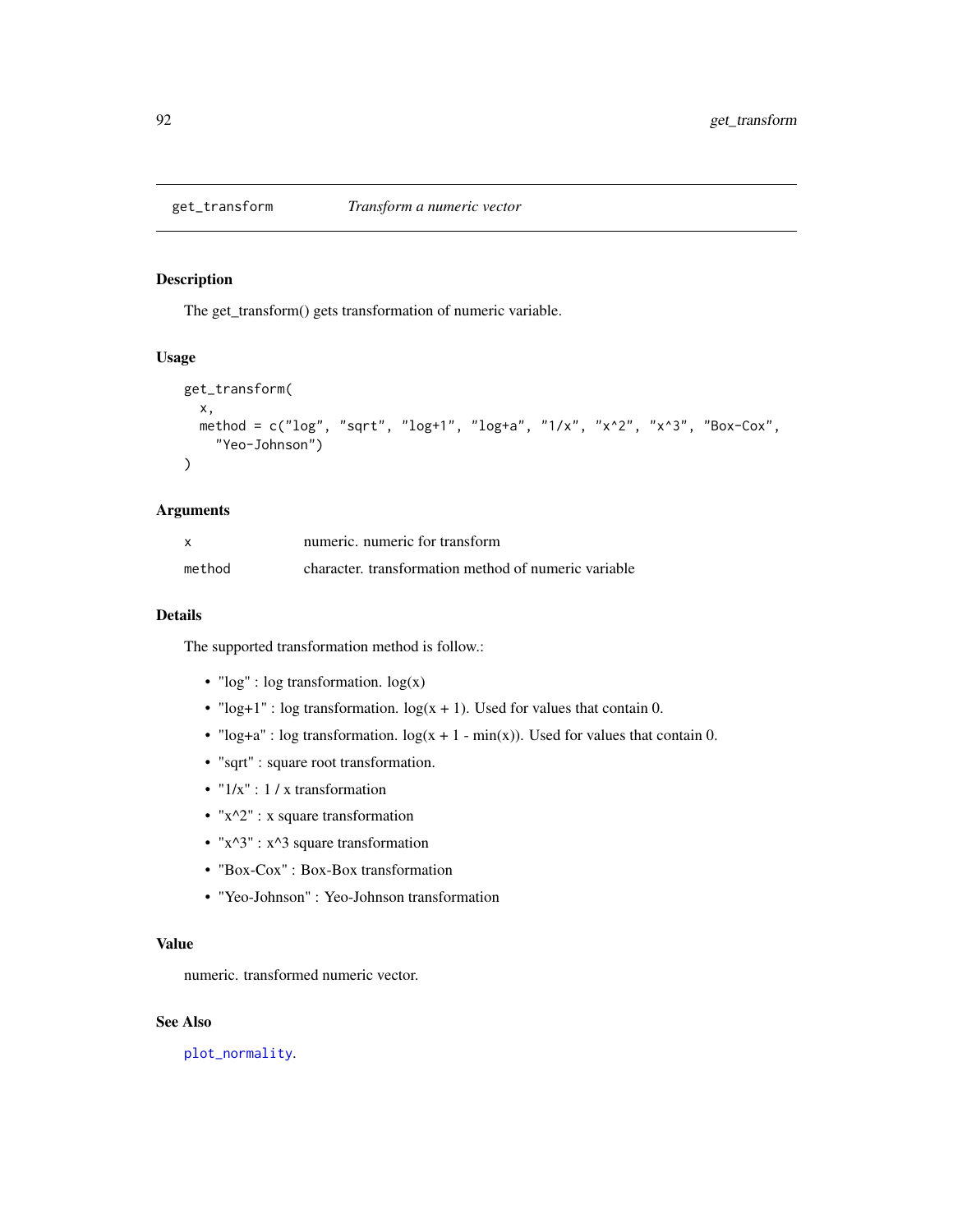## get_transform *Transform a numeric vector*

### Description

The get_transform() gets transformation of numeric variable.

### Usage

```
get_transform(
  x,
  method = c("log", "sqrt", "log+1", "log+a", "1/x", "x^2", "x^3", "Box-Cox",
    "Yeo-Johnson")
)
```

### Arguments

| | |
|---|---|
| x | numeric. numeric for transform |
| method | character. transformation method of numeric variable |

### Details

The supported transformation method is follow.:

- "log" : log transformation. log(x)
- "log+1" : log transformation. log(x + 1). Used for values that contain 0.
- "log+a" : log transformation. log(x + 1 - min(x)). Used for values that contain 0.
- "sqrt" : square root transformation.
- "1/x" : 1 / x transformation
- "x^2" : x square transformation
- "x^3" : x^3 square transformation
- "Box-Cox" : Box-Box transformation
- "Yeo-Johnson" : Yeo-Johnson transformation

### Value

numeric. transformed numeric vector.

### See Also

plot_normality.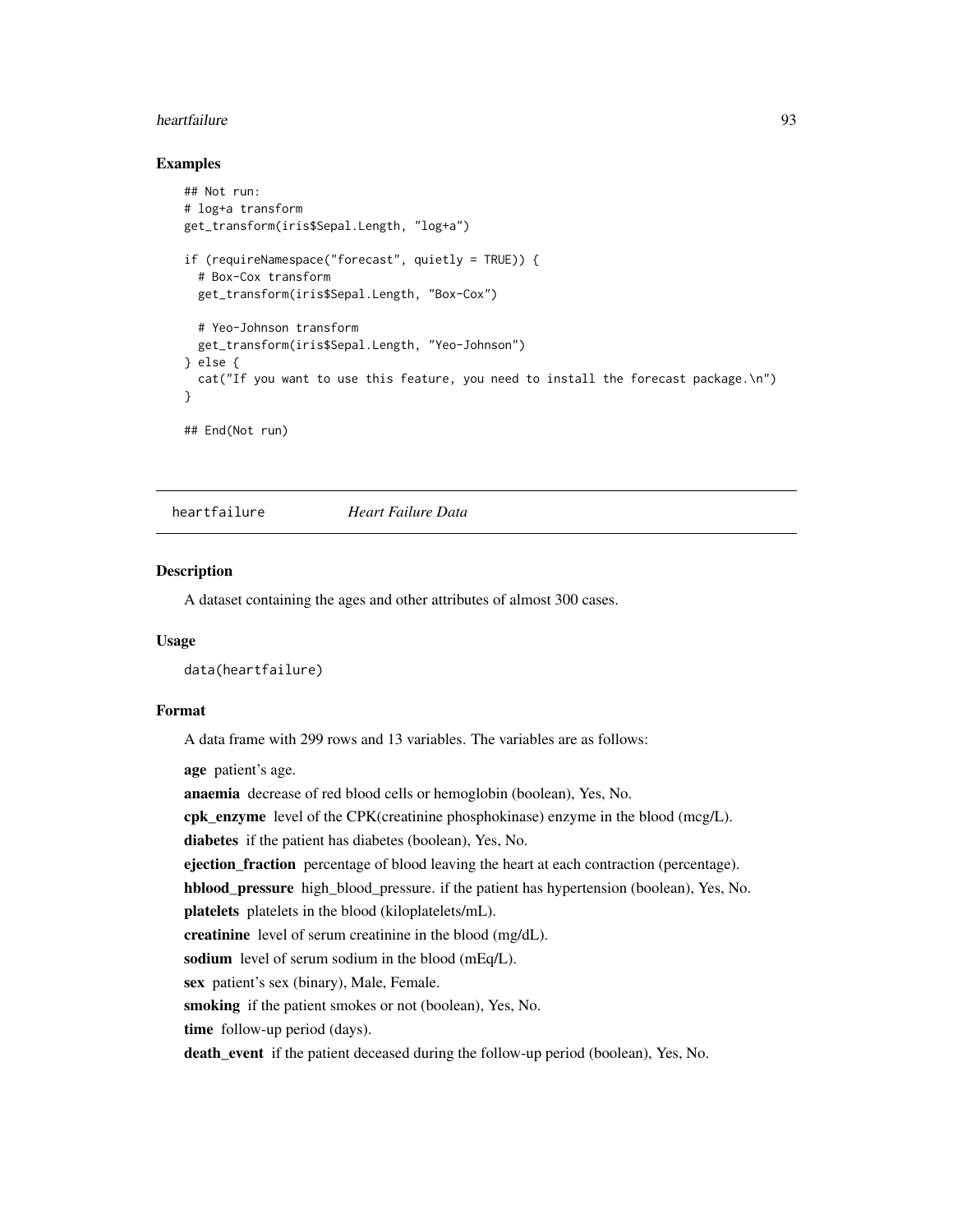### Examples

```
## Not run:
# log+a transform
get_transform(iris$Sepal.Length, "log+a")

if (requireNamespace("forecast", quietly = TRUE)) {
  # Box-Cox transform
  get_transform(iris$Sepal.Length, "Box-Cox")

  # Yeo-Johnson transform
  get_transform(iris$Sepal.Length, "Yeo-Johnson")
} else {
  cat("If you want to use this feature, you need to install the forecast package.\n")
}

## End(Not run)
```

---

## heartfailure *Heart Failure Data*

---

### Description

A dataset containing the ages and other attributes of almost 300 cases.

### Usage

```
data(heartfailure)
```

### Format

A data frame with 299 rows and 13 variables. The variables are as follows:

**age** patient's age.

**anaemia** decrease of red blood cells or hemoglobin (boolean), Yes, No.

**cpk_enzyme** level of the CPK(creatinine phosphokinase) enzyme in the blood (mcg/L).

**diabetes** if the patient has diabetes (boolean), Yes, No.

**ejection_fraction** percentage of blood leaving the heart at each contraction (percentage).

**hblood_pressure** high_blood_pressure. if the patient has hypertension (boolean), Yes, No.

**platelets** platelets in the blood (kiloplatelets/mL).

**creatinine** level of serum creatinine in the blood (mg/dL).

**sodium** level of serum sodium in the blood (mEq/L).

**sex** patient's sex (binary), Male, Female.

**smoking** if the patient smokes or not (boolean), Yes, No.

**time** follow-up period (days).

**death_event** if the patient deceased during the follow-up period (boolean), Yes, No.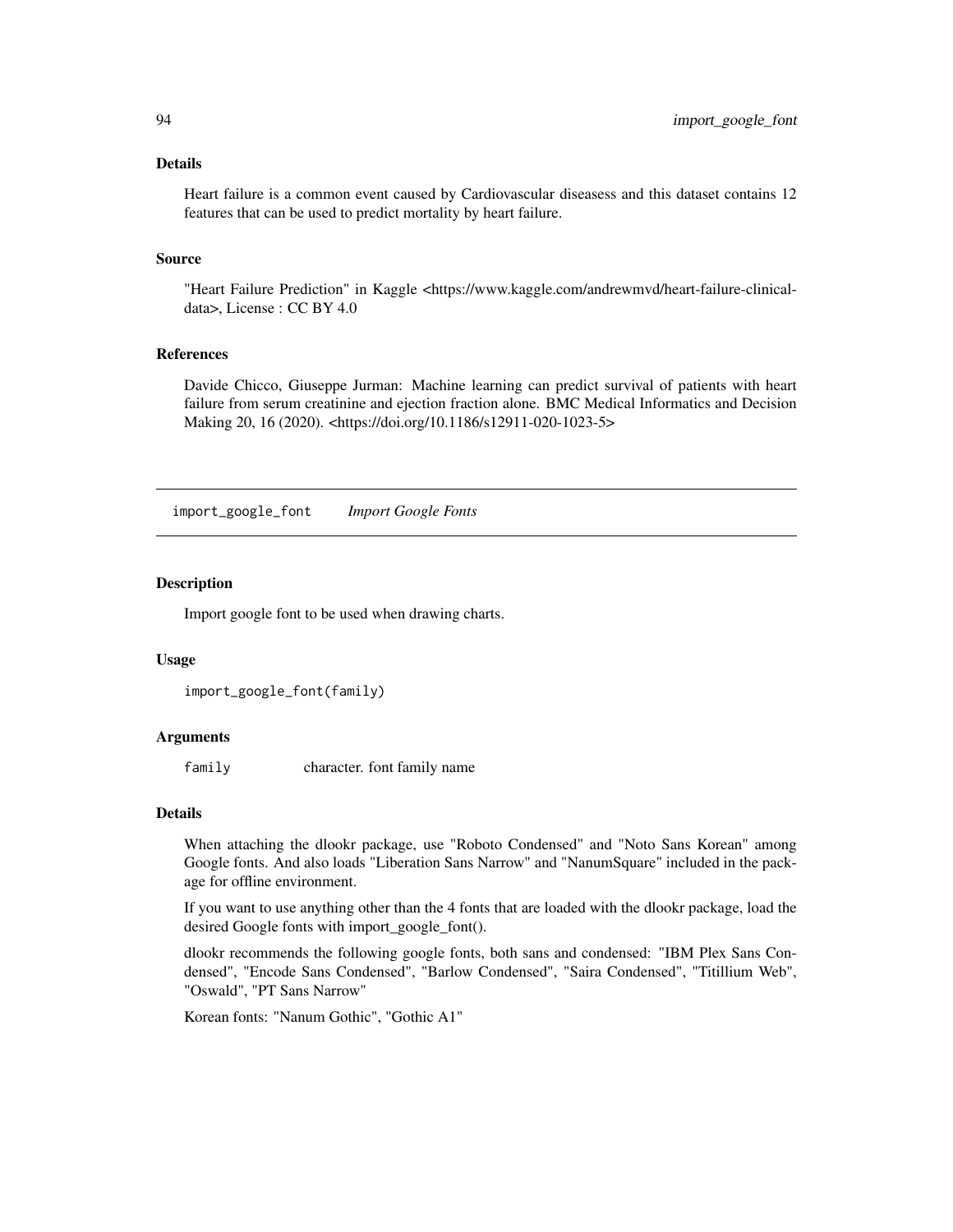### Details

Heart failure is a common event caused by Cardiovascular diseasess and this dataset contains 12 features that can be used to predict mortality by heart failure.

### Source

"Heart Failure Prediction" in Kaggle <https://www.kaggle.com/andrewmvd/heart-failure-clinical-data>, License : CC BY 4.0

### References

Davide Chicco, Giuseppe Jurman: Machine learning can predict survival of patients with heart failure from serum creatinine and ejection fraction alone. BMC Medical Informatics and Decision Making 20, 16 (2020). <https://doi.org/10.1186/s12911-020-1023-5>

---

## import_google_font    *Import Google Fonts*

### Description

Import google font to be used when drawing charts.

### Usage

```
import_google_font(family)
```

### Arguments

| | |
|---|---|
| `family` | character. font family name |

### Details

When attaching the dlookr package, use "Roboto Condensed" and "Noto Sans Korean" among Google fonts. And also loads "Liberation Sans Narrow" and "NanumSquare" included in the package for offline environment.

If you want to use anything other than the 4 fonts that are loaded with the dlookr package, load the desired Google fonts with import_google_font().

dlookr recommends the following google fonts, both sans and condensed: "IBM Plex Sans Condensed", "Encode Sans Condensed", "Barlow Condensed", "Saira Condensed", "Titillium Web", "Oswald", "PT Sans Narrow"

Korean fonts: "Nanum Gothic", "Gothic A1"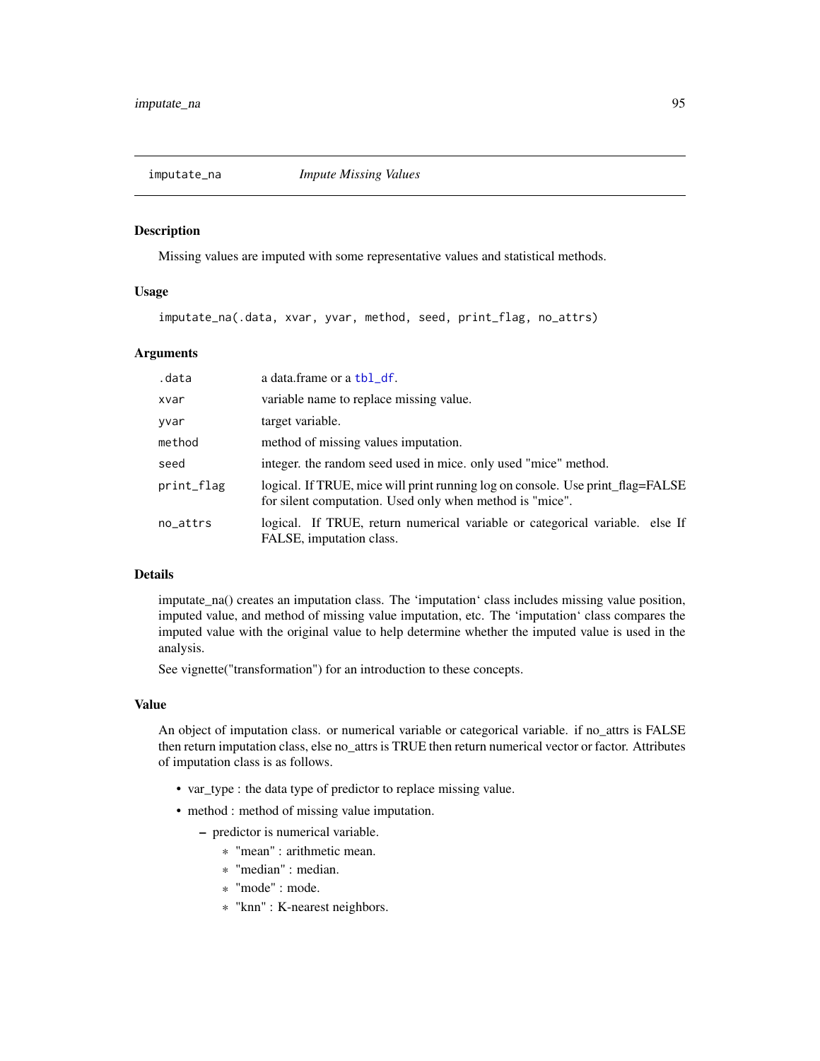## imputate_na *Impute Missing Values*

### Description

Missing values are imputed with some representative values and statistical methods.

### Usage

```
imputate_na(.data, xvar, yvar, method, seed, print_flag, no_attrs)
```

### Arguments

| | |
|---|---|
| .data | a data.frame or a tbl_df. |
| xvar | variable name to replace missing value. |
| yvar | target variable. |
| method | method of missing values imputation. |
| seed | integer. the random seed used in mice. only used "mice" method. |
| print_flag | logical. If TRUE, mice will print running log on console. Use print_flag=FALSE for silent computation. Used only when method is "mice". |
| no_attrs | logical. If TRUE, return numerical variable or categorical variable. else If FALSE, imputation class. |

### Details

imputate_na() creates an imputation class. The 'imputation' class includes missing value position, imputed value, and method of missing value imputation, etc. The 'imputation' class compares the imputed value with the original value to help determine whether the imputed value is used in the analysis.

See vignette("transformation") for an introduction to these concepts.

### Value

An object of imputation class. or numerical variable or categorical variable. if no_attrs is FALSE then return imputation class, else no_attrs is TRUE then return numerical vector or factor. Attributes of imputation class is as follows.

- var_type : the data type of predictor to replace missing value.
- method : method of missing value imputation.
  - predictor is numerical variable.
    - "mean" : arithmetic mean.
    - "median" : median.
    - "mode" : mode.
    - "knn" : K-nearest neighbors.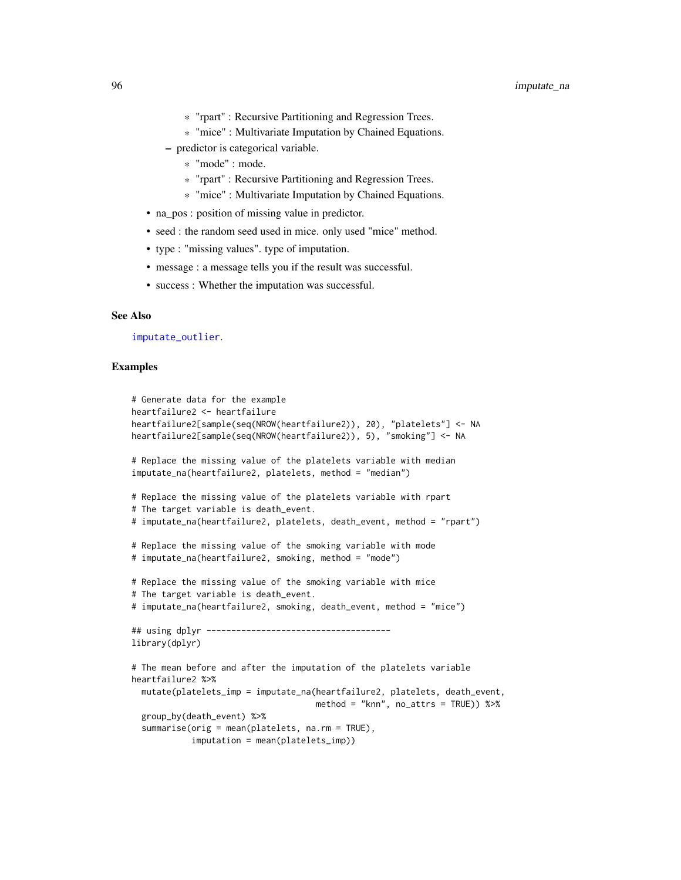- "rpart" : Recursive Partitioning and Regression Trees.
        - "mice" : Multivariate Imputation by Chained Equations.
    - predictor is categorical variable.
        - "mode" : mode.
        - "rpart" : Recursive Partitioning and Regression Trees.
        - "mice" : Multivariate Imputation by Chained Equations.
- na_pos : position of missing value in predictor.
- seed : the random seed used in mice. only used "mice" method.
- type : "missing values". type of imputation.
- message : a message tells you if the result was successful.
- success : Whether the imputation was successful.

### See Also

imputate_outlier.

### Examples

```
# Generate data for the example
heartfailure2 <- heartfailure
heartfailure2[sample(seq(NROW(heartfailure2)), 20), "platelets"] <- NA
heartfailure2[sample(seq(NROW(heartfailure2)), 5), "smoking"] <- NA

# Replace the missing value of the platelets variable with median
imputate_na(heartfailure2, platelets, method = "median")

# Replace the missing value of the platelets variable with rpart
# The target variable is death_event.
# imputate_na(heartfailure2, platelets, death_event, method = "rpart")

# Replace the missing value of the smoking variable with mode
# imputate_na(heartfailure2, smoking, method = "mode")

# Replace the missing value of the smoking variable with mice
# The target variable is death_event.
# imputate_na(heartfailure2, smoking, death_event, method = "mice")

## using dplyr -------------------------------------
library(dplyr)

# The mean before and after the imputation of the platelets variable
heartfailure2 %>%
  mutate(platelets_imp = imputate_na(heartfailure2, platelets, death_event,
                                     method = "knn", no_attrs = TRUE)) %>%
  group_by(death_event) %>%
  summarise(orig = mean(platelets, na.rm = TRUE),
            imputation = mean(platelets_imp))
```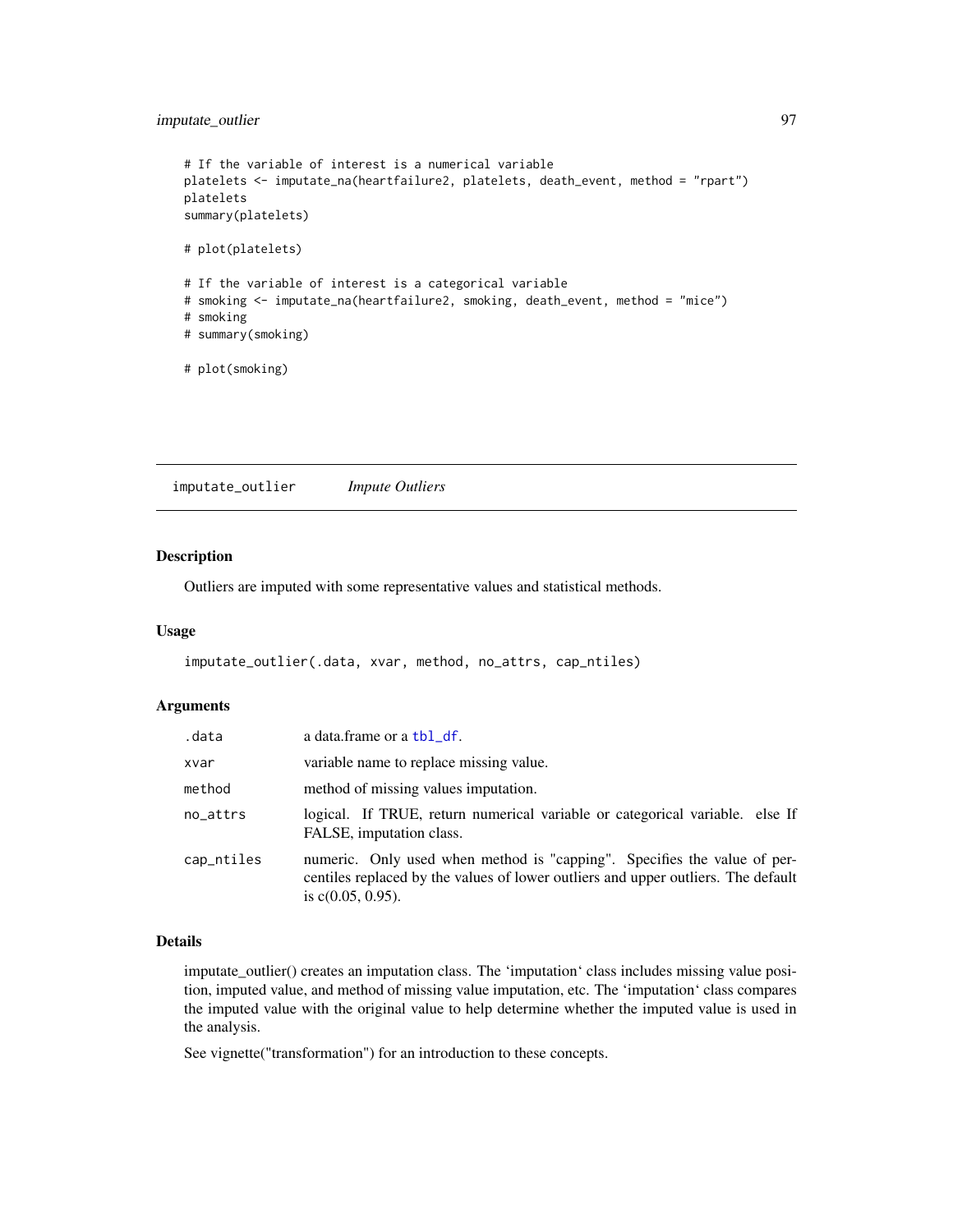```
# If the variable of interest is a numerical variable
platelets <- imputate_na(heartfailure2, platelets, death_event, method = "rpart")
platelets
summary(platelets)

# plot(platelets)

# If the variable of interest is a categorical variable
# smoking <- imputate_na(heartfailure2, smoking, death_event, method = "mice")
# smoking
# summary(smoking)

# plot(smoking)
```

---

## imputate_outlier *Impute Outliers*

---

### Description

Outliers are imputed with some representative values and statistical methods.

### Usage

```
imputate_outlier(.data, xvar, method, no_attrs, cap_ntiles)
```

### Arguments

| | |
|---|---|
| .data | a data.frame or a tbl_df. |
| xvar | variable name to replace missing value. |
| method | method of missing values imputation. |
| no_attrs | logical. If TRUE, return numerical variable or categorical variable. else If FALSE, imputation class. |
| cap_ntiles | numeric. Only used when method is "capping". Specifies the value of percentiles replaced by the values of lower outliers and upper outliers. The default is c(0.05, 0.95). |

### Details

imputate_outlier() creates an imputation class. The 'imputation' class includes missing value position, imputed value, and method of missing value imputation, etc. The 'imputation' class compares the imputed value with the original value to help determine whether the imputed value is used in the analysis.

See vignette("transformation") for an introduction to these concepts.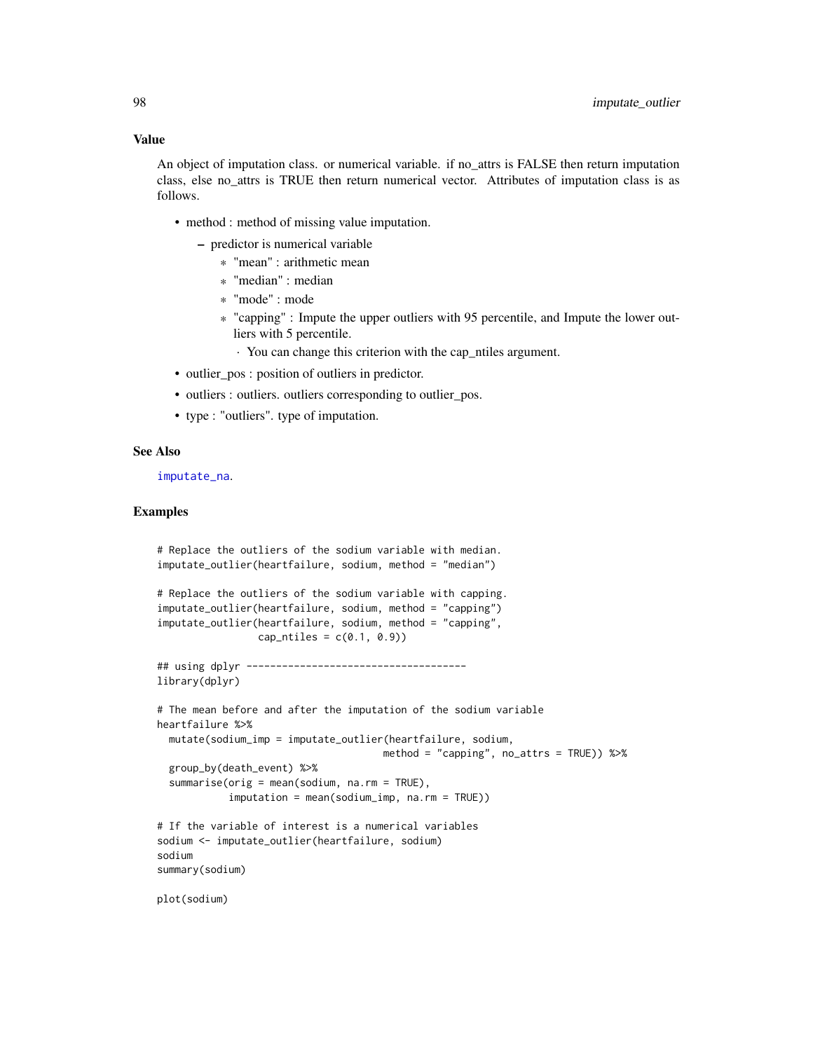## Value

An object of imputation class. or numerical variable. if no_attrs is FALSE then return imputation class, else no_attrs is TRUE then return numerical vector. Attributes of imputation class is as follows.

- method : method of missing value imputation.
  - predictor is numerical variable
    - "mean" : arithmetic mean
    - "median" : median
    - "mode" : mode
    - "capping" : Impute the upper outliers with 95 percentile, and Impute the lower outliers with 5 percentile.
      - You can change this criterion with the cap_ntiles argument.
- outlier_pos : position of outliers in predictor.
- outliers : outliers. outliers corresponding to outlier_pos.
- type : "outliers". type of imputation.

## See Also

imputate_na.

## Examples

```
# Replace the outliers of the sodium variable with median.
imputate_outlier(heartfailure, sodium, method = "median")

# Replace the outliers of the sodium variable with capping.
imputate_outlier(heartfailure, sodium, method = "capping")
imputate_outlier(heartfailure, sodium, method = "capping",
                 cap_ntiles = c(0.1, 0.9))

## using dplyr -------------------------------------
library(dplyr)

# The mean before and after the imputation of the sodium variable
heartfailure %>%
  mutate(sodium_imp = imputate_outlier(heartfailure, sodium,
                                       method = "capping", no_attrs = TRUE)) %>%
  group_by(death_event) %>%
  summarise(orig = mean(sodium, na.rm = TRUE),
            imputation = mean(sodium_imp, na.rm = TRUE))

# If the variable of interest is a numerical variables
sodium <- imputate_outlier(heartfailure, sodium)
sodium
summary(sodium)

plot(sodium)
```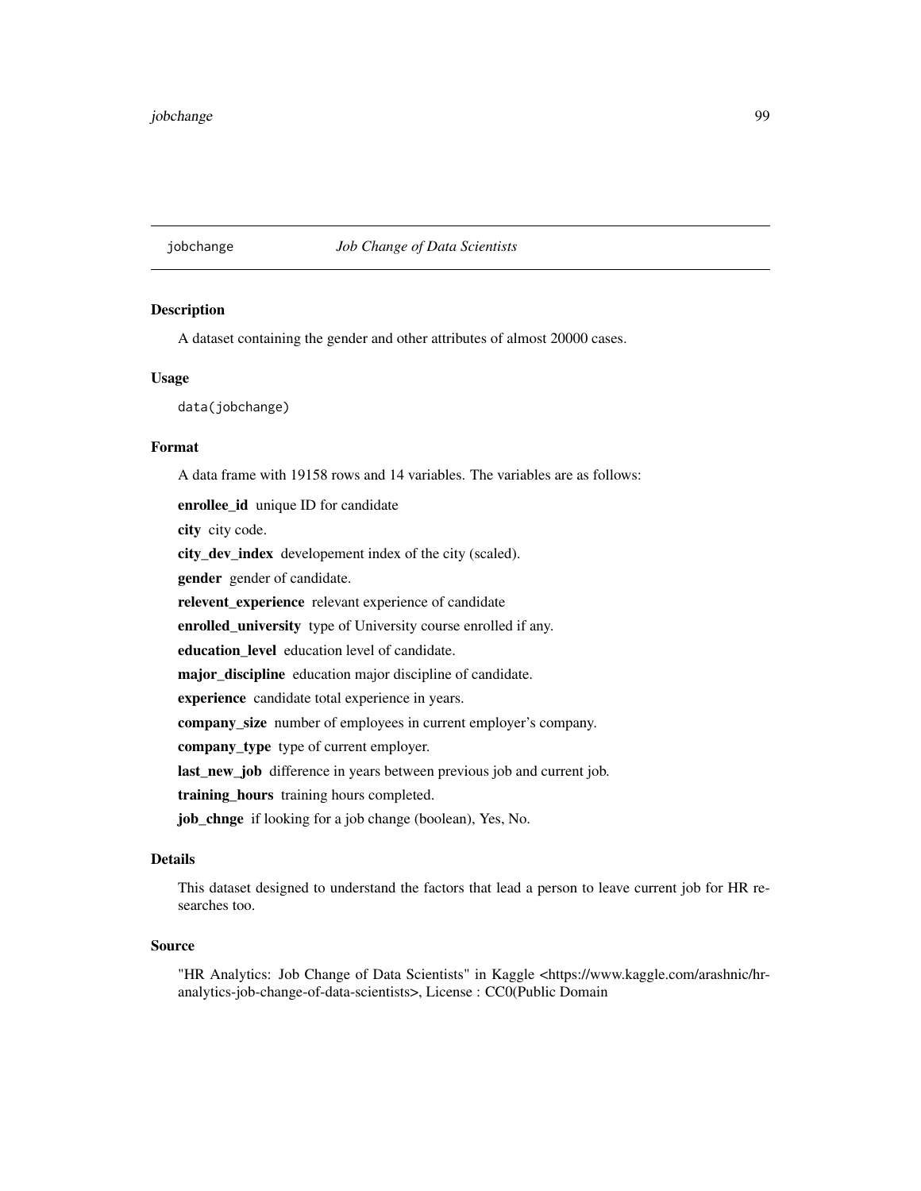jobchange *Job Change of Data Scientists*

## Description

A dataset containing the gender and other attributes of almost 20000 cases.

## Usage

```
data(jobchange)
```

## Format

A data frame with 19158 rows and 14 variables. The variables are as follows:

**enrollee_id** unique ID for candidate

**city** city code.

**city_dev_index** developement index of the city (scaled).

**gender** gender of candidate.

**relevent_experience** relevant experience of candidate

**enrolled_university** type of University course enrolled if any.

**education_level** education level of candidate.

**major_discipline** education major discipline of candidate.

**experience** candidate total experience in years.

**company_size** number of employees in current employer's company.

**company_type** type of current employer.

**last_new_job** difference in years between previous job and current job.

**training_hours** training hours completed.

**job_chnge** if looking for a job change (boolean), Yes, No.

## Details

This dataset designed to understand the factors that lead a person to leave current job for HR researches too.

## Source

"HR Analytics: Job Change of Data Scientists" in Kaggle <https://www.kaggle.com/arashnic/hr-analytics-job-change-of-data-scientists>, License : CC0(Public Domain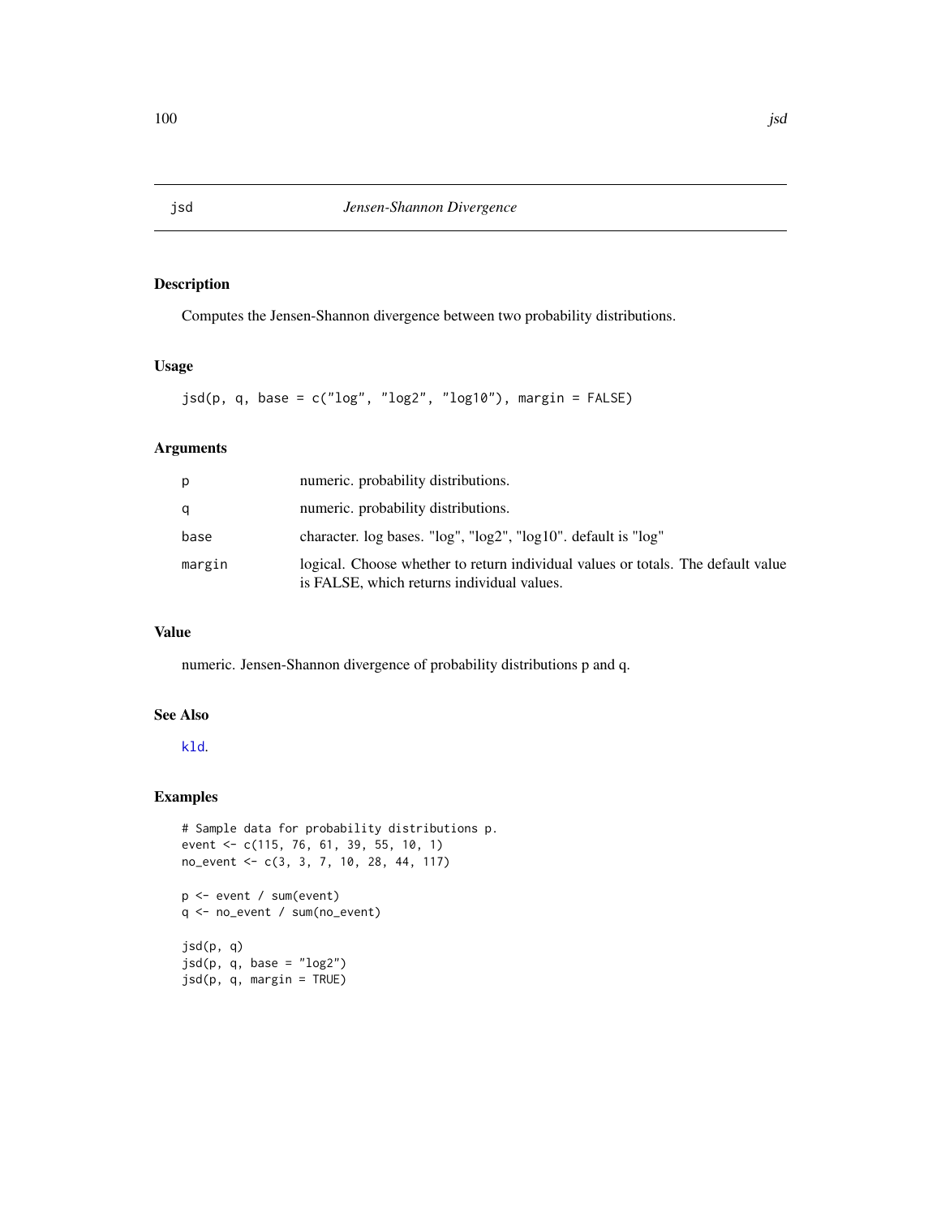# jsd — *Jensen-Shannon Divergence*

## Description

Computes the Jensen-Shannon divergence between two probability distributions.

## Usage

```
jsd(p, q, base = c("log", "log2", "log10"), margin = FALSE)
```

## Arguments

| | |
|---|---|
| p | numeric. probability distributions. |
| q | numeric. probability distributions. |
| base | character. log bases. "log", "log2", "log10". default is "log" |
| margin | logical. Choose whether to return individual values or totals. The default value is FALSE, which returns individual values. |

## Value

numeric. Jensen-Shannon divergence of probability distributions p and q.

## See Also

kld.

## Examples

```
# Sample data for probability distributions p.
event <- c(115, 76, 61, 39, 55, 10, 1)
no_event <- c(3, 3, 7, 10, 28, 44, 117)

p <- event / sum(event)
q <- no_event / sum(no_event)

jsd(p, q)
jsd(p, q, base = "log2")
jsd(p, q, margin = TRUE)
```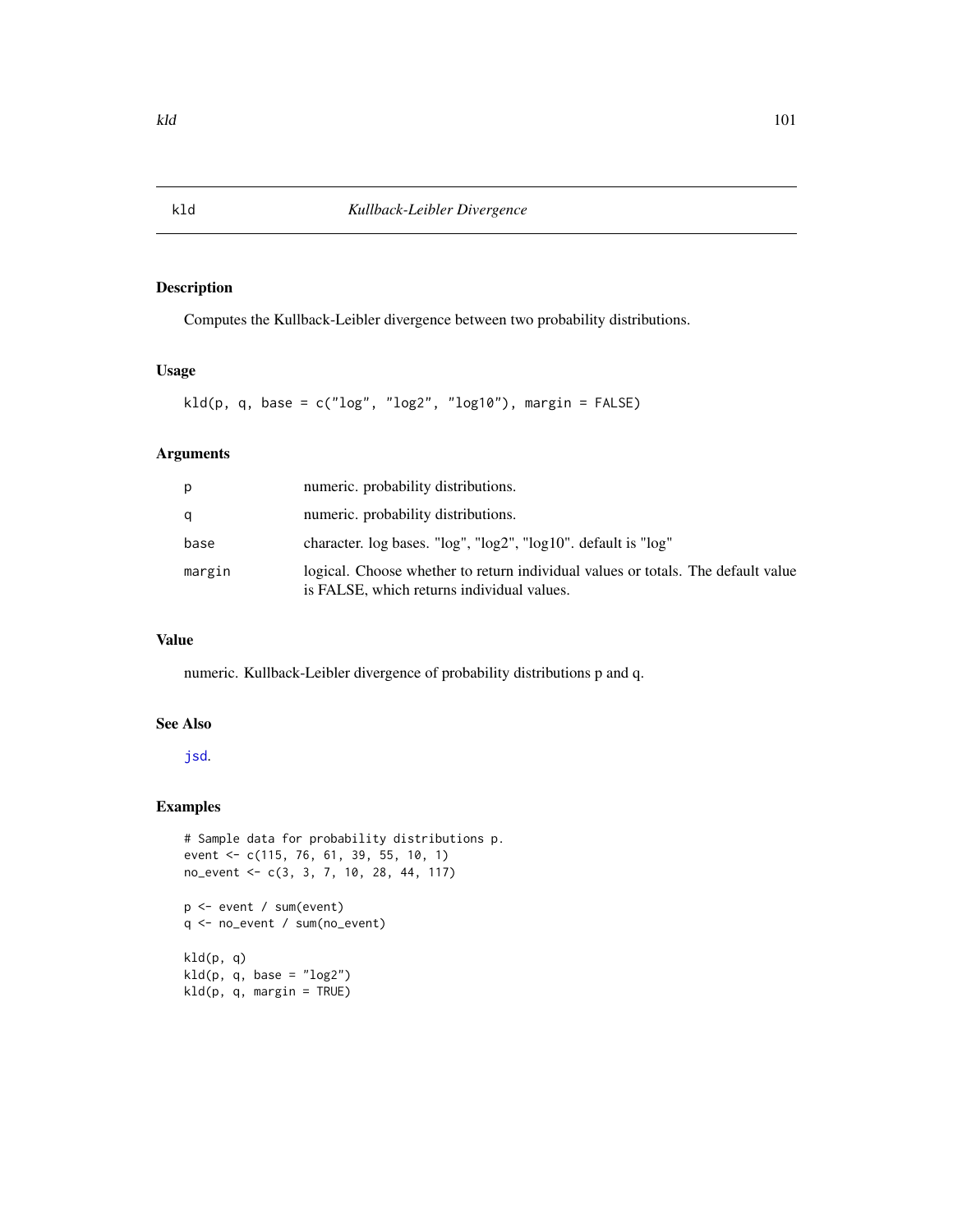## kld — *Kullback-Leibler Divergence*

### Description

Computes the Kullback-Leibler divergence between two probability distributions.

### Usage

```
kld(p, q, base = c("log", "log2", "log10"), margin = FALSE)
```

### Arguments

| | |
|---|---|
| p | numeric. probability distributions. |
| q | numeric. probability distributions. |
| base | character. log bases. "log", "log2", "log10". default is "log" |
| margin | logical. Choose whether to return individual values or totals. The default value is FALSE, which returns individual values. |

### Value

numeric. Kullback-Leibler divergence of probability distributions p and q.

### See Also

jsd.

### Examples

```
# Sample data for probability distributions p.
event <- c(115, 76, 61, 39, 55, 10, 1)
no_event <- c(3, 3, 7, 10, 28, 44, 117)

p <- event / sum(event)
q <- no_event / sum(no_event)

kld(p, q)
kld(p, q, base = "log2")
kld(p, q, margin = TRUE)
```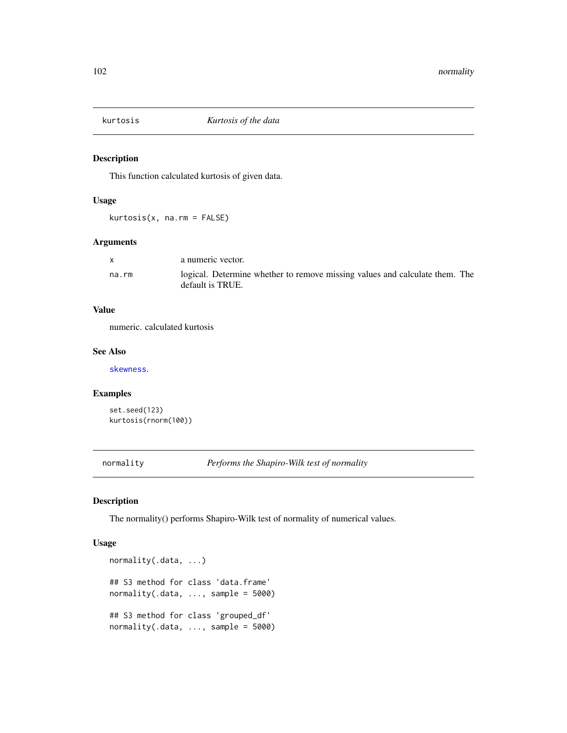## kurtosis — *Kurtosis of the data*

### Description

This function calculated kurtosis of given data.

### Usage

```
kurtosis(x, na.rm = FALSE)
```

### Arguments

| | |
|---|---|
| x | a numeric vector. |
| na.rm | logical. Determine whether to remove missing values and calculate them. The default is TRUE. |

### Value

numeric. calculated kurtosis

### See Also

skewness.

### Examples

```
set.seed(123)
kurtosis(rnorm(100))
```

## normality — *Performs the Shapiro-Wilk test of normality*

### Description

The normality() performs Shapiro-Wilk test of normality of numerical values.

### Usage

```
normality(.data, ...)

## S3 method for class 'data.frame'
normality(.data, ..., sample = 5000)

## S3 method for class 'grouped_df'
normality(.data, ..., sample = 5000)
```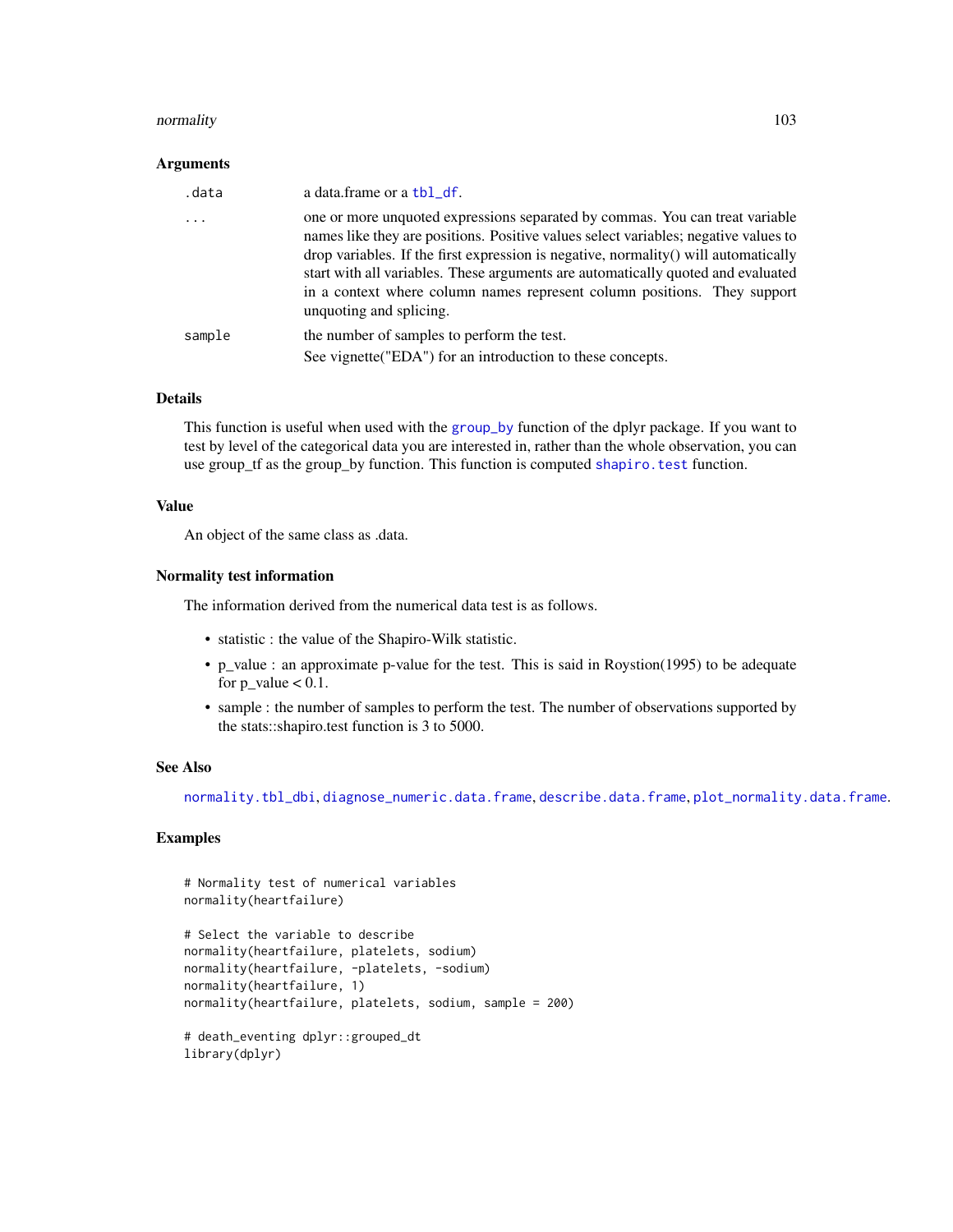### Arguments

| | |
|---|---|
| .data | a data.frame or a tbl_df. |
| ... | one or more unquoted expressions separated by commas. You can treat variable names like they are positions. Positive values select variables; negative values to drop variables. If the first expression is negative, normality() will automatically start with all variables. These arguments are automatically quoted and evaluated in a context where column names represent column positions. They support unquoting and splicing. |
| sample | the number of samples to perform the test. See vignette("EDA") for an introduction to these concepts. |

### Details

This function is useful when used with the group_by function of the dplyr package. If you want to test by level of the categorical data you are interested in, rather than the whole observation, you can use group_tf as the group_by function. This function is computed shapiro.test function.

### Value

An object of the same class as .data.

### Normality test information

The information derived from the numerical data test is as follows.

- statistic : the value of the Shapiro-Wilk statistic.
- p_value : an approximate p-value for the test. This is said in Roystion(1995) to be adequate for p_value < 0.1.
- sample : the number of samples to perform the test. The number of observations supported by the stats::shapiro.test function is 3 to 5000.

### See Also

normality.tbl_dbi, diagnose_numeric.data.frame, describe.data.frame, plot_normality.data.frame.

### Examples

```
# Normality test of numerical variables
normality(heartfailure)

# Select the variable to describe
normality(heartfailure, platelets, sodium)
normality(heartfailure, -platelets, -sodium)
normality(heartfailure, 1)
normality(heartfailure, platelets, sodium, sample = 200)

# death_eventing dplyr::grouped_dt
library(dplyr)
```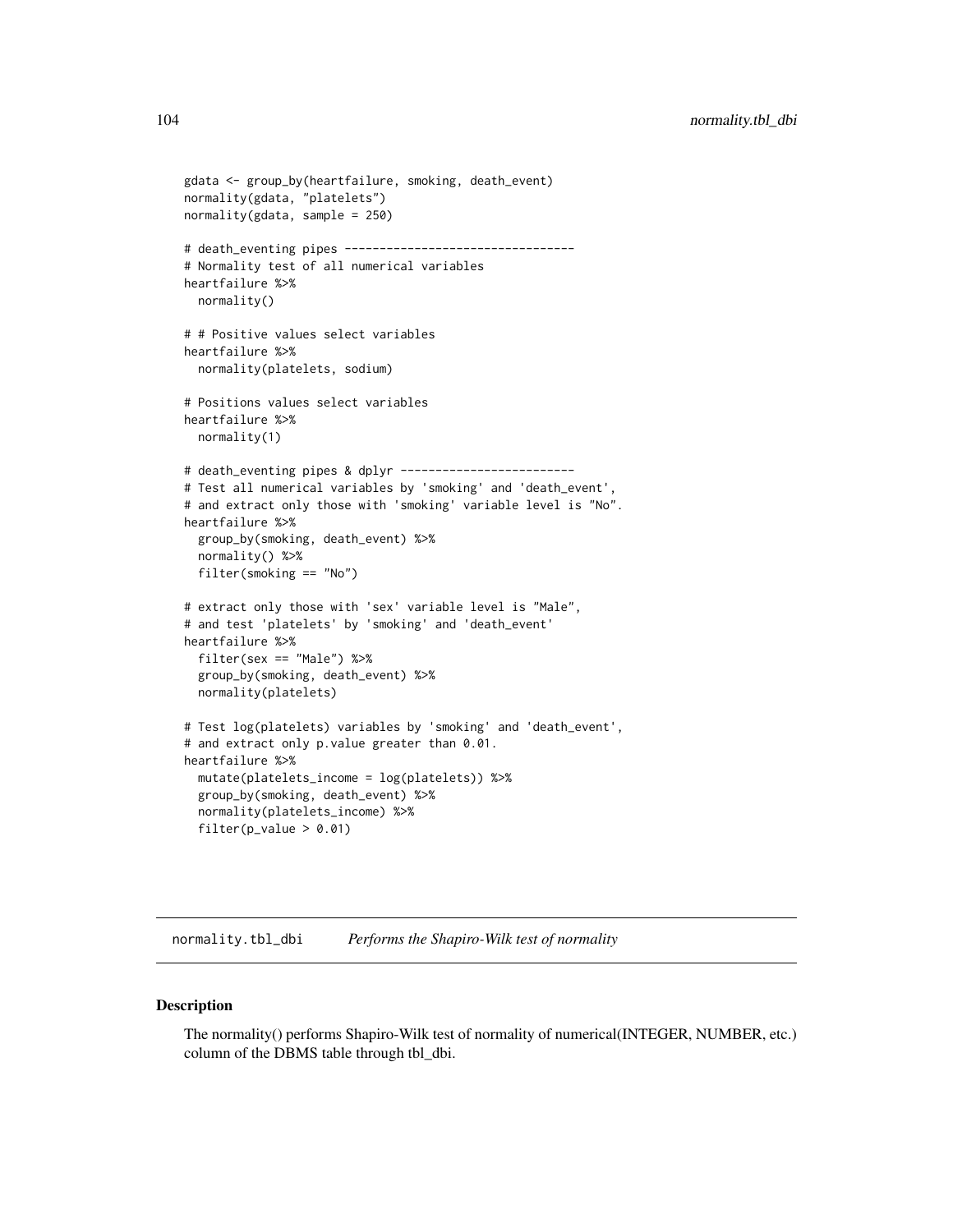```
gdata <- group_by(heartfailure, smoking, death_event)
normality(gdata, "platelets")
normality(gdata, sample = 250)

# death_eventing pipes ---------------------------------
# Normality test of all numerical variables
heartfailure %>%
  normality()

# # Positive values select variables
heartfailure %>%
  normality(platelets, sodium)

# Positions values select variables
heartfailure %>%
  normality(1)

# death_eventing pipes & dplyr -------------------------
# Test all numerical variables by 'smoking' and 'death_event',
# and extract only those with 'smoking' variable level is "No".
heartfailure %>%
  group_by(smoking, death_event) %>%
  normality() %>%
  filter(smoking == "No")

# extract only those with 'sex' variable level is "Male",
# and test 'platelets' by 'smoking' and 'death_event'
heartfailure %>%
  filter(sex == "Male") %>%
  group_by(smoking, death_event) %>%
  normality(platelets)

# Test log(platelets) variables by 'smoking' and 'death_event',
# and extract only p.value greater than 0.01.
heartfailure %>%
  mutate(platelets_income = log(platelets)) %>%
  group_by(smoking, death_event) %>%
  normality(platelets_income) %>%
  filter(p_value > 0.01)
```

## normality.tbl_dbi *Performs the Shapiro-Wilk test of normality*

### Description

The normality() performs Shapiro-Wilk test of normality of numerical(INTEGER, NUMBER, etc.) column of the DBMS table through tbl_dbi.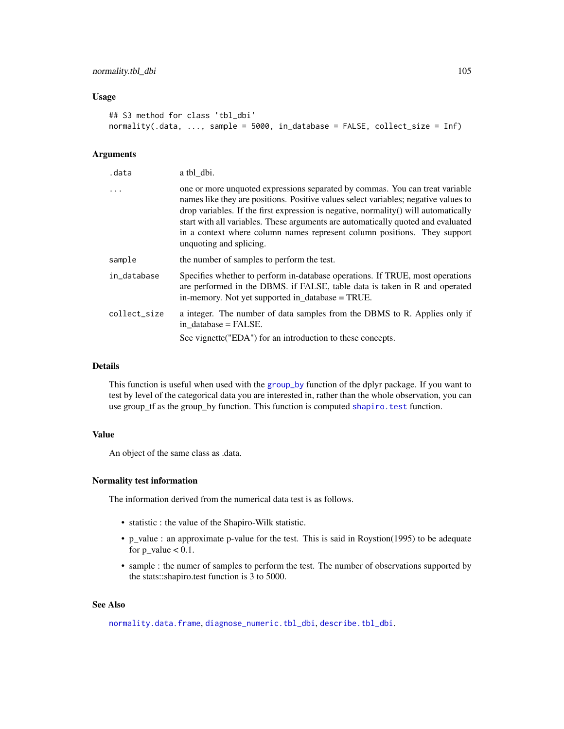## Usage

```
## S3 method for class 'tbl_dbi'
normality(.data, ..., sample = 5000, in_database = FALSE, collect_size = Inf)
```

## Arguments

| | |
|---|---|
| .data | a tbl_dbi. |
| ... | one or more unquoted expressions separated by commas. You can treat variable names like they are positions. Positive values select variables; negative values to drop variables. If the first expression is negative, normality() will automatically start with all variables. These arguments are automatically quoted and evaluated in a context where column names represent column positions. They support unquoting and splicing. |
| sample | the number of samples to perform the test. |
| in_database | Specifies whether to perform in-database operations. If TRUE, most operations are performed in the DBMS. if FALSE, table data is taken in R and operated in-memory. Not yet supported in_database = TRUE. |
| collect_size | a integer. The number of data samples from the DBMS to R. Applies only if in_database = FALSE. See vignette("EDA") for an introduction to these concepts. |

## Details

This function is useful when used with the group_by function of the dplyr package. If you want to test by level of the categorical data you are interested in, rather than the whole observation, you can use group_tf as the group_by function. This function is computed shapiro.test function.

## Value

An object of the same class as .data.

## Normality test information

The information derived from the numerical data test is as follows.

- statistic : the value of the Shapiro-Wilk statistic.
- p_value : an approximate p-value for the test. This is said in Roystion(1995) to be adequate for p_value < 0.1.
- sample : the numer of samples to perform the test. The number of observations supported by the stats::shapiro.test function is 3 to 5000.

## See Also

normality.data.frame, diagnose_numeric.tbl_dbi, describe.tbl_dbi.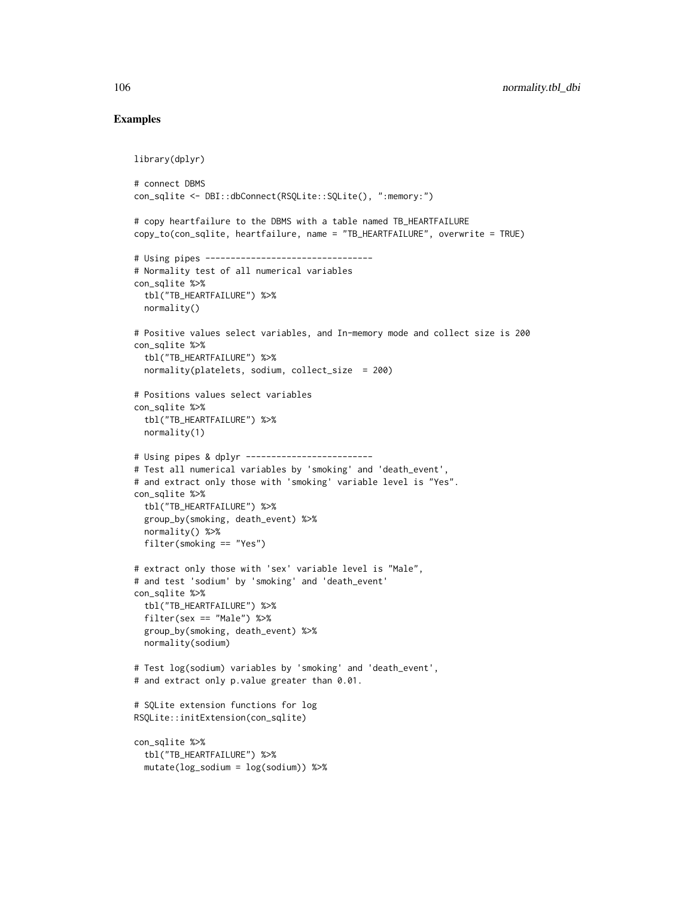## Examples

```
library(dplyr)

# connect DBMS
con_sqlite <- DBI::dbConnect(RSQLite::SQLite(), ":memory:")

# copy heartfailure to the DBMS with a table named TB_HEARTFAILURE
copy_to(con_sqlite, heartfailure, name = "TB_HEARTFAILURE", overwrite = TRUE)

# Using pipes ---------------------------------
# Normality test of all numerical variables
con_sqlite %>%
  tbl("TB_HEARTFAILURE") %>%
  normality()

# Positive values select variables, and In-memory mode and collect size is 200
con_sqlite %>%
  tbl("TB_HEARTFAILURE") %>%
  normality(platelets, sodium, collect_size  = 200)

# Positions values select variables
con_sqlite %>%
  tbl("TB_HEARTFAILURE") %>%
  normality(1)

# Using pipes & dplyr -------------------------
# Test all numerical variables by 'smoking' and 'death_event',
# and extract only those with 'smoking' variable level is "Yes".
con_sqlite %>%
  tbl("TB_HEARTFAILURE") %>%
  group_by(smoking, death_event) %>%
  normality() %>%
  filter(smoking == "Yes")

# extract only those with 'sex' variable level is "Male",
# and test 'sodium' by 'smoking' and 'death_event'
con_sqlite %>%
  tbl("TB_HEARTFAILURE") %>%
  filter(sex == "Male") %>%
  group_by(smoking, death_event) %>%
  normality(sodium)

# Test log(sodium) variables by 'smoking' and 'death_event',
# and extract only p.value greater than 0.01.

# SQLite extension functions for log
RSQLite::initExtension(con_sqlite)

con_sqlite %>%
  tbl("TB_HEARTFAILURE") %>%
  mutate(log_sodium = log(sodium)) %>%
```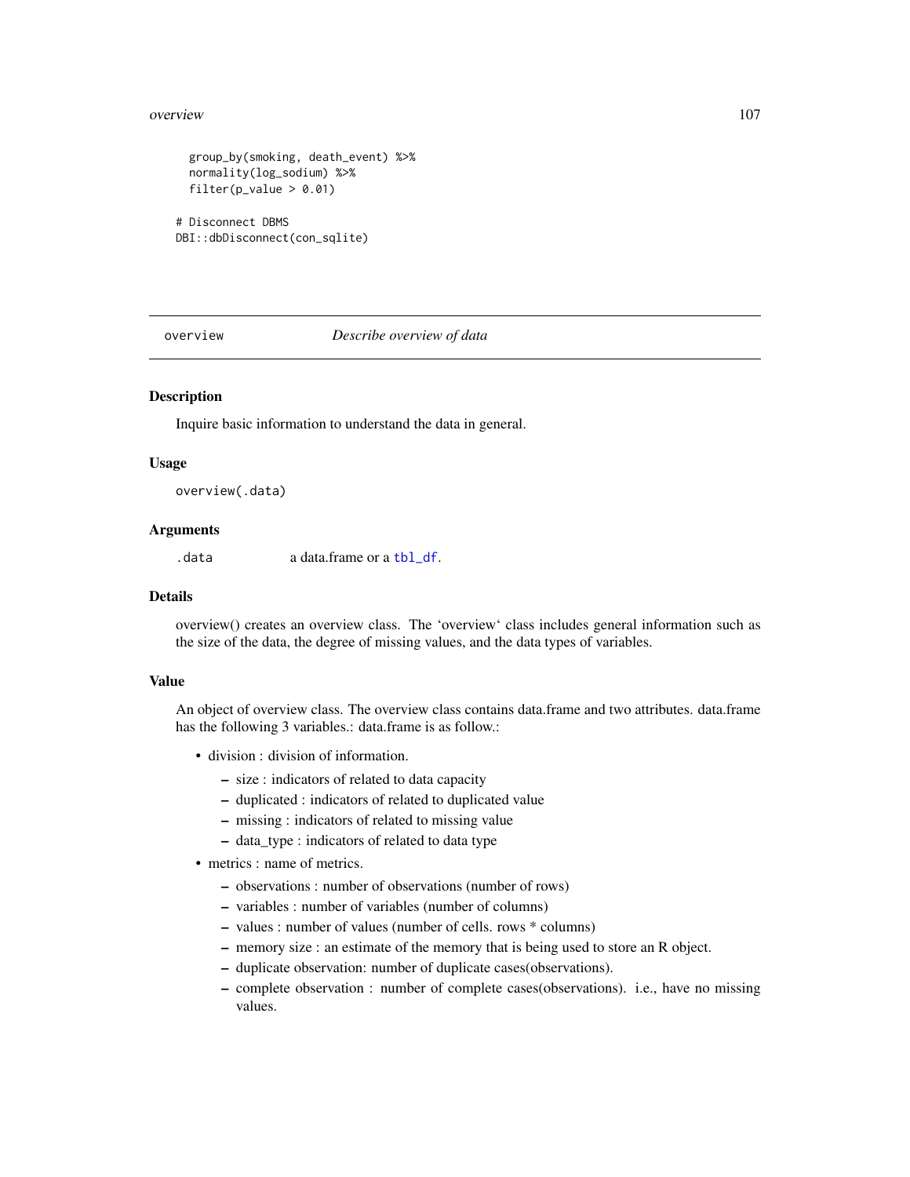```
  group_by(smoking, death_event) %>%
  normality(log_sodium) %>%
  filter(p_value > 0.01)

# Disconnect DBMS
DBI::dbDisconnect(con_sqlite)
```

## overview — *Describe overview of data*

### Description

Inquire basic information to understand the data in general.

### Usage

```
overview(.data)
```

### Arguments

| | |
|---|---|
| `.data` | a data.frame or a `tbl_df`. |

### Details

overview() creates an overview class. The 'overview' class includes general information such as the size of the data, the degree of missing values, and the data types of variables.

### Value

An object of overview class. The overview class contains data.frame and two attributes. data.frame has the following 3 variables.: data.frame is as follow.:

- division : division of information.
  - size : indicators of related to data capacity
  - duplicated : indicators of related to duplicated value
  - missing : indicators of related to missing value
  - data_type : indicators of related to data type
- metrics : name of metrics.
  - observations : number of observations (number of rows)
  - variables : number of variables (number of columns)
  - values : number of values (number of cells. rows * columns)
  - memory size : an estimate of the memory that is being used to store an R object.
  - duplicate observation: number of duplicate cases(observations).
  - complete observation : number of complete cases(observations). i.e., have no missing values.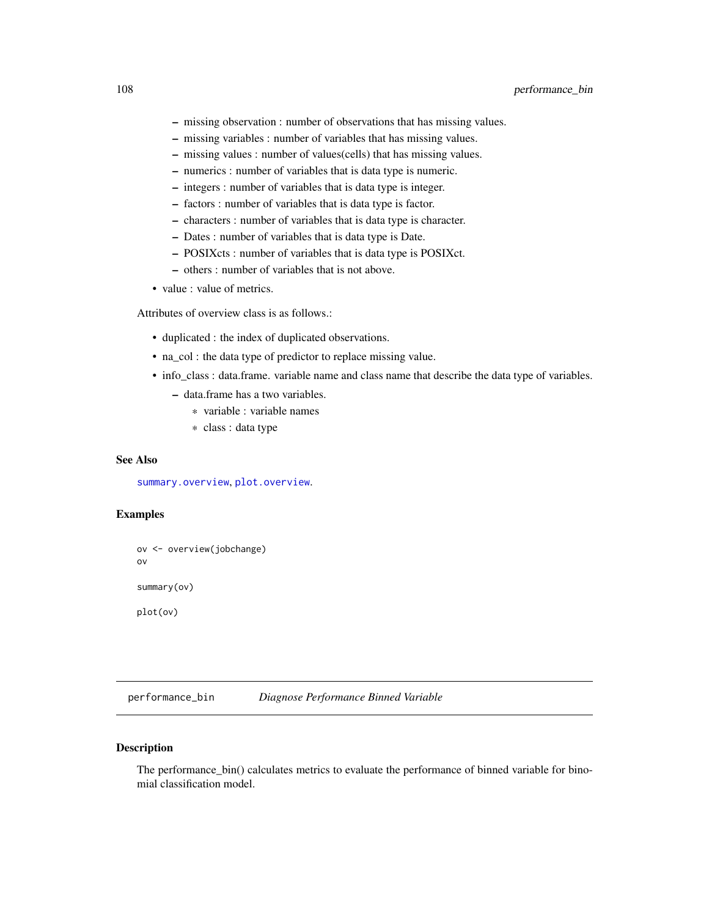- missing observation : number of observations that has missing values.
    - missing variables : number of variables that has missing values.
    - missing values : number of values(cells) that has missing values.
    - numerics : number of variables that is data type is numeric.
    - integers : number of variables that is data type is integer.
    - factors : number of variables that is data type is factor.
    - characters : number of variables that is data type is character.
    - Dates : number of variables that is data type is Date.
    - POSIXcts : number of variables that is data type is POSIXct.
    - others : number of variables that is not above.
- value : value of metrics.

Attributes of overview class is as follows.:

- duplicated : the index of duplicated observations.
- na_col : the data type of predictor to replace missing value.
- info_class : data.frame. variable name and class name that describe the data type of variables.
    - data.frame has a two variables.
        - variable : variable names
        - class : data type

### See Also

summary.overview, plot.overview.

### Examples

```
ov <- overview(jobchange)
ov

summary(ov)

plot(ov)
```

---

## performance_bin *Diagnose Performance Binned Variable*

### Description

The performance_bin() calculates metrics to evaluate the performance of binned variable for binomial classification model.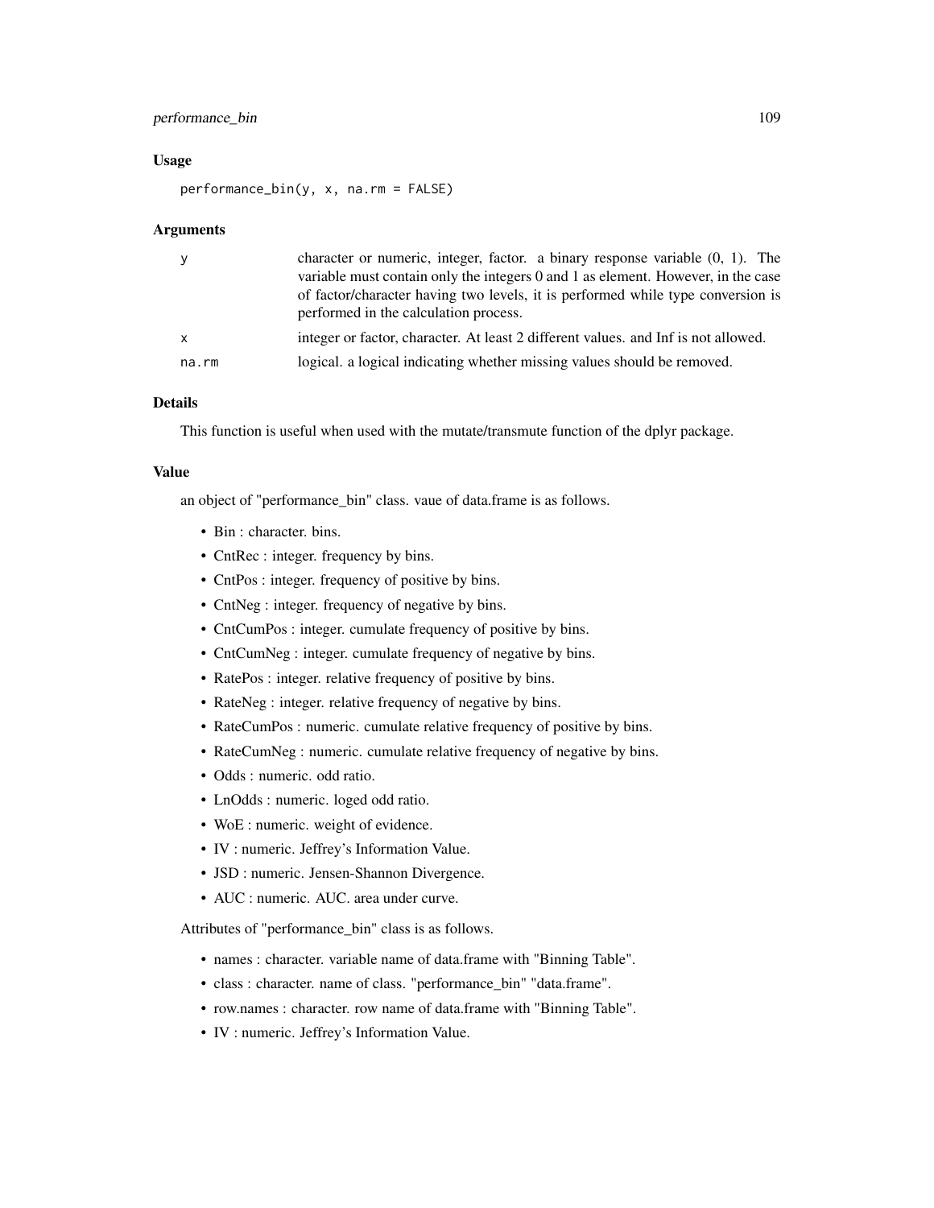### Usage

```
performance_bin(y, x, na.rm = FALSE)
```

### Arguments

| | |
|---|---|
| y | character or numeric, integer, factor. a binary response variable (0, 1). The variable must contain only the integers 0 and 1 as element. However, in the case of factor/character having two levels, it is performed while type conversion is performed in the calculation process. |
| x | integer or factor, character. At least 2 different values. and Inf is not allowed. |
| na.rm | logical. a logical indicating whether missing values should be removed. |

### Details

This function is useful when used with the mutate/transmute function of the dplyr package.

### Value

an object of "performance_bin" class. vaue of data.frame is as follows.

- Bin : character. bins.
- CntRec : integer. frequency by bins.
- CntPos : integer. frequency of positive by bins.
- CntNeg : integer. frequency of negative by bins.
- CntCumPos : integer. cumulate frequency of positive by bins.
- CntCumNeg : integer. cumulate frequency of negative by bins.
- RatePos : integer. relative frequency of positive by bins.
- RateNeg : integer. relative frequency of negative by bins.
- RateCumPos : numeric. cumulate relative frequency of positive by bins.
- RateCumNeg : numeric. cumulate relative frequency of negative by bins.
- Odds : numeric. odd ratio.
- LnOdds : numeric. loged odd ratio.
- WoE : numeric. weight of evidence.
- IV : numeric. Jeffrey's Information Value.
- JSD : numeric. Jensen-Shannon Divergence.
- AUC : numeric. AUC. area under curve.

Attributes of "performance_bin" class is as follows.

- names : character. variable name of data.frame with "Binning Table".
- class : character. name of class. "performance_bin" "data.frame".
- row.names : character. row name of data.frame with "Binning Table".
- IV : numeric. Jeffrey's Information Value.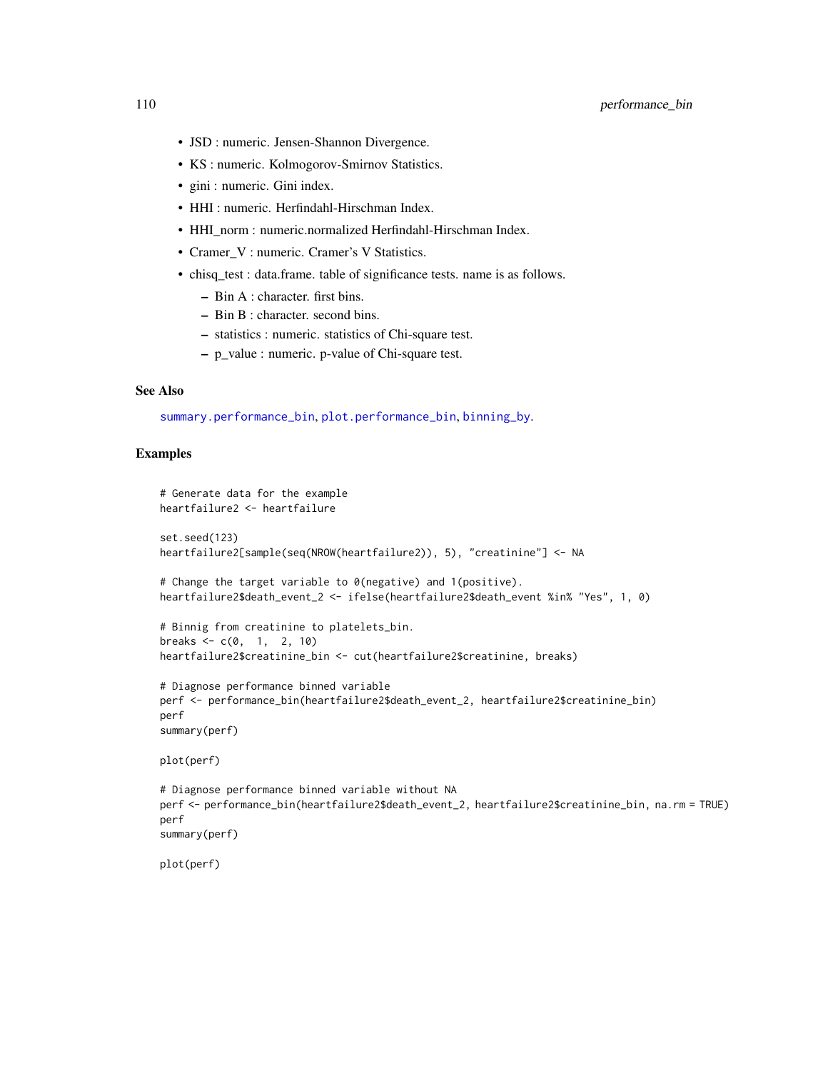- JSD : numeric. Jensen-Shannon Divergence.
- KS : numeric. Kolmogorov-Smirnov Statistics.
- gini : numeric. Gini index.
- HHI : numeric. Herfindahl-Hirschman Index.
- HHI_norm : numeric.normalized Herfindahl-Hirschman Index.
- Cramer_V : numeric. Cramer's V Statistics.
- chisq_test : data.frame. table of significance tests. name is as follows.
  - Bin A : character. first bins.
  - Bin B : character. second bins.
  - statistics : numeric. statistics of Chi-square test.
  - p_value : numeric. p-value of Chi-square test.

### See Also

summary.performance_bin, plot.performance_bin, binning_by.

### Examples

```
# Generate data for the example
heartfailure2 <- heartfailure

set.seed(123)
heartfailure2[sample(seq(NROW(heartfailure2)), 5), "creatinine"] <- NA

# Change the target variable to 0(negative) and 1(positive).
heartfailure2$death_event_2 <- ifelse(heartfailure2$death_event %in% "Yes", 1, 0)

# Binnig from creatinine to platelets_bin.
breaks <- c(0,  1,  2, 10)
heartfailure2$creatinine_bin <- cut(heartfailure2$creatinine, breaks)

# Diagnose performance binned variable
perf <- performance_bin(heartfailure2$death_event_2, heartfailure2$creatinine_bin)
perf
summary(perf)

plot(perf)

# Diagnose performance binned variable without NA
perf <- performance_bin(heartfailure2$death_event_2, heartfailure2$creatinine_bin, na.rm = TRUE)
perf
summary(perf)

plot(perf)
```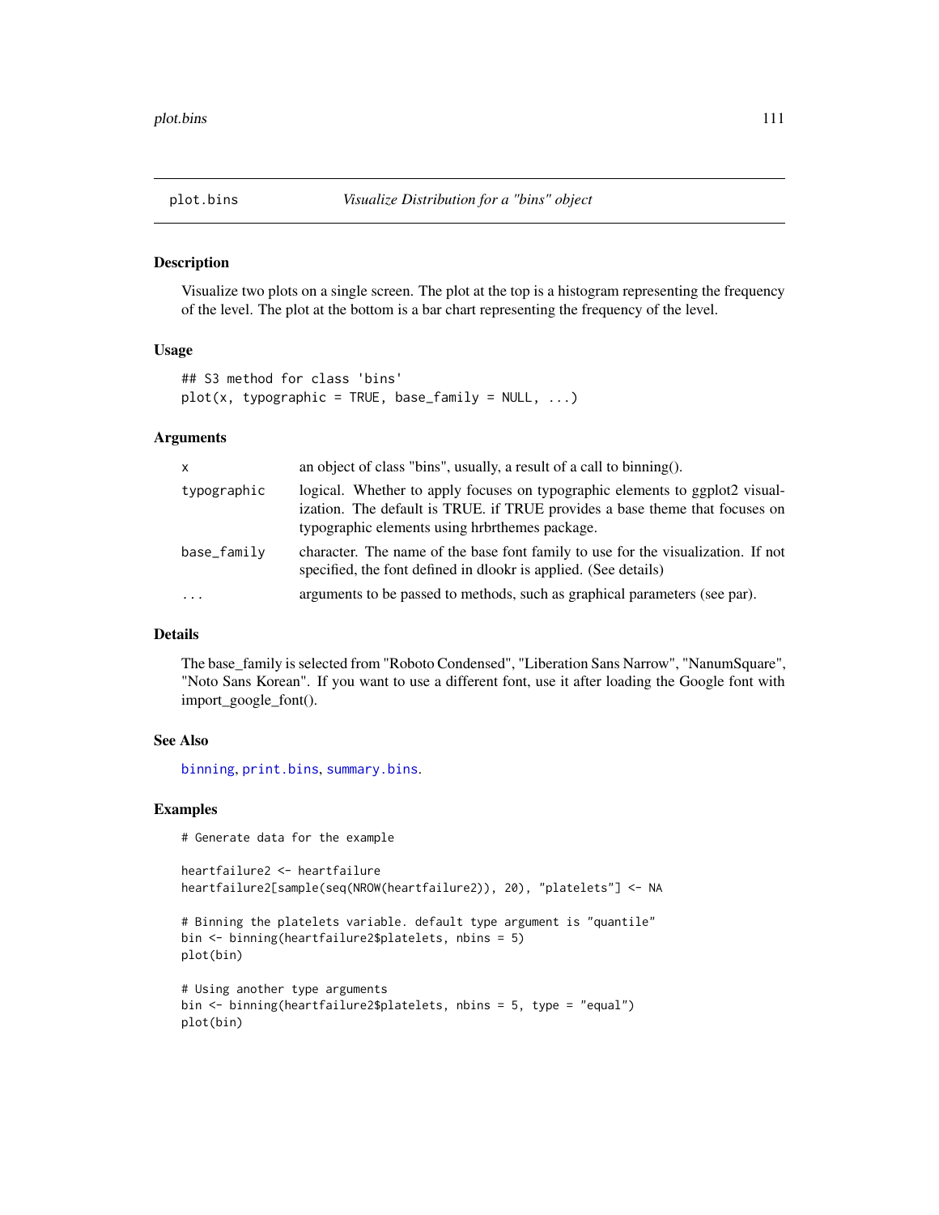plot.bins — *Visualize Distribution for a "bins" object*

## Description

Visualize two plots on a single screen. The plot at the top is a histogram representing the frequency of the level. The plot at the bottom is a bar chart representing the frequency of the level.

## Usage

```
## S3 method for class 'bins'
plot(x, typographic = TRUE, base_family = NULL, ...)
```

## Arguments

| | |
|---|---|
| x | an object of class "bins", usually, a result of a call to binning(). |
| typographic | logical. Whether to apply focuses on typographic elements to ggplot2 visualization. The default is TRUE. if TRUE provides a base theme that focuses on typographic elements using hrbrthemes package. |
| base_family | character. The name of the base font family to use for the visualization. If not specified, the font defined in dlookr is applied. (See details) |
| ... | arguments to be passed to methods, such as graphical parameters (see par). |

## Details

The base_family is selected from "Roboto Condensed", "Liberation Sans Narrow", "NanumSquare", "Noto Sans Korean". If you want to use a different font, use it after loading the Google font with import_google_font().

## See Also

binning, print.bins, summary.bins.

## Examples

```
# Generate data for the example

heartfailure2 <- heartfailure
heartfailure2[sample(seq(NROW(heartfailure2)), 20), "platelets"] <- NA

# Binning the platelets variable. default type argument is "quantile"
bin <- binning(heartfailure2$platelets, nbins = 5)
plot(bin)

# Using another type arguments
bin <- binning(heartfailure2$platelets, nbins = 5, type = "equal")
plot(bin)
```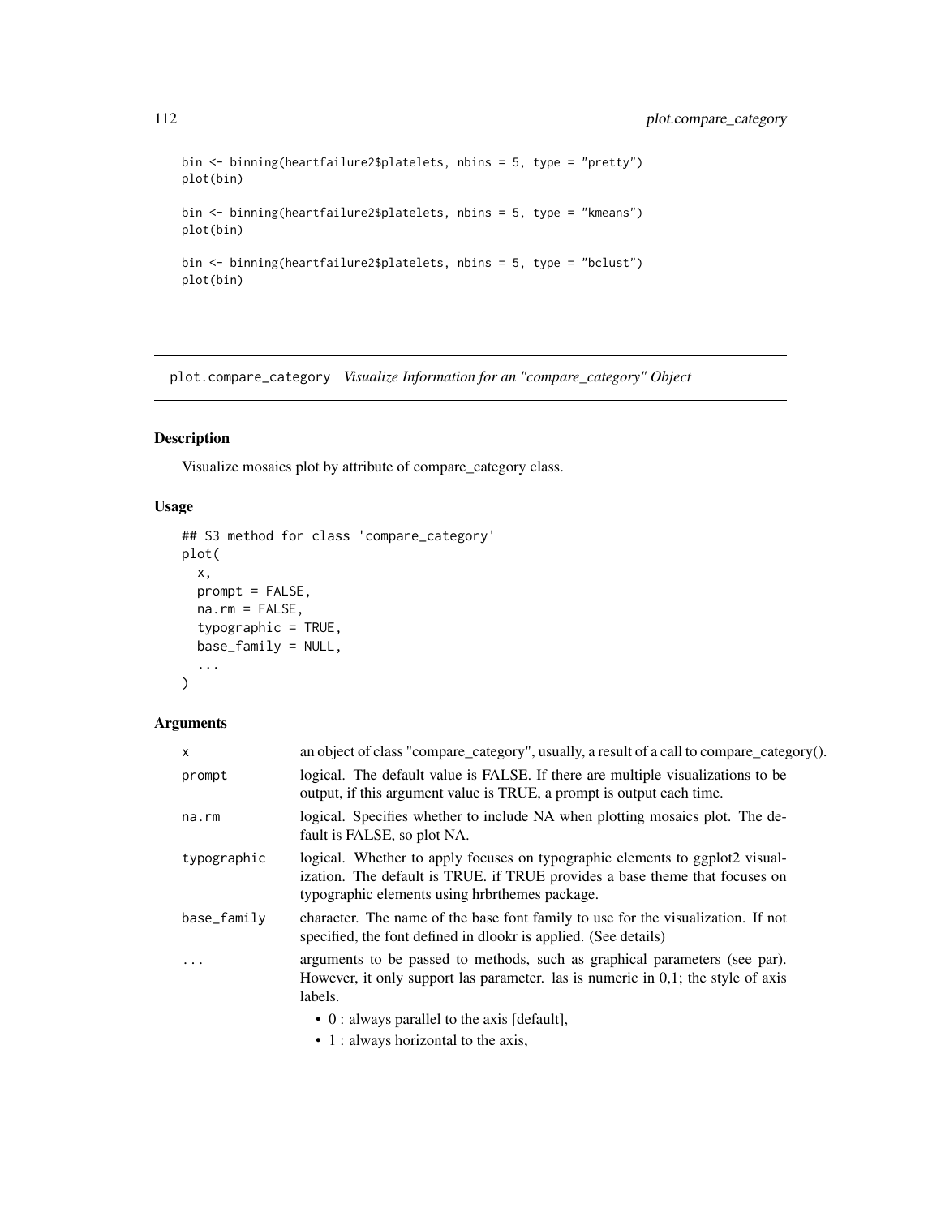```
bin <- binning(heartfailure2$platelets, nbins = 5, type = "pretty")
plot(bin)

bin <- binning(heartfailure2$platelets, nbins = 5, type = "kmeans")
plot(bin)

bin <- binning(heartfailure2$platelets, nbins = 5, type = "bclust")
plot(bin)
```

## plot.compare_category *Visualize Information for an "compare_category" Object*

### Description

Visualize mosaics plot by attribute of compare_category class.

### Usage

```
## S3 method for class 'compare_category'
plot(
  x,
  prompt = FALSE,
  na.rm = FALSE,
  typographic = TRUE,
  base_family = NULL,
  ...
)
```

### Arguments

| | |
|---|---|
| x | an object of class "compare_category", usually, a result of a call to compare_category(). |
| prompt | logical. The default value is FALSE. If there are multiple visualizations to be output, if this argument value is TRUE, a prompt is output each time. |
| na.rm | logical. Specifies whether to include NA when plotting mosaics plot. The default is FALSE, so plot NA. |
| typographic | logical. Whether to apply focuses on typographic elements to ggplot2 visualization. The default is TRUE. if TRUE provides a base theme that focuses on typographic elements using hrbrthemes package. |
| base_family | character. The name of the base font family to use for the visualization. If not specified, the font defined in dlookr is applied. (See details) |
| ... | arguments to be passed to methods, such as graphical parameters (see par). However, it only support las parameter. las is numeric in 0,1; the style of axis labels.<br>• 0 : always parallel to the axis [default],<br>• 1 : always horizontal to the axis, |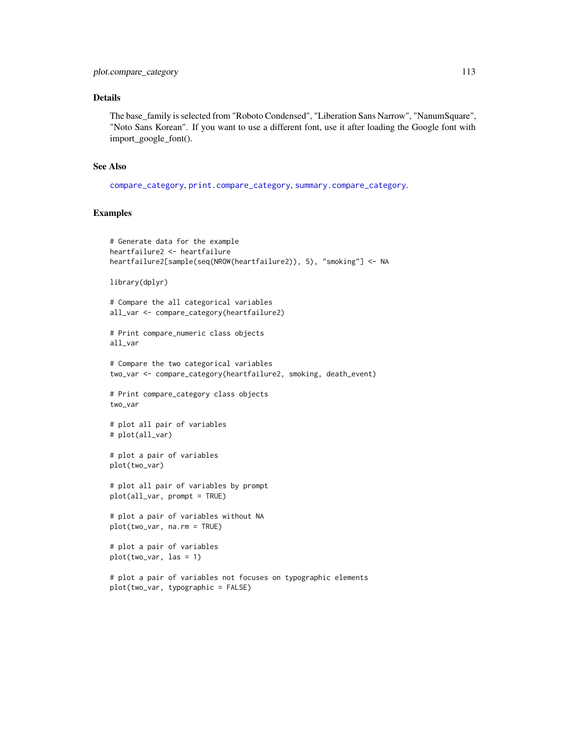## Details

The base_family is selected from "Roboto Condensed", "Liberation Sans Narrow", "NanumSquare", "Noto Sans Korean". If you want to use a different font, use it after loading the Google font with import_google_font().

## See Also

compare_category, print.compare_category, summary.compare_category.

## Examples

```
# Generate data for the example
heartfailure2 <- heartfailure
heartfailure2[sample(seq(NROW(heartfailure2)), 5), "smoking"] <- NA

library(dplyr)

# Compare the all categorical variables
all_var <- compare_category(heartfailure2)

# Print compare_numeric class objects
all_var

# Compare the two categorical variables
two_var <- compare_category(heartfailure2, smoking, death_event)

# Print compare_category class objects
two_var

# plot all pair of variables
# plot(all_var)

# plot a pair of variables
plot(two_var)

# plot all pair of variables by prompt
plot(all_var, prompt = TRUE)

# plot a pair of variables without NA
plot(two_var, na.rm = TRUE)

# plot a pair of variables
plot(two_var, las = 1)

# plot a pair of variables not focuses on typographic elements
plot(two_var, typographic = FALSE)
```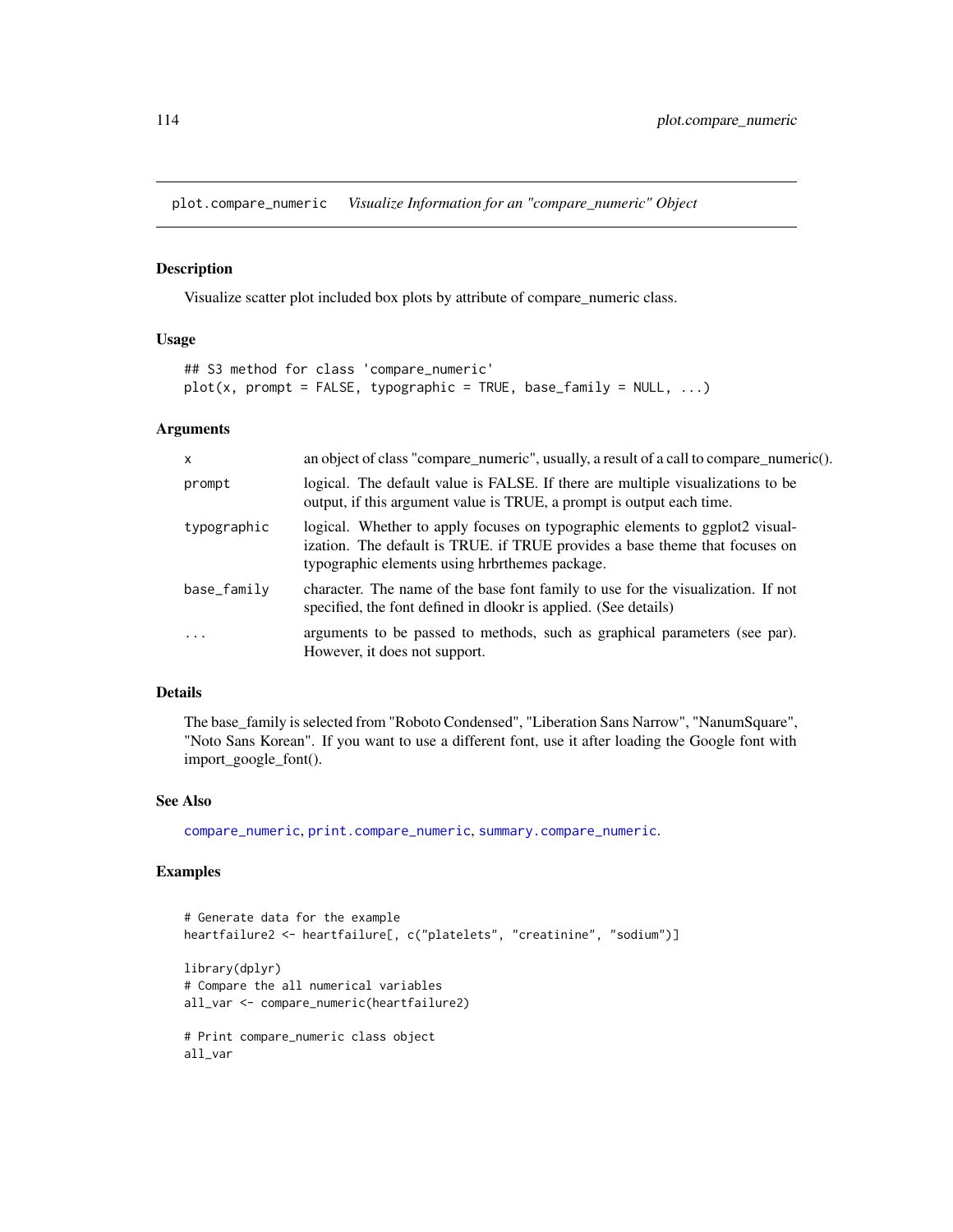## plot.compare_numeric *Visualize Information for an "compare_numeric" Object*

### Description

Visualize scatter plot included box plots by attribute of compare_numeric class.

### Usage

```
## S3 method for class 'compare_numeric'
plot(x, prompt = FALSE, typographic = TRUE, base_family = NULL, ...)
```

### Arguments

| | |
|---|---|
| `x` | an object of class "compare_numeric", usually, a result of a call to compare_numeric(). |
| `prompt` | logical. The default value is FALSE. If there are multiple visualizations to be output, if this argument value is TRUE, a prompt is output each time. |
| `typographic` | logical. Whether to apply focuses on typographic elements to ggplot2 visualization. The default is TRUE. if TRUE provides a base theme that focuses on typographic elements using hrbrthemes package. |
| `base_family` | character. The name of the base font family to use for the visualization. If not specified, the font defined in dlookr is applied. (See details) |
| `...` | arguments to be passed to methods, such as graphical parameters (see par). However, it does not support. |

### Details

The base_family is selected from "Roboto Condensed", "Liberation Sans Narrow", "NanumSquare", "Noto Sans Korean". If you want to use a different font, use it after loading the Google font with import_google_font().

### See Also

compare_numeric, print.compare_numeric, summary.compare_numeric.

### Examples

```
# Generate data for the example
heartfailure2 <- heartfailure[, c("platelets", "creatinine", "sodium")]

library(dplyr)
# Compare the all numerical variables
all_var <- compare_numeric(heartfailure2)

# Print compare_numeric class object
all_var
```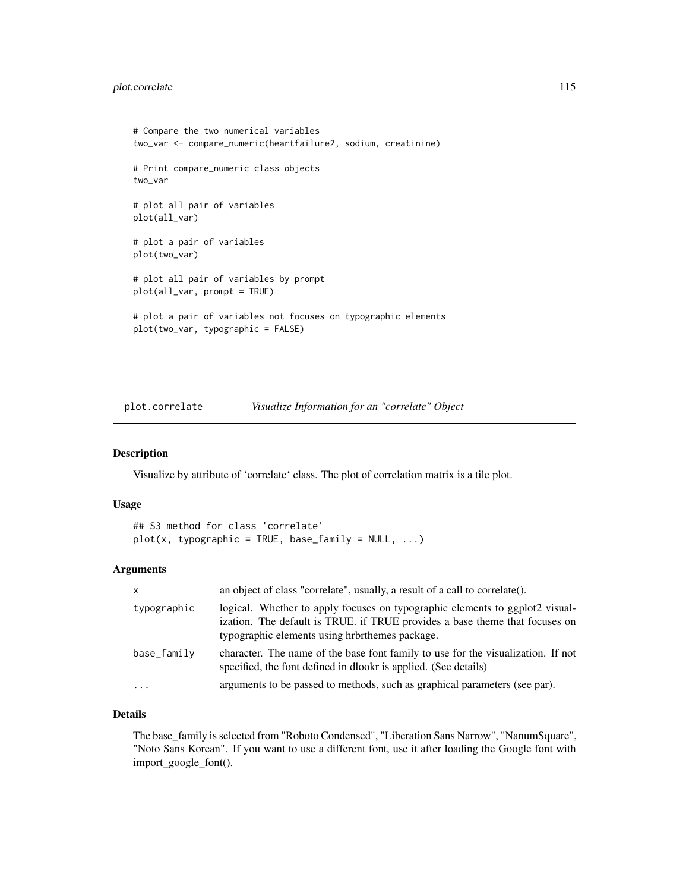```
# Compare the two numerical variables
two_var <- compare_numeric(heartfailure2, sodium, creatinine)

# Print compare_numeric class objects
two_var

# plot all pair of variables
plot(all_var)

# plot a pair of variables
plot(two_var)

# plot all pair of variables by prompt
plot(all_var, prompt = TRUE)

# plot a pair of variables not focuses on typographic elements
plot(two_var, typographic = FALSE)
```

## plot.correlate *Visualize Information for an "correlate" Object*

### Description

Visualize by attribute of 'correlate' class. The plot of correlation matrix is a tile plot.

### Usage

```
## S3 method for class 'correlate'
plot(x, typographic = TRUE, base_family = NULL, ...)
```

### Arguments

| | |
|---|---|
| x | an object of class "correlate", usually, a result of a call to correlate(). |
| typographic | logical. Whether to apply focuses on typographic elements to ggplot2 visualization. The default is TRUE. if TRUE provides a base theme that focuses on typographic elements using hrbrthemes package. |
| base_family | character. The name of the base font family to use for the visualization. If not specified, the font defined in dlookr is applied. (See details) |
| ... | arguments to be passed to methods, such as graphical parameters (see par). |

### Details

The base_family is selected from "Roboto Condensed", "Liberation Sans Narrow", "NanumSquare", "Noto Sans Korean". If you want to use a different font, use it after loading the Google font with import_google_font().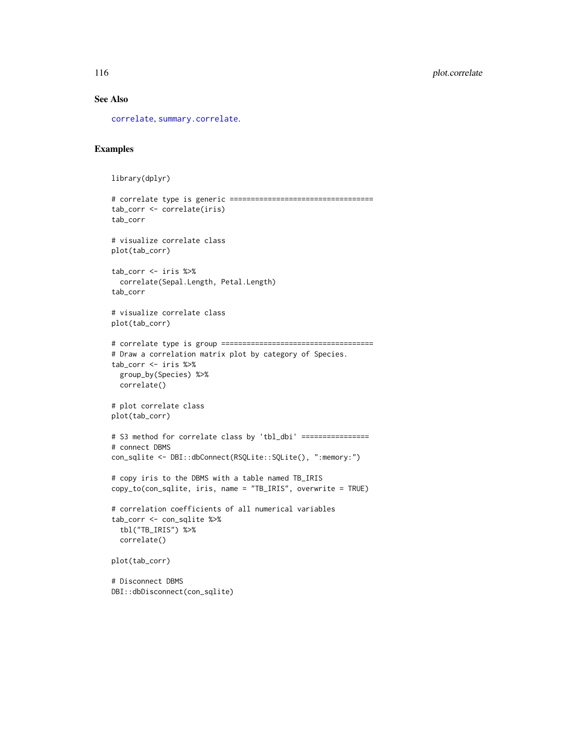## See Also

correlate, summary.correlate.

## Examples

```
library(dplyr)

# correlate type is generic ==================================
tab_corr <- correlate(iris)
tab_corr

# visualize correlate class
plot(tab_corr)

tab_corr <- iris %>%
  correlate(Sepal.Length, Petal.Length)
tab_corr

# visualize correlate class
plot(tab_corr)

# correlate type is group ====================================
# Draw a correlation matrix plot by category of Species.
tab_corr <- iris %>%
  group_by(Species) %>%
  correlate()

# plot correlate class
plot(tab_corr)

# S3 method for correlate class by 'tbl_dbi' ================
# connect DBMS
con_sqlite <- DBI::dbConnect(RSQLite::SQLite(), ":memory:")

# copy iris to the DBMS with a table named TB_IRIS
copy_to(con_sqlite, iris, name = "TB_IRIS", overwrite = TRUE)

# correlation coefficients of all numerical variables
tab_corr <- con_sqlite %>%
  tbl("TB_IRIS") %>%
  correlate()

plot(tab_corr)

# Disconnect DBMS
DBI::dbDisconnect(con_sqlite)
```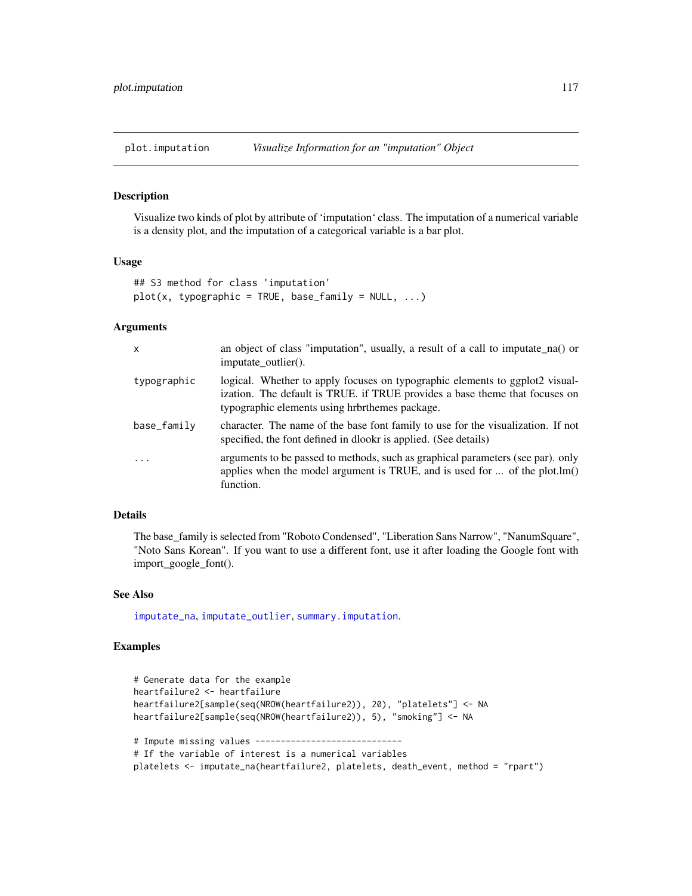## plot.imputation    *Visualize Information for an "imputation" Object*

### Description

Visualize two kinds of plot by attribute of 'imputation' class. The imputation of a numerical variable is a density plot, and the imputation of a categorical variable is a bar plot.

### Usage

```
## S3 method for class 'imputation'
plot(x, typographic = TRUE, base_family = NULL, ...)
```

### Arguments

| | |
|---|---|
| `x` | an object of class "imputation", usually, a result of a call to imputate_na() or imputate_outlier(). |
| `typographic` | logical. Whether to apply focuses on typographic elements to ggplot2 visualization. The default is TRUE. if TRUE provides a base theme that focuses on typographic elements using hrbrthemes package. |
| `base_family` | character. The name of the base font family to use for the visualization. If not specified, the font defined in dlookr is applied. (See details) |
| `...` | arguments to be passed to methods, such as graphical parameters (see par). only applies when the model argument is TRUE, and is used for ... of the plot.lm() function. |

### Details

The base_family is selected from "Roboto Condensed", "Liberation Sans Narrow", "NanumSquare", "Noto Sans Korean". If you want to use a different font, use it after loading the Google font with import_google_font().

### See Also

imputate_na, imputate_outlier, summary.imputation.

### Examples

```
# Generate data for the example
heartfailure2 <- heartfailure
heartfailure2[sample(seq(NROW(heartfailure2)), 20), "platelets"] <- NA
heartfailure2[sample(seq(NROW(heartfailure2)), 5), "smoking"] <- NA

# Impute missing values -----------------------------
# If the variable of interest is a numerical variables
platelets <- imputate_na(heartfailure2, platelets, death_event, method = "rpart")
```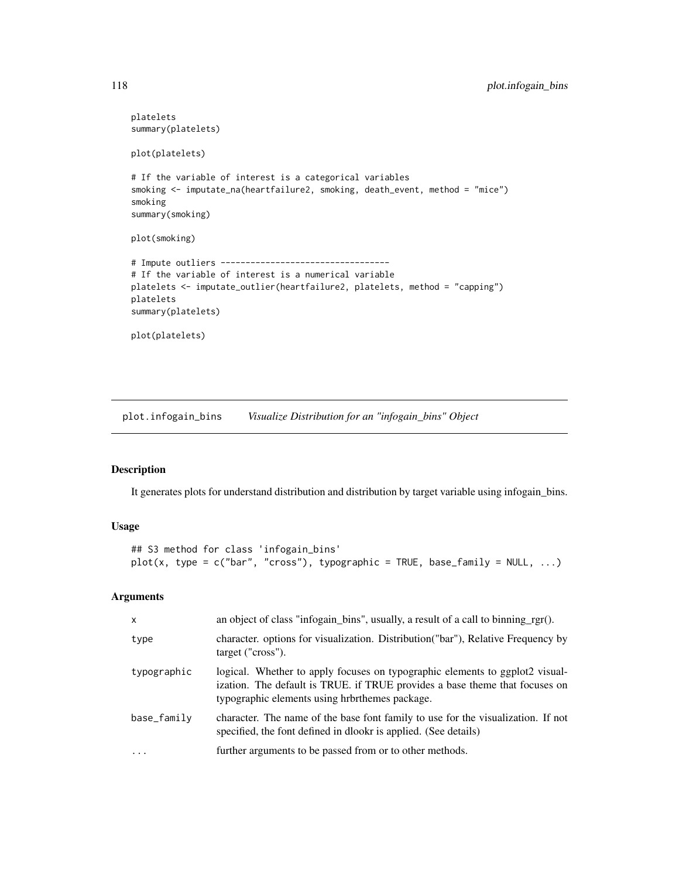```
platelets
summary(platelets)

plot(platelets)

# If the variable of interest is a categorical variables
smoking <- imputate_na(heartfailure2, smoking, death_event, method = "mice")
smoking
summary(smoking)

plot(smoking)

# Impute outliers ----------------------------------
# If the variable of interest is a numerical variable
platelets <- imputate_outlier(heartfailure2, platelets, method = "capping")
platelets
summary(platelets)

plot(platelets)
```

---

## plot.infogain_bins    *Visualize Distribution for an "infogain_bins" Object*

---

### Description

It generates plots for understand distribution and distribution by target variable using infogain_bins.

### Usage

```
## S3 method for class 'infogain_bins'
plot(x, type = c("bar", "cross"), typographic = TRUE, base_family = NULL, ...)
```

### Arguments

| | |
|---|---|
| x | an object of class "infogain_bins", usually, a result of a call to binning_rgr(). |
| type | character. options for visualization. Distribution("bar"), Relative Frequency by target ("cross"). |
| typographic | logical. Whether to apply focuses on typographic elements to ggplot2 visualization. The default is TRUE. if TRUE provides a base theme that focuses on typographic elements using hrbrthemes package. |
| base_family | character. The name of the base font family to use for the visualization. If not specified, the font defined in dlookr is applied. (See details) |
| ... | further arguments to be passed from or to other methods. |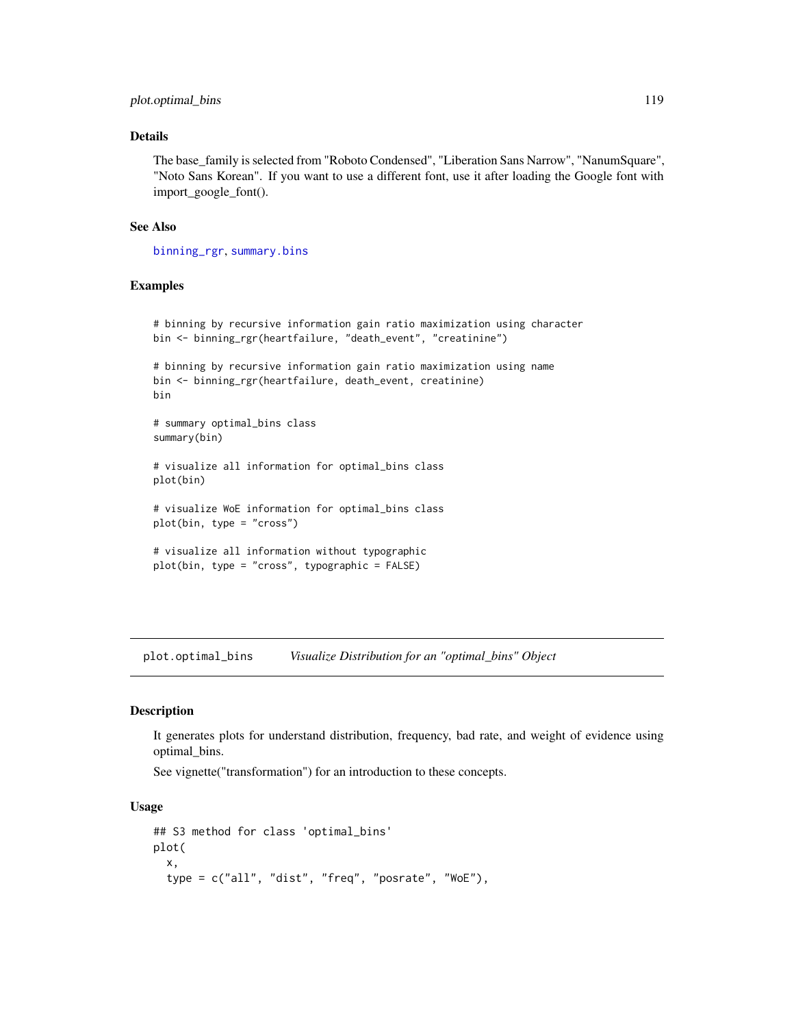### Details

The base_family is selected from "Roboto Condensed", "Liberation Sans Narrow", "NanumSquare", "Noto Sans Korean". If you want to use a different font, use it after loading the Google font with import_google_font().

### See Also

binning_rgr, summary.bins

### Examples

```
# binning by recursive information gain ratio maximization using character
bin <- binning_rgr(heartfailure, "death_event", "creatinine")

# binning by recursive information gain ratio maximization using name
bin <- binning_rgr(heartfailure, death_event, creatinine)
bin

# summary optimal_bins class
summary(bin)

# visualize all information for optimal_bins class
plot(bin)

# visualize WoE information for optimal_bins class
plot(bin, type = "cross")

# visualize all information without typographic
plot(bin, type = "cross", typographic = FALSE)
```

---

## plot.optimal_bins    *Visualize Distribution for an "optimal_bins" Object*

### Description

It generates plots for understand distribution, frequency, bad rate, and weight of evidence using optimal_bins.

See vignette("transformation") for an introduction to these concepts.

### Usage

```
## S3 method for class 'optimal_bins'
plot(
  x,
  type = c("all", "dist", "freq", "posrate", "WoE"),
```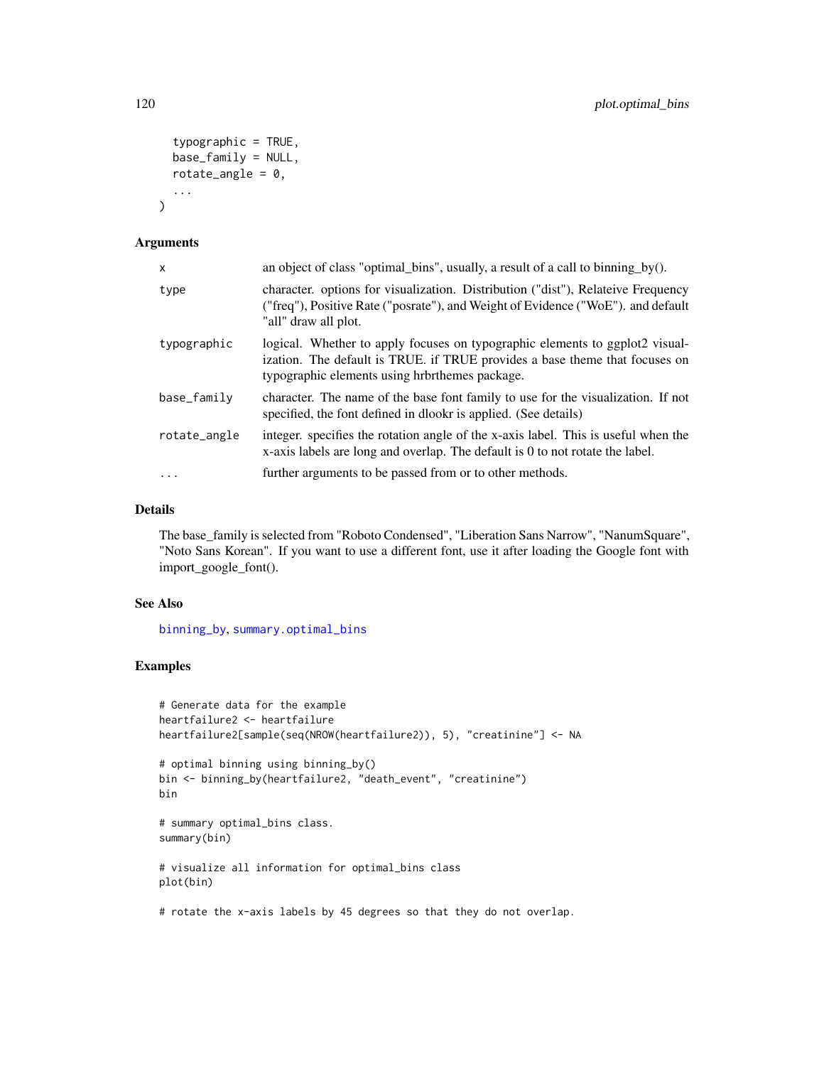```
  typographic = TRUE,
  base_family = NULL,
  rotate_angle = 0,
  ...
)
```

## Arguments

| | |
|---|---|
| x | an object of class "optimal_bins", usually, a result of a call to binning_by(). |
| type | character. options for visualization. Distribution ("dist"), Relateive Frequency ("freq"), Positive Rate ("posrate"), and Weight of Evidence ("WoE"). and default "all" draw all plot. |
| typographic | logical. Whether to apply focuses on typographic elements to ggplot2 visualization. The default is TRUE. if TRUE provides a base theme that focuses on typographic elements using hrbrthemes package. |
| base_family | character. The name of the base font family to use for the visualization. If not specified, the font defined in dlookr is applied. (See details) |
| rotate_angle | integer. specifies the rotation angle of the x-axis label. This is useful when the x-axis labels are long and overlap. The default is 0 to not rotate the label. |
| ... | further arguments to be passed from or to other methods. |

## Details

The base_family is selected from "Roboto Condensed", "Liberation Sans Narrow", "NanumSquare", "Noto Sans Korean". If you want to use a different font, use it after loading the Google font with import_google_font().

## See Also

binning_by, summary.optimal_bins

## Examples

```
# Generate data for the example
heartfailure2 <- heartfailure
heartfailure2[sample(seq(NROW(heartfailure2)), 5), "creatinine"] <- NA

# optimal binning using binning_by()
bin <- binning_by(heartfailure2, "death_event", "creatinine")
bin

# summary optimal_bins class.
summary(bin)

# visualize all information for optimal_bins class
plot(bin)

# rotate the x-axis labels by 45 degrees so that they do not overlap.
```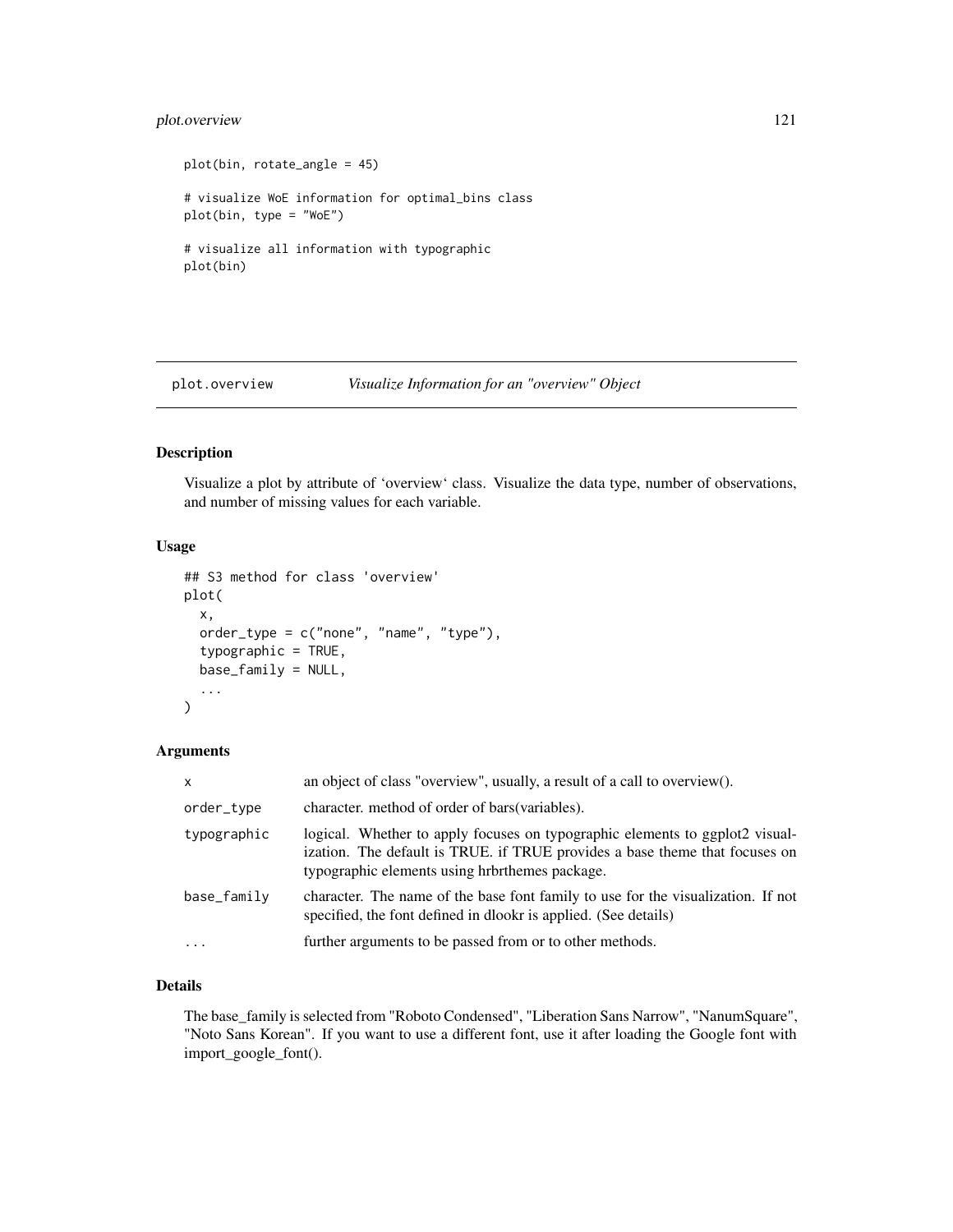```
plot(bin, rotate_angle = 45)

# visualize WoE information for optimal_bins class
plot(bin, type = "WoE")

# visualize all information with typographic
plot(bin)
```

## plot.overview *Visualize Information for an "overview" Object*

### Description

Visualize a plot by attribute of 'overview' class. Visualize the data type, number of observations, and number of missing values for each variable.

### Usage

```
## S3 method for class 'overview'
plot(
  x,
  order_type = c("none", "name", "type"),
  typographic = TRUE,
  base_family = NULL,
  ...
)
```

### Arguments

| | |
|---|---|
| x | an object of class "overview", usually, a result of a call to overview(). |
| order_type | character. method of order of bars(variables). |
| typographic | logical. Whether to apply focuses on typographic elements to ggplot2 visualization. The default is TRUE. if TRUE provides a base theme that focuses on typographic elements using hrbrthemes package. |
| base_family | character. The name of the base font family to use for the visualization. If not specified, the font defined in dlookr is applied. (See details) |
| ... | further arguments to be passed from or to other methods. |

### Details

The base_family is selected from "Roboto Condensed", "Liberation Sans Narrow", "NanumSquare", "Noto Sans Korean". If you want to use a different font, use it after loading the Google font with import_google_font().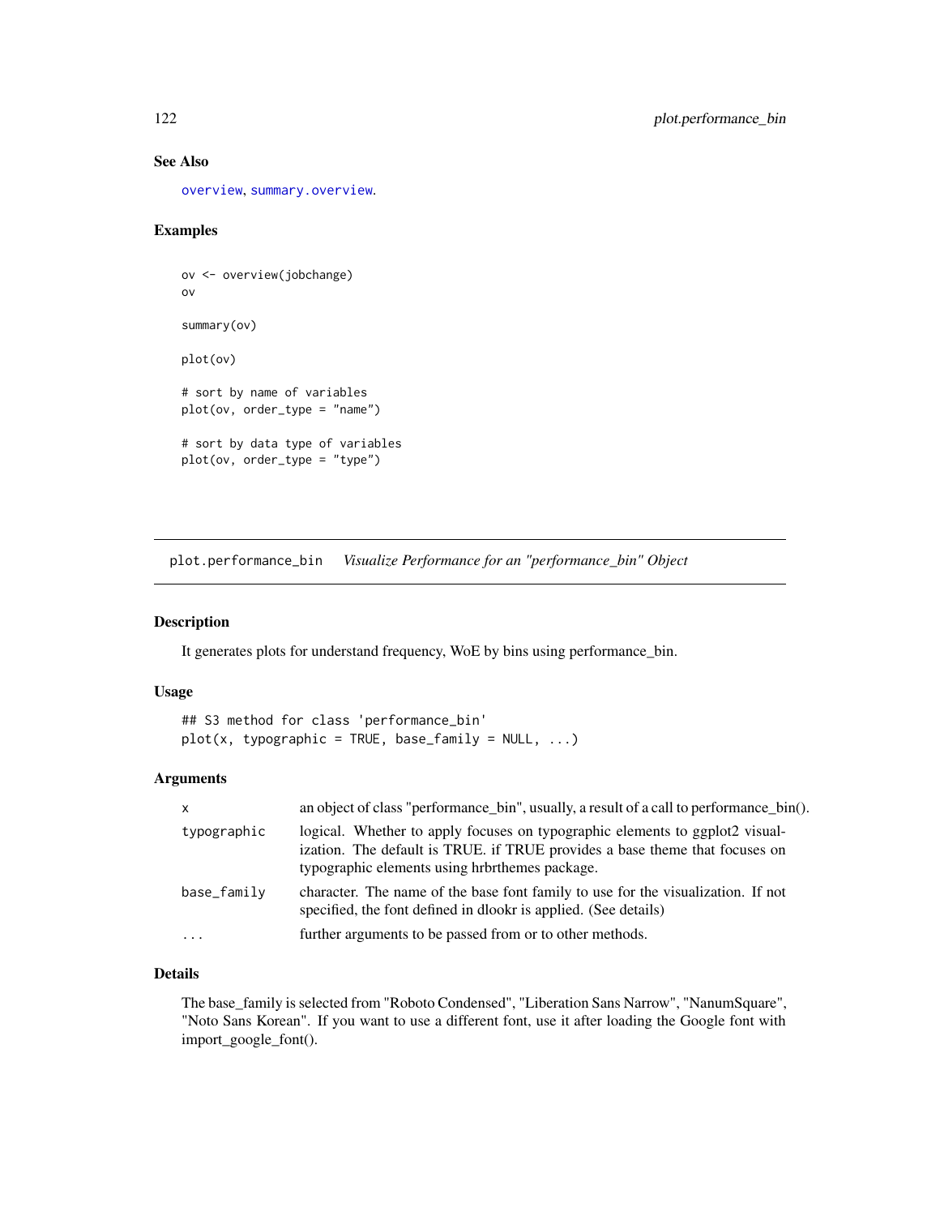### See Also

overview, summary.overview.

### Examples

```
ov <- overview(jobchange)
ov

summary(ov)

plot(ov)

# sort by name of variables
plot(ov, order_type = "name")

# sort by data type of variables
plot(ov, order_type = "type")
```

---

## plot.performance_bin *Visualize Performance for an "performance_bin" Object*

### Description

It generates plots for understand frequency, WoE by bins using performance_bin.

### Usage

```
## S3 method for class 'performance_bin'
plot(x, typographic = TRUE, base_family = NULL, ...)
```

### Arguments

| | |
|---|---|
| x | an object of class "performance_bin", usually, a result of a call to performance_bin(). |
| typographic | logical. Whether to apply focuses on typographic elements to ggplot2 visualization. The default is TRUE. if TRUE provides a base theme that focuses on typographic elements using hrbrthemes package. |
| base_family | character. The name of the base font family to use for the visualization. If not specified, the font defined in dlookr is applied. (See details) |
| ... | further arguments to be passed from or to other methods. |

### Details

The base_family is selected from "Roboto Condensed", "Liberation Sans Narrow", "NanumSquare", "Noto Sans Korean". If you want to use a different font, use it after loading the Google font with import_google_font().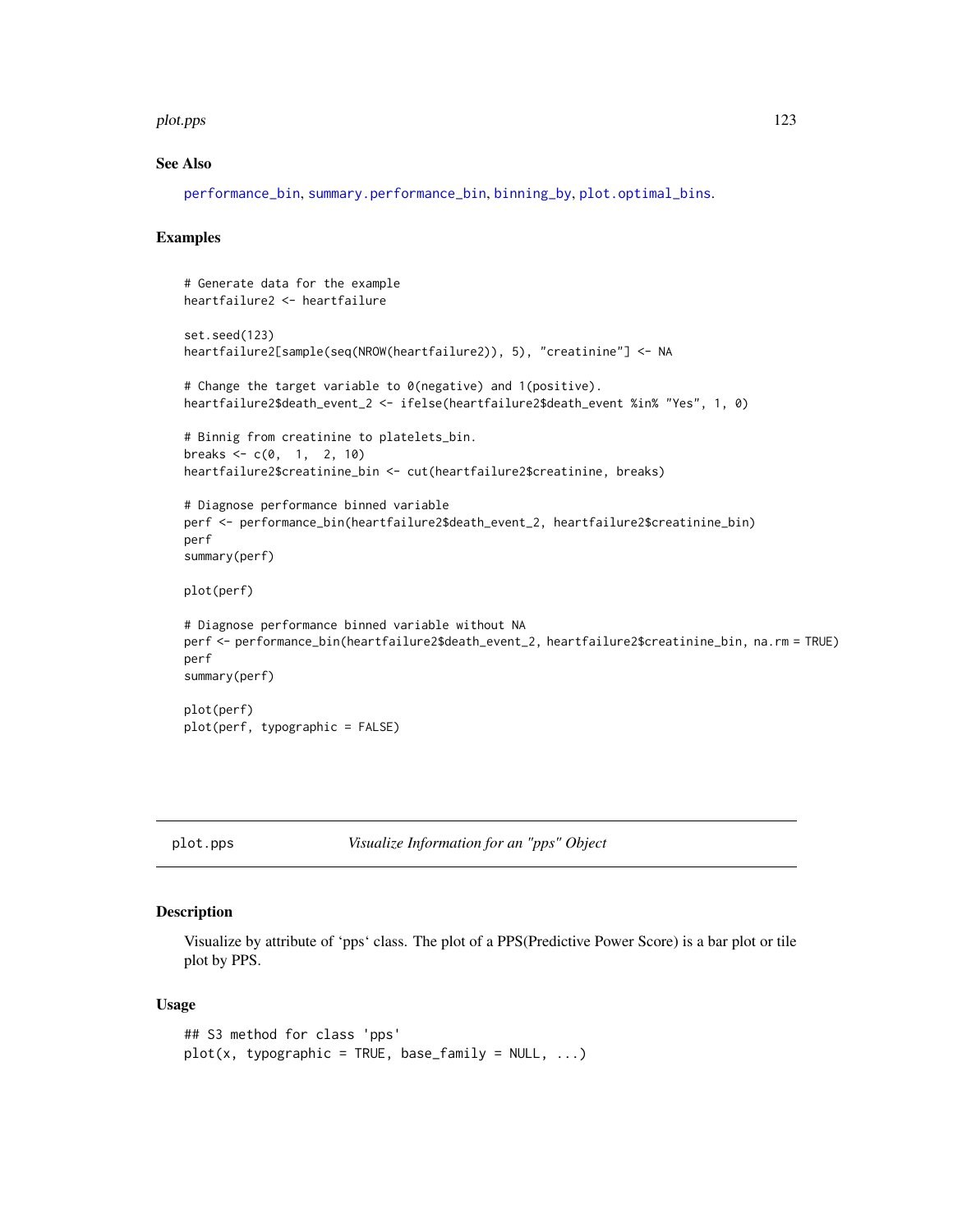## See Also

performance_bin, summary.performance_bin, binning_by, plot.optimal_bins.

## Examples

```
# Generate data for the example
heartfailure2 <- heartfailure

set.seed(123)
heartfailure2[sample(seq(NROW(heartfailure2)), 5), "creatinine"] <- NA

# Change the target variable to 0(negative) and 1(positive).
heartfailure2$death_event_2 <- ifelse(heartfailure2$death_event %in% "Yes", 1, 0)

# Binnig from creatinine to platelets_bin.
breaks <- c(0,  1,  2, 10)
heartfailure2$creatinine_bin <- cut(heartfailure2$creatinine, breaks)

# Diagnose performance binned variable
perf <- performance_bin(heartfailure2$death_event_2, heartfailure2$creatinine_bin)
perf
summary(perf)

plot(perf)

# Diagnose performance binned variable without NA
perf <- performance_bin(heartfailure2$death_event_2, heartfailure2$creatinine_bin, na.rm = TRUE)
perf
summary(perf)

plot(perf)
plot(perf, typographic = FALSE)
```

---

# plot.pps &nbsp;&nbsp;&nbsp;&nbsp; *Visualize Information for an "pps" Object*

## Description

Visualize by attribute of 'pps' class. The plot of a PPS(Predictive Power Score) is a bar plot or tile plot by PPS.

## Usage

```
## S3 method for class 'pps'
plot(x, typographic = TRUE, base_family = NULL, ...)
```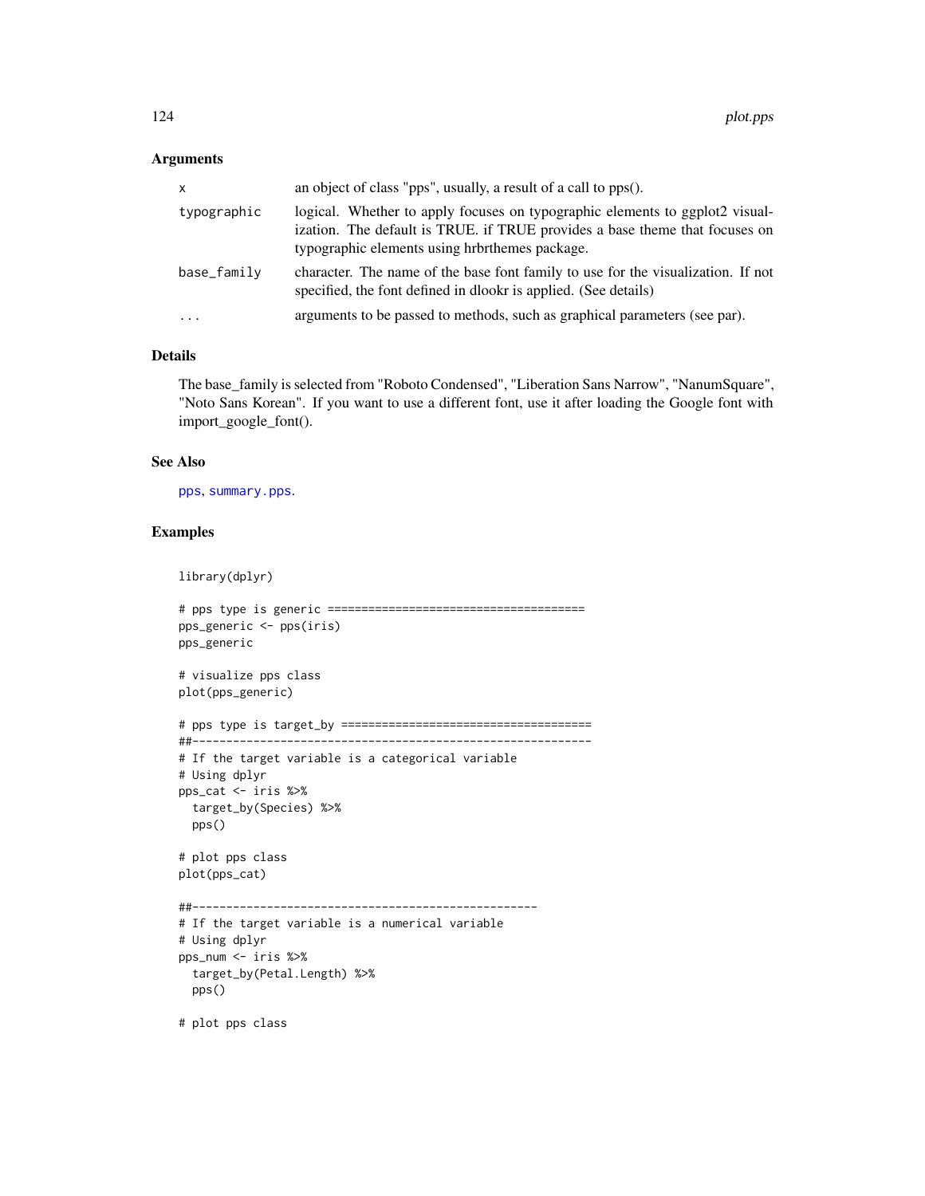### Arguments

| | |
|---|---|
| x | an object of class "pps", usually, a result of a call to pps(). |
| typographic | logical. Whether to apply focuses on typographic elements to ggplot2 visualization. The default is TRUE. if TRUE provides a base theme that focuses on typographic elements using hrbrthemes package. |
| base_family | character. The name of the base font family to use for the visualization. If not specified, the font defined in dlookr is applied. (See details) |
| ... | arguments to be passed to methods, such as graphical parameters (see par). |

### Details

The base_family is selected from "Roboto Condensed", "Liberation Sans Narrow", "NanumSquare", "Noto Sans Korean". If you want to use a different font, use it after loading the Google font with import_google_font().

### See Also

pps, summary.pps.

### Examples

```
library(dplyr)

# pps type is generic ======================================
pps_generic <- pps(iris)
pps_generic

# visualize pps class
plot(pps_generic)

# pps type is target_by =====================================
##-----------------------------------------------------------
# If the target variable is a categorical variable
# Using dplyr
pps_cat <- iris %>%
  target_by(Species) %>%
  pps()

# plot pps class
plot(pps_cat)

##---------------------------------------------------
# If the target variable is a numerical variable
# Using dplyr
pps_num <- iris %>%
  target_by(Petal.Length) %>%
  pps()

# plot pps class
```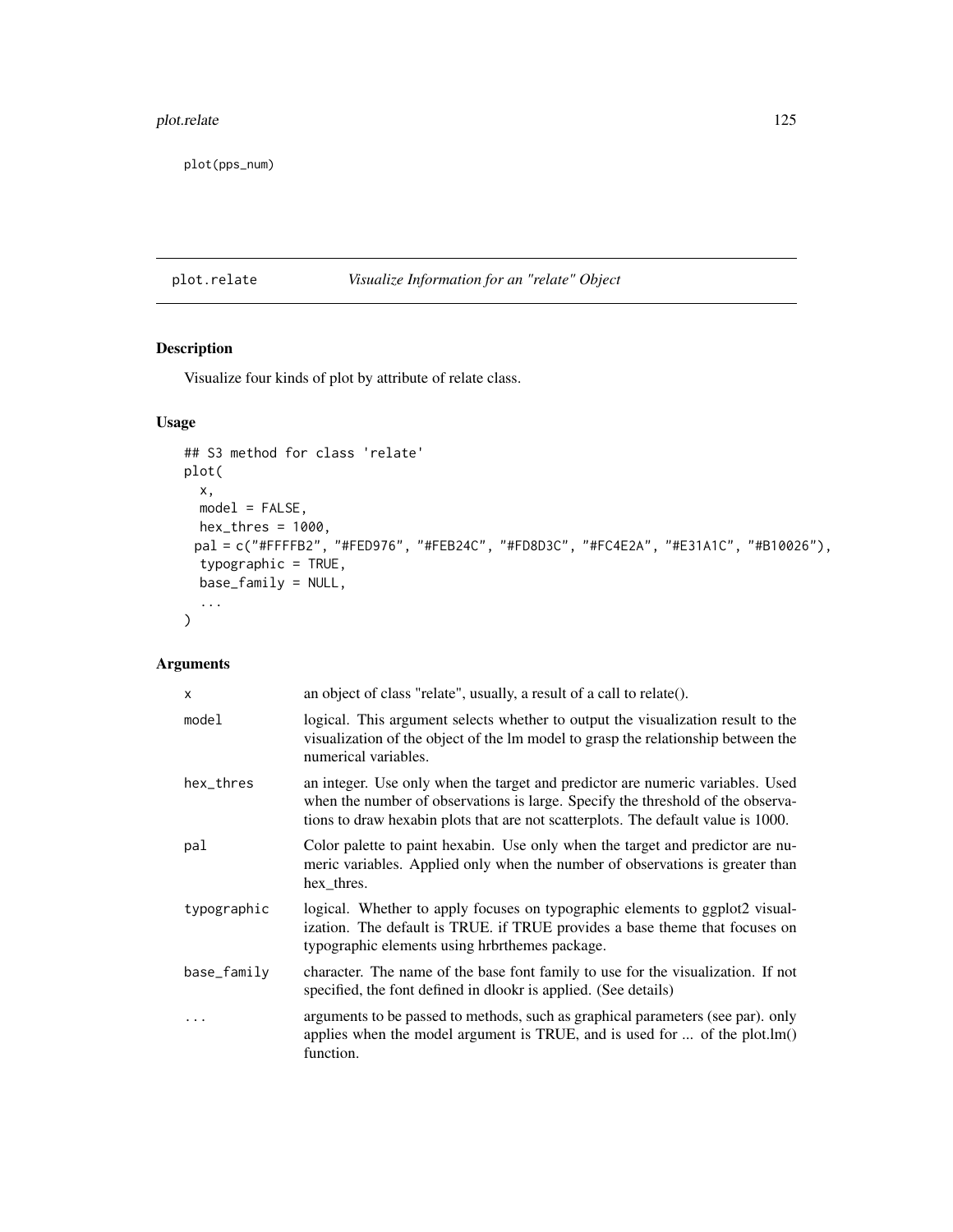```
plot(pps_num)
```

## plot.relate — *Visualize Information for an "relate" Object*

### Description

Visualize four kinds of plot by attribute of relate class.

### Usage

```
## S3 method for class 'relate'
plot(
  x,
  model = FALSE,
  hex_thres = 1000,
  pal = c("#FFFFB2", "#FED976", "#FEB24C", "#FD8D3C", "#FC4E2A", "#E31A1C", "#B10026"),
  typographic = TRUE,
  base_family = NULL,
  ...
)
```

### Arguments

| | |
|---|---|
| `x` | an object of class "relate", usually, a result of a call to relate(). |
| `model` | logical. This argument selects whether to output the visualization result to the visualization of the object of the lm model to grasp the relationship between the numerical variables. |
| `hex_thres` | an integer. Use only when the target and predictor are numeric variables. Used when the number of observations is large. Specify the threshold of the observations to draw hexabin plots that are not scatterplots. The default value is 1000. |
| `pal` | Color palette to paint hexabin. Use only when the target and predictor are numeric variables. Applied only when the number of observations is greater than hex_thres. |
| `typographic` | logical. Whether to apply focuses on typographic elements to ggplot2 visualization. The default is TRUE. if TRUE provides a base theme that focuses on typographic elements using hrbrthemes package. |
| `base_family` | character. The name of the base font family to use for the visualization. If not specified, the font defined in dlookr is applied. (See details) |
| `...` | arguments to be passed to methods, such as graphical parameters (see par). only applies when the model argument is TRUE, and is used for ... of the plot.lm() function. |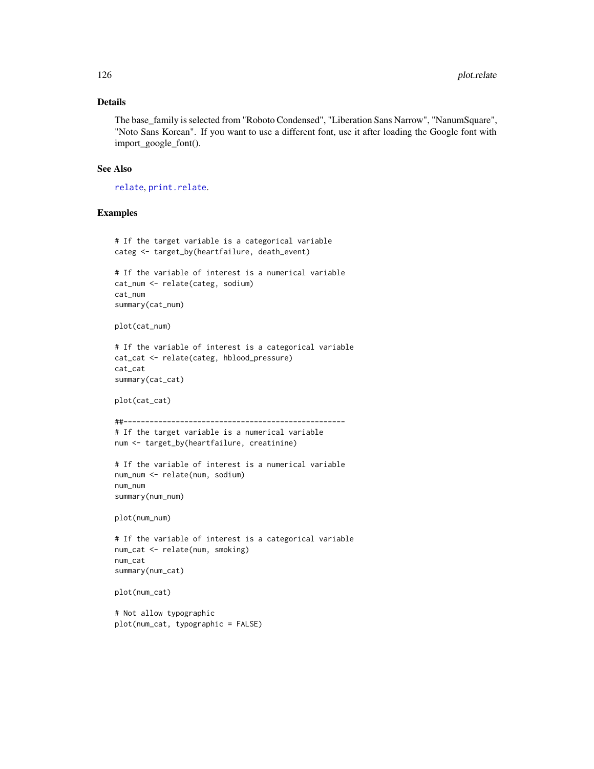## Details

The base_family is selected from "Roboto Condensed", "Liberation Sans Narrow", "NanumSquare", "Noto Sans Korean". If you want to use a different font, use it after loading the Google font with import_google_font().

## See Also

relate, print.relate.

## Examples

```
# If the target variable is a categorical variable
categ <- target_by(heartfailure, death_event)

# If the variable of interest is a numerical variable
cat_num <- relate(categ, sodium)
cat_num
summary(cat_num)

plot(cat_num)

# If the variable of interest is a categorical variable
cat_cat <- relate(categ, hblood_pressure)
cat_cat
summary(cat_cat)

plot(cat_cat)

##---------------------------------------------------
# If the target variable is a numerical variable
num <- target_by(heartfailure, creatinine)

# If the variable of interest is a numerical variable
num_num <- relate(num, sodium)
num_num
summary(num_num)

plot(num_num)

# If the variable of interest is a categorical variable
num_cat <- relate(num, smoking)
num_cat
summary(num_cat)

plot(num_cat)

# Not allow typographic
plot(num_cat, typographic = FALSE)
```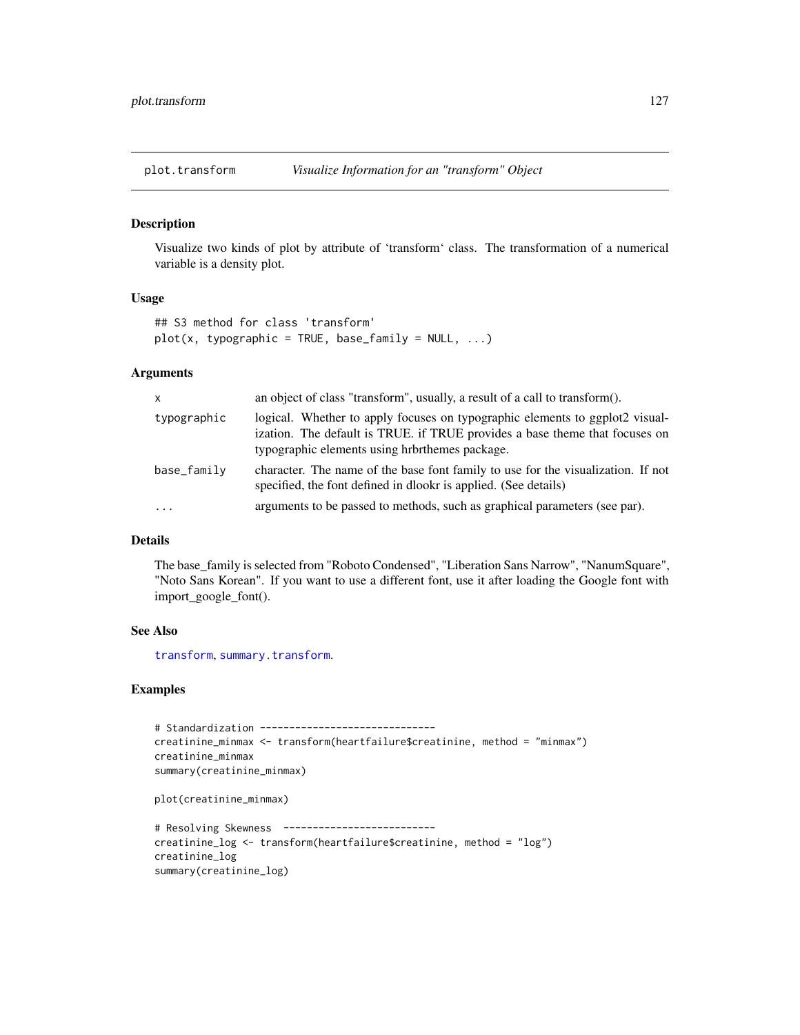# plot.transform

*Visualize Information for an "transform" Object*

## Description

Visualize two kinds of plot by attribute of 'transform' class. The transformation of a numerical variable is a density plot.

## Usage

```
## S3 method for class 'transform'
plot(x, typographic = TRUE, base_family = NULL, ...)
```

## Arguments

| | |
|---|---|
| x | an object of class "transform", usually, a result of a call to transform(). |
| typographic | logical. Whether to apply focuses on typographic elements to ggplot2 visualization. The default is TRUE. if TRUE provides a base theme that focuses on typographic elements using hrbrthemes package. |
| base_family | character. The name of the base font family to use for the visualization. If not specified, the font defined in dlookr is applied. (See details) |
| ... | arguments to be passed to methods, such as graphical parameters (see par). |

## Details

The base_family is selected from "Roboto Condensed", "Liberation Sans Narrow", "NanumSquare", "Noto Sans Korean". If you want to use a different font, use it after loading the Google font with import_google_font().

## See Also

transform, summary.transform.

## Examples

```
# Standardization ------------------------------
creatinine_minmax <- transform(heartfailure$creatinine, method = "minmax")
creatinine_minmax
summary(creatinine_minmax)

plot(creatinine_minmax)

# Resolving Skewness  --------------------------
creatinine_log <- transform(heartfailure$creatinine, method = "log")
creatinine_log
summary(creatinine_log)
```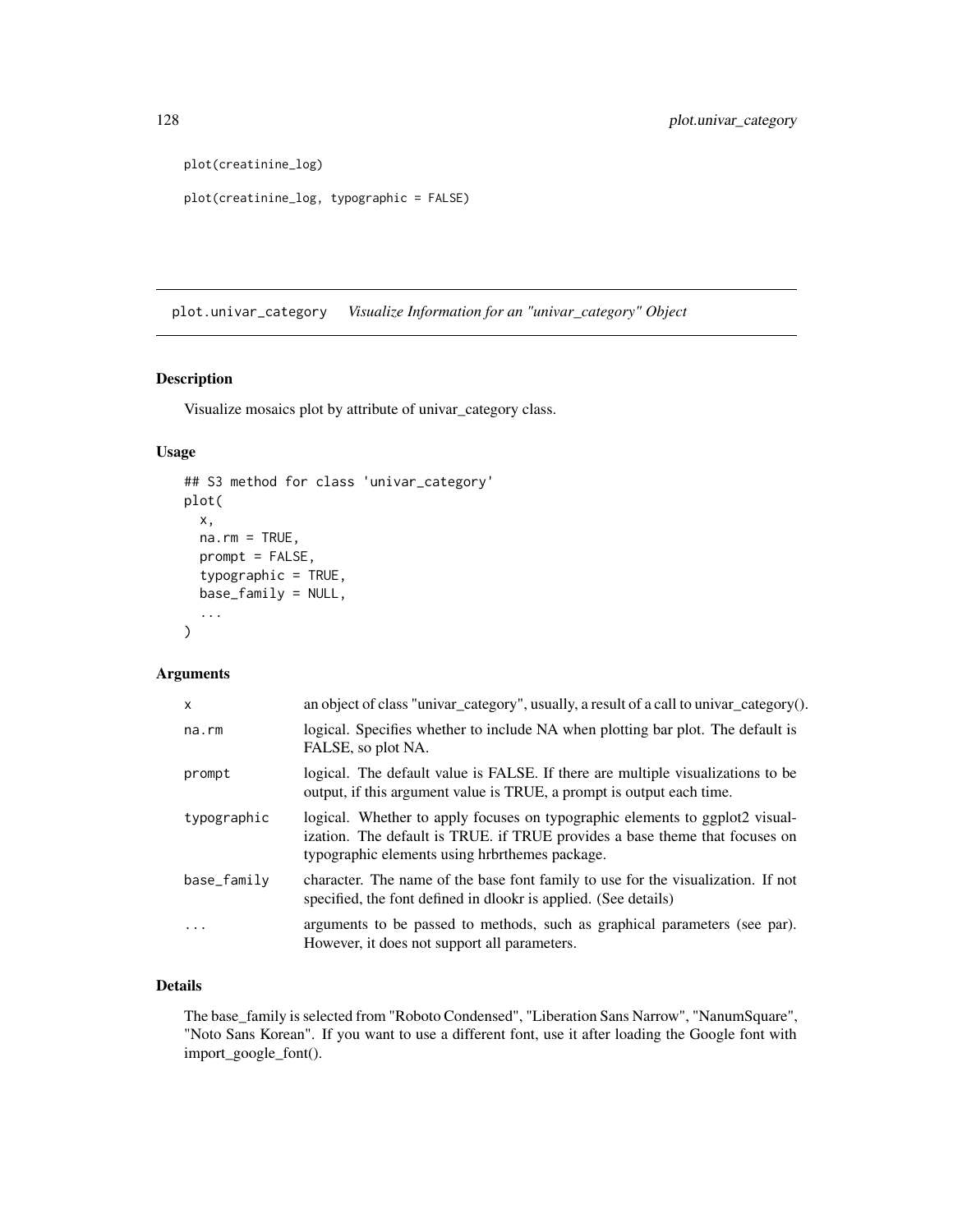```
plot(creatinine_log)

plot(creatinine_log, typographic = FALSE)
```

---

## plot.univar_category *Visualize Information for an "univar_category" Object*

### Description

Visualize mosaics plot by attribute of univar_category class.

### Usage

```
## S3 method for class 'univar_category'
plot(
  x,
  na.rm = TRUE,
  prompt = FALSE,
  typographic = TRUE,
  base_family = NULL,
  ...
)
```

### Arguments

| | |
|---|---|
| x | an object of class "univar_category", usually, a result of a call to univar_category(). |
| na.rm | logical. Specifies whether to include NA when plotting bar plot. The default is FALSE, so plot NA. |
| prompt | logical. The default value is FALSE. If there are multiple visualizations to be output, if this argument value is TRUE, a prompt is output each time. |
| typographic | logical. Whether to apply focuses on typographic elements to ggplot2 visualization. The default is TRUE. if TRUE provides a base theme that focuses on typographic elements using hrbrthemes package. |
| base_family | character. The name of the base font family to use for the visualization. If not specified, the font defined in dlookr is applied. (See details) |
| ... | arguments to be passed to methods, such as graphical parameters (see par). However, it does not support all parameters. |

### Details

The base_family is selected from "Roboto Condensed", "Liberation Sans Narrow", "NanumSquare", "Noto Sans Korean". If you want to use a different font, use it after loading the Google font with import_google_font().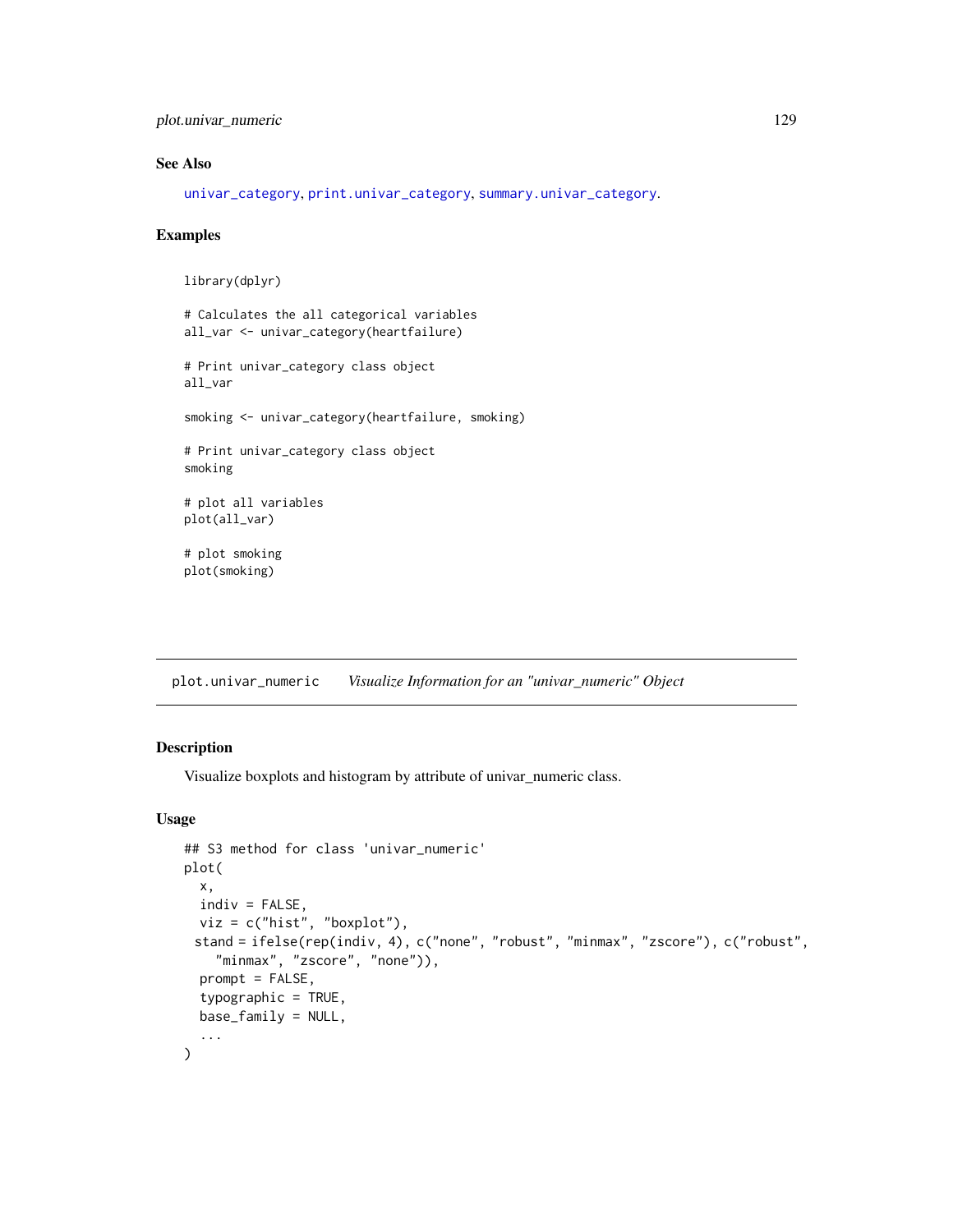## See Also

univar_category, print.univar_category, summary.univar_category.

## Examples

```
library(dplyr)

# Calculates the all categorical variables
all_var <- univar_category(heartfailure)

# Print univar_category class object
all_var

smoking <- univar_category(heartfailure, smoking)

# Print univar_category class object
smoking

# plot all variables
plot(all_var)

# plot smoking
plot(smoking)
```

---

# plot.univar_numeric — *Visualize Information for an "univar_numeric" Object*

## Description

Visualize boxplots and histogram by attribute of univar_numeric class.

## Usage

```
## S3 method for class 'univar_numeric'
plot(
  x,
  indiv = FALSE,
  viz = c("hist", "boxplot"),
 stand = ifelse(rep(indiv, 4), c("none", "robust", "minmax", "zscore"), c("robust",
    "minmax", "zscore", "none")),
  prompt = FALSE,
  typographic = TRUE,
  base_family = NULL,
  ...
)
```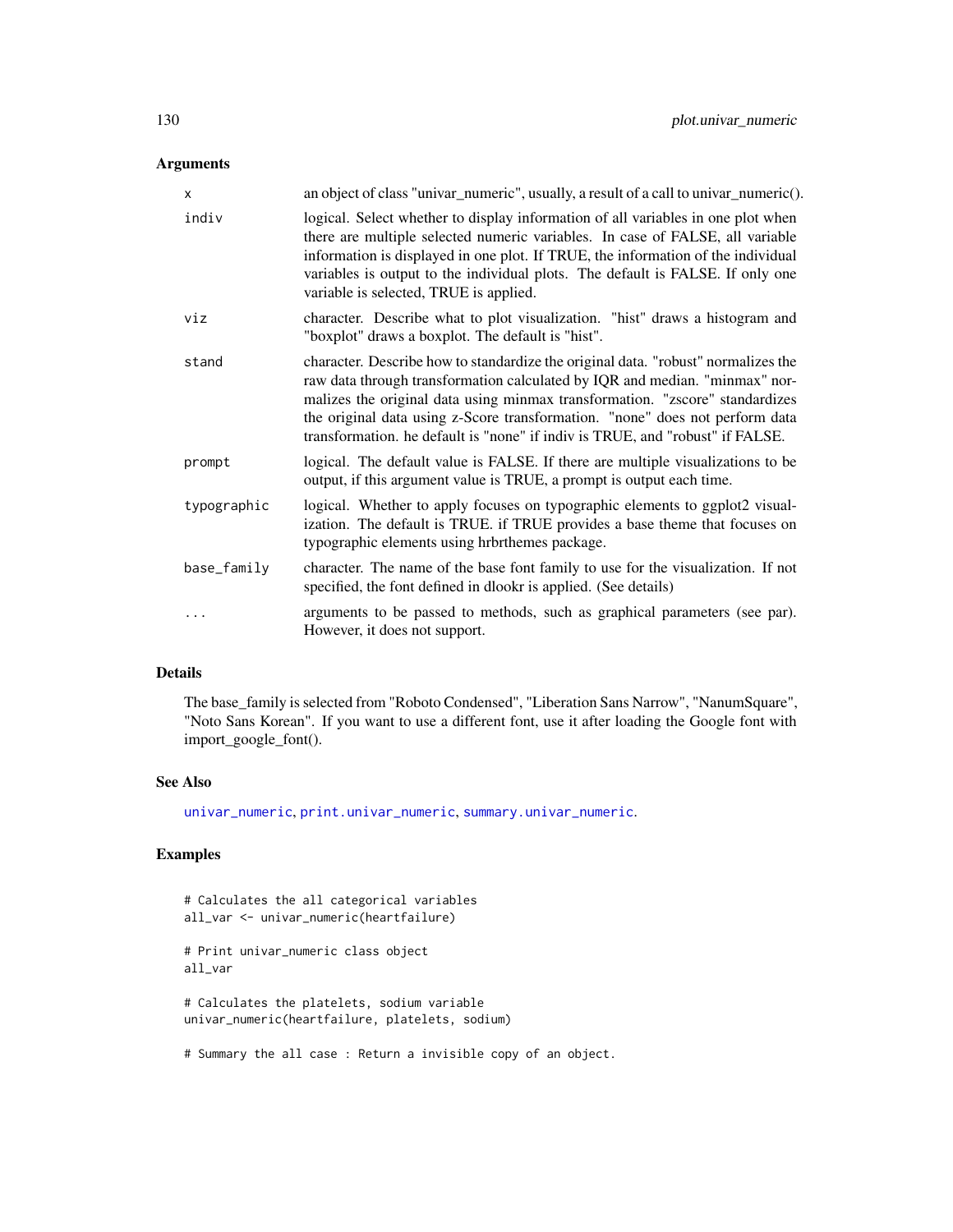## Arguments

| | |
|---|---|
| x | an object of class "univar_numeric", usually, a result of a call to univar_numeric(). |
| indiv | logical. Select whether to display information of all variables in one plot when there are multiple selected numeric variables. In case of FALSE, all variable information is displayed in one plot. If TRUE, the information of the individual variables is output to the individual plots. The default is FALSE. If only one variable is selected, TRUE is applied. |
| viz | character. Describe what to plot visualization. "hist" draws a histogram and "boxplot" draws a boxplot. The default is "hist". |
| stand | character. Describe how to standardize the original data. "robust" normalizes the raw data through transformation calculated by IQR and median. "minmax" normalizes the original data using minmax transformation. "zscore" standardizes the original data using z-Score transformation. "none" does not perform data transformation. he default is "none" if indiv is TRUE, and "robust" if FALSE. |
| prompt | logical. The default value is FALSE. If there are multiple visualizations to be output, if this argument value is TRUE, a prompt is output each time. |
| typographic | logical. Whether to apply focuses on typographic elements to ggplot2 visualization. The default is TRUE. if TRUE provides a base theme that focuses on typographic elements using hrbrthemes package. |
| base_family | character. The name of the base font family to use for the visualization. If not specified, the font defined in dlookr is applied. (See details) |
| ... | arguments to be passed to methods, such as graphical parameters (see par). However, it does not support. |

## Details

The base_family is selected from "Roboto Condensed", "Liberation Sans Narrow", "NanumSquare", "Noto Sans Korean". If you want to use a different font, use it after loading the Google font with import_google_font().

## See Also

univar_numeric, print.univar_numeric, summary.univar_numeric.

## Examples

```
# Calculates the all categorical variables
all_var <- univar_numeric(heartfailure)

# Print univar_numeric class object
all_var

# Calculates the platelets, sodium variable
univar_numeric(heartfailure, platelets, sodium)

# Summary the all case : Return a invisible copy of an object.
```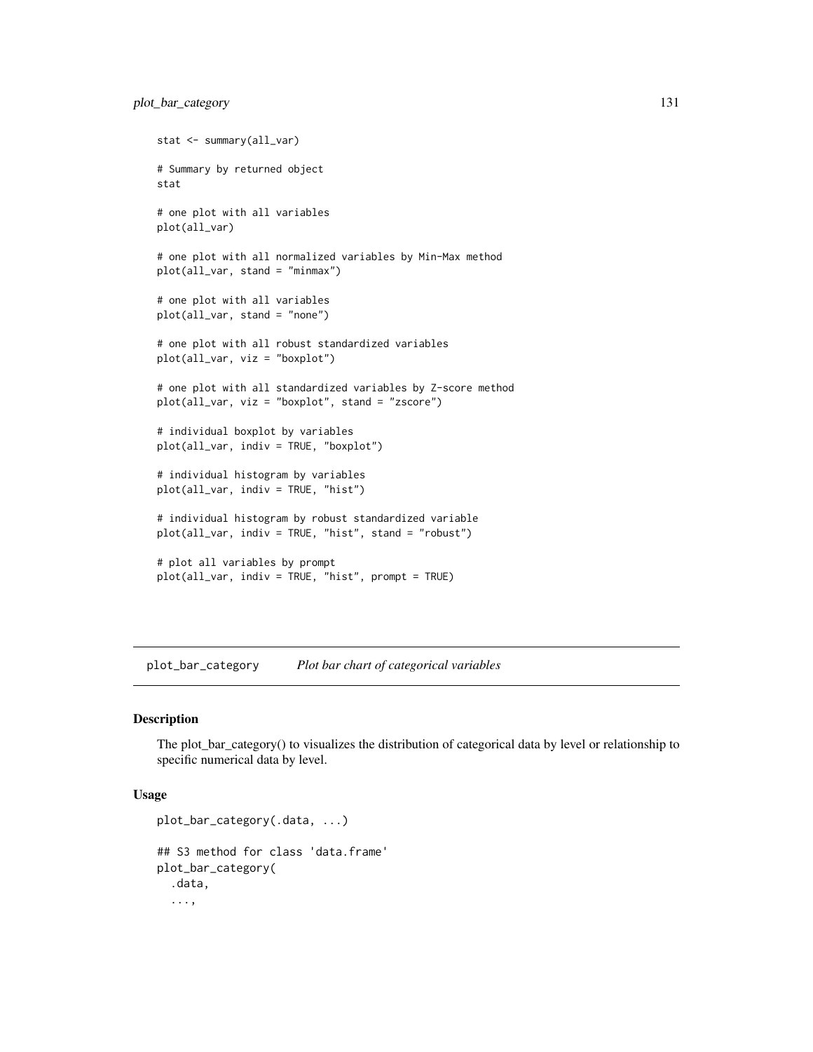```
stat <- summary(all_var)

# Summary by returned object
stat

# one plot with all variables
plot(all_var)

# one plot with all normalized variables by Min-Max method
plot(all_var, stand = "minmax")

# one plot with all variables
plot(all_var, stand = "none")

# one plot with all robust standardized variables
plot(all_var, viz = "boxplot")

# one plot with all standardized variables by Z-score method
plot(all_var, viz = "boxplot", stand = "zscore")

# individual boxplot by variables
plot(all_var, indiv = TRUE, "boxplot")

# individual histogram by variables
plot(all_var, indiv = TRUE, "hist")

# individual histogram by robust standardized variable
plot(all_var, indiv = TRUE, "hist", stand = "robust")

# plot all variables by prompt
plot(all_var, indiv = TRUE, "hist", prompt = TRUE)
```

---

## plot_bar_category *Plot bar chart of categorical variables*

---

### Description

The plot_bar_category() to visualizes the distribution of categorical data by level or relationship to specific numerical data by level.

### Usage

```
plot_bar_category(.data, ...)

## S3 method for class 'data.frame'
plot_bar_category(
  .data,
  ...,
```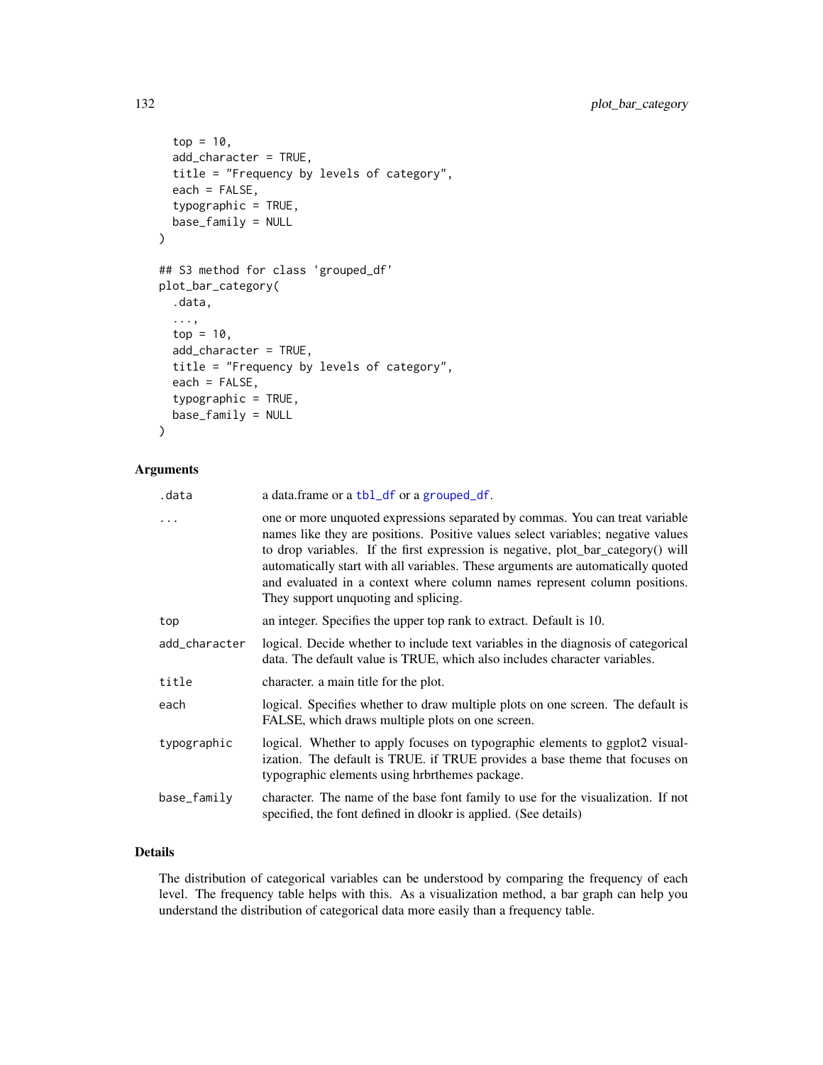```
  top = 10,
  add_character = TRUE,
  title = "Frequency by levels of category",
  each = FALSE,
  typographic = TRUE,
  base_family = NULL
)

## S3 method for class 'grouped_df'
plot_bar_category(
  .data,
  ...,
  top = 10,
  add_character = TRUE,
  title = "Frequency by levels of category",
  each = FALSE,
  typographic = TRUE,
  base_family = NULL
)
```

### Arguments

| | |
|---|---|
| .data | a data.frame or a tbl_df or a grouped_df. |
| ... | one or more unquoted expressions separated by commas. You can treat variable names like they are positions. Positive values select variables; negative values to drop variables. If the first expression is negative, plot_bar_category() will automatically start with all variables. These arguments are automatically quoted and evaluated in a context where column names represent column positions. They support unquoting and splicing. |
| top | an integer. Specifies the upper top rank to extract. Default is 10. |
| add_character | logical. Decide whether to include text variables in the diagnosis of categorical data. The default value is TRUE, which also includes character variables. |
| title | character. a main title for the plot. |
| each | logical. Specifies whether to draw multiple plots on one screen. The default is FALSE, which draws multiple plots on one screen. |
| typographic | logical. Whether to apply focuses on typographic elements to ggplot2 visualization. The default is TRUE. if TRUE provides a base theme that focuses on typographic elements using hrbrthemes package. |
| base_family | character. The name of the base font family to use for the visualization. If not specified, the font defined in dlookr is applied. (See details) |

### Details

The distribution of categorical variables can be understood by comparing the frequency of each level. The frequency table helps with this. As a visualization method, a bar graph can help you understand the distribution of categorical data more easily than a frequency table.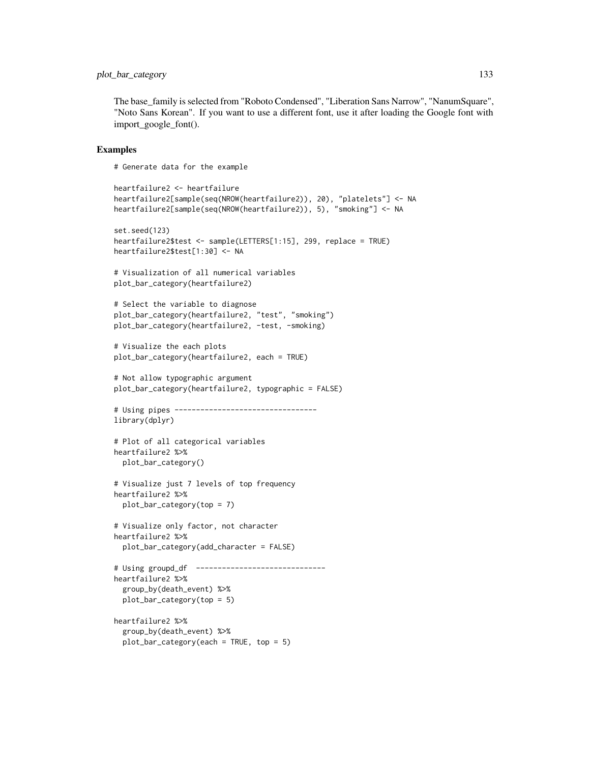The base_family is selected from "Roboto Condensed", "Liberation Sans Narrow", "NanumSquare", "Noto Sans Korean". If you want to use a different font, use it after loading the Google font with import_google_font().

## Examples

```
# Generate data for the example

heartfailure2 <- heartfailure
heartfailure2[sample(seq(NROW(heartfailure2)), 20), "platelets"] <- NA
heartfailure2[sample(seq(NROW(heartfailure2)), 5), "smoking"] <- NA

set.seed(123)
heartfailure2$test <- sample(LETTERS[1:15], 299, replace = TRUE)
heartfailure2$test[1:30] <- NA

# Visualization of all numerical variables
plot_bar_category(heartfailure2)

# Select the variable to diagnose
plot_bar_category(heartfailure2, "test", "smoking")
plot_bar_category(heartfailure2, -test, -smoking)

# Visualize the each plots
plot_bar_category(heartfailure2, each = TRUE)

# Not allow typographic argument
plot_bar_category(heartfailure2, typographic = FALSE)

# Using pipes ---------------------------------
library(dplyr)

# Plot of all categorical variables
heartfailure2 %>%
  plot_bar_category()

# Visualize just 7 levels of top frequency
heartfailure2 %>%
  plot_bar_category(top = 7)

# Visualize only factor, not character
heartfailure2 %>%
  plot_bar_category(add_character = FALSE)

# Using groupd_df  ------------------------------
heartfailure2 %>%
  group_by(death_event) %>%
  plot_bar_category(top = 5)

heartfailure2 %>%
  group_by(death_event) %>%
  plot_bar_category(each = TRUE, top = 5)
```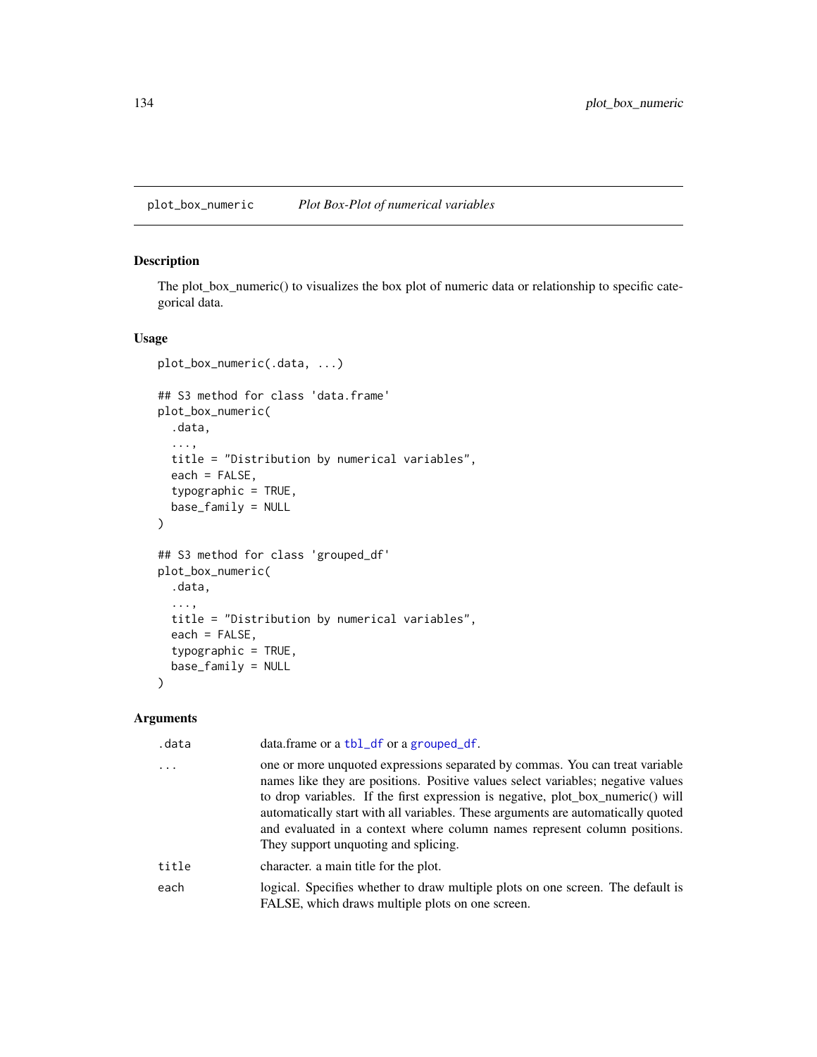## plot_box_numeric    *Plot Box-Plot of numerical variables*

### Description

The plot_box_numeric() to visualizes the box plot of numeric data or relationship to specific categorical data.

### Usage

```
plot_box_numeric(.data, ...)

## S3 method for class 'data.frame'
plot_box_numeric(
  .data,
  ...,
  title = "Distribution by numerical variables",
  each = FALSE,
  typographic = TRUE,
  base_family = NULL
)

## S3 method for class 'grouped_df'
plot_box_numeric(
  .data,
  ...,
  title = "Distribution by numerical variables",
  each = FALSE,
  typographic = TRUE,
  base_family = NULL
)
```

### Arguments

| | |
|---|---|
| .data | data.frame or a tbl_df or a grouped_df. |
| ... | one or more unquoted expressions separated by commas. You can treat variable names like they are positions. Positive values select variables; negative values to drop variables. If the first expression is negative, plot_box_numeric() will automatically start with all variables. These arguments are automatically quoted and evaluated in a context where column names represent column positions. They support unquoting and splicing. |
| title | character. a main title for the plot. |
| each | logical. Specifies whether to draw multiple plots on one screen. The default is FALSE, which draws multiple plots on one screen. |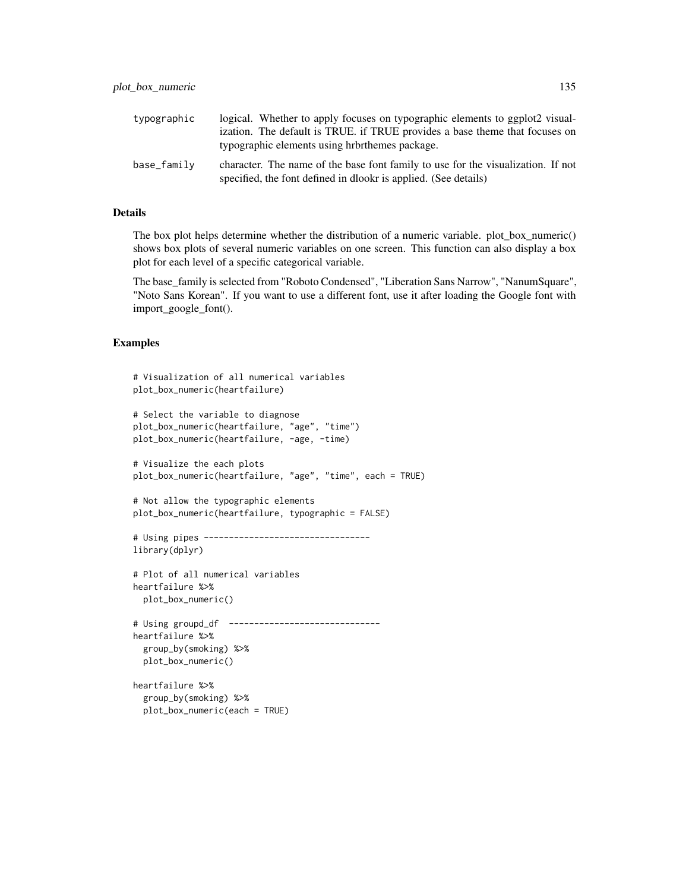| | |
|---|---|
| typographic | logical. Whether to apply focuses on typographic elements to ggplot2 visualization. The default is TRUE. if TRUE provides a base theme that focuses on typographic elements using hrbrthemes package. |
| base_family | character. The name of the base font family to use for the visualization. If not specified, the font defined in dlookr is applied. (See details) |

### Details

The box plot helps determine whether the distribution of a numeric variable. plot_box_numeric() shows box plots of several numeric variables on one screen. This function can also display a box plot for each level of a specific categorical variable.

The base_family is selected from "Roboto Condensed", "Liberation Sans Narrow", "NanumSquare", "Noto Sans Korean". If you want to use a different font, use it after loading the Google font with import_google_font().

### Examples

```
# Visualization of all numerical variables
plot_box_numeric(heartfailure)

# Select the variable to diagnose
plot_box_numeric(heartfailure, "age", "time")
plot_box_numeric(heartfailure, -age, -time)

# Visualize the each plots
plot_box_numeric(heartfailure, "age", "time", each = TRUE)

# Not allow the typographic elements
plot_box_numeric(heartfailure, typographic = FALSE)

# Using pipes ---------------------------------
library(dplyr)

# Plot of all numerical variables
heartfailure %>%
  plot_box_numeric()

# Using groupd_df  ------------------------------
heartfailure %>%
  group_by(smoking) %>%
  plot_box_numeric()

heartfailure %>%
  group_by(smoking) %>%
  plot_box_numeric(each = TRUE)
```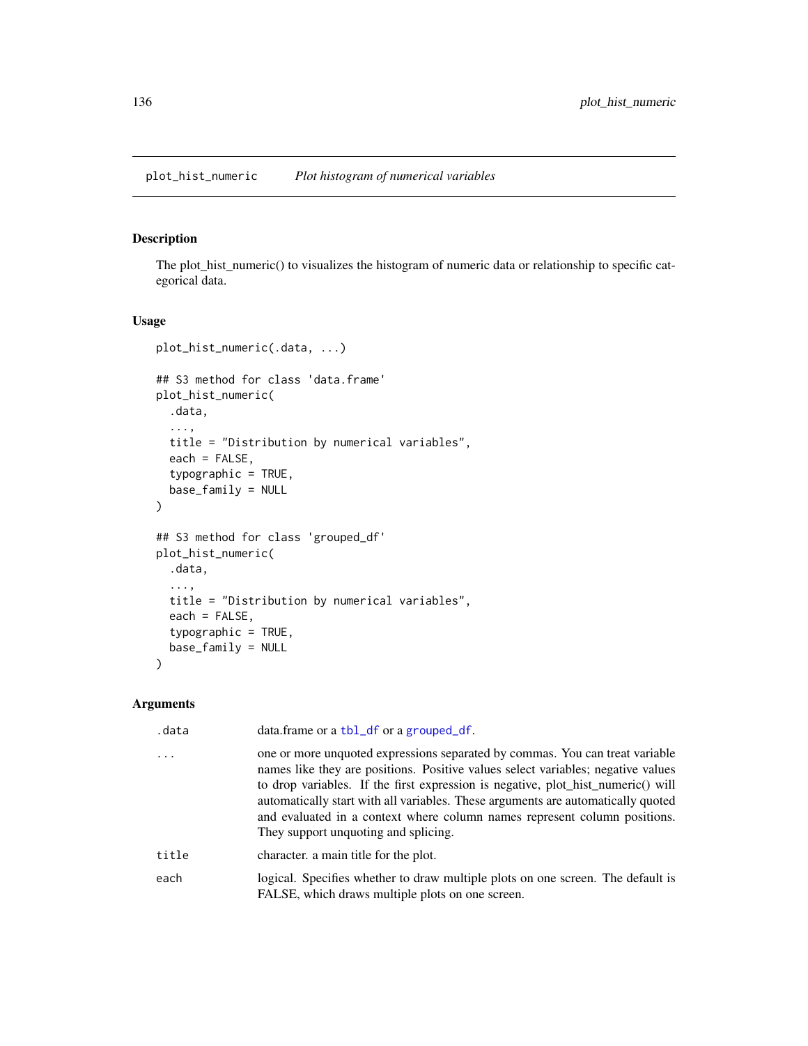## plot_hist_numeric — *Plot histogram of numerical variables*

### Description

The plot_hist_numeric() to visualizes the histogram of numeric data or relationship to specific categorical data.

### Usage

```
plot_hist_numeric(.data, ...)

## S3 method for class 'data.frame'
plot_hist_numeric(
  .data,
  ...,
  title = "Distribution by numerical variables",
  each = FALSE,
  typographic = TRUE,
  base_family = NULL
)

## S3 method for class 'grouped_df'
plot_hist_numeric(
  .data,
  ...,
  title = "Distribution by numerical variables",
  each = FALSE,
  typographic = TRUE,
  base_family = NULL
)
```

### Arguments

| | |
|---|---|
| `.data` | data.frame or a `tbl_df` or a `grouped_df`. |
| `...` | one or more unquoted expressions separated by commas. You can treat variable names like they are positions. Positive values select variables; negative values to drop variables. If the first expression is negative, plot_hist_numeric() will automatically start with all variables. These arguments are automatically quoted and evaluated in a context where column names represent column positions. They support unquoting and splicing. |
| `title` | character. a main title for the plot. |
| `each` | logical. Specifies whether to draw multiple plots on one screen. The default is FALSE, which draws multiple plots on one screen. |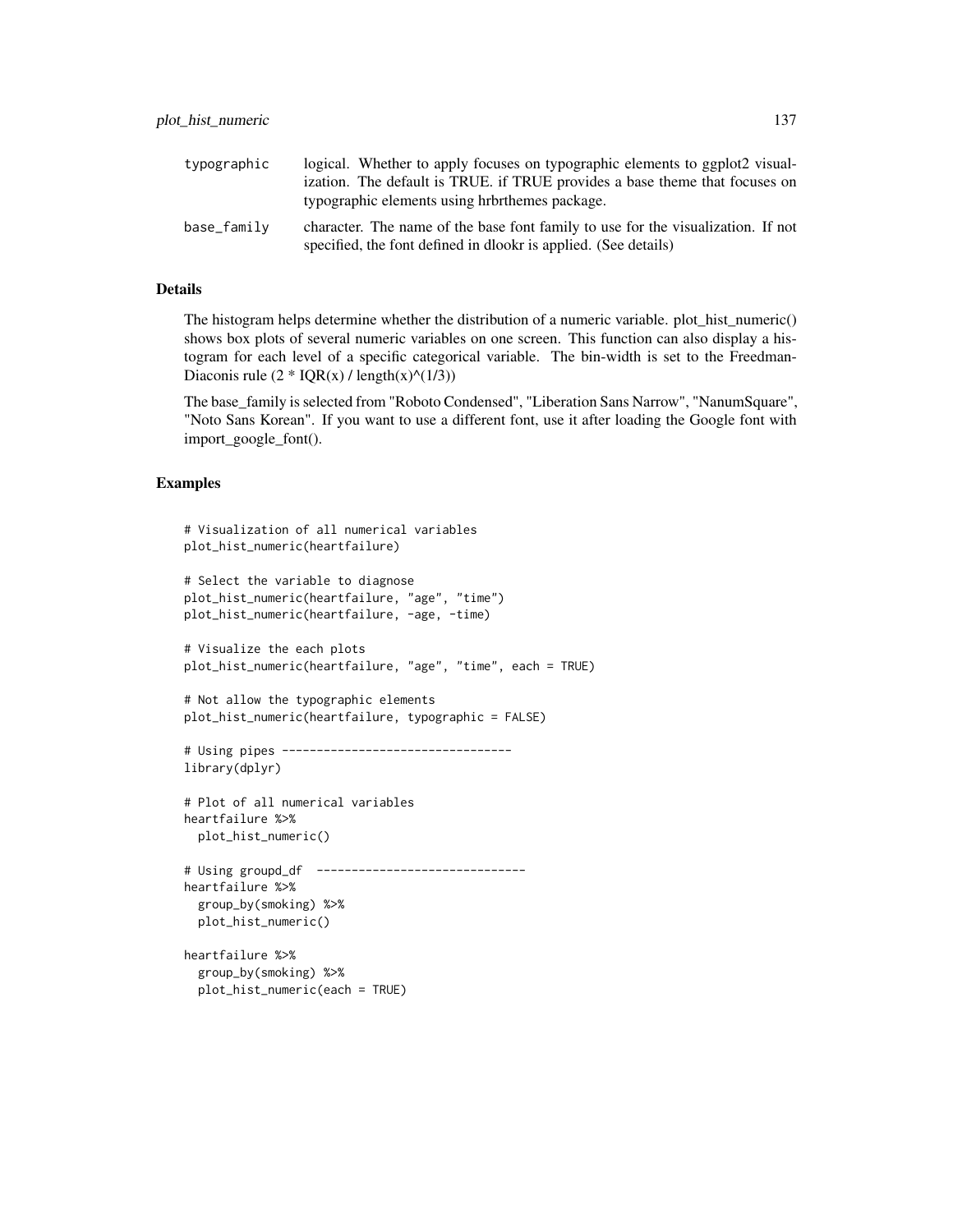| | |
|---|---|
| typographic | logical. Whether to apply focuses on typographic elements to ggplot2 visualization. The default is TRUE. if TRUE provides a base theme that focuses on typographic elements using hrbrthemes package. |
| base_family | character. The name of the base font family to use for the visualization. If not specified, the font defined in dlookr is applied. (See details) |

### Details

The histogram helps determine whether the distribution of a numeric variable. plot_hist_numeric() shows box plots of several numeric variables on one screen. This function can also display a histogram for each level of a specific categorical variable. The bin-width is set to the Freedman-Diaconis rule (2 * IQR(x) / length(x)^(1/3))

The base_family is selected from "Roboto Condensed", "Liberation Sans Narrow", "NanumSquare", "Noto Sans Korean". If you want to use a different font, use it after loading the Google font with import_google_font().

### Examples

```
# Visualization of all numerical variables
plot_hist_numeric(heartfailure)

# Select the variable to diagnose
plot_hist_numeric(heartfailure, "age", "time")
plot_hist_numeric(heartfailure, -age, -time)

# Visualize the each plots
plot_hist_numeric(heartfailure, "age", "time", each = TRUE)

# Not allow the typographic elements
plot_hist_numeric(heartfailure, typographic = FALSE)

# Using pipes ---------------------------------
library(dplyr)

# Plot of all numerical variables
heartfailure %>%
  plot_hist_numeric()

# Using groupd_df  ------------------------------
heartfailure %>%
  group_by(smoking) %>%
  plot_hist_numeric()

heartfailure %>%
  group_by(smoking) %>%
  plot_hist_numeric(each = TRUE)
```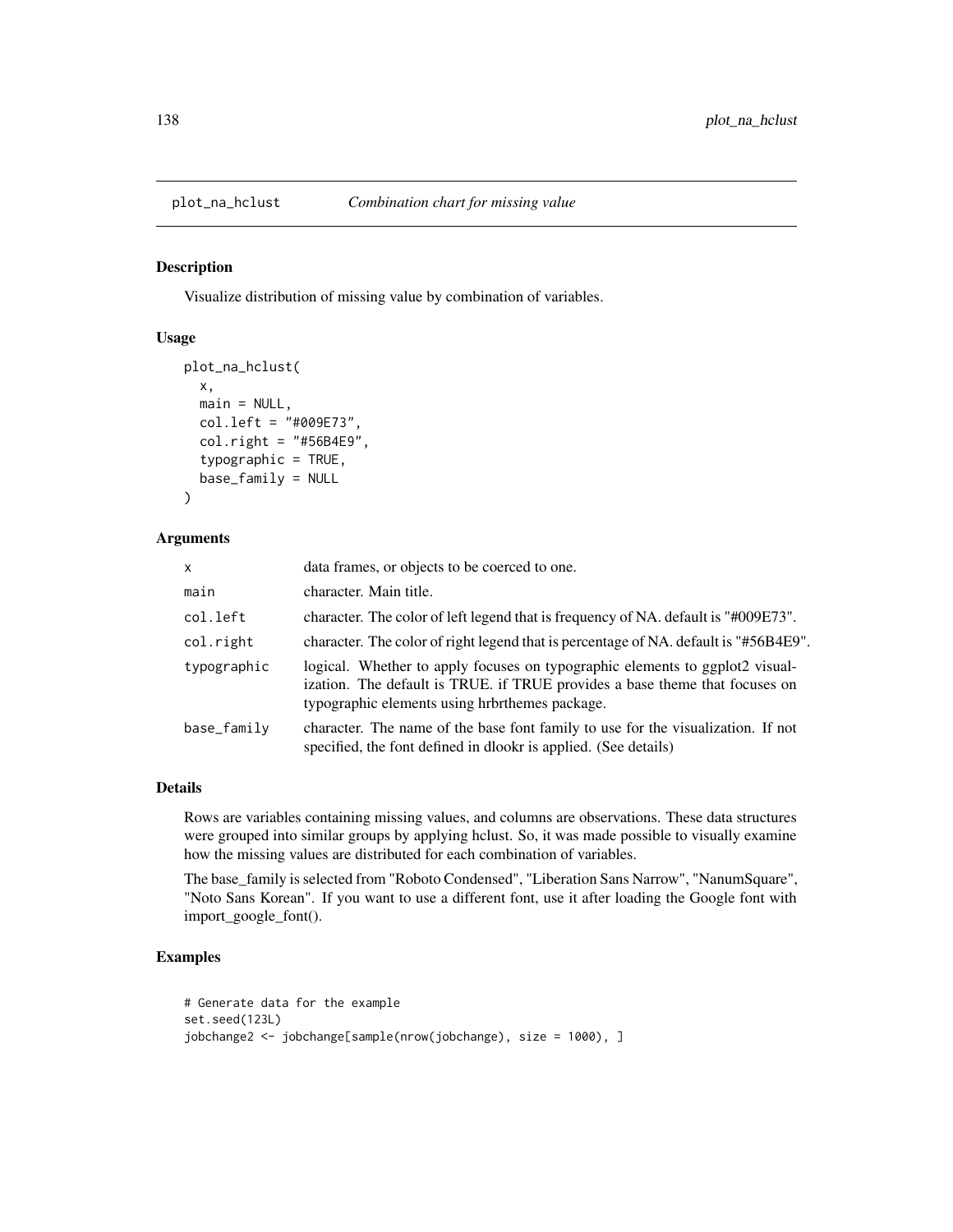# plot_na_hclust *Combination chart for missing value*

### Description

Visualize distribution of missing value by combination of variables.

### Usage

```
plot_na_hclust(
  x,
  main = NULL,
  col.left = "#009E73",
  col.right = "#56B4E9",
  typographic = TRUE,
  base_family = NULL
)
```

### Arguments

| | |
|---|---|
| x | data frames, or objects to be coerced to one. |
| main | character. Main title. |
| col.left | character. The color of left legend that is frequency of NA. default is "#009E73". |
| col.right | character. The color of right legend that is percentage of NA. default is "#56B4E9". |
| typographic | logical. Whether to apply focuses on typographic elements to ggplot2 visualization. The default is TRUE. if TRUE provides a base theme that focuses on typographic elements using hrbrthemes package. |
| base_family | character. The name of the base font family to use for the visualization. If not specified, the font defined in dlookr is applied. (See details) |

### Details

Rows are variables containing missing values, and columns are observations. These data structures were grouped into similar groups by applying hclust. So, it was made possible to visually examine how the missing values are distributed for each combination of variables.

The base_family is selected from "Roboto Condensed", "Liberation Sans Narrow", "NanumSquare", "Noto Sans Korean". If you want to use a different font, use it after loading the Google font with import_google_font().

### Examples

```
# Generate data for the example
set.seed(123L)
jobchange2 <- jobchange[sample(nrow(jobchange), size = 1000), ]
```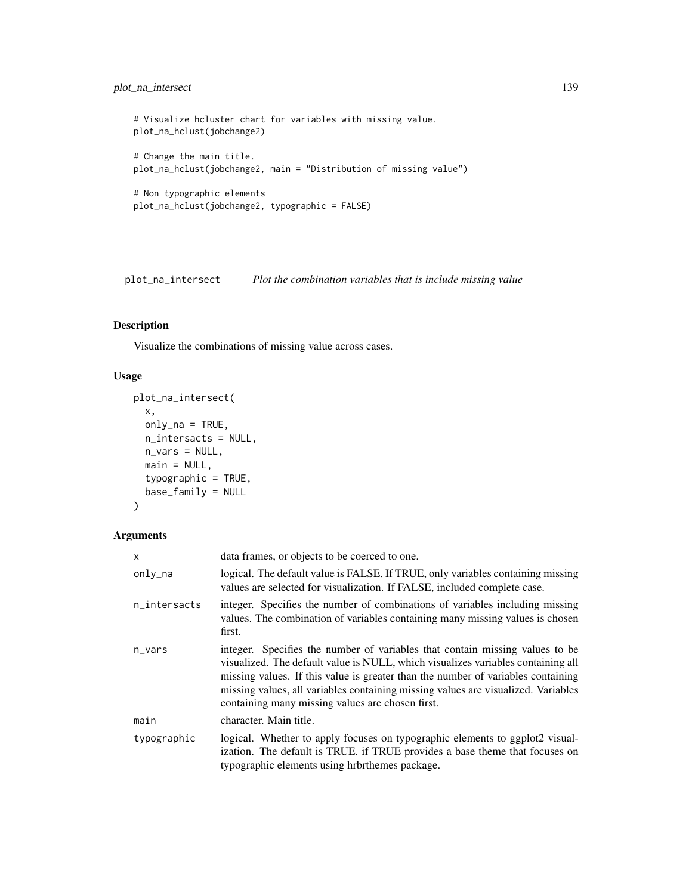```
# Visualize hcluster chart for variables with missing value.
plot_na_hclust(jobchange2)

# Change the main title.
plot_na_hclust(jobchange2, main = "Distribution of missing value")

# Non typographic elements
plot_na_hclust(jobchange2, typographic = FALSE)
```

## plot_na_intersect &nbsp;&nbsp;&nbsp; *Plot the combination variables that is include missing value*

### Description

Visualize the combinations of missing value across cases.

### Usage

```
plot_na_intersect(
  x,
  only_na = TRUE,
  n_intersacts = NULL,
  n_vars = NULL,
  main = NULL,
  typographic = TRUE,
  base_family = NULL
)
```

### Arguments

| | |
|---|---|
| x | data frames, or objects to be coerced to one. |
| only_na | logical. The default value is FALSE. If TRUE, only variables containing missing values are selected for visualization. If FALSE, included complete case. |
| n_intersacts | integer. Specifies the number of combinations of variables including missing values. The combination of variables containing many missing values is chosen first. |
| n_vars | integer. Specifies the number of variables that contain missing values to be visualized. The default value is NULL, which visualizes variables containing all missing values. If this value is greater than the number of variables containing missing values, all variables containing missing values are visualized. Variables containing many missing values are chosen first. |
| main | character. Main title. |
| typographic | logical. Whether to apply focuses on typographic elements to ggplot2 visualization. The default is TRUE. if TRUE provides a base theme that focuses on typographic elements using hrbrthemes package. |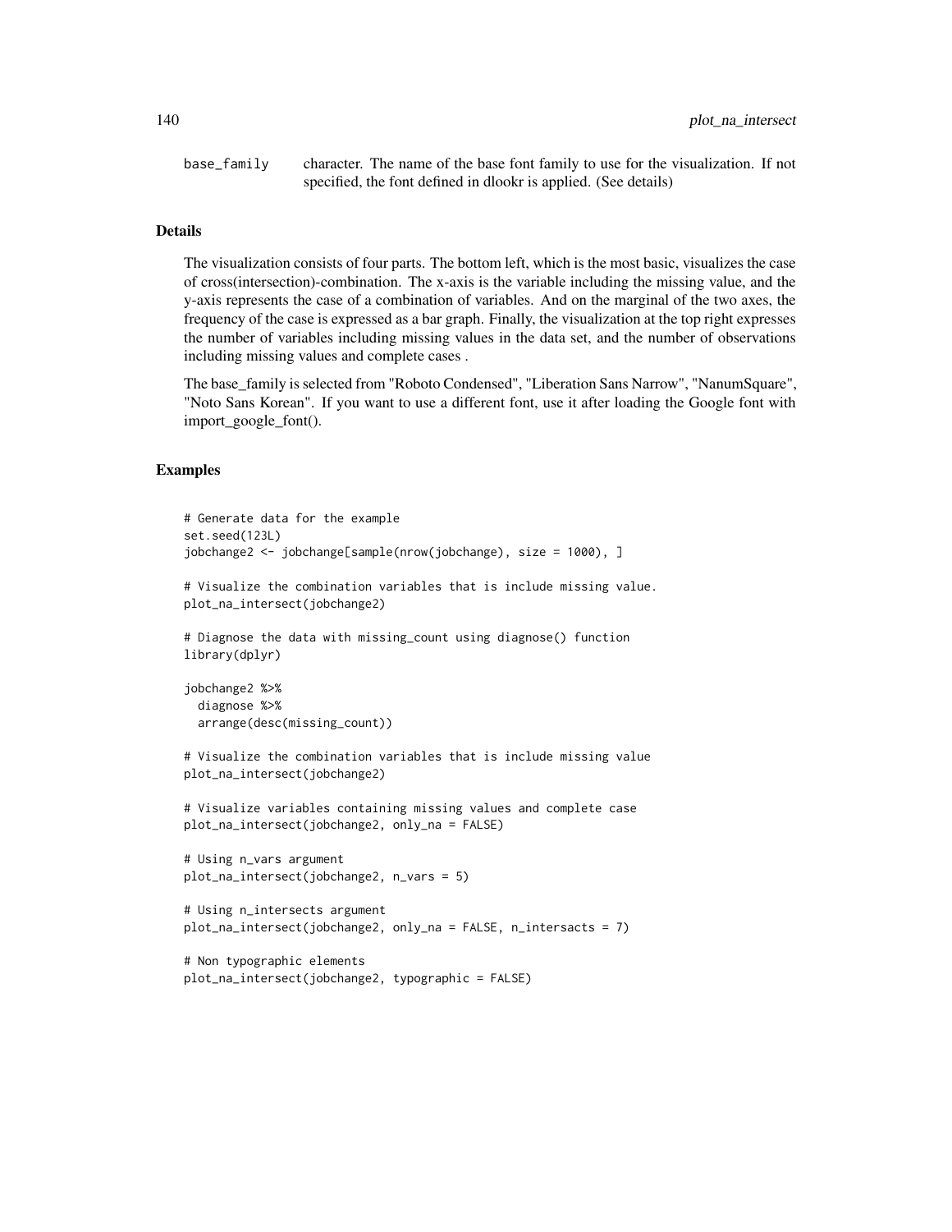base_family character. The name of the base font family to use for the visualization. If not specified, the font defined in dlookr is applied. (See details)

## Details

The visualization consists of four parts. The bottom left, which is the most basic, visualizes the case of cross(intersection)-combination. The x-axis is the variable including the missing value, and the y-axis represents the case of a combination of variables. And on the marginal of the two axes, the frequency of the case is expressed as a bar graph. Finally, the visualization at the top right expresses the number of variables including missing values in the data set, and the number of observations including missing values and complete cases .

The base_family is selected from "Roboto Condensed", "Liberation Sans Narrow", "NanumSquare", "Noto Sans Korean". If you want to use a different font, use it after loading the Google font with import_google_font().

## Examples

```
# Generate data for the example
set.seed(123L)
jobchange2 <- jobchange[sample(nrow(jobchange), size = 1000), ]

# Visualize the combination variables that is include missing value.
plot_na_intersect(jobchange2)

# Diagnose the data with missing_count using diagnose() function
library(dplyr)

jobchange2 %>%
  diagnose %>%
  arrange(desc(missing_count))

# Visualize the combination variables that is include missing value
plot_na_intersect(jobchange2)

# Visualize variables containing missing values and complete case
plot_na_intersect(jobchange2, only_na = FALSE)

# Using n_vars argument
plot_na_intersect(jobchange2, n_vars = 5)

# Using n_intersects argument
plot_na_intersect(jobchange2, only_na = FALSE, n_intersacts = 7)

# Non typographic elements
plot_na_intersect(jobchange2, typographic = FALSE)
```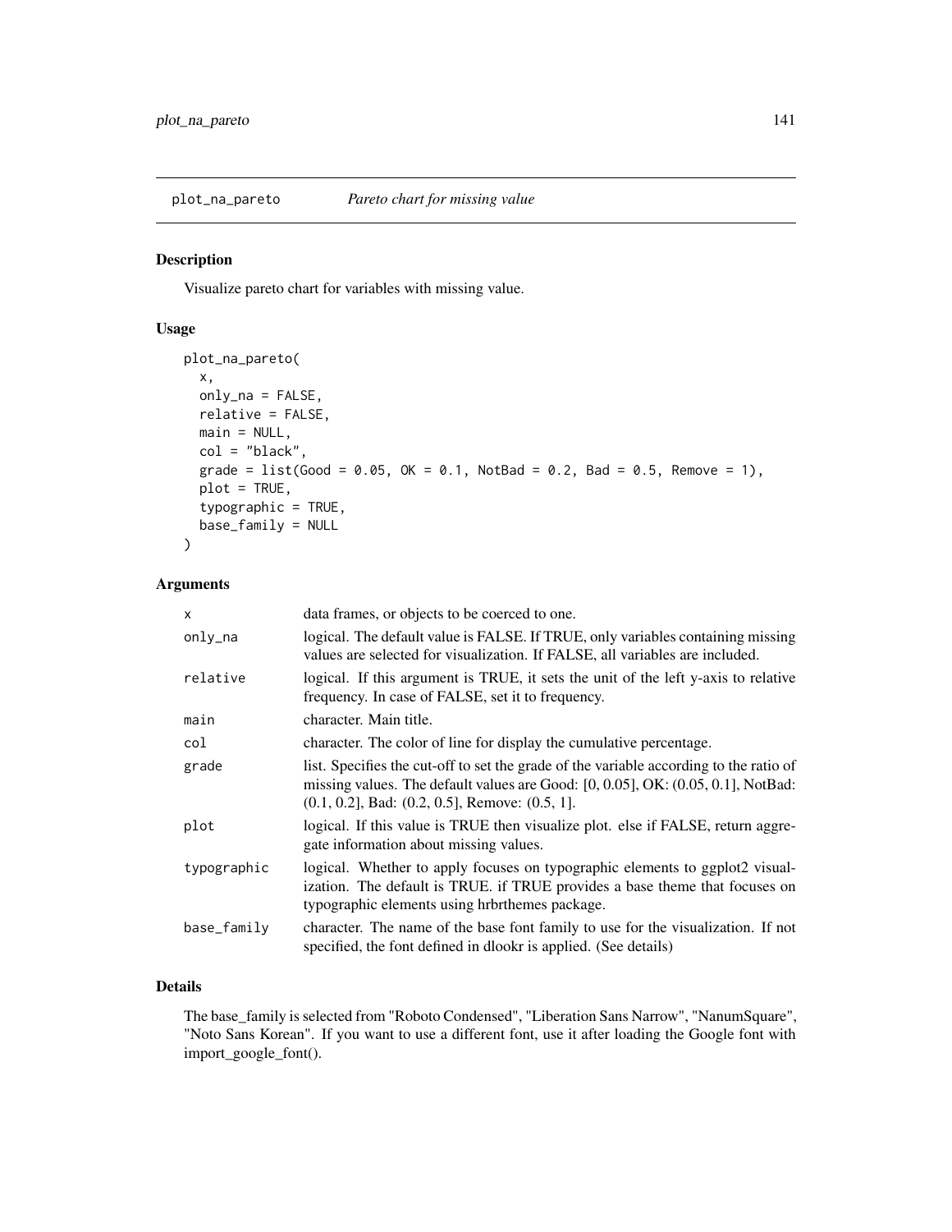## plot_na_pareto *Pareto chart for missing value*

### Description

Visualize pareto chart for variables with missing value.

### Usage

```
plot_na_pareto(
  x,
  only_na = FALSE,
  relative = FALSE,
  main = NULL,
  col = "black",
  grade = list(Good = 0.05, OK = 0.1, NotBad = 0.2, Bad = 0.5, Remove = 1),
  plot = TRUE,
  typographic = TRUE,
  base_family = NULL
)
```

### Arguments

| | |
|---|---|
| x | data frames, or objects to be coerced to one. |
| only_na | logical. The default value is FALSE. If TRUE, only variables containing missing values are selected for visualization. If FALSE, all variables are included. |
| relative | logical. If this argument is TRUE, it sets the unit of the left y-axis to relative frequency. In case of FALSE, set it to frequency. |
| main | character. Main title. |
| col | character. The color of line for display the cumulative percentage. |
| grade | list. Specifies the cut-off to set the grade of the variable according to the ratio of missing values. The default values are Good: [0, 0.05], OK: (0.05, 0.1], NotBad: (0.1, 0.2], Bad: (0.2, 0.5], Remove: (0.5, 1]. |
| plot | logical. If this value is TRUE then visualize plot. else if FALSE, return aggregate information about missing values. |
| typographic | logical. Whether to apply focuses on typographic elements to ggplot2 visualization. The default is TRUE. if TRUE provides a base theme that focuses on typographic elements using hrbrthemes package. |
| base_family | character. The name of the base font family to use for the visualization. If not specified, the font defined in dlookr is applied. (See details) |

### Details

The base_family is selected from "Roboto Condensed", "Liberation Sans Narrow", "NanumSquare", "Noto Sans Korean". If you want to use a different font, use it after loading the Google font with import_google_font().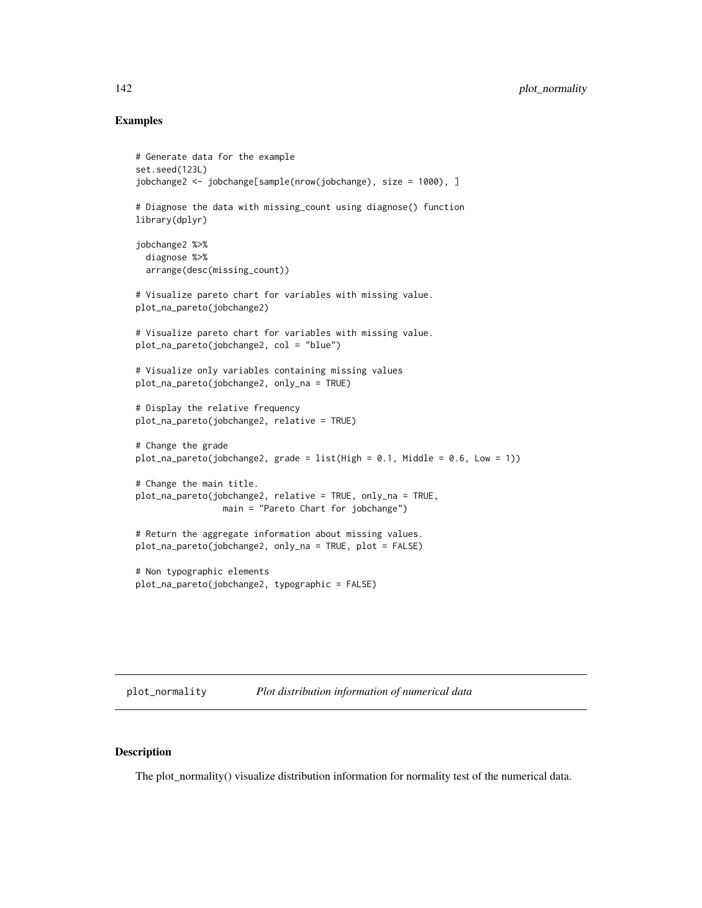## Examples

```
# Generate data for the example
set.seed(123L)
jobchange2 <- jobchange[sample(nrow(jobchange), size = 1000), ]

# Diagnose the data with missing_count using diagnose() function
library(dplyr)

jobchange2 %>%
  diagnose %>%
  arrange(desc(missing_count))

# Visualize pareto chart for variables with missing value.
plot_na_pareto(jobchange2)

# Visualize pareto chart for variables with missing value.
plot_na_pareto(jobchange2, col = "blue")

# Visualize only variables containing missing values
plot_na_pareto(jobchange2, only_na = TRUE)

# Display the relative frequency
plot_na_pareto(jobchange2, relative = TRUE)

# Change the grade
plot_na_pareto(jobchange2, grade = list(High = 0.1, Middle = 0.6, Low = 1))

# Change the main title.
plot_na_pareto(jobchange2, relative = TRUE, only_na = TRUE,
                 main = "Pareto Chart for jobchange")

# Return the aggregate information about missing values.
plot_na_pareto(jobchange2, only_na = TRUE, plot = FALSE)

# Non typographic elements
plot_na_pareto(jobchange2, typographic = FALSE)
```

---

# plot_normality    *Plot distribution information of numerical data*

---

## Description

The plot_normality() visualize distribution information for normality test of the numerical data.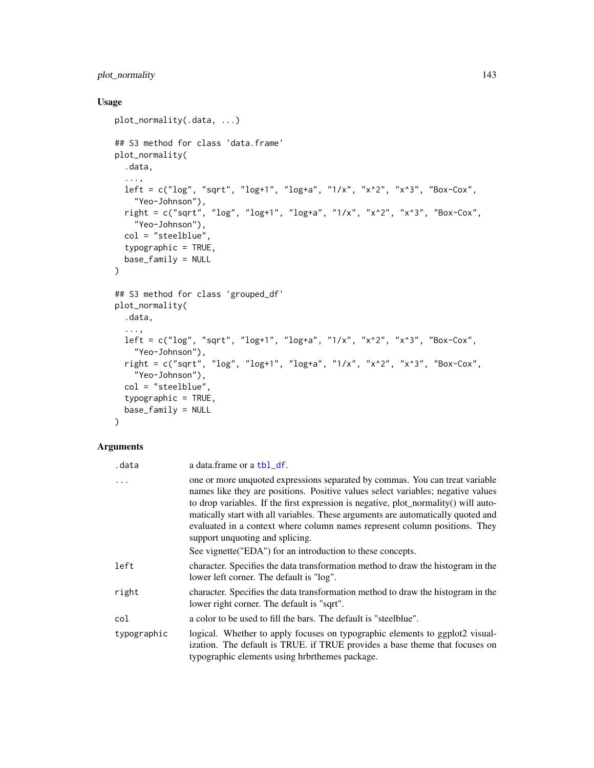## Usage

```
plot_normality(.data, ...)

## S3 method for class 'data.frame'
plot_normality(
  .data,
  ...,
  left = c("log", "sqrt", "log+1", "log+a", "1/x", "x^2", "x^3", "Box-Cox",
    "Yeo-Johnson"),
  right = c("sqrt", "log", "log+1", "log+a", "1/x", "x^2", "x^3", "Box-Cox",
    "Yeo-Johnson"),
  col = "steelblue",
  typographic = TRUE,
  base_family = NULL
)

## S3 method for class 'grouped_df'
plot_normality(
  .data,
  ...,
  left = c("log", "sqrt", "log+1", "log+a", "1/x", "x^2", "x^3", "Box-Cox",
    "Yeo-Johnson"),
  right = c("sqrt", "log", "log+1", "log+a", "1/x", "x^2", "x^3", "Box-Cox",
    "Yeo-Johnson"),
  col = "steelblue",
  typographic = TRUE,
  base_family = NULL
)
```

## Arguments

| | |
|---|---|
| `.data` | a data.frame or a tbl_df. |
| `...` | one or more unquoted expressions separated by commas. You can treat variable names like they are positions. Positive values select variables; negative values to drop variables. If the first expression is negative, plot_normality() will automatically start with all variables. These arguments are automatically quoted and evaluated in a context where column names represent column positions. They support unquoting and splicing.<br><br>See vignette("EDA") for an introduction to these concepts. |
| `left` | character. Specifies the data transformation method to draw the histogram in the lower left corner. The default is "log". |
| `right` | character. Specifies the data transformation method to draw the histogram in the lower right corner. The default is "sqrt". |
| `col` | a color to be used to fill the bars. The default is "steelblue". |
| `typographic` | logical. Whether to apply focuses on typographic elements to ggplot2 visualization. The default is TRUE. if TRUE provides a base theme that focuses on typographic elements using hrbrthemes package. |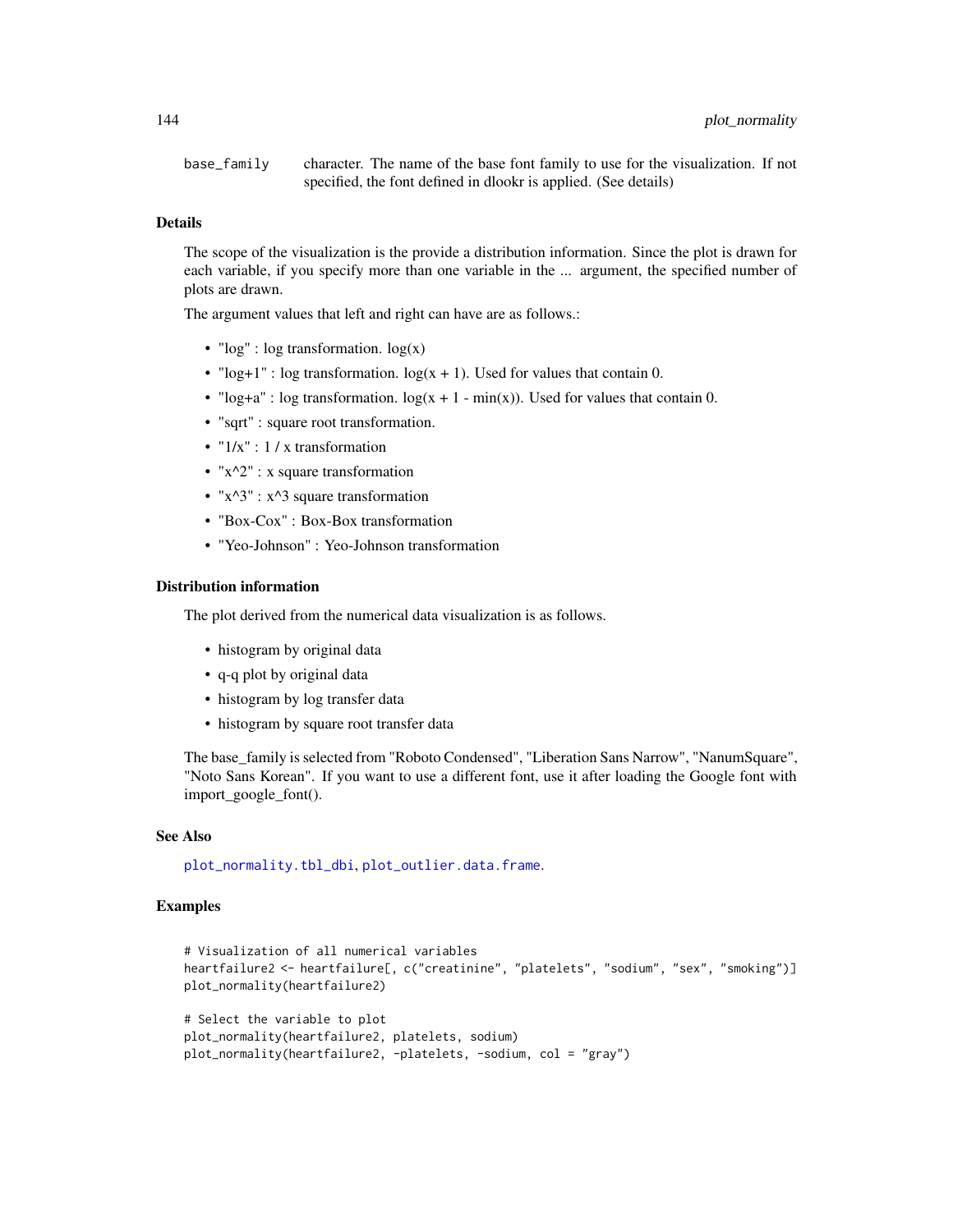base_family character. The name of the base font family to use for the visualization. If not specified, the font defined in dlookr is applied. (See details)

### Details

The scope of the visualization is the provide a distribution information. Since the plot is drawn for each variable, if you specify more than one variable in the ... argument, the specified number of plots are drawn.

The argument values that left and right can have are as follows.:

- "log" : log transformation. log(x)
- "log+1" : log transformation. log(x + 1). Used for values that contain 0.
- "log+a" : log transformation. log(x + 1 - min(x)). Used for values that contain 0.
- "sqrt" : square root transformation.
- "1/x" : 1 / x transformation
- "x^2" : x square transformation
- "x^3" : x^3 square transformation
- "Box-Cox" : Box-Box transformation
- "Yeo-Johnson" : Yeo-Johnson transformation

### Distribution information

The plot derived from the numerical data visualization is as follows.

- histogram by original data
- q-q plot by original data
- histogram by log transfer data
- histogram by square root transfer data

The base_family is selected from "Roboto Condensed", "Liberation Sans Narrow", "NanumSquare", "Noto Sans Korean". If you want to use a different font, use it after loading the Google font with import_google_font().

### See Also

plot_normality.tbl_dbi, plot_outlier.data.frame.

### Examples

```
# Visualization of all numerical variables
heartfailure2 <- heartfailure[, c("creatinine", "platelets", "sodium", "sex", "smoking")]
plot_normality(heartfailure2)

# Select the variable to plot
plot_normality(heartfailure2, platelets, sodium)
plot_normality(heartfailure2, -platelets, -sodium, col = "gray")
```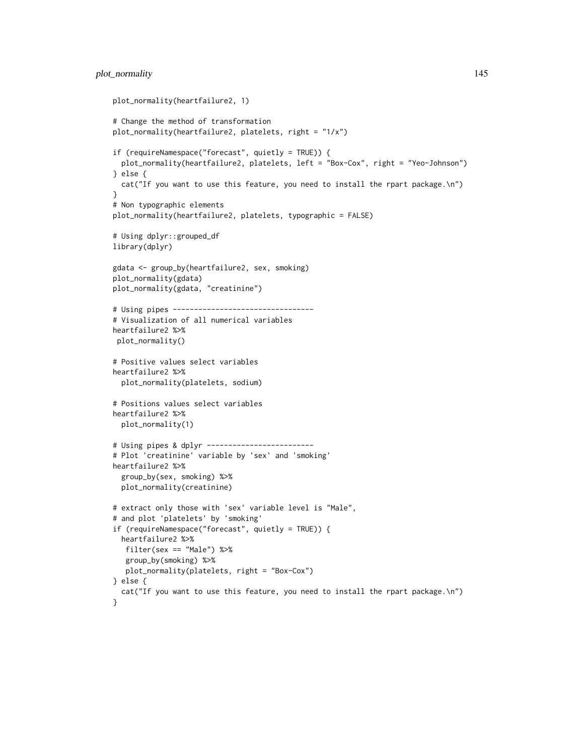```
plot_normality(heartfailure2, 1)

# Change the method of transformation
plot_normality(heartfailure2, platelets, right = "1/x")

if (requireNamespace("forecast", quietly = TRUE)) {
  plot_normality(heartfailure2, platelets, left = "Box-Cox", right = "Yeo-Johnson")
} else {
  cat("If you want to use this feature, you need to install the rpart package.\n")
}
# Non typographic elements
plot_normality(heartfailure2, platelets, typographic = FALSE)

# Using dplyr::grouped_df
library(dplyr)

gdata <- group_by(heartfailure2, sex, smoking)
plot_normality(gdata)
plot_normality(gdata, "creatinine")

# Using pipes ---------------------------------
# Visualization of all numerical variables
heartfailure2 %>%
 plot_normality()

# Positive values select variables
heartfailure2 %>%
  plot_normality(platelets, sodium)

# Positions values select variables
heartfailure2 %>%
  plot_normality(1)

# Using pipes & dplyr -------------------------
# Plot 'creatinine' variable by 'sex' and 'smoking'
heartfailure2 %>%
  group_by(sex, smoking) %>%
  plot_normality(creatinine)

# extract only those with 'sex' variable level is "Male",
# and plot 'platelets' by 'smoking'
if (requireNamespace("forecast", quietly = TRUE)) {
  heartfailure2 %>%
   filter(sex == "Male") %>%
   group_by(smoking) %>%
   plot_normality(platelets, right = "Box-Cox")
} else {
  cat("If you want to use this feature, you need to install the rpart package.\n")
}
```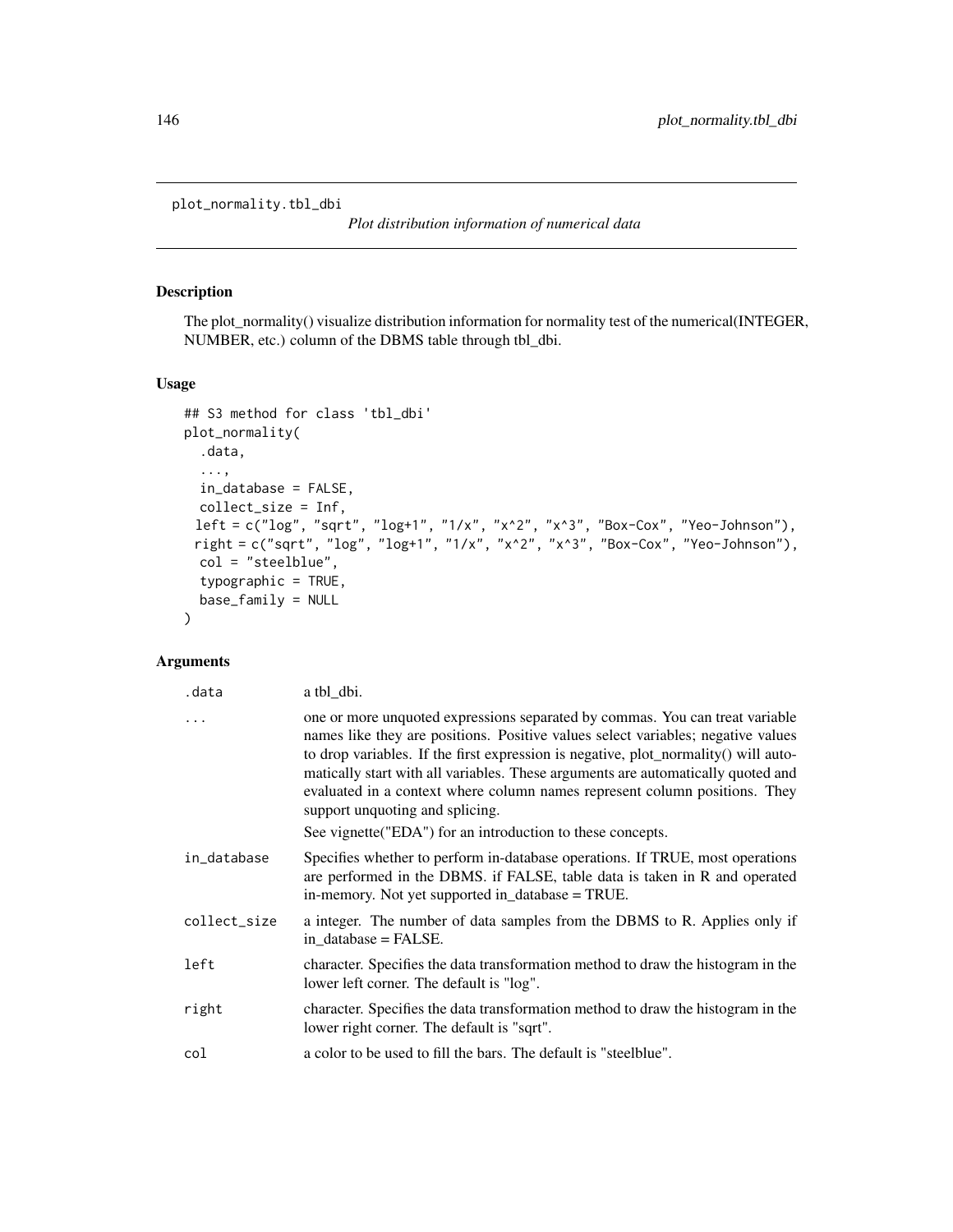plot_normality.tbl_dbi    *Plot distribution information of numerical data*

## Description

The plot_normality() visualize distribution information for normality test of the numerical(INTEGER, NUMBER, etc.) column of the DBMS table through tbl_dbi.

## Usage

```
## S3 method for class 'tbl_dbi'
plot_normality(
  .data,
  ...,
  in_database = FALSE,
  collect_size = Inf,
  left = c("log", "sqrt", "log+1", "1/x", "x^2", "x^3", "Box-Cox", "Yeo-Johnson"),
  right = c("sqrt", "log", "log+1", "1/x", "x^2", "x^3", "Box-Cox", "Yeo-Johnson"),
  col = "steelblue",
  typographic = TRUE,
  base_family = NULL
)
```

## Arguments

| | |
|---|---|
| `.data` | a tbl_dbi. |
| `...` | one or more unquoted expressions separated by commas. You can treat variable names like they are positions. Positive values select variables; negative values to drop variables. If the first expression is negative, plot_normality() will automatically start with all variables. These arguments are automatically quoted and evaluated in a context where column names represent column positions. They support unquoting and splicing.<br>See vignette("EDA") for an introduction to these concepts. |
| `in_database` | Specifies whether to perform in-database operations. If TRUE, most operations are performed in the DBMS. if FALSE, table data is taken in R and operated in-memory. Not yet supported in_database = TRUE. |
| `collect_size` | a integer. The number of data samples from the DBMS to R. Applies only if in_database = FALSE. |
| `left` | character. Specifies the data transformation method to draw the histogram in the lower left corner. The default is "log". |
| `right` | character. Specifies the data transformation method to draw the histogram in the lower right corner. The default is "sqrt". |
| `col` | a color to be used to fill the bars. The default is "steelblue". |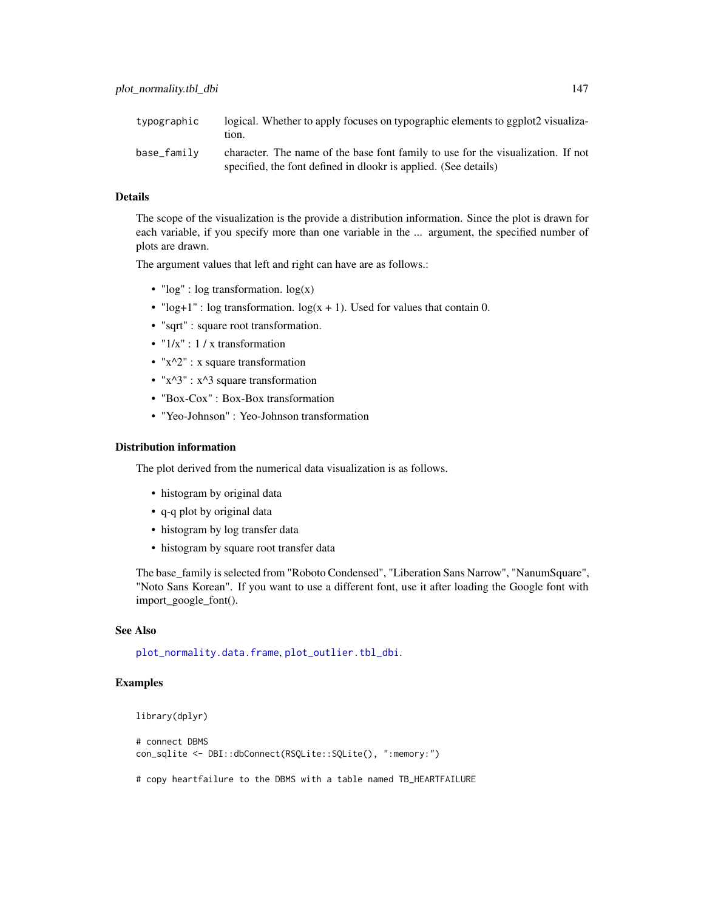| | |
|---|---|
| typographic | logical. Whether to apply focuses on typographic elements to ggplot2 visualization. |
| base_family | character. The name of the base font family to use for the visualization. If not specified, the font defined in dlookr is applied. (See details) |

### Details

The scope of the visualization is the provide a distribution information. Since the plot is drawn for each variable, if you specify more than one variable in the ... argument, the specified number of plots are drawn.

The argument values that left and right can have are as follows.:

- "log" : log transformation. log(x)
- "log+1" : log transformation. log(x + 1). Used for values that contain 0.
- "sqrt" : square root transformation.
- "1/x" : 1 / x transformation
- "x^2" : x square transformation
- "x^3" : x^3 square transformation
- "Box-Cox" : Box-Box transformation
- "Yeo-Johnson" : Yeo-Johnson transformation

### Distribution information

The plot derived from the numerical data visualization is as follows.

- histogram by original data
- q-q plot by original data
- histogram by log transfer data
- histogram by square root transfer data

The base_family is selected from "Roboto Condensed", "Liberation Sans Narrow", "NanumSquare", "Noto Sans Korean". If you want to use a different font, use it after loading the Google font with import_google_font().

### See Also

plot_normality.data.frame, plot_outlier.tbl_dbi.

### Examples

```
library(dplyr)

# connect DBMS
con_sqlite <- DBI::dbConnect(RSQLite::SQLite(), ":memory:")

# copy heartfailure to the DBMS with a table named TB_HEARTFAILURE
```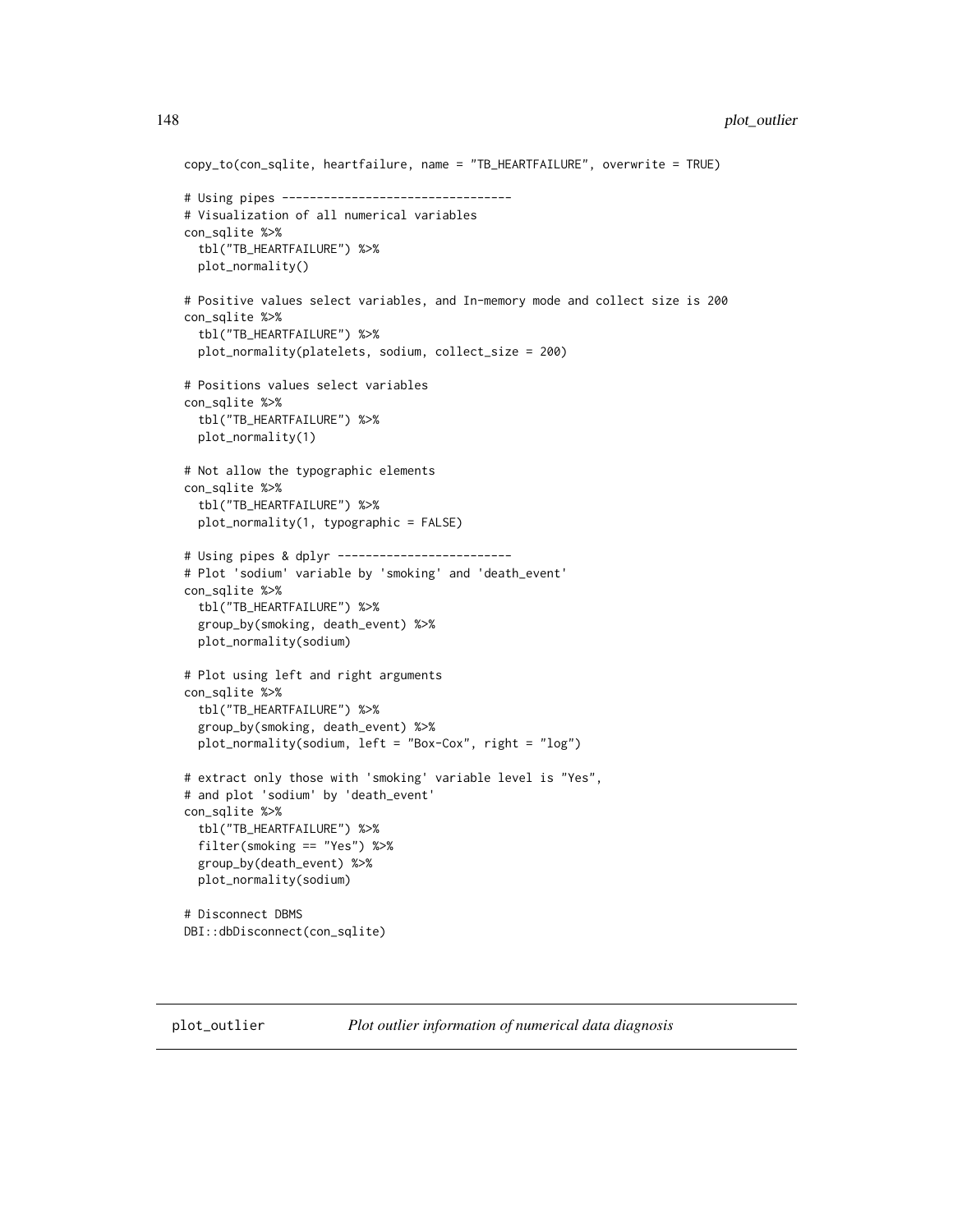```
copy_to(con_sqlite, heartfailure, name = "TB_HEARTFAILURE", overwrite = TRUE)

# Using pipes ---------------------------------
# Visualization of all numerical variables
con_sqlite %>%
  tbl("TB_HEARTFAILURE") %>%
  plot_normality()

# Positive values select variables, and In-memory mode and collect size is 200
con_sqlite %>%
  tbl("TB_HEARTFAILURE") %>%
  plot_normality(platelets, sodium, collect_size = 200)

# Positions values select variables
con_sqlite %>%
  tbl("TB_HEARTFAILURE") %>%
  plot_normality(1)

# Not allow the typographic elements
con_sqlite %>%
  tbl("TB_HEARTFAILURE") %>%
  plot_normality(1, typographic = FALSE)

# Using pipes & dplyr -------------------------
# Plot 'sodium' variable by 'smoking' and 'death_event'
con_sqlite %>%
  tbl("TB_HEARTFAILURE") %>%
  group_by(smoking, death_event) %>%
  plot_normality(sodium)

# Plot using left and right arguments
con_sqlite %>%
  tbl("TB_HEARTFAILURE") %>%
  group_by(smoking, death_event) %>%
  plot_normality(sodium, left = "Box-Cox", right = "log")

# extract only those with 'smoking' variable level is "Yes",
# and plot 'sodium' by 'death_event'
con_sqlite %>%
  tbl("TB_HEARTFAILURE") %>%
  filter(smoking == "Yes") %>%
  group_by(death_event) %>%
  plot_normality(sodium)

# Disconnect DBMS
DBI::dbDisconnect(con_sqlite)
```

## plot_outlier — *Plot outlier information of numerical data diagnosis*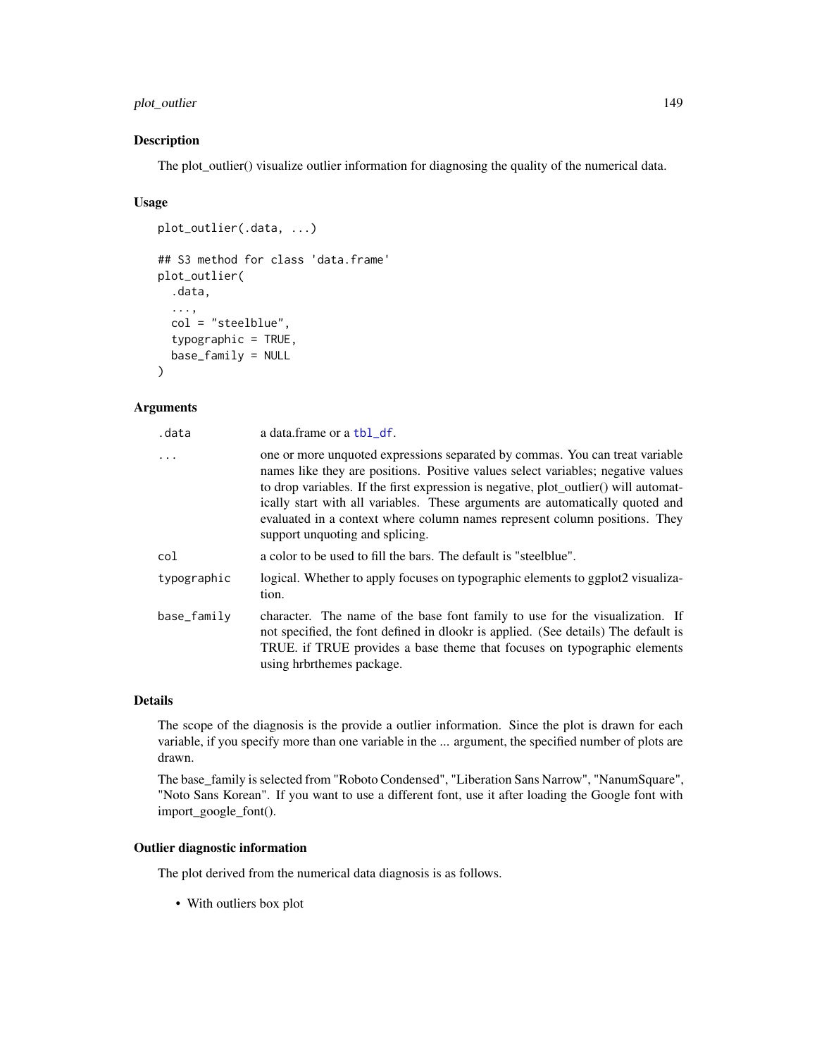## Description

The plot_outlier() visualize outlier information for diagnosing the quality of the numerical data.

## Usage

```
plot_outlier(.data, ...)

## S3 method for class 'data.frame'
plot_outlier(
  .data,
  ...,
  col = "steelblue",
  typographic = TRUE,
  base_family = NULL
)
```

## Arguments

| | |
|---|---|
| `.data` | a data.frame or a `tbl_df`. |
| `...` | one or more unquoted expressions separated by commas. You can treat variable names like they are positions. Positive values select variables; negative values to drop variables. If the first expression is negative, plot_outlier() will automatically start with all variables. These arguments are automatically quoted and evaluated in a context where column names represent column positions. They support unquoting and splicing. |
| `col` | a color to be used to fill the bars. The default is "steelblue". |
| `typographic` | logical. Whether to apply focuses on typographic elements to ggplot2 visualization. |
| `base_family` | character. The name of the base font family to use for the visualization. If not specified, the font defined in dlookr is applied. (See details) The default is TRUE. if TRUE provides a base theme that focuses on typographic elements using hrbrthemes package. |

## Details

The scope of the diagnosis is the provide a outlier information. Since the plot is drawn for each variable, if you specify more than one variable in the ... argument, the specified number of plots are drawn.

The base_family is selected from "Roboto Condensed", "Liberation Sans Narrow", "NanumSquare", "Noto Sans Korean". If you want to use a different font, use it after loading the Google font with import_google_font().

## Outlier diagnostic information

The plot derived from the numerical data diagnosis is as follows.

- With outliers box plot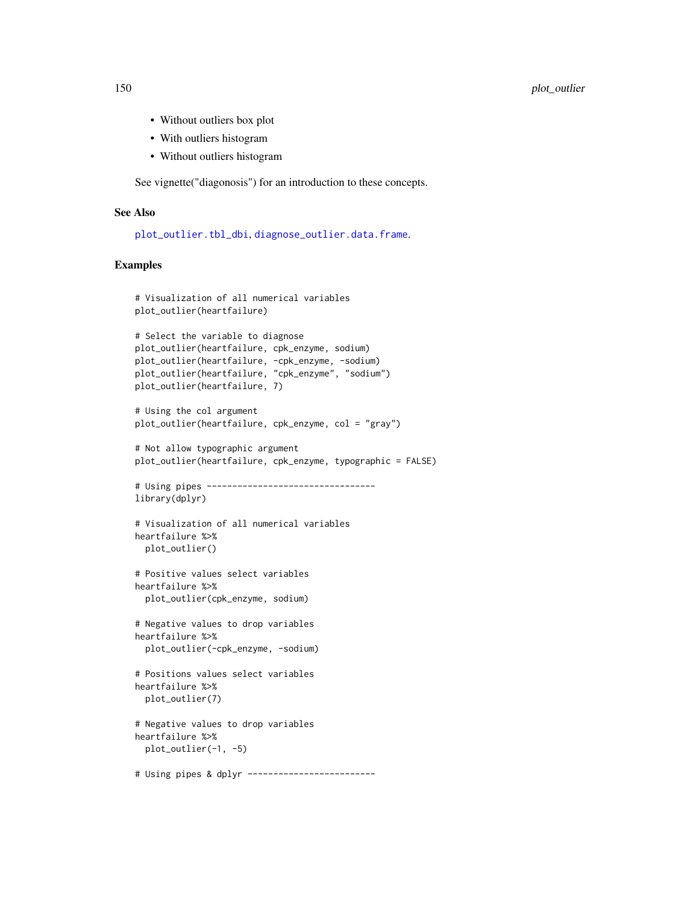- Without outliers box plot
- With outliers histogram
- Without outliers histogram

See vignette("diagonosis") for an introduction to these concepts.

### See Also

plot_outlier.tbl_dbi, diagnose_outlier.data.frame.

### Examples

```
# Visualization of all numerical variables
plot_outlier(heartfailure)

# Select the variable to diagnose
plot_outlier(heartfailure, cpk_enzyme, sodium)
plot_outlier(heartfailure, -cpk_enzyme, -sodium)
plot_outlier(heartfailure, "cpk_enzyme", "sodium")
plot_outlier(heartfailure, 7)

# Using the col argument
plot_outlier(heartfailure, cpk_enzyme, col = "gray")

# Not allow typographic argument
plot_outlier(heartfailure, cpk_enzyme, typographic = FALSE)

# Using pipes ---------------------------------
library(dplyr)

# Visualization of all numerical variables
heartfailure %>%
  plot_outlier()

# Positive values select variables
heartfailure %>%
  plot_outlier(cpk_enzyme, sodium)

# Negative values to drop variables
heartfailure %>%
  plot_outlier(-cpk_enzyme, -sodium)

# Positions values select variables
heartfailure %>%
  plot_outlier(7)

# Negative values to drop variables
heartfailure %>%
  plot_outlier(-1, -5)

# Using pipes & dplyr -------------------------
```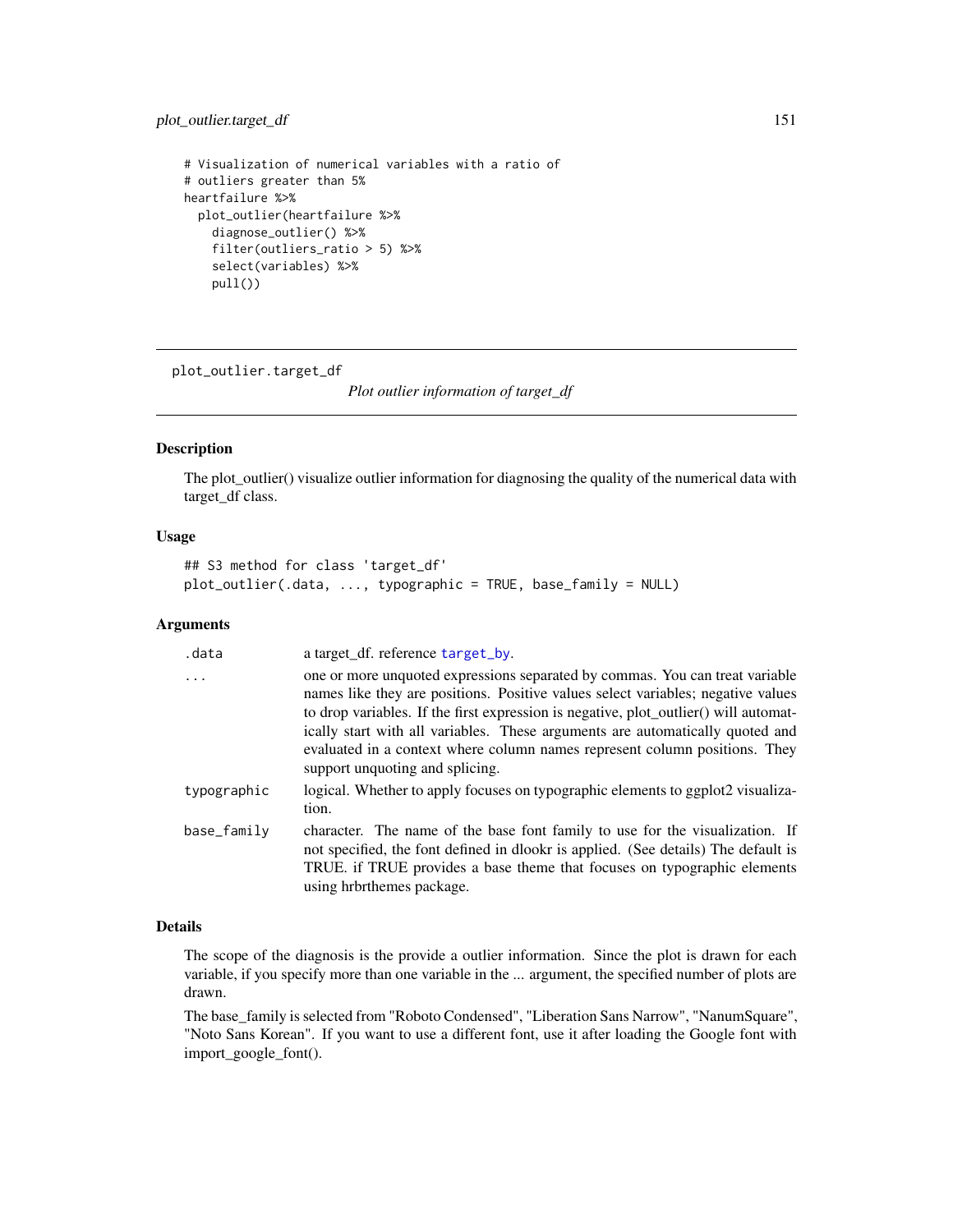```
# Visualization of numerical variables with a ratio of
# outliers greater than 5%
heartfailure %>%
  plot_outlier(heartfailure %>%
    diagnose_outlier() %>%
    filter(outliers_ratio > 5) %>%
    select(variables) %>%
    pull())
```

---

## plot_outlier.target_df

*Plot outlier information of target_df*

### Description

The plot_outlier() visualize outlier information for diagnosing the quality of the numerical data with target_df class.

### Usage

```
## S3 method for class 'target_df'
plot_outlier(.data, ..., typographic = TRUE, base_family = NULL)
```

### Arguments

| | |
|---|---|
| .data | a target_df. reference target_by. |
| ... | one or more unquoted expressions separated by commas. You can treat variable names like they are positions. Positive values select variables; negative values to drop variables. If the first expression is negative, plot_outlier() will automatically start with all variables. These arguments are automatically quoted and evaluated in a context where column names represent column positions. They support unquoting and splicing. |
| typographic | logical. Whether to apply focuses on typographic elements to ggplot2 visualization. |
| base_family | character. The name of the base font family to use for the visualization. If not specified, the font defined in dlookr is applied. (See details) The default is TRUE. if TRUE provides a base theme that focuses on typographic elements using hrbrthemes package. |

### Details

The scope of the diagnosis is the provide a outlier information. Since the plot is drawn for each variable, if you specify more than one variable in the ... argument, the specified number of plots are drawn.

The base_family is selected from "Roboto Condensed", "Liberation Sans Narrow", "NanumSquare", "Noto Sans Korean". If you want to use a different font, use it after loading the Google font with import_google_font().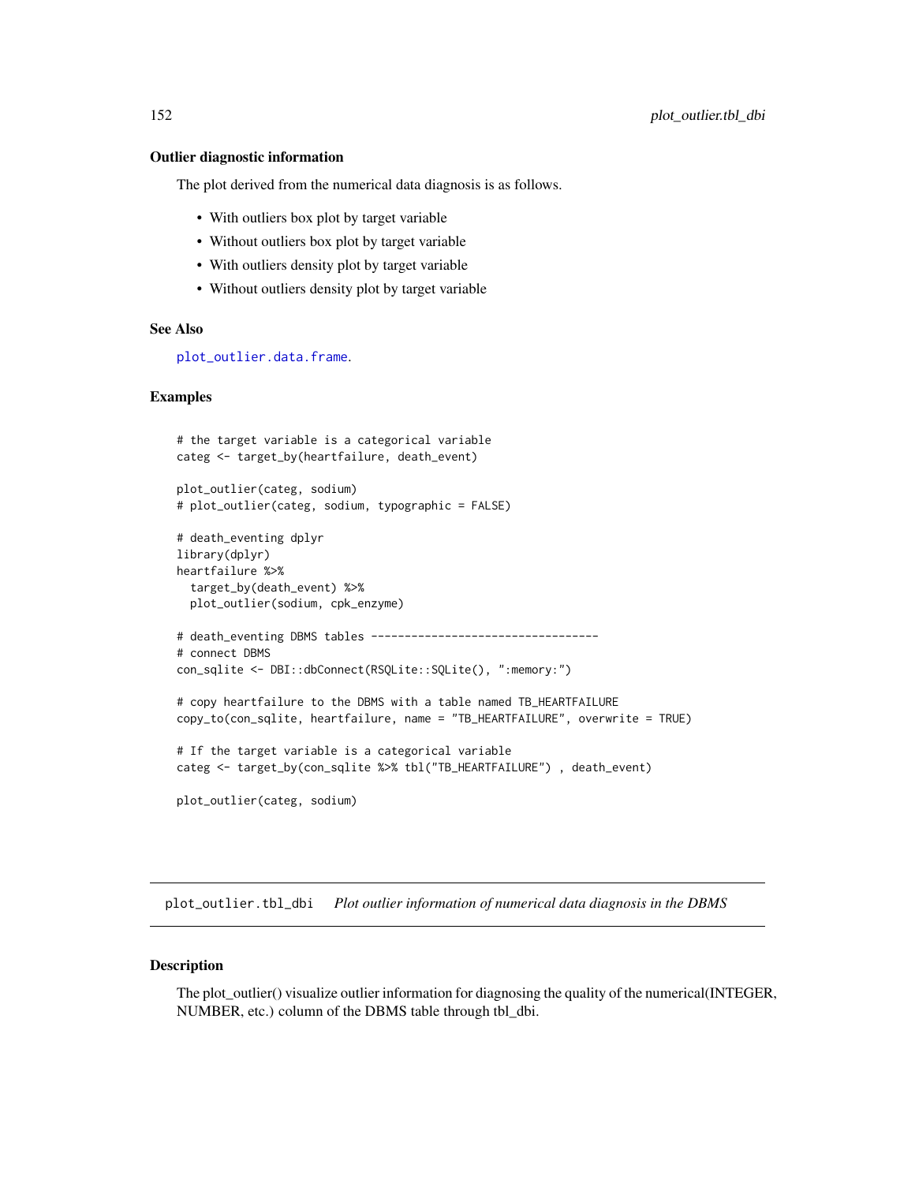### Outlier diagnostic information

The plot derived from the numerical data diagnosis is as follows.

- With outliers box plot by target variable
- Without outliers box plot by target variable
- With outliers density plot by target variable
- Without outliers density plot by target variable

### See Also

plot_outlier.data.frame.

### Examples

```
# the target variable is a categorical variable
categ <- target_by(heartfailure, death_event)

plot_outlier(categ, sodium)
# plot_outlier(categ, sodium, typographic = FALSE)

# death_eventing dplyr
library(dplyr)
heartfailure %>%
  target_by(death_event) %>%
  plot_outlier(sodium, cpk_enzyme)

# death_eventing DBMS tables ----------------------------------
# connect DBMS
con_sqlite <- DBI::dbConnect(RSQLite::SQLite(), ":memory:")

# copy heartfailure to the DBMS with a table named TB_HEARTFAILURE
copy_to(con_sqlite, heartfailure, name = "TB_HEARTFAILURE", overwrite = TRUE)

# If the target variable is a categorical variable
categ <- target_by(con_sqlite %>% tbl("TB_HEARTFAILURE") , death_event)

plot_outlier(categ, sodium)
```

## plot_outlier.tbl_dbi *Plot outlier information of numerical data diagnosis in the DBMS*

### Description

The plot_outlier() visualize outlier information for diagnosing the quality of the numerical(INTEGER, NUMBER, etc.) column of the DBMS table through tbl_dbi.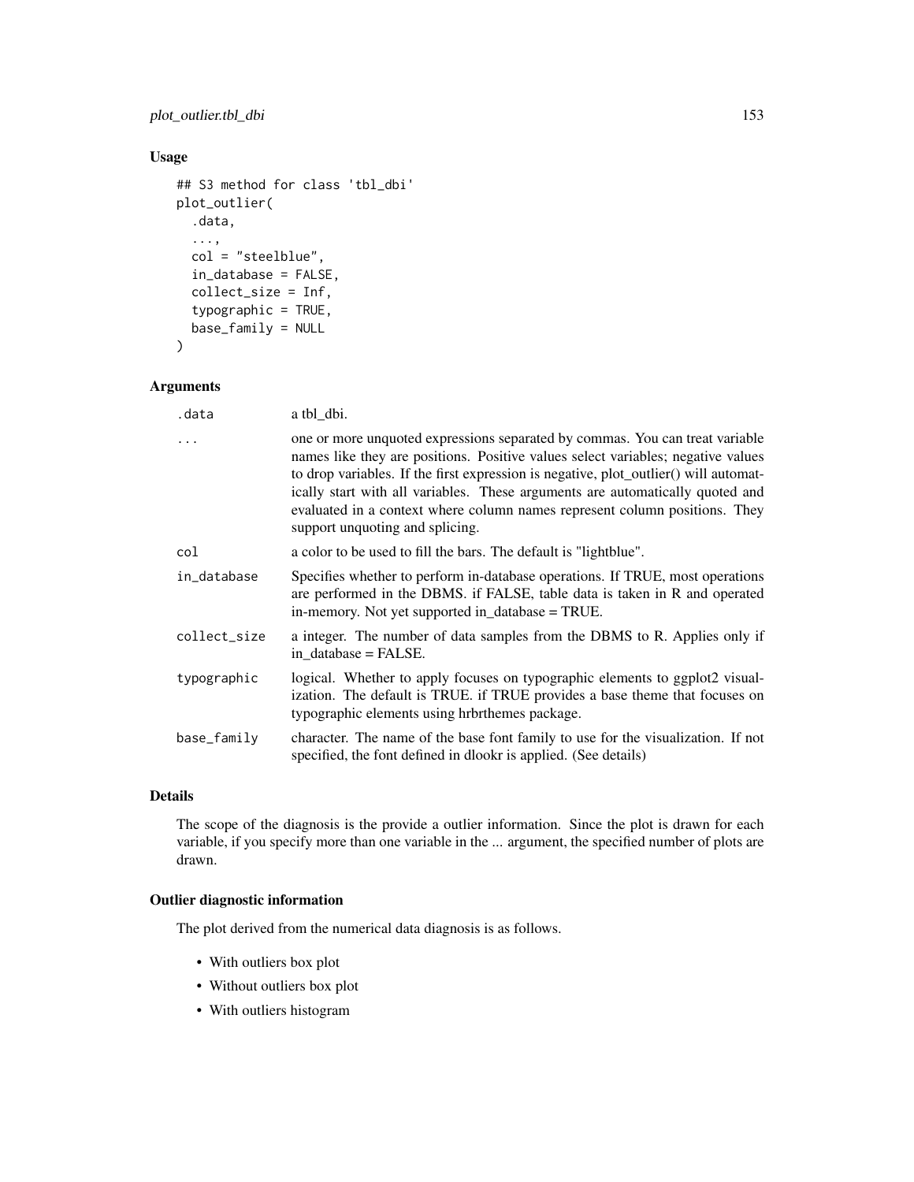### Usage

```
## S3 method for class 'tbl_dbi'
plot_outlier(
  .data,
  ...,
  col = "steelblue",
  in_database = FALSE,
  collect_size = Inf,
  typographic = TRUE,
  base_family = NULL
)
```

### Arguments

| | |
|---|---|
| .data | a tbl_dbi. |
| ... | one or more unquoted expressions separated by commas. You can treat variable names like they are positions. Positive values select variables; negative values to drop variables. If the first expression is negative, plot_outlier() will automatically start with all variables. These arguments are automatically quoted and evaluated in a context where column names represent column positions. They support unquoting and splicing. |
| col | a color to be used to fill the bars. The default is "lightblue". |
| in_database | Specifies whether to perform in-database operations. If TRUE, most operations are performed in the DBMS. if FALSE, table data is taken in R and operated in-memory. Not yet supported in_database = TRUE. |
| collect_size | a integer. The number of data samples from the DBMS to R. Applies only if in_database = FALSE. |
| typographic | logical. Whether to apply focuses on typographic elements to ggplot2 visualization. The default is TRUE. if TRUE provides a base theme that focuses on typographic elements using hrbrthemes package. |
| base_family | character. The name of the base font family to use for the visualization. If not specified, the font defined in dlookr is applied. (See details) |

### Details

The scope of the diagnosis is the provide a outlier information. Since the plot is drawn for each variable, if you specify more than one variable in the ... argument, the specified number of plots are drawn.

### Outlier diagnostic information

The plot derived from the numerical data diagnosis is as follows.

- With outliers box plot
- Without outliers box plot
- With outliers histogram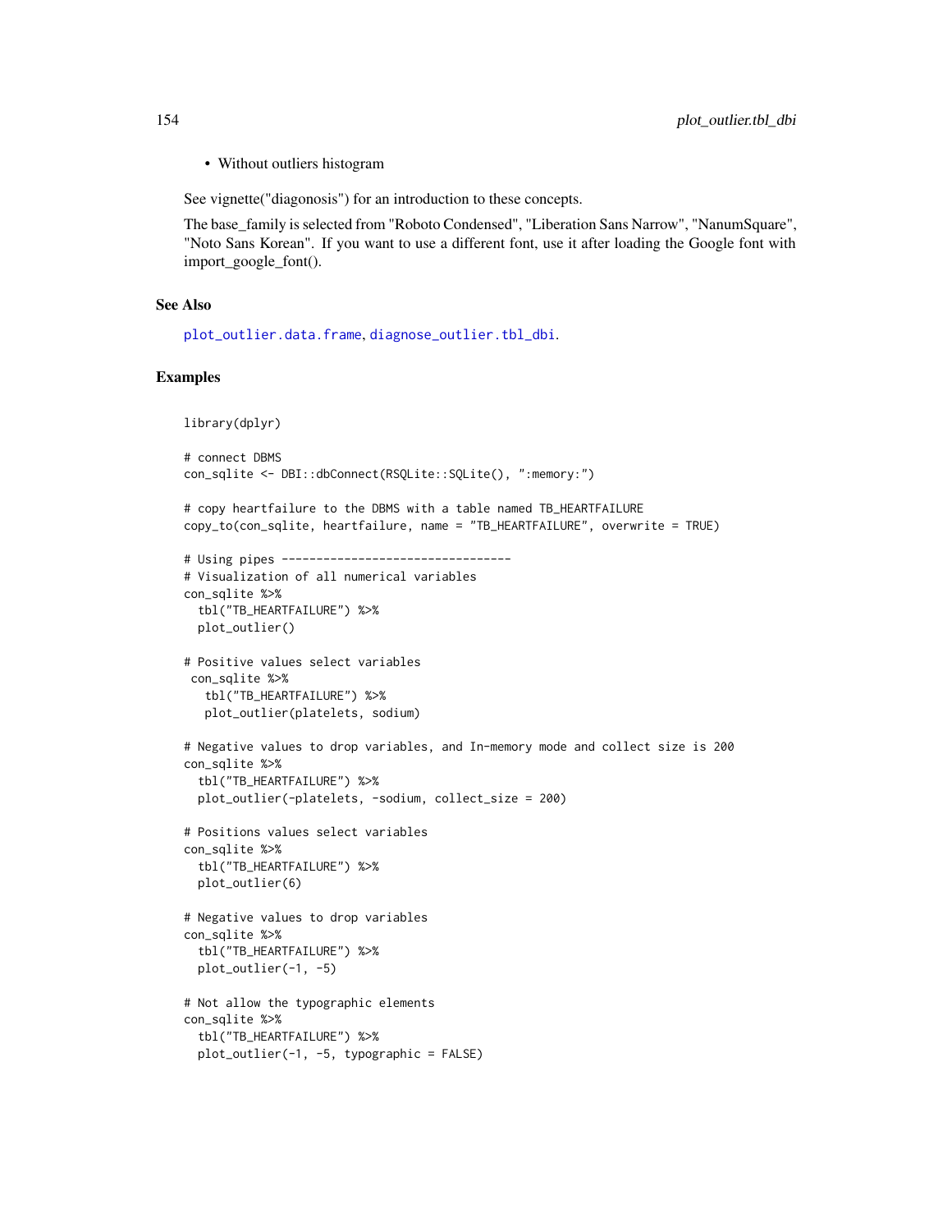- Without outliers histogram

See vignette("diagonosis") for an introduction to these concepts.

The base_family is selected from "Roboto Condensed", "Liberation Sans Narrow", "NanumSquare", "Noto Sans Korean". If you want to use a different font, use it after loading the Google font with import_google_font().

### See Also

plot_outlier.data.frame, diagnose_outlier.tbl_dbi.

### Examples

```
library(dplyr)

# connect DBMS
con_sqlite <- DBI::dbConnect(RSQLite::SQLite(), ":memory:")

# copy heartfailure to the DBMS with a table named TB_HEARTFAILURE
copy_to(con_sqlite, heartfailure, name = "TB_HEARTFAILURE", overwrite = TRUE)

# Using pipes ---------------------------------
# Visualization of all numerical variables
con_sqlite %>%
  tbl("TB_HEARTFAILURE") %>%
  plot_outlier()

# Positive values select variables
 con_sqlite %>%
   tbl("TB_HEARTFAILURE") %>%
   plot_outlier(platelets, sodium)

# Negative values to drop variables, and In-memory mode and collect size is 200
con_sqlite %>%
  tbl("TB_HEARTFAILURE") %>%
  plot_outlier(-platelets, -sodium, collect_size = 200)

# Positions values select variables
con_sqlite %>%
  tbl("TB_HEARTFAILURE") %>%
  plot_outlier(6)

# Negative values to drop variables
con_sqlite %>%
  tbl("TB_HEARTFAILURE") %>%
  plot_outlier(-1, -5)

# Not allow the typographic elements
con_sqlite %>%
  tbl("TB_HEARTFAILURE") %>%
  plot_outlier(-1, -5, typographic = FALSE)
```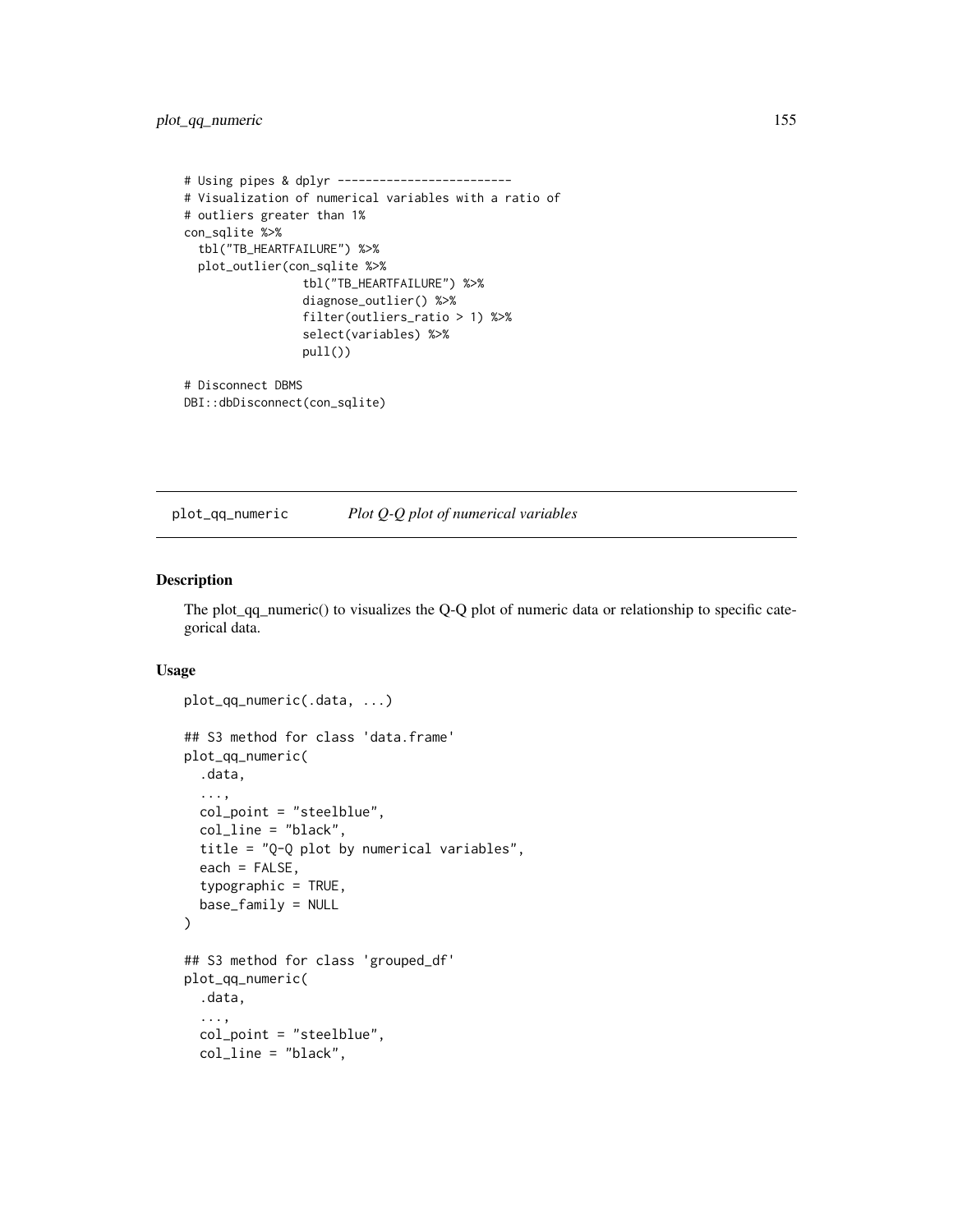```
# Using pipes & dplyr -------------------------
# Visualization of numerical variables with a ratio of
# outliers greater than 1%
con_sqlite %>%
  tbl("TB_HEARTFAILURE") %>%
  plot_outlier(con_sqlite %>%
                 tbl("TB_HEARTFAILURE") %>%
                 diagnose_outlier() %>%
                 filter(outliers_ratio > 1) %>%
                 select(variables) %>%
                 pull())

# Disconnect DBMS
DBI::dbDisconnect(con_sqlite)
```

## plot_qq_numeric — *Plot Q-Q plot of numerical variables*

### Description

The plot_qq_numeric() to visualizes the Q-Q plot of numeric data or relationship to specific categorical data.

### Usage

```
plot_qq_numeric(.data, ...)

## S3 method for class 'data.frame'
plot_qq_numeric(
  .data,
  ...,
  col_point = "steelblue",
  col_line = "black",
  title = "Q-Q plot by numerical variables",
  each = FALSE,
  typographic = TRUE,
  base_family = NULL
)

## S3 method for class 'grouped_df'
plot_qq_numeric(
  .data,
  ...,
  col_point = "steelblue",
  col_line = "black",
```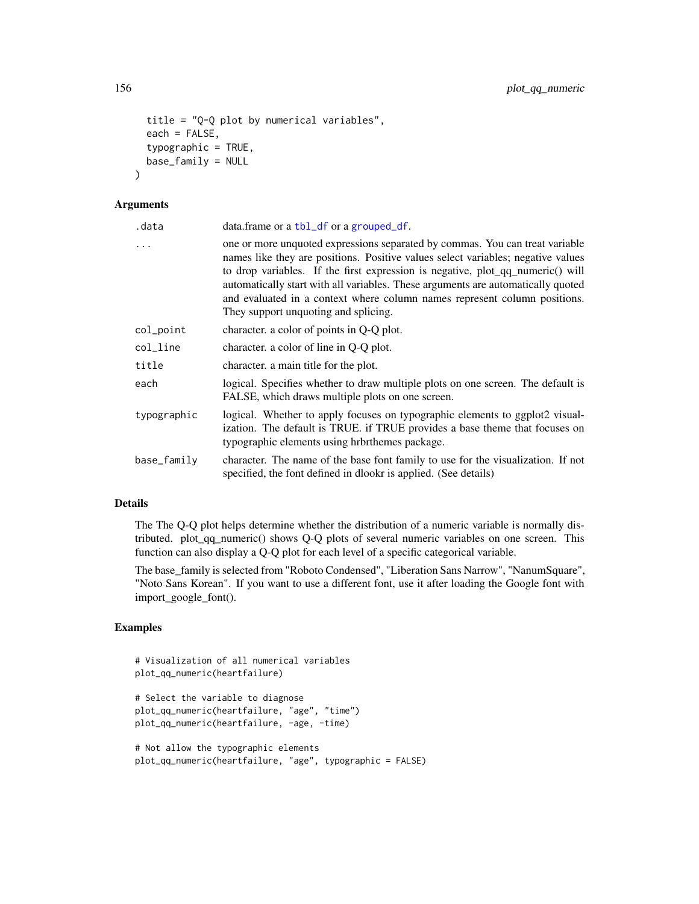```
  title = "Q-Q plot by numerical variables",
  each = FALSE,
  typographic = TRUE,
  base_family = NULL
)
```

### Arguments

| | |
|---|---|
| .data | data.frame or a tbl_df or a grouped_df. |
| ... | one or more unquoted expressions separated by commas. You can treat variable names like they are positions. Positive values select variables; negative values to drop variables. If the first expression is negative, plot_qq_numeric() will automatically start with all variables. These arguments are automatically quoted and evaluated in a context where column names represent column positions. They support unquoting and splicing. |
| col_point | character. a color of points in Q-Q plot. |
| col_line | character. a color of line in Q-Q plot. |
| title | character. a main title for the plot. |
| each | logical. Specifies whether to draw multiple plots on one screen. The default is FALSE, which draws multiple plots on one screen. |
| typographic | logical. Whether to apply focuses on typographic elements to ggplot2 visualization. The default is TRUE. if TRUE provides a base theme that focuses on typographic elements using hrbrthemes package. |
| base_family | character. The name of the base font family to use for the visualization. If not specified, the font defined in dlookr is applied. (See details) |

### Details

The The Q-Q plot helps determine whether the distribution of a numeric variable is normally distributed. plot_qq_numeric() shows Q-Q plots of several numeric variables on one screen. This function can also display a Q-Q plot for each level of a specific categorical variable.

The base_family is selected from "Roboto Condensed", "Liberation Sans Narrow", "NanumSquare", "Noto Sans Korean". If you want to use a different font, use it after loading the Google font with import_google_font().

### Examples

```
# Visualization of all numerical variables
plot_qq_numeric(heartfailure)

# Select the variable to diagnose
plot_qq_numeric(heartfailure, "age", "time")
plot_qq_numeric(heartfailure, -age, -time)

# Not allow the typographic elements
plot_qq_numeric(heartfailure, "age", typographic = FALSE)
```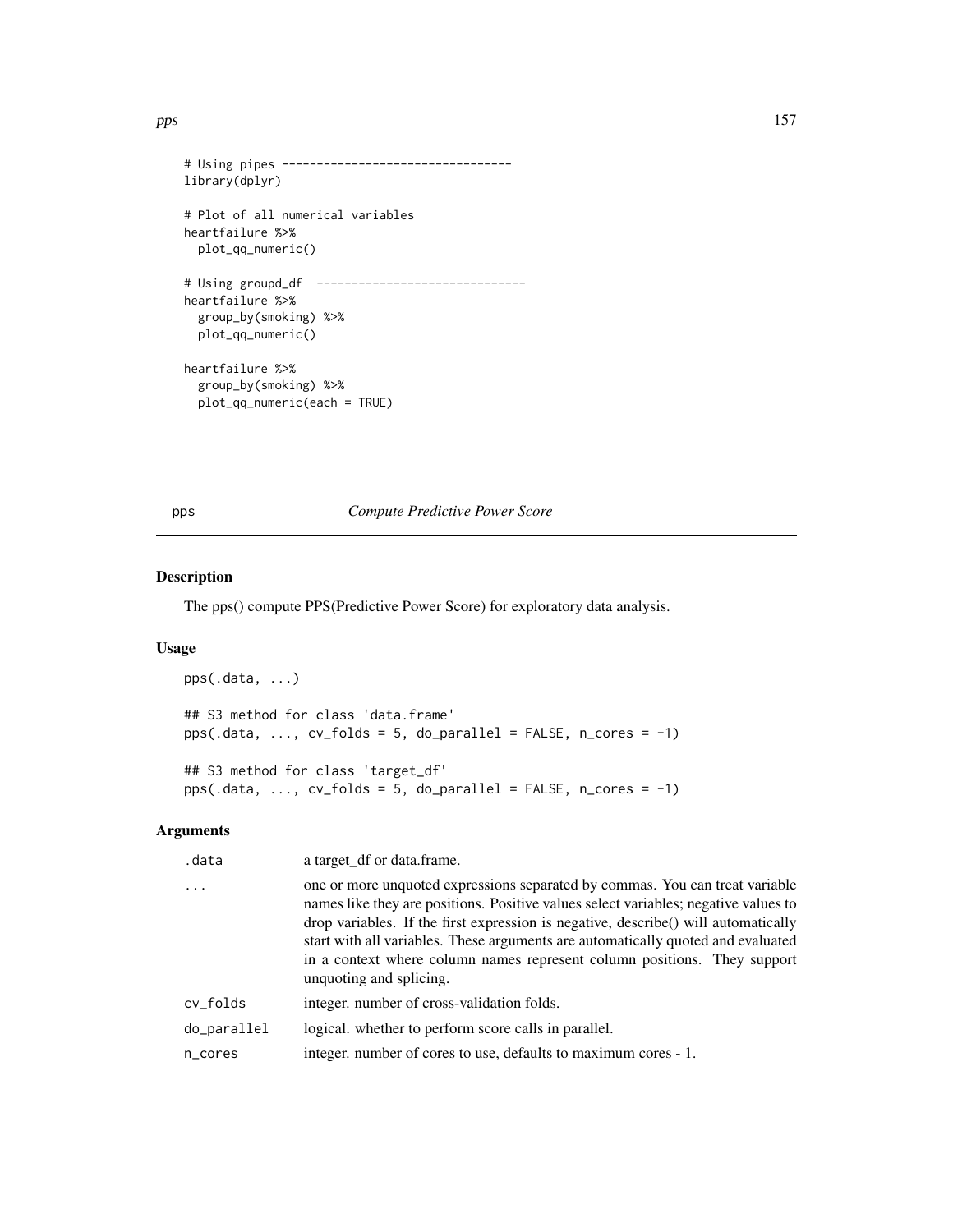```
# Using pipes ---------------------------------
library(dplyr)

# Plot of all numerical variables
heartfailure %>%
  plot_qq_numeric()

# Using groupd_df  ------------------------------
heartfailure %>%
  group_by(smoking) %>%
  plot_qq_numeric()

heartfailure %>%
  group_by(smoking) %>%
  plot_qq_numeric(each = TRUE)
```

## pps *Compute Predictive Power Score*

### Description

The pps() compute PPS(Predictive Power Score) for exploratory data analysis.

### Usage

```
pps(.data, ...)

## S3 method for class 'data.frame'
pps(.data, ..., cv_folds = 5, do_parallel = FALSE, n_cores = -1)

## S3 method for class 'target_df'
pps(.data, ..., cv_folds = 5, do_parallel = FALSE, n_cores = -1)
```

### Arguments

| | |
|---|---|
| .data | a target_df or data.frame. |
| ... | one or more unquoted expressions separated by commas. You can treat variable names like they are positions. Positive values select variables; negative values to drop variables. If the first expression is negative, describe() will automatically start with all variables. These arguments are automatically quoted and evaluated in a context where column names represent column positions. They support unquoting and splicing. |
| cv_folds | integer. number of cross-validation folds. |
| do_parallel | logical. whether to perform score calls in parallel. |
| n_cores | integer. number of cores to use, defaults to maximum cores - 1. |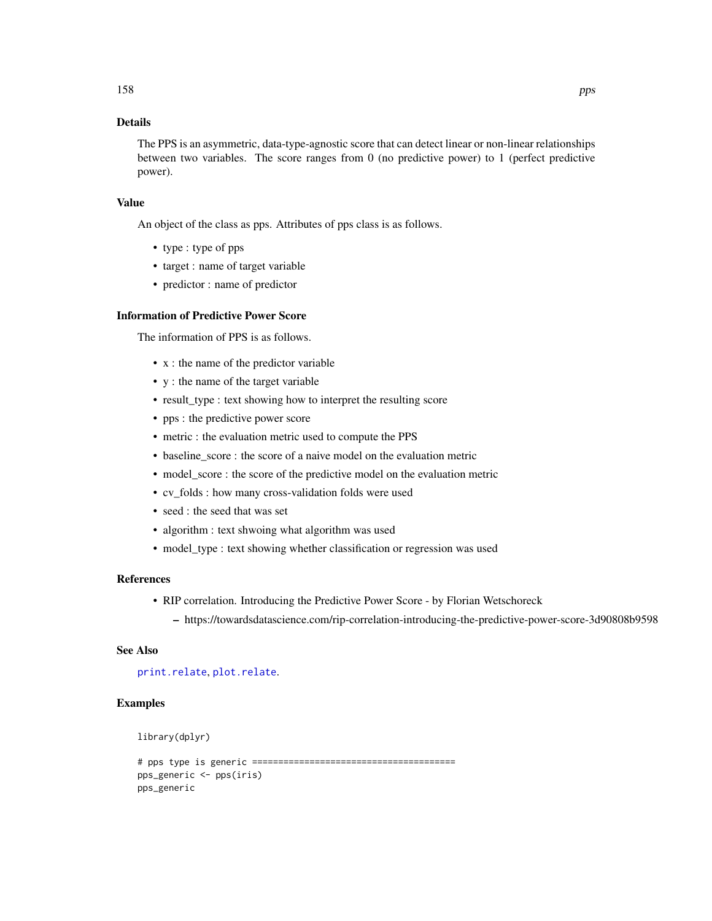## Details

The PPS is an asymmetric, data-type-agnostic score that can detect linear or non-linear relationships between two variables. The score ranges from 0 (no predictive power) to 1 (perfect predictive power).

## Value

An object of the class as pps. Attributes of pps class is as follows.

- type : type of pps
- target : name of target variable
- predictor : name of predictor

## Information of Predictive Power Score

The information of PPS is as follows.

- x : the name of the predictor variable
- y : the name of the target variable
- result_type : text showing how to interpret the resulting score
- pps : the predictive power score
- metric : the evaluation metric used to compute the PPS
- baseline_score : the score of a naive model on the evaluation metric
- model_score : the score of the predictive model on the evaluation metric
- cv_folds : how many cross-validation folds were used
- seed : the seed that was set
- algorithm : text shwoing what algorithm was used
- model_type : text showing whether classification or regression was used

## References

- RIP correlation. Introducing the Predictive Power Score - by Florian Wetschoreck
  - https://towardsdatascience.com/rip-correlation-introducing-the-predictive-power-score-3d90808b9598

## See Also

print.relate, plot.relate.

## Examples

```
library(dplyr)

# pps type is generic ======================================
pps_generic <- pps(iris)
pps_generic
```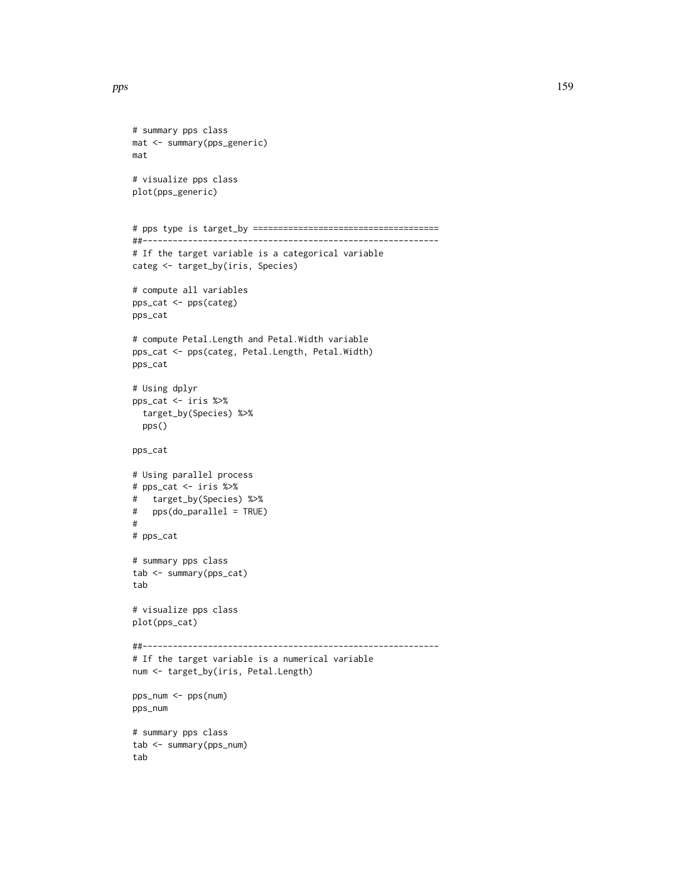```
# summary pps class
mat <- summary(pps_generic)
mat

# visualize pps class
plot(pps_generic)


# pps type is target_by =====================================
##-----------------------------------------------------------
# If the target variable is a categorical variable
categ <- target_by(iris, Species)

# compute all variables
pps_cat <- pps(categ)
pps_cat

# compute Petal.Length and Petal.Width variable
pps_cat <- pps(categ, Petal.Length, Petal.Width)
pps_cat

# Using dplyr
pps_cat <- iris %>%
  target_by(Species) %>%
  pps()

pps_cat

# Using parallel process
# pps_cat <- iris %>%
#   target_by(Species) %>%
#   pps(do_parallel = TRUE)
#
# pps_cat

# summary pps class
tab <- summary(pps_cat)
tab

# visualize pps class
plot(pps_cat)

##-----------------------------------------------------------
# If the target variable is a numerical variable
num <- target_by(iris, Petal.Length)

pps_num <- pps(num)
pps_num

# summary pps class
tab <- summary(pps_num)
tab
```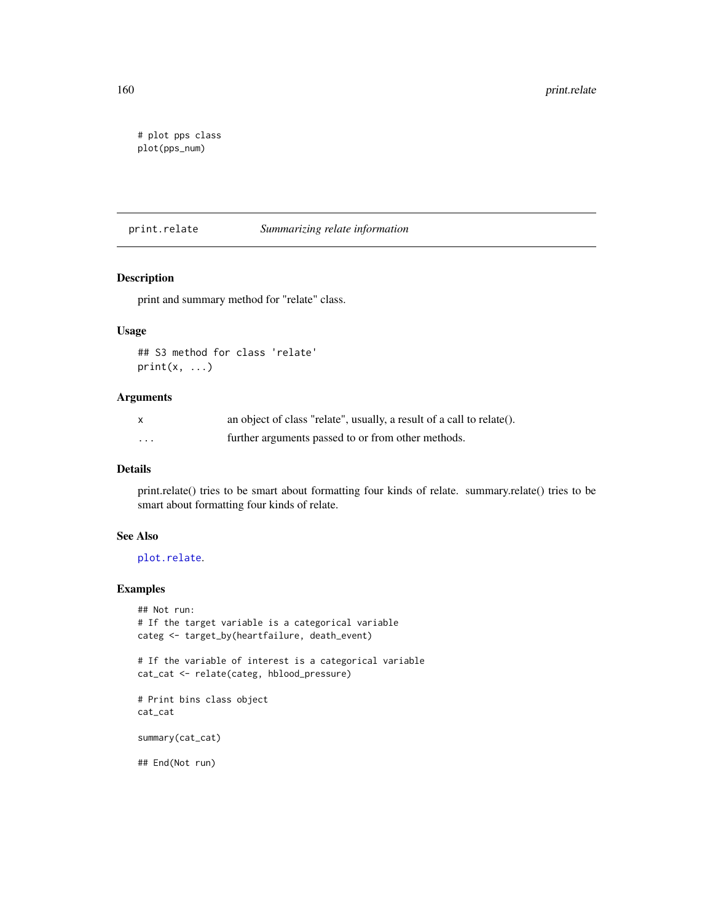```
# plot pps class
plot(pps_num)
```

## print.relate — *Summarizing relate information*

### Description

print and summary method for "relate" class.

### Usage

```
## S3 method for class 'relate'
print(x, ...)
```

### Arguments

| | |
|---|---|
| x | an object of class "relate", usually, a result of a call to relate(). |
| ... | further arguments passed to or from other methods. |

### Details

print.relate() tries to be smart about formatting four kinds of relate. summary.relate() tries to be smart about formatting four kinds of relate.

### See Also

plot.relate.

### Examples

```
## Not run:
# If the target variable is a categorical variable
categ <- target_by(heartfailure, death_event)

# If the variable of interest is a categorical variable
cat_cat <- relate(categ, hblood_pressure)

# Print bins class object
cat_cat

summary(cat_cat)

## End(Not run)
```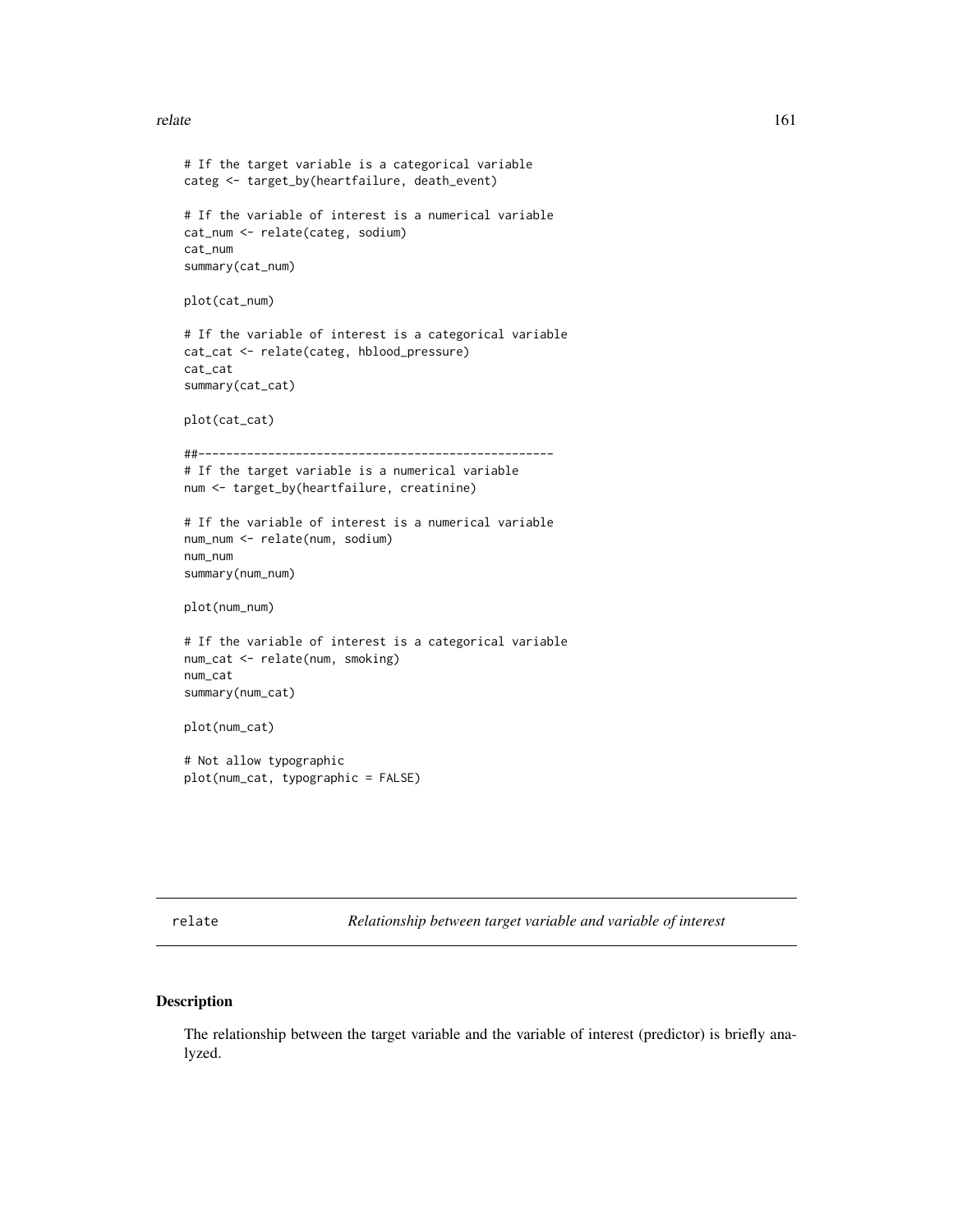```
# If the target variable is a categorical variable
categ <- target_by(heartfailure, death_event)

# If the variable of interest is a numerical variable
cat_num <- relate(categ, sodium)
cat_num
summary(cat_num)

plot(cat_num)

# If the variable of interest is a categorical variable
cat_cat <- relate(categ, hblood_pressure)
cat_cat
summary(cat_cat)

plot(cat_cat)

##---------------------------------------------------
# If the target variable is a numerical variable
num <- target_by(heartfailure, creatinine)

# If the variable of interest is a numerical variable
num_num <- relate(num, sodium)
num_num
summary(num_num)

plot(num_num)

# If the variable of interest is a categorical variable
num_cat <- relate(num, smoking)
num_cat
summary(num_cat)

plot(num_cat)

# Not allow typographic
plot(num_cat, typographic = FALSE)
```

---

relate *Relationship between target variable and variable of interest*

---

## Description

The relationship between the target variable and the variable of interest (predictor) is briefly analyzed.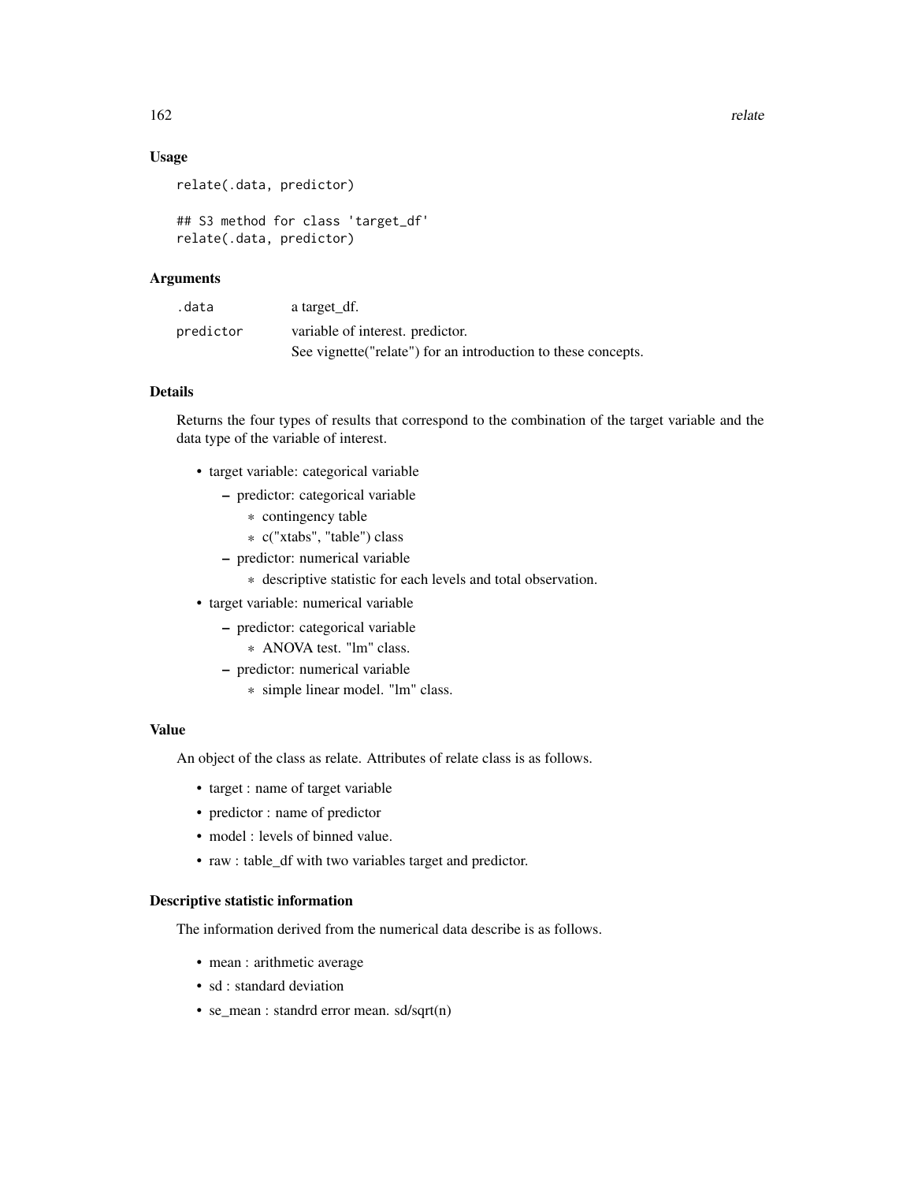### Usage

```
relate(.data, predictor)

## S3 method for class 'target_df'
relate(.data, predictor)
```

### Arguments

| | |
|---|---|
| .data | a target_df. |
| predictor | variable of interest. predictor. See vignette("relate") for an introduction to these concepts. |

### Details

Returns the four types of results that correspond to the combination of the target variable and the data type of the variable of interest.

- target variable: categorical variable
  - predictor: categorical variable
    - contingency table
    - c("xtabs", "table") class
  - predictor: numerical variable
    - descriptive statistic for each levels and total observation.
- target variable: numerical variable
  - predictor: categorical variable
    - ANOVA test. "lm" class.
  - predictor: numerical variable
    - simple linear model. "lm" class.

### Value

An object of the class as relate. Attributes of relate class is as follows.

- target : name of target variable
- predictor : name of predictor
- model : levels of binned value.
- raw : table_df with two variables target and predictor.

### Descriptive statistic information

The information derived from the numerical data describe is as follows.

- mean : arithmetic average
- sd : standard deviation
- se_mean : standrd error mean. sd/sqrt(n)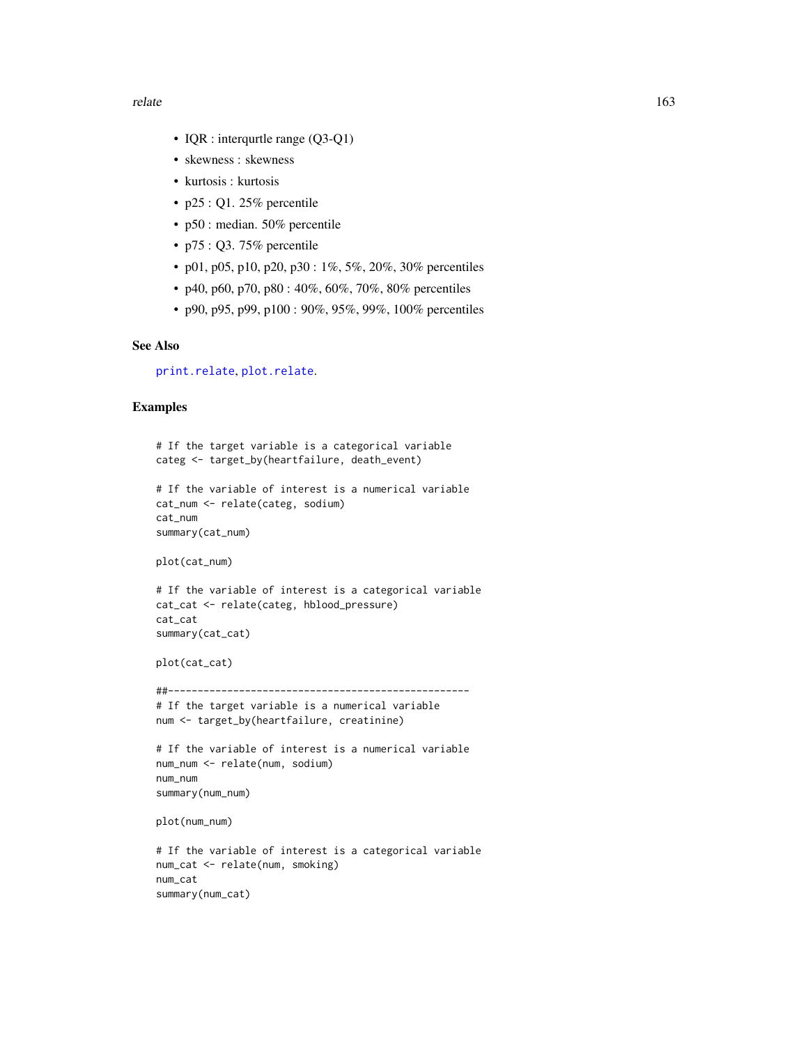- IQR : interqurtle range (Q3-Q1)
- skewness : skewness
- kurtosis : kurtosis
- p25 : Q1. 25% percentile
- p50 : median. 50% percentile
- p75 : Q3. 75% percentile
- p01, p05, p10, p20, p30 : 1%, 5%, 20%, 30% percentiles
- p40, p60, p70, p80 : 40%, 60%, 70%, 80% percentiles
- p90, p95, p99, p100 : 90%, 95%, 99%, 100% percentiles

### See Also

print.relate, plot.relate.

### Examples

```
# If the target variable is a categorical variable
categ <- target_by(heartfailure, death_event)

# If the variable of interest is a numerical variable
cat_num <- relate(categ, sodium)
cat_num
summary(cat_num)

plot(cat_num)

# If the variable of interest is a categorical variable
cat_cat <- relate(categ, hblood_pressure)
cat_cat
summary(cat_cat)

plot(cat_cat)

##---------------------------------------------------
# If the target variable is a numerical variable
num <- target_by(heartfailure, creatinine)

# If the variable of interest is a numerical variable
num_num <- relate(num, sodium)
num_num
summary(num_num)

plot(num_num)

# If the variable of interest is a categorical variable
num_cat <- relate(num, smoking)
num_cat
summary(num_cat)
```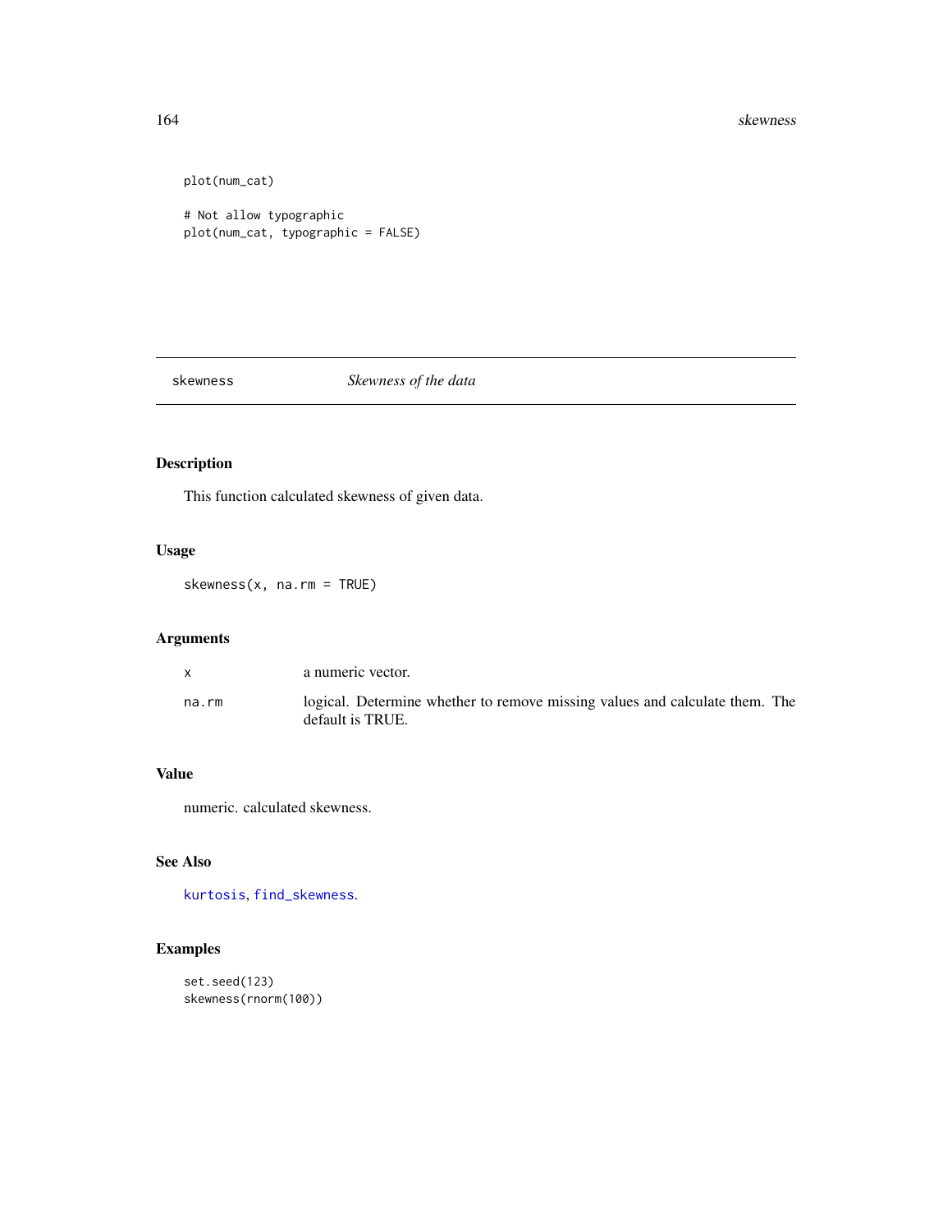```
plot(num_cat)

# Not allow typographic
plot(num_cat, typographic = FALSE)
```

---

skewness *Skewness of the data*

---

## Description

This function calculated skewness of given data.

## Usage

```
skewness(x, na.rm = TRUE)
```

## Arguments

| | |
|---|---|
| x | a numeric vector. |
| na.rm | logical. Determine whether to remove missing values and calculate them. The default is TRUE. |

## Value

numeric. calculated skewness.

## See Also

kurtosis, find_skewness.

## Examples

```
set.seed(123)
skewness(rnorm(100))
```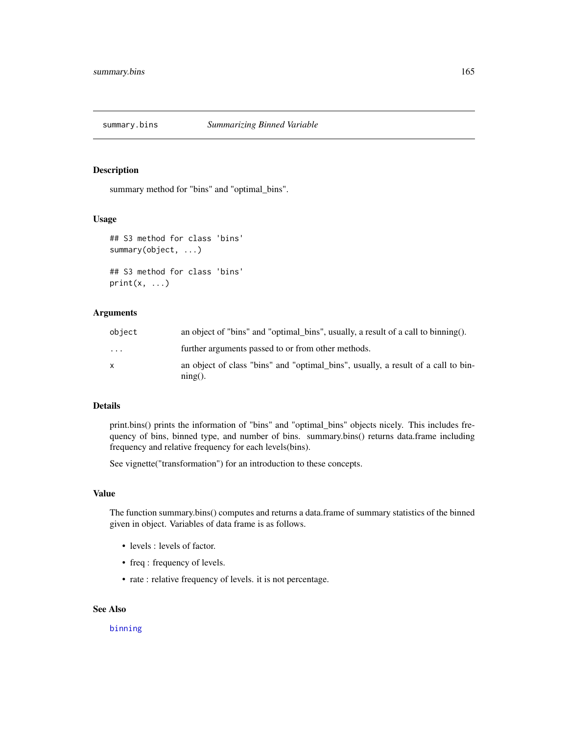# summary.bins *Summarizing Binned Variable*

## Description

summary method for "bins" and "optimal_bins".

## Usage

```
## S3 method for class 'bins'
summary(object, ...)

## S3 method for class 'bins'
print(x, ...)
```

## Arguments

| | |
|---|---|
| object | an object of "bins" and "optimal_bins", usually, a result of a call to binning(). |
| ... | further arguments passed to or from other methods. |
| x | an object of class "bins" and "optimal_bins", usually, a result of a call to binning(). |

## Details

print.bins() prints the information of "bins" and "optimal_bins" objects nicely. This includes frequency of bins, binned type, and number of bins. summary.bins() returns data.frame including frequency and relative frequency for each levels(bins).

See vignette("transformation") for an introduction to these concepts.

## Value

The function summary.bins() computes and returns a data.frame of summary statistics of the binned given in object. Variables of data frame is as follows.

- levels : levels of factor.
- freq : frequency of levels.
- rate : relative frequency of levels. it is not percentage.

## See Also

binning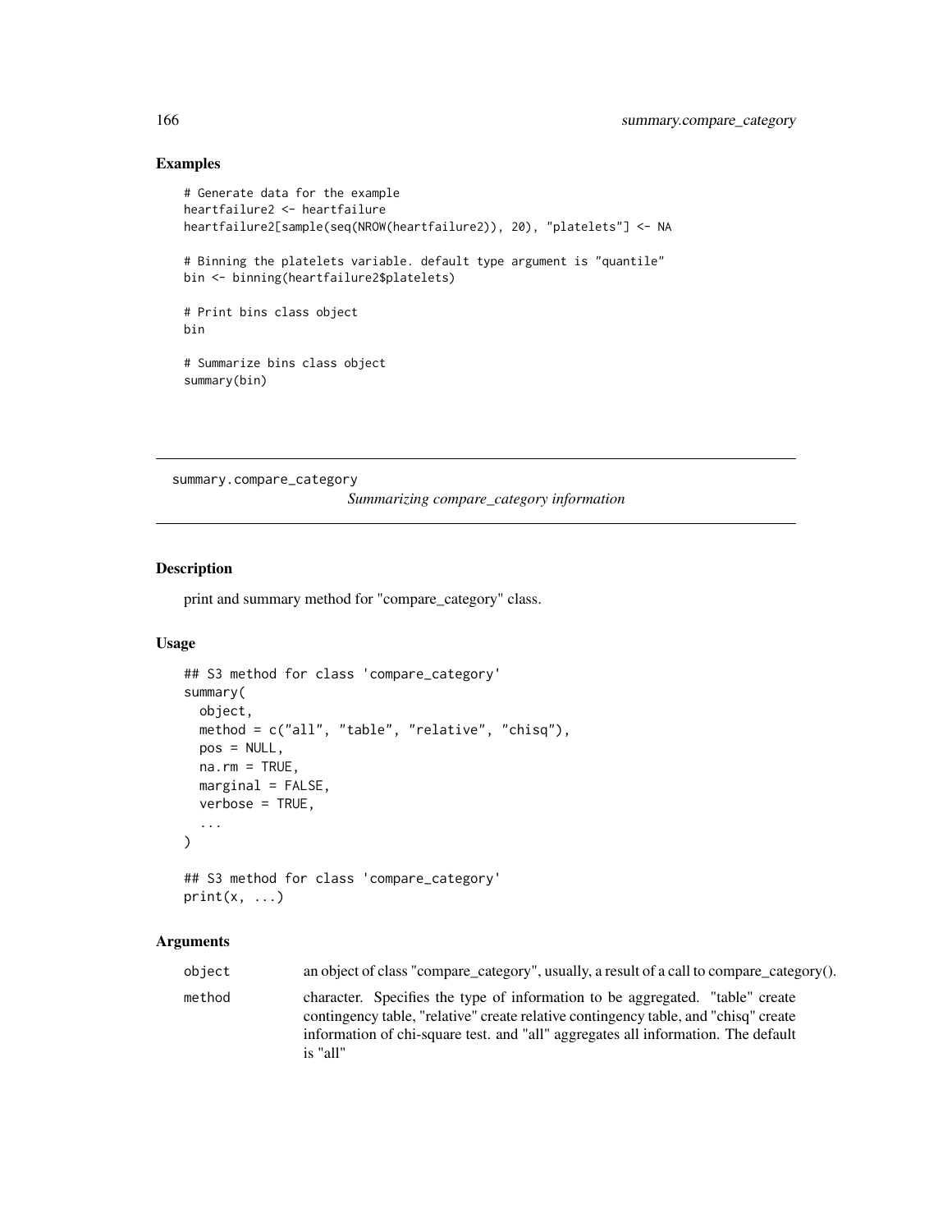## Examples

```
# Generate data for the example
heartfailure2 <- heartfailure
heartfailure2[sample(seq(NROW(heartfailure2)), 20), "platelets"] <- NA

# Binning the platelets variable. default type argument is "quantile"
bin <- binning(heartfailure2$platelets)

# Print bins class object
bin

# Summarize bins class object
summary(bin)
```

---

# summary.compare_category

*Summarizing compare_category information*

---

## Description

print and summary method for "compare_category" class.

## Usage

```
## S3 method for class 'compare_category'
summary(
  object,
  method = c("all", "table", "relative", "chisq"),
  pos = NULL,
  na.rm = TRUE,
  marginal = FALSE,
  verbose = TRUE,
  ...
)

## S3 method for class 'compare_category'
print(x, ...)
```

## Arguments

| | |
|---|---|
| object | an object of class "compare_category", usually, a result of a call to compare_category(). |
| method | character. Specifies the type of information to be aggregated. "table" create contingency table, "relative" create relative contingency table, and "chisq" create information of chi-square test. and "all" aggregates all information. The default is "all" |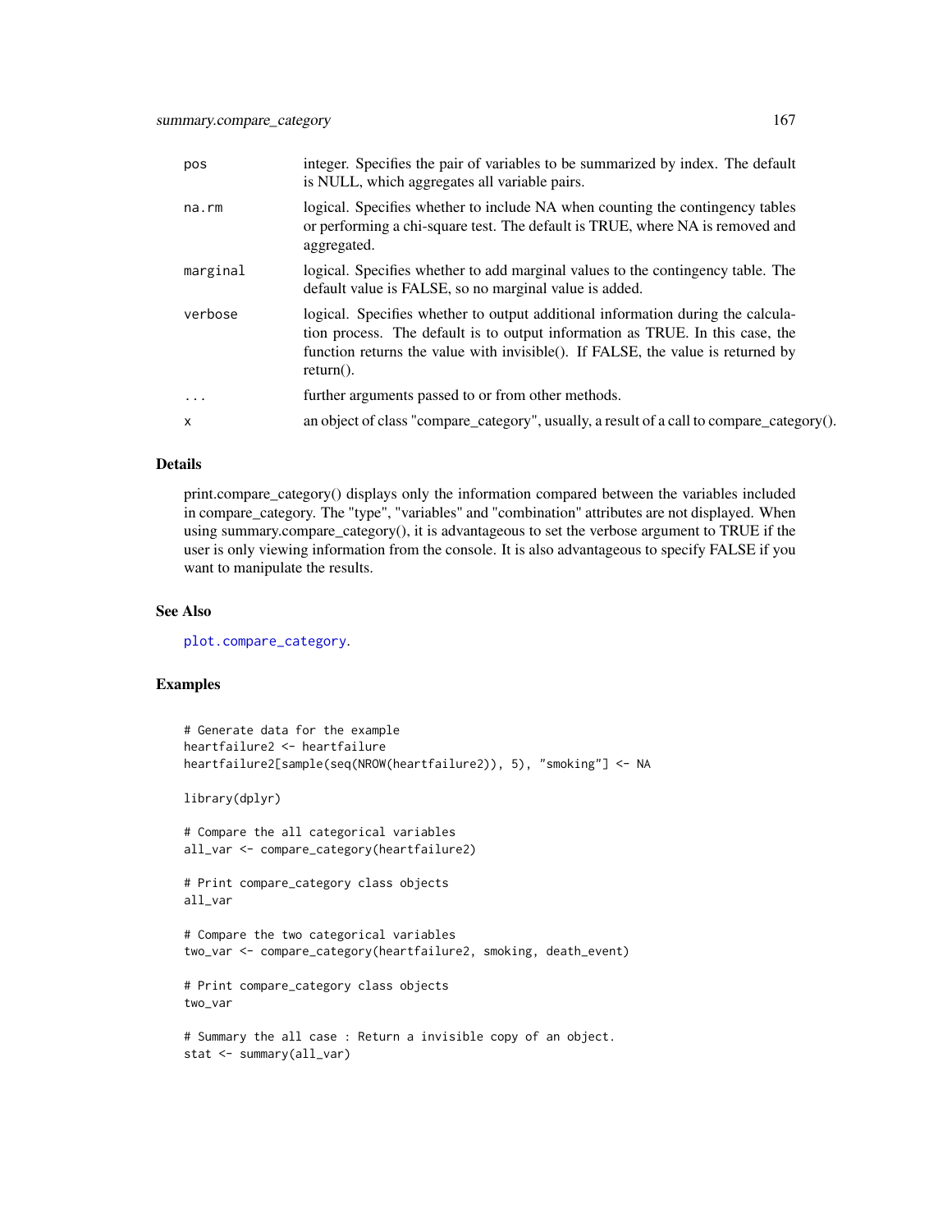| | |
|---|---|
| pos | integer. Specifies the pair of variables to be summarized by index. The default is NULL, which aggregates all variable pairs. |
| na.rm | logical. Specifies whether to include NA when counting the contingency tables or performing a chi-square test. The default is TRUE, where NA is removed and aggregated. |
| marginal | logical. Specifies whether to add marginal values to the contingency table. The default value is FALSE, so no marginal value is added. |
| verbose | logical. Specifies whether to output additional information during the calculation process. The default is to output information as TRUE. In this case, the function returns the value with invisible(). If FALSE, the value is returned by return(). |
| ... | further arguments passed to or from other methods. |
| x | an object of class "compare_category", usually, a result of a call to compare_category(). |

## Details

print.compare_category() displays only the information compared between the variables included in compare_category. The "type", "variables" and "combination" attributes are not displayed. When using summary.compare_category(), it is advantageous to set the verbose argument to TRUE if the user is only viewing information from the console. It is also advantageous to specify FALSE if you want to manipulate the results.

## See Also

plot.compare_category.

## Examples

```
# Generate data for the example
heartfailure2 <- heartfailure
heartfailure2[sample(seq(NROW(heartfailure2)), 5), "smoking"] <- NA

library(dplyr)

# Compare the all categorical variables
all_var <- compare_category(heartfailure2)

# Print compare_category class objects
all_var

# Compare the two categorical variables
two_var <- compare_category(heartfailure2, smoking, death_event)

# Print compare_category class objects
two_var

# Summary the all case : Return a invisible copy of an object.
stat <- summary(all_var)
```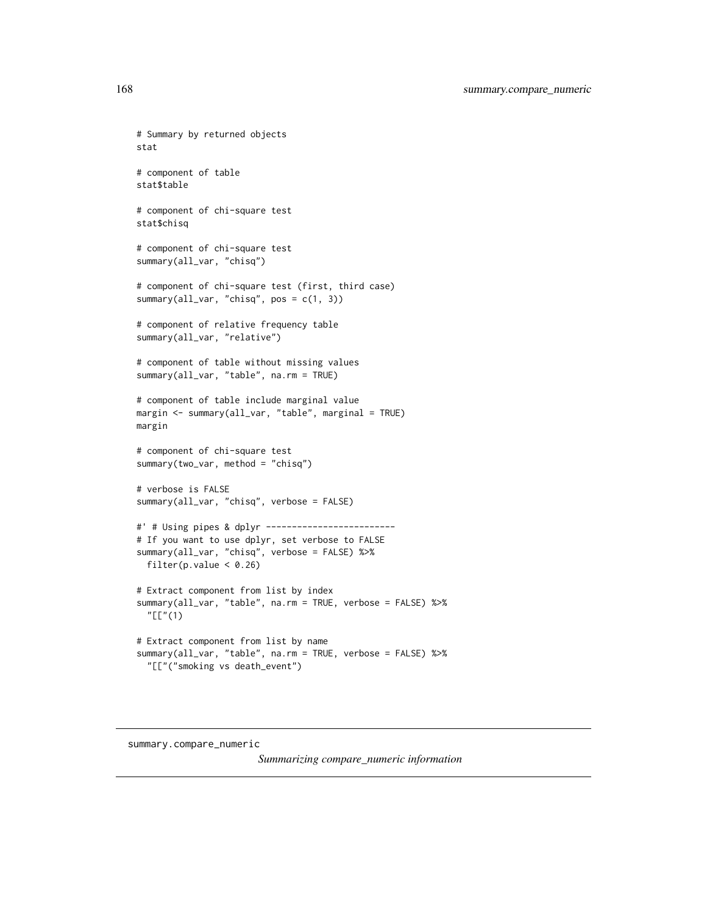```
# Summary by returned objects
stat

# component of table
stat$table

# component of chi-square test
stat$chisq

# component of chi-square test
summary(all_var, "chisq")

# component of chi-square test (first, third case)
summary(all_var, "chisq", pos = c(1, 3))

# component of relative frequency table
summary(all_var, "relative")

# component of table without missing values
summary(all_var, "table", na.rm = TRUE)

# component of table include marginal value
margin <- summary(all_var, "table", marginal = TRUE)
margin

# component of chi-square test
summary(two_var, method = "chisq")

# verbose is FALSE
summary(all_var, "chisq", verbose = FALSE)

#' # Using pipes & dplyr -------------------------
# If you want to use dplyr, set verbose to FALSE
summary(all_var, "chisq", verbose = FALSE) %>%
  filter(p.value < 0.26)

# Extract component from list by index
summary(all_var, "table", na.rm = TRUE, verbose = FALSE) %>%
  "[["(1)

# Extract component from list by name
summary(all_var, "table", na.rm = TRUE, verbose = FALSE) %>%
  "[["("smoking vs death_event")
```

---

## summary.compare_numeric

*Summarizing compare_numeric information*

---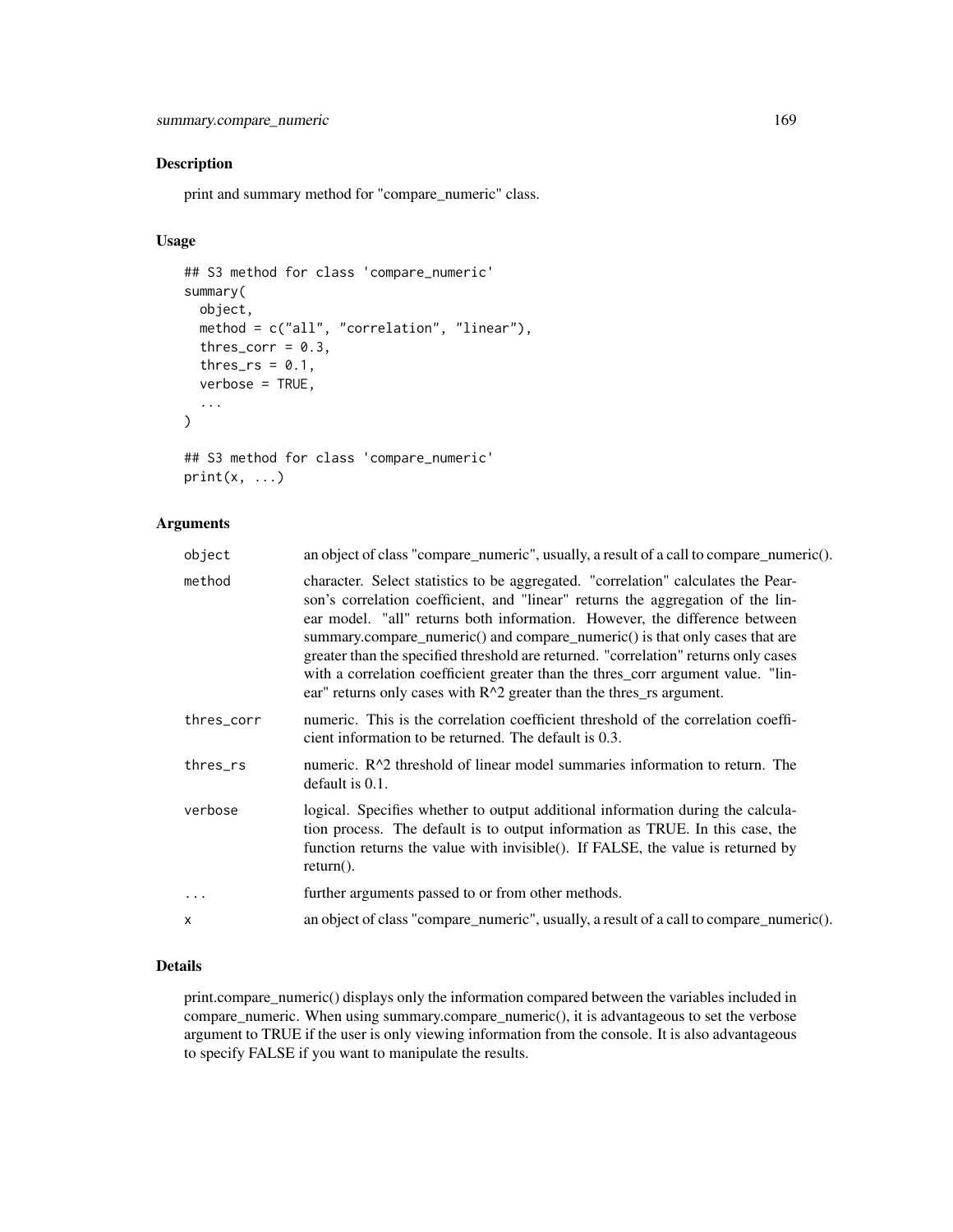## Description

print and summary method for "compare_numeric" class.

## Usage

```
## S3 method for class 'compare_numeric'
summary(
  object,
  method = c("all", "correlation", "linear"),
  thres_corr = 0.3,
  thres_rs = 0.1,
  verbose = TRUE,
  ...
)

## S3 method for class 'compare_numeric'
print(x, ...)
```

## Arguments

| | |
|---|---|
| object | an object of class "compare_numeric", usually, a result of a call to compare_numeric(). |
| method | character. Select statistics to be aggregated. "correlation" calculates the Pearson's correlation coefficient, and "linear" returns the aggregation of the linear model. "all" returns both information. However, the difference between summary.compare_numeric() and compare_numeric() is that only cases that are greater than the specified threshold are returned. "correlation" returns only cases with a correlation coefficient greater than the thres_corr argument value. "linear" returns only cases with $R^2$ greater than the thres_rs argument. |
| thres_corr | numeric. This is the correlation coefficient threshold of the correlation coefficient information to be returned. The default is 0.3. |
| thres_rs | numeric. $R^2$ threshold of linear model summaries information to return. The default is 0.1. |
| verbose | logical. Specifies whether to output additional information during the calculation process. The default is to output information as TRUE. In this case, the function returns the value with invisible(). If FALSE, the value is returned by return(). |
| ... | further arguments passed to or from other methods. |
| x | an object of class "compare_numeric", usually, a result of a call to compare_numeric(). |

## Details

print.compare_numeric() displays only the information compared between the variables included in compare_numeric. When using summary.compare_numeric(), it is advantageous to set the verbose argument to TRUE if the user is only viewing information from the console. It is also advantageous to specify FALSE if you want to manipulate the results.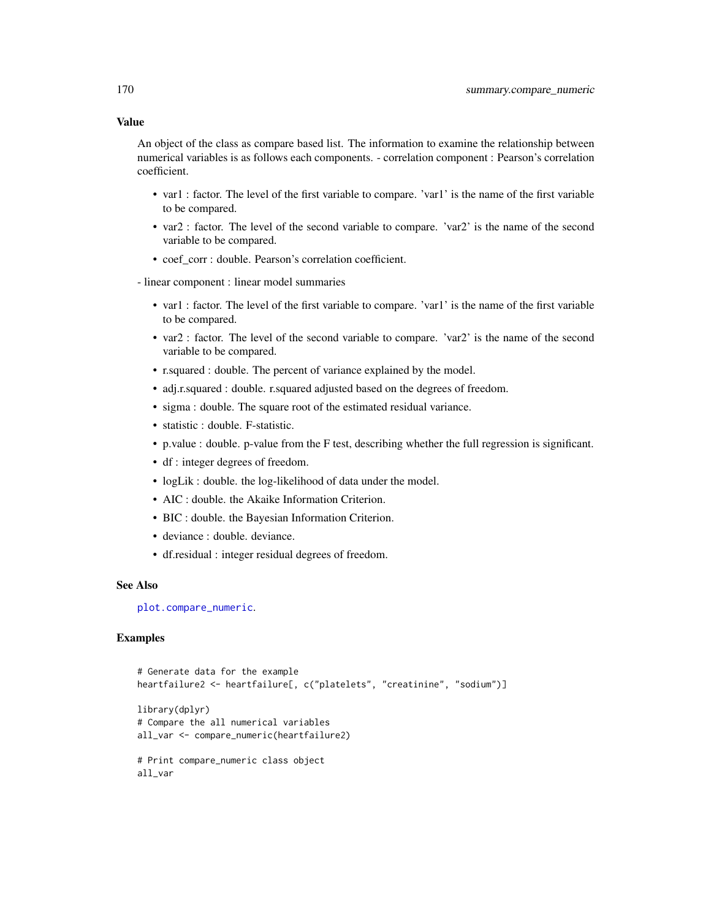## Value

An object of the class as compare based list. The information to examine the relationship between numerical variables is as follows each components. - correlation component : Pearson's correlation coefficient.

- var1 : factor. The level of the first variable to compare. 'var1' is the name of the first variable to be compared.
- var2 : factor. The level of the second variable to compare. 'var2' is the name of the second variable to be compared.
- coef_corr : double. Pearson's correlation coefficient.

- linear component : linear model summaries

- var1 : factor. The level of the first variable to compare. 'var1' is the name of the first variable to be compared.
- var2 : factor. The level of the second variable to compare. 'var2' is the name of the second variable to be compared.
- r.squared : double. The percent of variance explained by the model.
- adj.r.squared : double. r.squared adjusted based on the degrees of freedom.
- sigma : double. The square root of the estimated residual variance.
- statistic : double. F-statistic.
- p.value : double. p-value from the F test, describing whether the full regression is significant.
- df : integer degrees of freedom.
- logLik : double. the log-likelihood of data under the model.
- AIC : double. the Akaike Information Criterion.
- BIC : double. the Bayesian Information Criterion.
- deviance : double. deviance.
- df.residual : integer residual degrees of freedom.

## See Also

plot.compare_numeric.

## Examples

```
# Generate data for the example
heartfailure2 <- heartfailure[, c("platelets", "creatinine", "sodium")]

library(dplyr)
# Compare the all numerical variables
all_var <- compare_numeric(heartfailure2)

# Print compare_numeric class object
all_var
```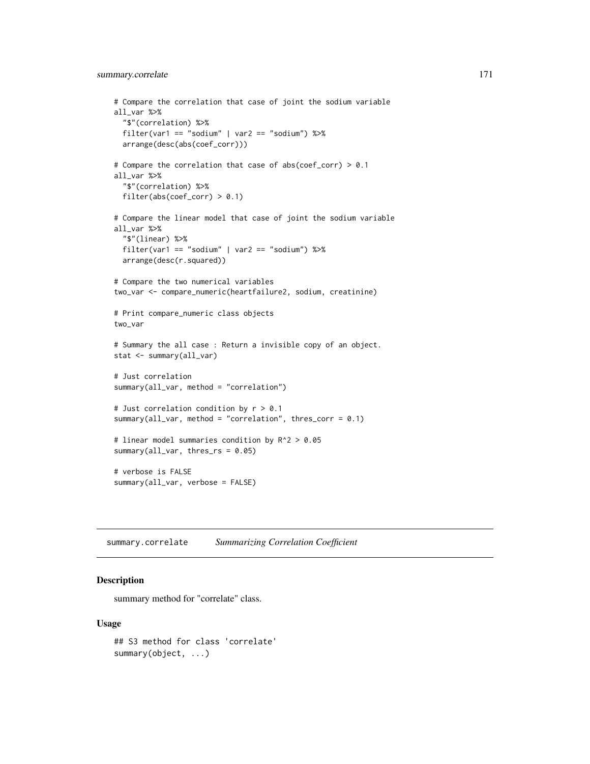```
# Compare the correlation that case of joint the sodium variable
all_var %>%
  "$"(correlation) %>%
  filter(var1 == "sodium" | var2 == "sodium") %>%
  arrange(desc(abs(coef_corr)))

# Compare the correlation that case of abs(coef_corr) > 0.1
all_var %>%
  "$"(correlation) %>%
  filter(abs(coef_corr) > 0.1)

# Compare the linear model that case of joint the sodium variable
all_var %>%
  "$"(linear) %>%
  filter(var1 == "sodium" | var2 == "sodium") %>%
  arrange(desc(r.squared))

# Compare the two numerical variables
two_var <- compare_numeric(heartfailure2, sodium, creatinine)

# Print compare_numeric class objects
two_var

# Summary the all case : Return a invisible copy of an object.
stat <- summary(all_var)

# Just correlation
summary(all_var, method = "correlation")

# Just correlation condition by r > 0.1
summary(all_var, method = "correlation", thres_corr = 0.1)

# linear model summaries condition by R^2 > 0.05
summary(all_var, thres_rs = 0.05)

# verbose is FALSE
summary(all_var, verbose = FALSE)
```

## summary.correlate *Summarizing Correlation Coefficient*

### Description

summary method for "correlate" class.

### Usage

```
## S3 method for class 'correlate'
summary(object, ...)
```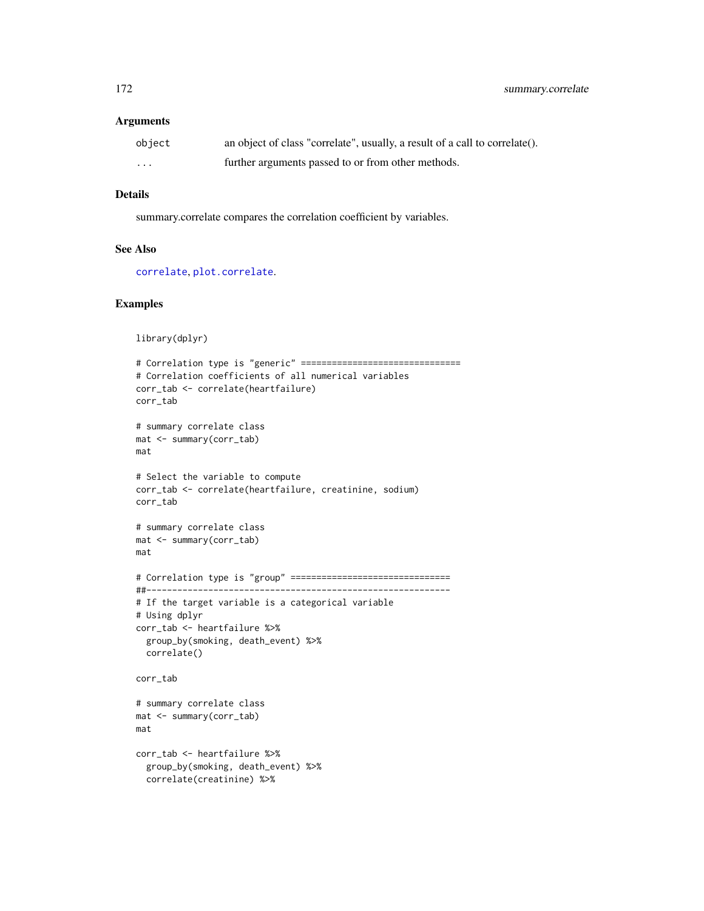### Arguments

| | |
|---|---|
| `object` | an object of class "correlate", usually, a result of a call to correlate(). |
| `...` | further arguments passed to or from other methods. |

### Details

summary.correlate compares the correlation coefficient by variables.

### See Also

`correlate`, `plot.correlate`.

### Examples

```
library(dplyr)

# Correlation type is "generic" ===============================
# Correlation coefficients of all numerical variables
corr_tab <- correlate(heartfailure)
corr_tab

# summary correlate class
mat <- summary(corr_tab)
mat

# Select the variable to compute
corr_tab <- correlate(heartfailure, creatinine, sodium)
corr_tab

# summary correlate class
mat <- summary(corr_tab)
mat

# Correlation type is "group" ===============================
##-----------------------------------------------------------
# If the target variable is a categorical variable
# Using dplyr
corr_tab <- heartfailure %>%
  group_by(smoking, death_event) %>%
  correlate()

corr_tab

# summary correlate class
mat <- summary(corr_tab)
mat

corr_tab <- heartfailure %>%
  group_by(smoking, death_event) %>%
  correlate(creatinine) %>%
```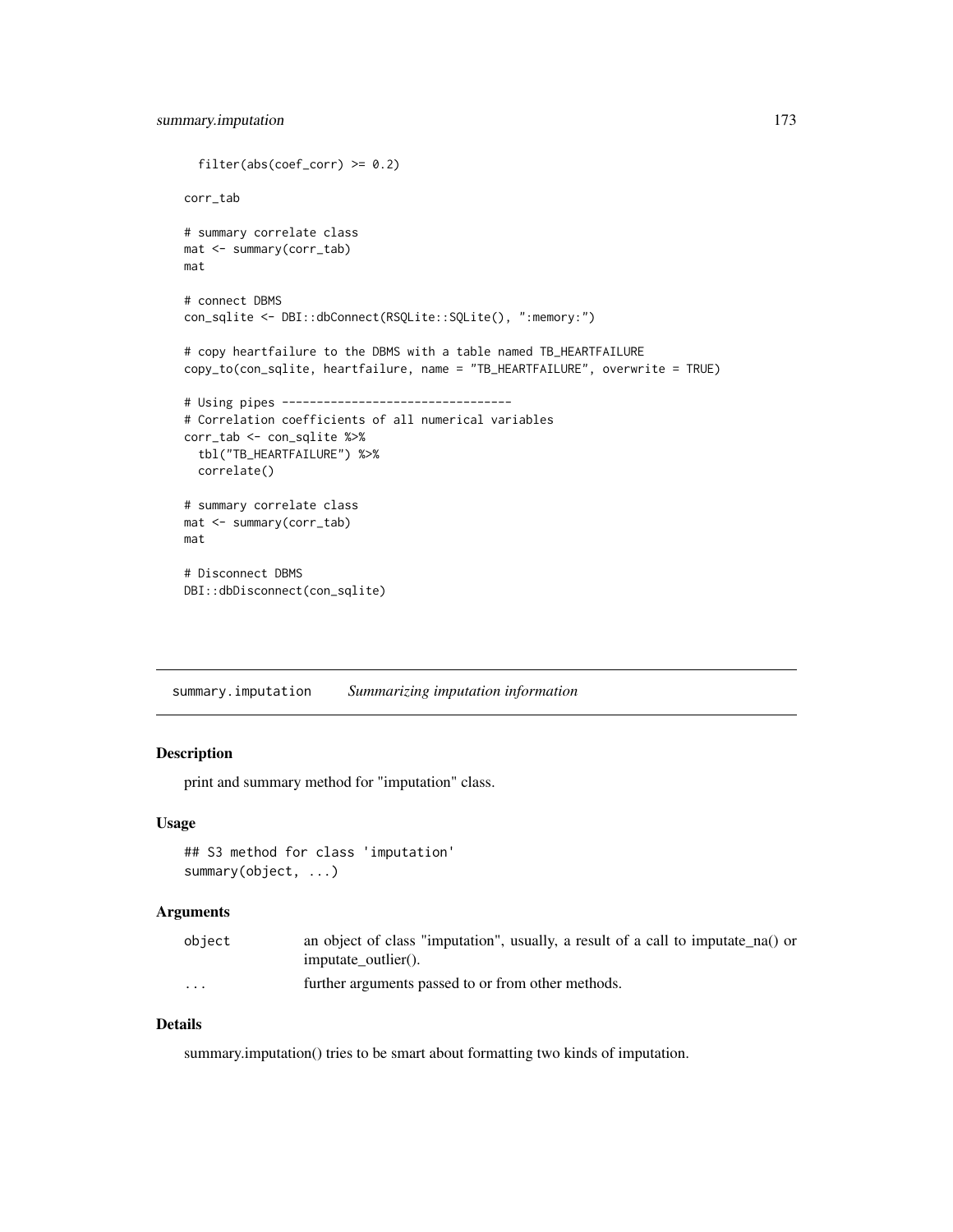```
  filter(abs(coef_corr) >= 0.2)

corr_tab

# summary correlate class
mat <- summary(corr_tab)
mat

# connect DBMS
con_sqlite <- DBI::dbConnect(RSQLite::SQLite(), ":memory:")

# copy heartfailure to the DBMS with a table named TB_HEARTFAILURE
copy_to(con_sqlite, heartfailure, name = "TB_HEARTFAILURE", overwrite = TRUE)

# Using pipes ---------------------------------
# Correlation coefficients of all numerical variables
corr_tab <- con_sqlite %>%
  tbl("TB_HEARTFAILURE") %>%
  correlate()

# summary correlate class
mat <- summary(corr_tab)
mat

# Disconnect DBMS
DBI::dbDisconnect(con_sqlite)
```

---

## summary.imputation    *Summarizing imputation information*

---

### Description

print and summary method for "imputation" class.

### Usage

```
## S3 method for class 'imputation'
summary(object, ...)
```

### Arguments

| | |
|---|---|
| object | an object of class "imputation", usually, a result of a call to imputate_na() or imputate_outlier(). |
| ... | further arguments passed to or from other methods. |

### Details

summary.imputation() tries to be smart about formatting two kinds of imputation.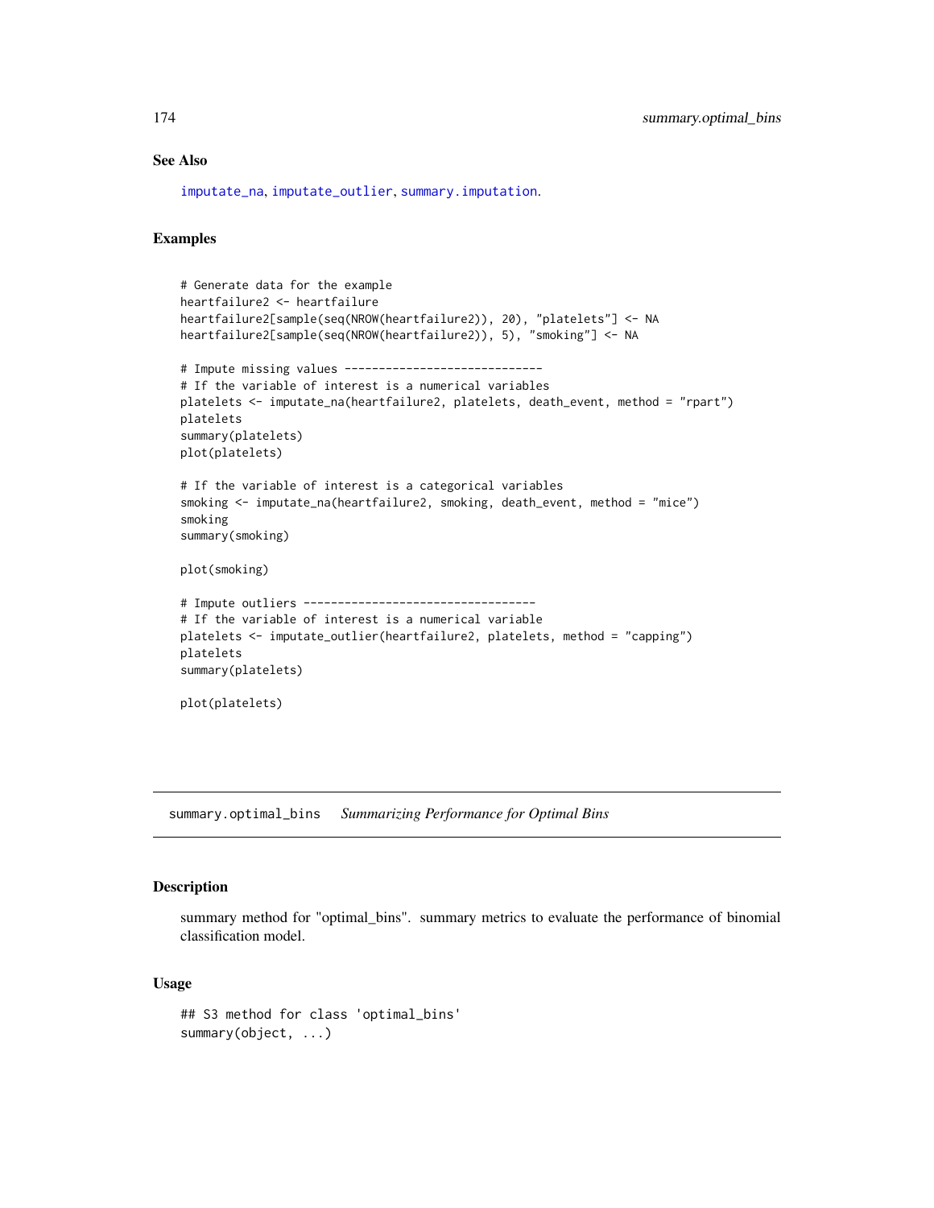### See Also

imputate_na, imputate_outlier, summary.imputation.

### Examples

```
# Generate data for the example
heartfailure2 <- heartfailure
heartfailure2[sample(seq(NROW(heartfailure2)), 20), "platelets"] <- NA
heartfailure2[sample(seq(NROW(heartfailure2)), 5), "smoking"] <- NA

# Impute missing values -----------------------------
# If the variable of interest is a numerical variables
platelets <- imputate_na(heartfailure2, platelets, death_event, method = "rpart")
platelets
summary(platelets)
plot(platelets)

# If the variable of interest is a categorical variables
smoking <- imputate_na(heartfailure2, smoking, death_event, method = "mice")
smoking
summary(smoking)

plot(smoking)

# Impute outliers ----------------------------------
# If the variable of interest is a numerical variable
platelets <- imputate_outlier(heartfailure2, platelets, method = "capping")
platelets
summary(platelets)

plot(platelets)
```

---

## summary.optimal_bins    *Summarizing Performance for Optimal Bins*

### Description

summary method for "optimal_bins". summary metrics to evaluate the performance of binomial classification model.

### Usage

```
## S3 method for class 'optimal_bins'
summary(object, ...)
```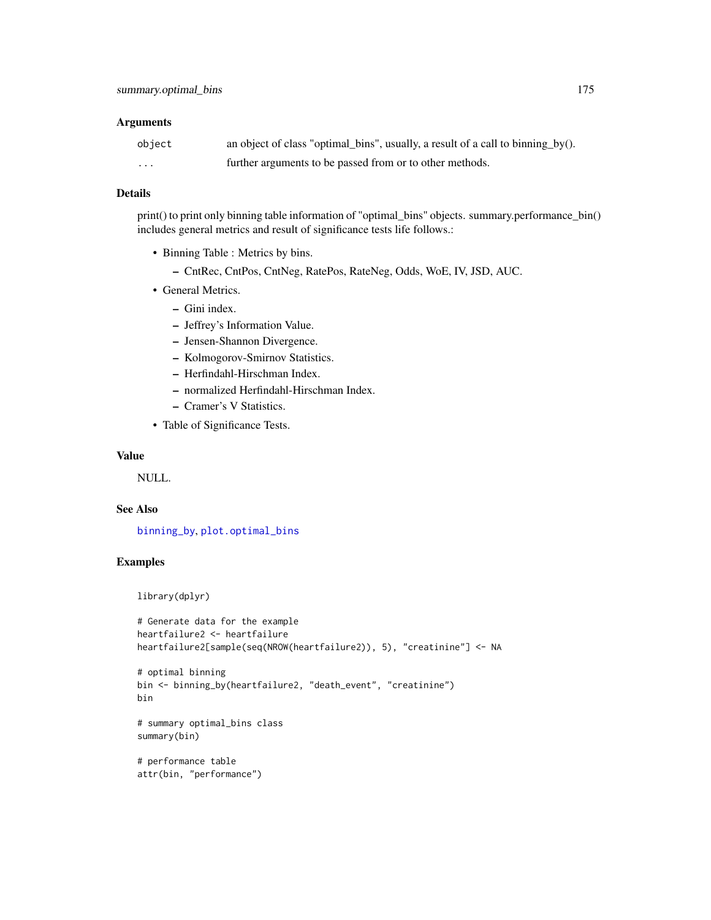## Arguments

| | |
|---|---|
| `object` | an object of class "optimal_bins", usually, a result of a call to binning_by(). |
| `...` | further arguments to be passed from or to other methods. |

## Details

print() to print only binning table information of "optimal_bins" objects. summary.performance_bin() includes general metrics and result of significance tests life follows.:

- Binning Table : Metrics by bins.
  - CntRec, CntPos, CntNeg, RatePos, RateNeg, Odds, WoE, IV, JSD, AUC.
- General Metrics.
  - Gini index.
  - Jeffrey's Information Value.
  - Jensen-Shannon Divergence.
  - Kolmogorov-Smirnov Statistics.
  - Herfindahl-Hirschman Index.
  - normalized Herfindahl-Hirschman Index.
  - Cramer's V Statistics.
- Table of Significance Tests.

## Value

NULL.

## See Also

binning_by, plot.optimal_bins

## Examples

```
library(dplyr)

# Generate data for the example
heartfailure2 <- heartfailure
heartfailure2[sample(seq(NROW(heartfailure2)), 5), "creatinine"] <- NA

# optimal binning
bin <- binning_by(heartfailure2, "death_event", "creatinine")
bin

# summary optimal_bins class
summary(bin)

# performance table
attr(bin, "performance")
```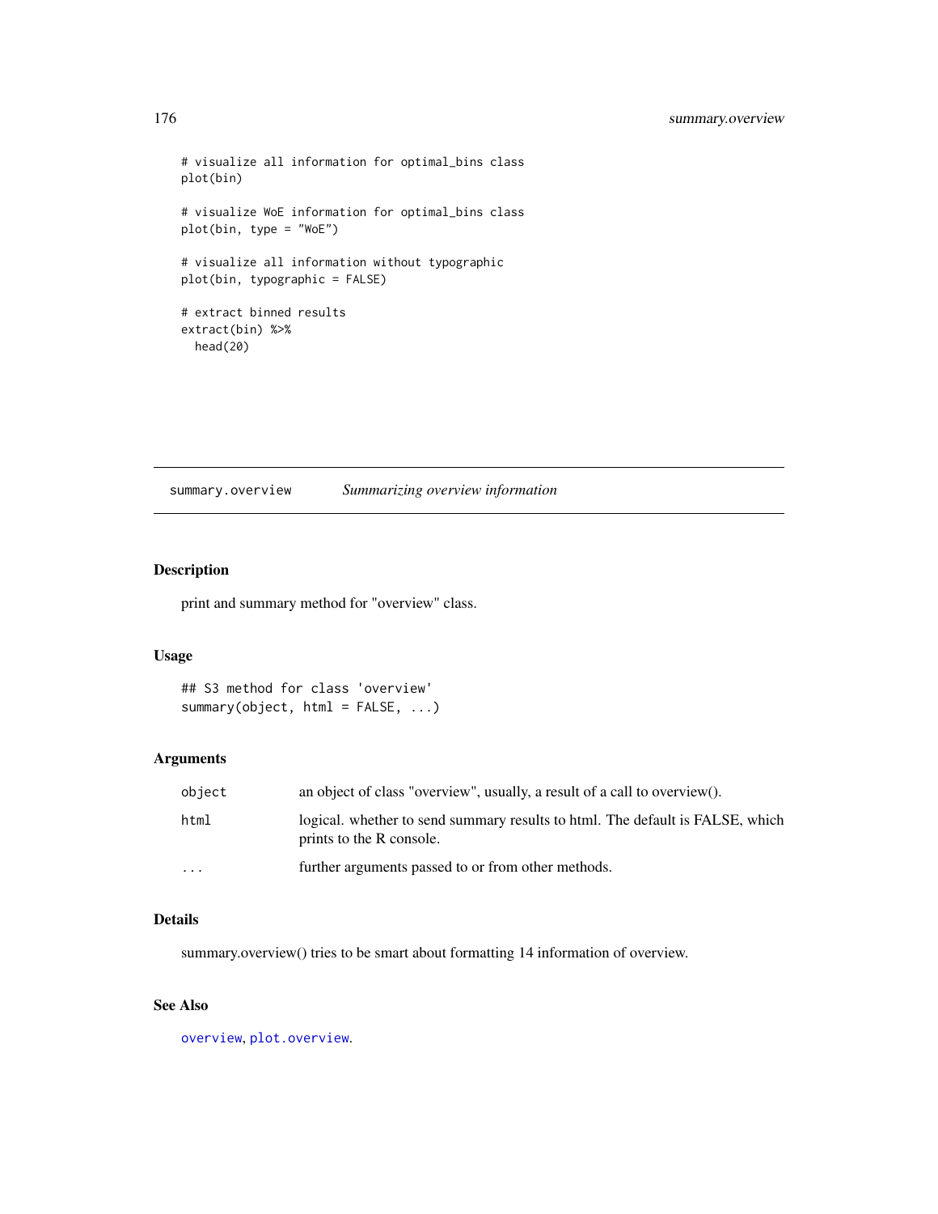```
# visualize all information for optimal_bins class
plot(bin)

# visualize WoE information for optimal_bins class
plot(bin, type = "WoE")

# visualize all information without typographic
plot(bin, typographic = FALSE)

# extract binned results
extract(bin) %>%
  head(20)
```

## summary.overview *Summarizing overview information*

### Description

print and summary method for "overview" class.

### Usage

```
## S3 method for class 'overview'
summary(object, html = FALSE, ...)
```

### Arguments

| | |
|---|---|
| object | an object of class "overview", usually, a result of a call to overview(). |
| html | logical. whether to send summary results to html. The default is FALSE, which prints to the R console. |
| ... | further arguments passed to or from other methods. |

### Details

summary.overview() tries to be smart about formatting 14 information of overview.

### See Also

overview, plot.overview.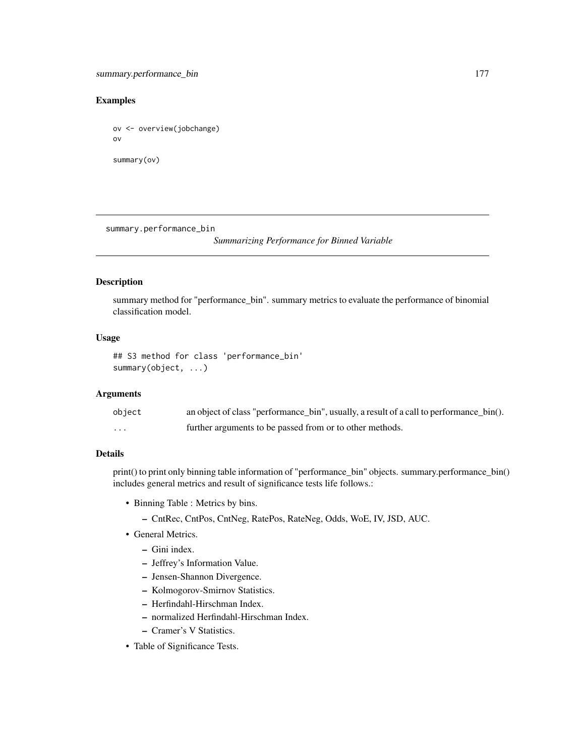## Examples

```
ov <- overview(jobchange)
ov

summary(ov)
```

---

# summary.performance_bin

*Summarizing Performance for Binned Variable*

## Description

summary method for "performance_bin". summary metrics to evaluate the performance of binomial classification model.

## Usage

```
## S3 method for class 'performance_bin'
summary(object, ...)
```

## Arguments

| | |
|---|---|
| object | an object of class "performance_bin", usually, a result of a call to performance_bin(). |
| ... | further arguments to be passed from or to other methods. |

## Details

print() to print only binning table information of "performance_bin" objects. summary.performance_bin() includes general metrics and result of significance tests life follows.:

- Binning Table : Metrics by bins.
  - CntRec, CntPos, CntNeg, RatePos, RateNeg, Odds, WoE, IV, JSD, AUC.
- General Metrics.
  - Gini index.
  - Jeffrey's Information Value.
  - Jensen-Shannon Divergence.
  - Kolmogorov-Smirnov Statistics.
  - Herfindahl-Hirschman Index.
  - normalized Herfindahl-Hirschman Index.
  - Cramer's V Statistics.
- Table of Significance Tests.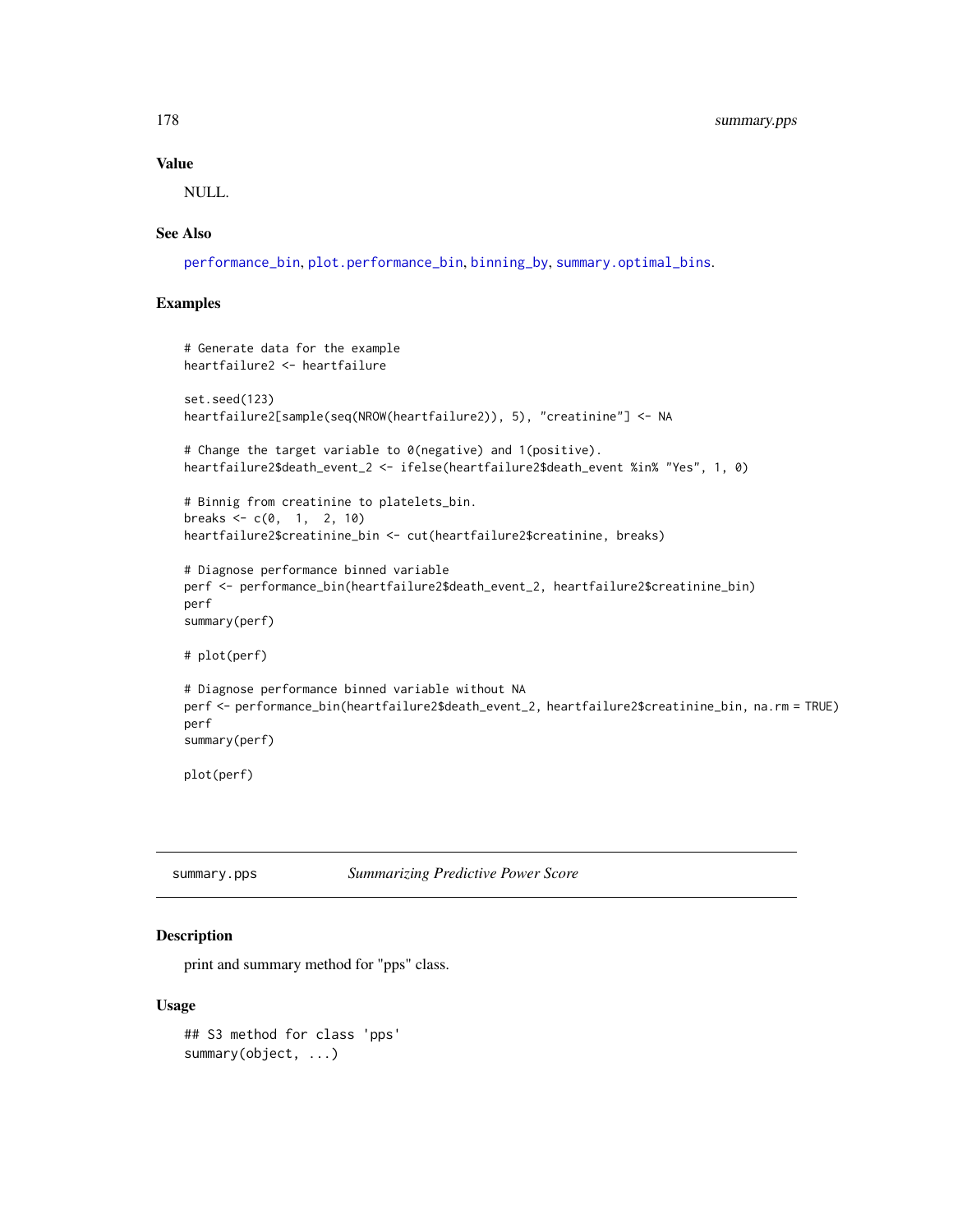## Value

NULL.

## See Also

performance_bin, plot.performance_bin, binning_by, summary.optimal_bins.

## Examples

```
# Generate data for the example
heartfailure2 <- heartfailure

set.seed(123)
heartfailure2[sample(seq(NROW(heartfailure2)), 5), "creatinine"] <- NA

# Change the target variable to 0(negative) and 1(positive).
heartfailure2$death_event_2 <- ifelse(heartfailure2$death_event %in% "Yes", 1, 0)

# Binnig from creatinine to platelets_bin.
breaks <- c(0,  1,  2, 10)
heartfailure2$creatinine_bin <- cut(heartfailure2$creatinine, breaks)

# Diagnose performance binned variable
perf <- performance_bin(heartfailure2$death_event_2, heartfailure2$creatinine_bin)
perf
summary(perf)

# plot(perf)

# Diagnose performance binned variable without NA
perf <- performance_bin(heartfailure2$death_event_2, heartfailure2$creatinine_bin, na.rm = TRUE)
perf
summary(perf)

plot(perf)
```

---

`summary.pps` *Summarizing Predictive Power Score*

---

## Description

print and summary method for "pps" class.

## Usage

```
## S3 method for class 'pps'
summary(object, ...)
```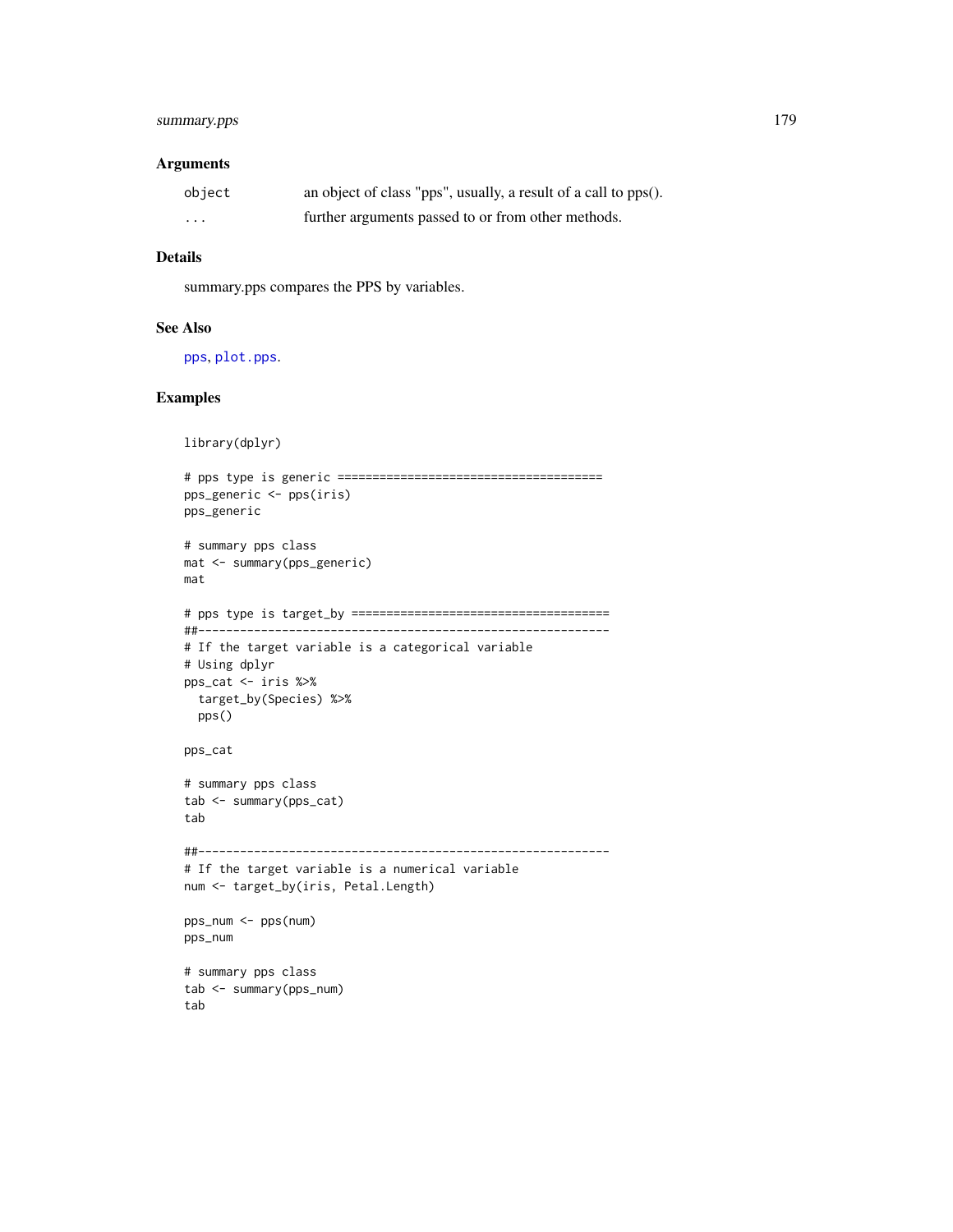## Arguments

| | |
|---|---|
| `object` | an object of class "pps", usually, a result of a call to pps(). |
| `...` | further arguments passed to or from other methods. |

## Details

summary.pps compares the PPS by variables.

## See Also

`pps`, `plot.pps`.

## Examples

```
library(dplyr)

# pps type is generic ======================================
pps_generic <- pps(iris)
pps_generic

# summary pps class
mat <- summary(pps_generic)
mat

# pps type is target_by =====================================
##-----------------------------------------------------------
# If the target variable is a categorical variable
# Using dplyr
pps_cat <- iris %>%
  target_by(Species) %>%
  pps()

pps_cat

# summary pps class
tab <- summary(pps_cat)
tab

##-----------------------------------------------------------
# If the target variable is a numerical variable
num <- target_by(iris, Petal.Length)

pps_num <- pps(num)
pps_num

# summary pps class
tab <- summary(pps_num)
tab
```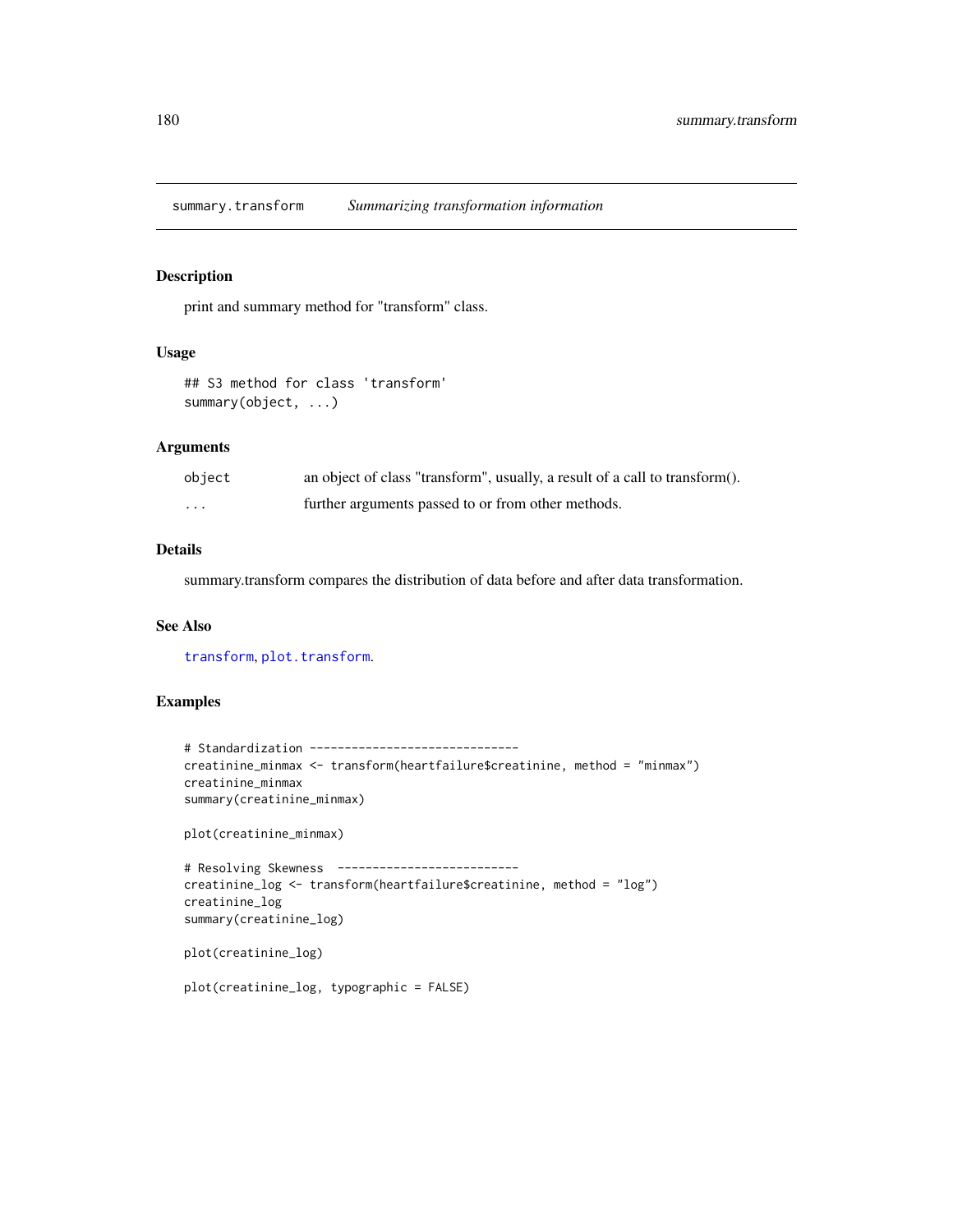## summary.transform    *Summarizing transformation information*

### Description

print and summary method for "transform" class.

### Usage

```
## S3 method for class 'transform'
summary(object, ...)
```

### Arguments

| | |
|---|---|
| object | an object of class "transform", usually, a result of a call to transform(). |
| ... | further arguments passed to or from other methods. |

### Details

summary.transform compares the distribution of data before and after data transformation.

### See Also

transform, plot.transform.

### Examples

```
# Standardization ------------------------------
creatinine_minmax <- transform(heartfailure$creatinine, method = "minmax")
creatinine_minmax
summary(creatinine_minmax)

plot(creatinine_minmax)

# Resolving Skewness  --------------------------
creatinine_log <- transform(heartfailure$creatinine, method = "log")
creatinine_log
summary(creatinine_log)

plot(creatinine_log)

plot(creatinine_log, typographic = FALSE)
```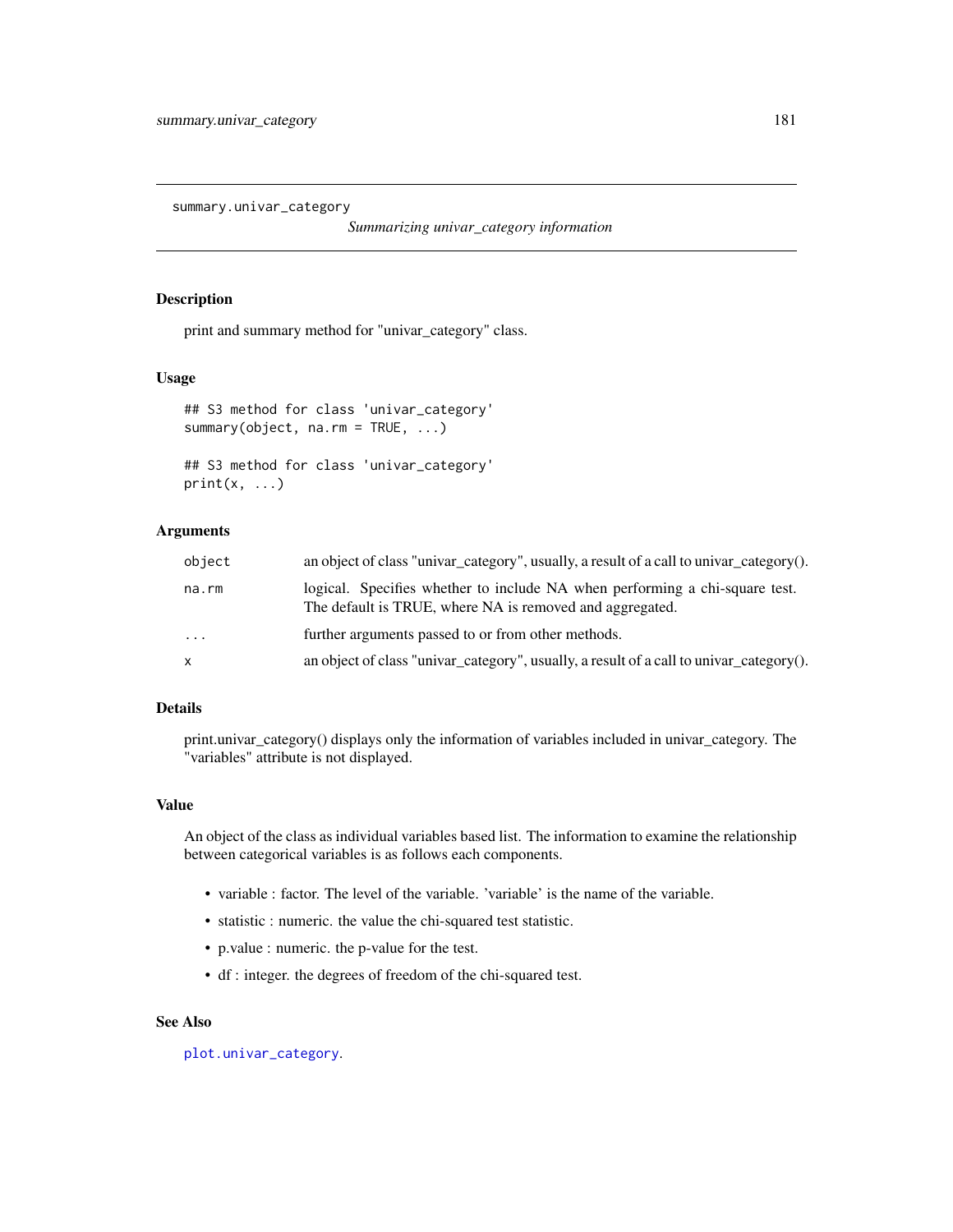`summary.univar_category` *Summarizing univar_category information*

## Description

print and summary method for "univar_category" class.

## Usage

```
## S3 method for class 'univar_category'
summary(object, na.rm = TRUE, ...)

## S3 method for class 'univar_category'
print(x, ...)
```

## Arguments

| | |
|---|---|
| `object` | an object of class "univar_category", usually, a result of a call to univar_category(). |
| `na.rm` | logical. Specifies whether to include NA when performing a chi-square test. The default is TRUE, where NA is removed and aggregated. |
| `...` | further arguments passed to or from other methods. |
| `x` | an object of class "univar_category", usually, a result of a call to univar_category(). |

## Details

print.univar_category() displays only the information of variables included in univar_category. The "variables" attribute is not displayed.

## Value

An object of the class as individual variables based list. The information to examine the relationship between categorical variables is as follows each components.

- variable : factor. The level of the variable. 'variable' is the name of the variable.
- statistic : numeric. the value the chi-squared test statistic.
- p.value : numeric. the p-value for the test.
- df : integer. the degrees of freedom of the chi-squared test.

## See Also

`plot.univar_category`.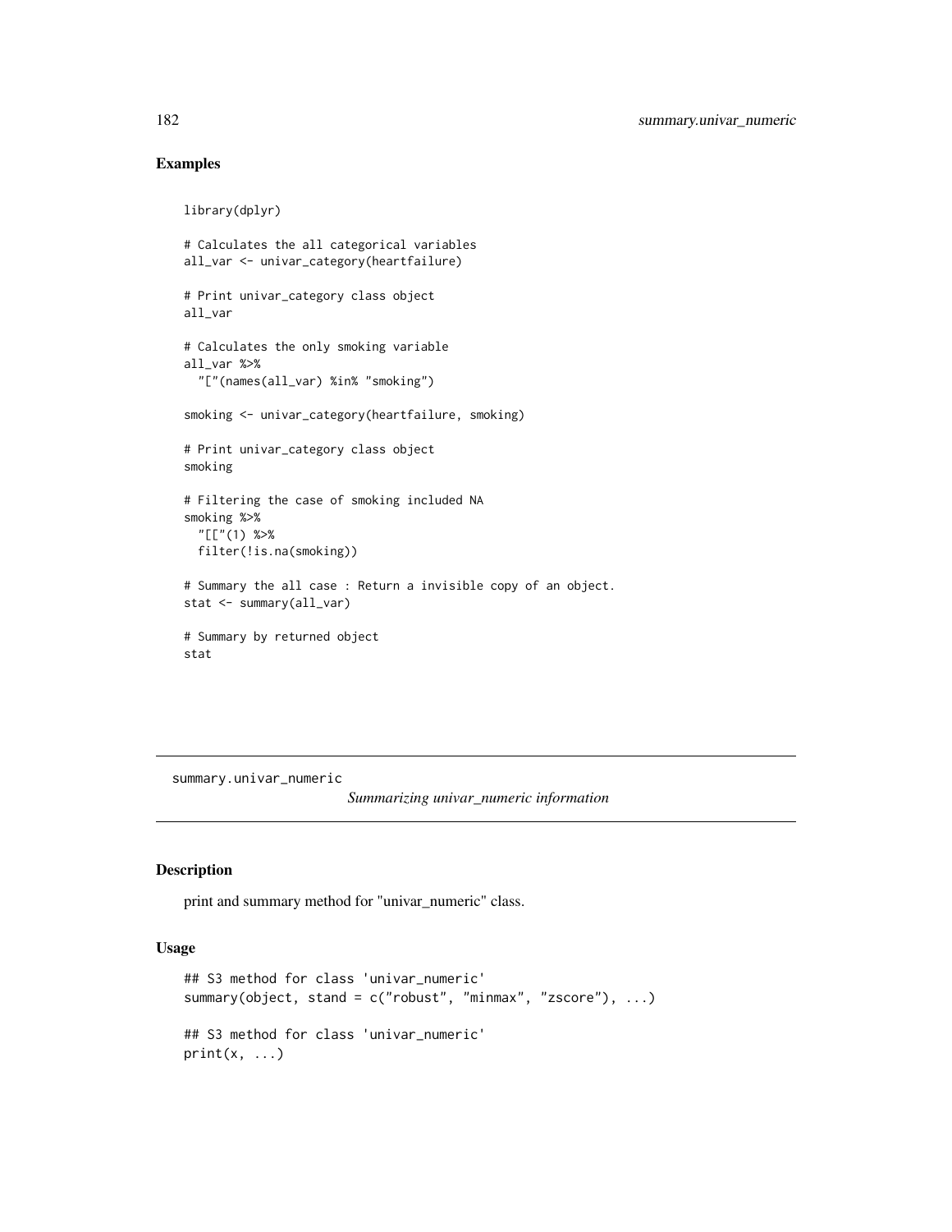## Examples

```
library(dplyr)

# Calculates the all categorical variables
all_var <- univar_category(heartfailure)

# Print univar_category class object
all_var

# Calculates the only smoking variable
all_var %>%
  "["(names(all_var) %in% "smoking")

smoking <- univar_category(heartfailure, smoking)

# Print univar_category class object
smoking

# Filtering the case of smoking included NA
smoking %>%
  "[["(1) %>%
  filter(!is.na(smoking))

# Summary the all case : Return a invisible copy of an object.
stat <- summary(all_var)

# Summary by returned object
stat
```

---

# summary.univar_numeric

*Summarizing univar_numeric information*

## Description

print and summary method for "univar_numeric" class.

## Usage

```
## S3 method for class 'univar_numeric'
summary(object, stand = c("robust", "minmax", "zscore"), ...)

## S3 method for class 'univar_numeric'
print(x, ...)
```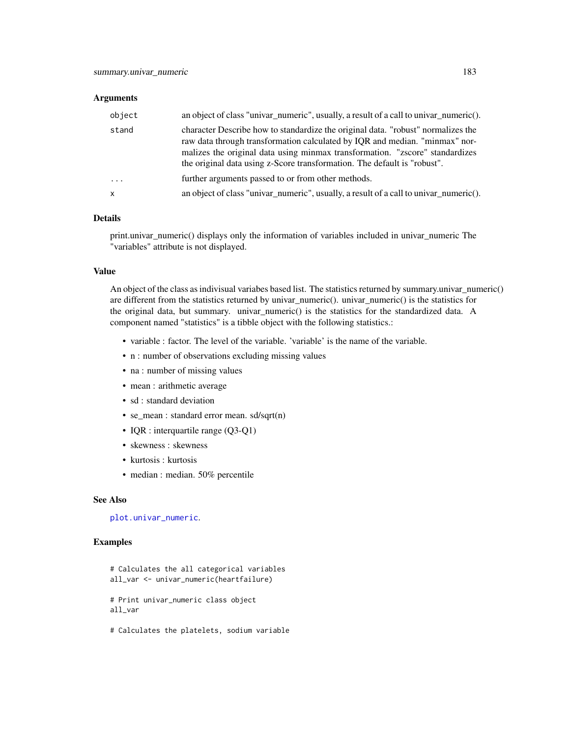### Arguments

| | |
|---|---|
| object | an object of class "univar_numeric", usually, a result of a call to univar_numeric(). |
| stand | character Describe how to standardize the original data. "robust" normalizes the raw data through transformation calculated by IQR and median. "minmax" normalizes the original data using minmax transformation. "zscore" standardizes the original data using z-Score transformation. The default is "robust". |
| ... | further arguments passed to or from other methods. |
| x | an object of class "univar_numeric", usually, a result of a call to univar_numeric(). |

### Details

print.univar_numeric() displays only the information of variables included in univar_numeric The "variables" attribute is not displayed.

### Value

An object of the class as indivisual variabes based list. The statistics returned by summary.univar_numeric() are different from the statistics returned by univar_numeric(). univar_numeric() is the statistics for the original data, but summary. univar_numeric() is the statistics for the standardized data. A component named "statistics" is a tibble object with the following statistics.:

- variable : factor. The level of the variable. 'variable' is the name of the variable.
- n : number of observations excluding missing values
- na : number of missing values
- mean : arithmetic average
- sd : standard deviation
- se_mean : standard error mean. sd/sqrt(n)
- IQR : interquartile range (Q3-Q1)
- skewness : skewness
- kurtosis : kurtosis
- median : median. 50% percentile

### See Also

plot.univar_numeric.

### Examples

```
# Calculates the all categorical variables
all_var <- univar_numeric(heartfailure)

# Print univar_numeric class object
all_var

# Calculates the platelets, sodium variable
```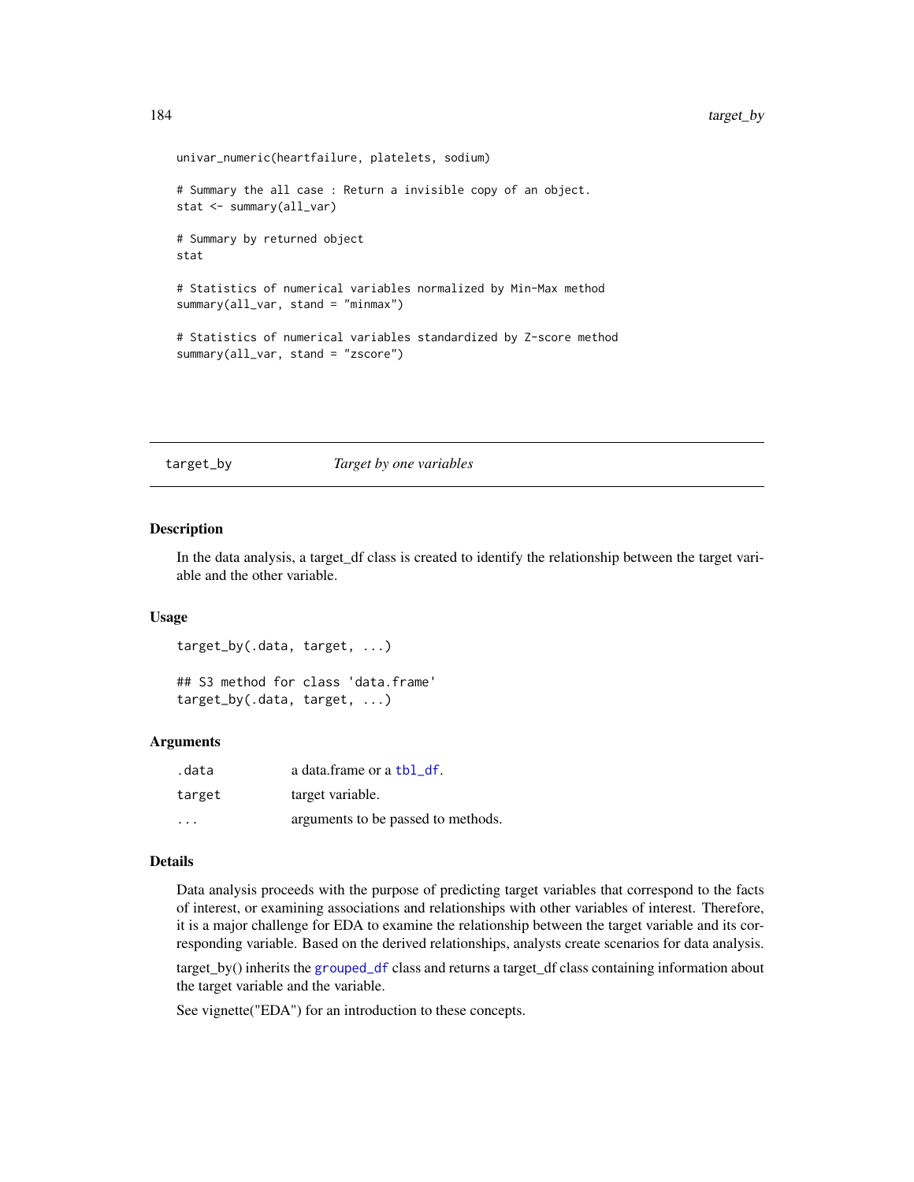```
univar_numeric(heartfailure, platelets, sodium)

# Summary the all case : Return a invisible copy of an object.
stat <- summary(all_var)

# Summary by returned object
stat

# Statistics of numerical variables normalized by Min-Max method
summary(all_var, stand = "minmax")

# Statistics of numerical variables standardized by Z-score method
summary(all_var, stand = "zscore")
```

## target_by *Target by one variables*

### Description

In the data analysis, a target_df class is created to identify the relationship between the target variable and the other variable.

### Usage

```
target_by(.data, target, ...)

## S3 method for class 'data.frame'
target_by(.data, target, ...)
```

### Arguments

| | |
|---|---|
| .data | a data.frame or a tbl_df. |
| target | target variable. |
| ... | arguments to be passed to methods. |

### Details

Data analysis proceeds with the purpose of predicting target variables that correspond to the facts of interest, or examining associations and relationships with other variables of interest. Therefore, it is a major challenge for EDA to examine the relationship between the target variable and its corresponding variable. Based on the derived relationships, analysts create scenarios for data analysis.

target_by() inherits the grouped_df class and returns a target_df class containing information about the target variable and the variable.

See vignette("EDA") for an introduction to these concepts.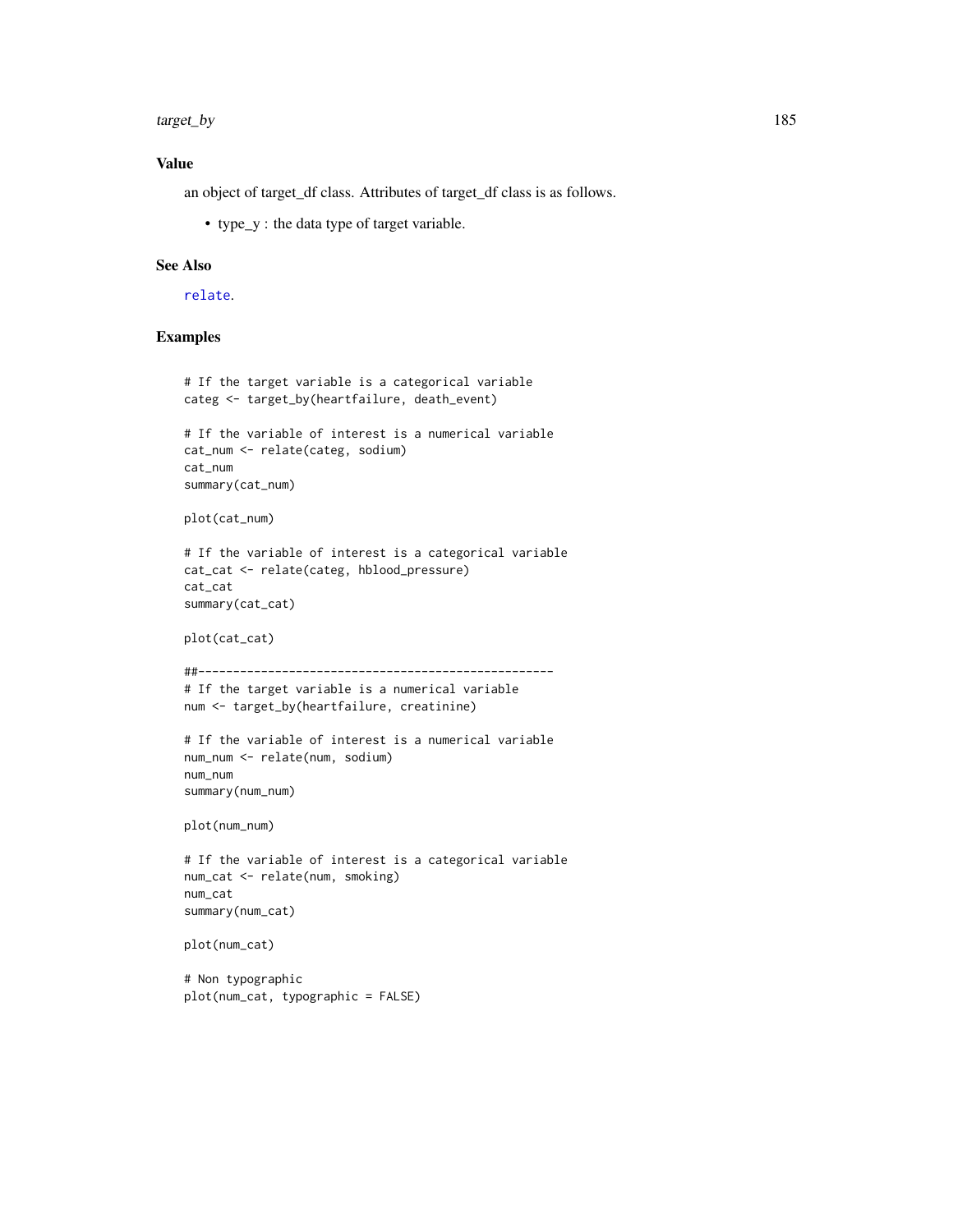## Value

an object of target_df class. Attributes of target_df class is as follows.

- type_y : the data type of target variable.

## See Also

relate.

## Examples

```
# If the target variable is a categorical variable
categ <- target_by(heartfailure, death_event)

# If the variable of interest is a numerical variable
cat_num <- relate(categ, sodium)
cat_num
summary(cat_num)

plot(cat_num)

# If the variable of interest is a categorical variable
cat_cat <- relate(categ, hblood_pressure)
cat_cat
summary(cat_cat)

plot(cat_cat)

##---------------------------------------------------
# If the target variable is a numerical variable
num <- target_by(heartfailure, creatinine)

# If the variable of interest is a numerical variable
num_num <- relate(num, sodium)
num_num
summary(num_num)

plot(num_num)

# If the variable of interest is a categorical variable
num_cat <- relate(num, smoking)
num_cat
summary(num_cat)

plot(num_cat)

# Non typographic
plot(num_cat, typographic = FALSE)
```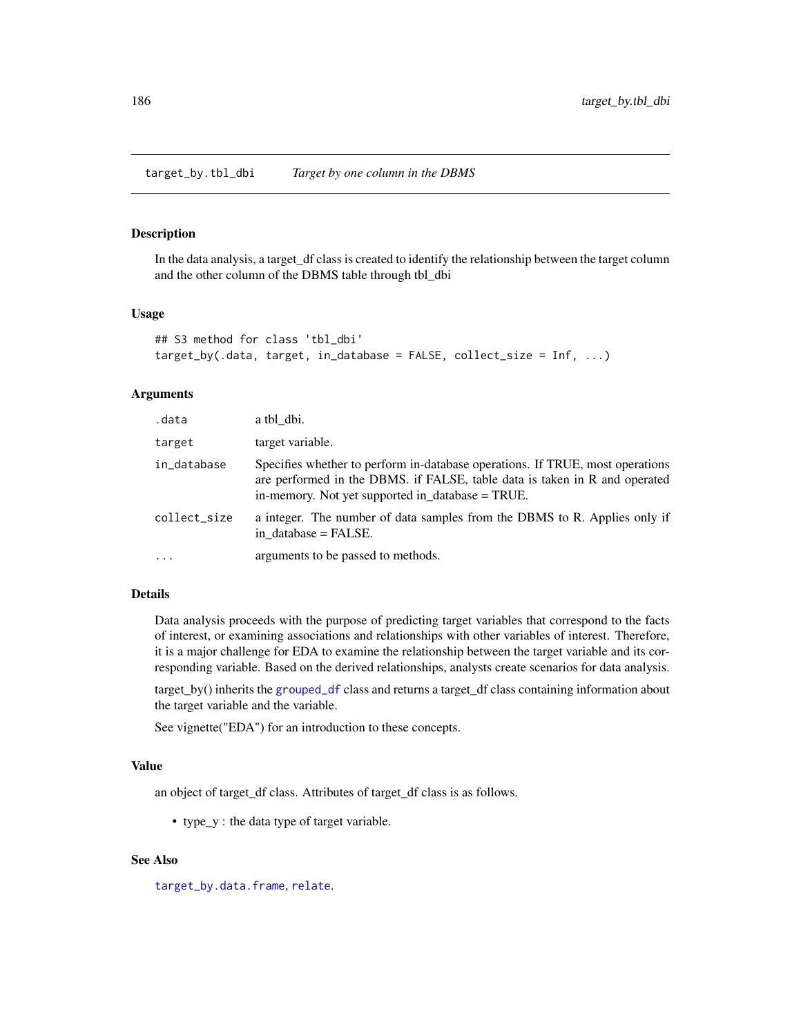## target_by.tbl_dbi *Target by one column in the DBMS*

### Description

In the data analysis, a target_df class is created to identify the relationship between the target column and the other column of the DBMS table through tbl_dbi

### Usage

```
## S3 method for class 'tbl_dbi'
target_by(.data, target, in_database = FALSE, collect_size = Inf, ...)
```

### Arguments

| | |
|---|---|
| .data | a tbl_dbi. |
| target | target variable. |
| in_database | Specifies whether to perform in-database operations. If TRUE, most operations are performed in the DBMS. if FALSE, table data is taken in R and operated in-memory. Not yet supported in_database = TRUE. |
| collect_size | a integer. The number of data samples from the DBMS to R. Applies only if in_database = FALSE. |
| ... | arguments to be passed to methods. |

### Details

Data analysis proceeds with the purpose of predicting target variables that correspond to the facts of interest, or examining associations and relationships with other variables of interest. Therefore, it is a major challenge for EDA to examine the relationship between the target variable and its corresponding variable. Based on the derived relationships, analysts create scenarios for data analysis.

target_by() inherits the grouped_df class and returns a target_df class containing information about the target variable and the variable.

See vignette("EDA") for an introduction to these concepts.

### Value

an object of target_df class. Attributes of target_df class is as follows.

- type_y : the data type of target variable.

### See Also

target_by.data.frame, relate.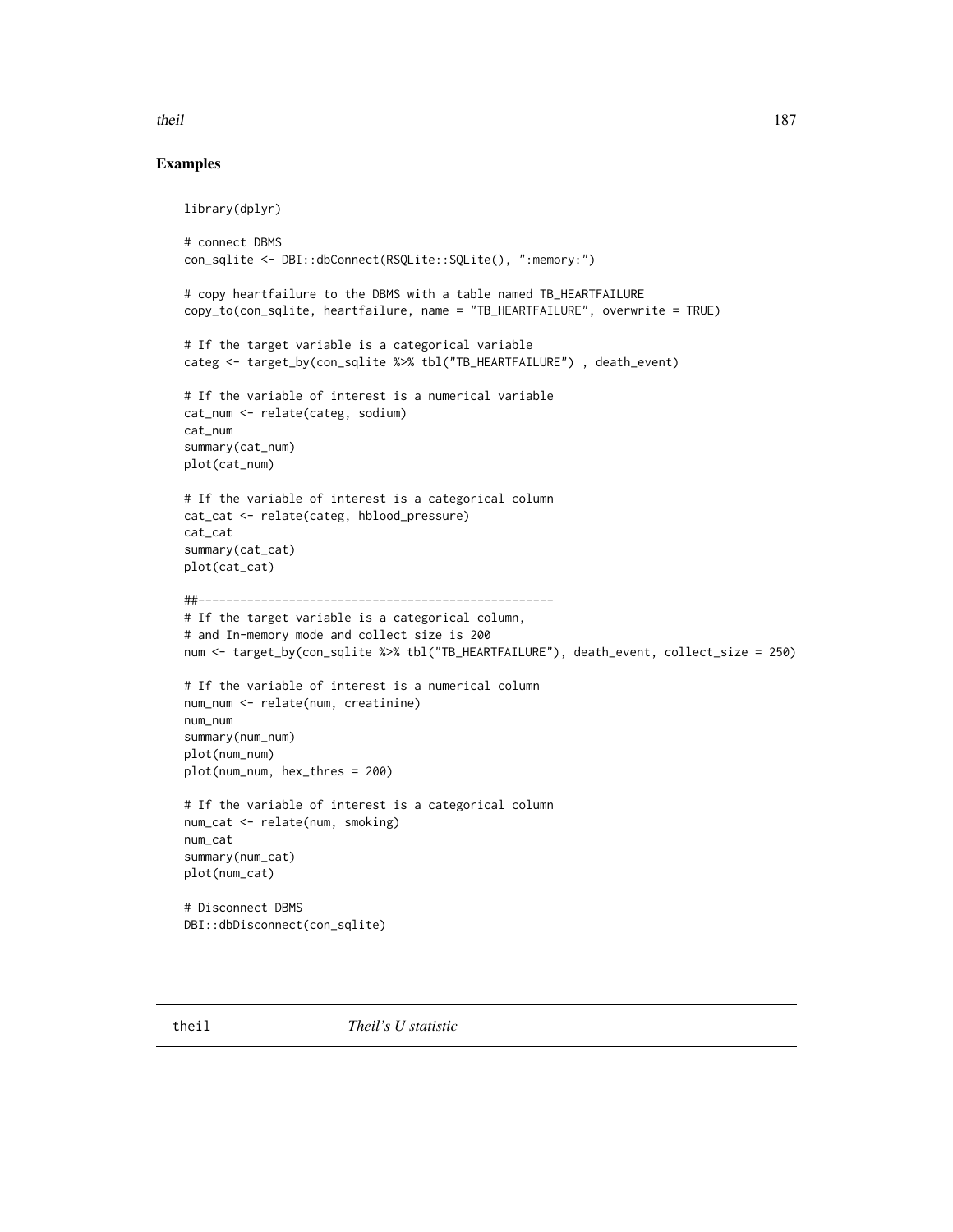## Examples

```
library(dplyr)

# connect DBMS
con_sqlite <- DBI::dbConnect(RSQLite::SQLite(), ":memory:")

# copy heartfailure to the DBMS with a table named TB_HEARTFAILURE
copy_to(con_sqlite, heartfailure, name = "TB_HEARTFAILURE", overwrite = TRUE)

# If the target variable is a categorical variable
categ <- target_by(con_sqlite %>% tbl("TB_HEARTFAILURE") , death_event)

# If the variable of interest is a numerical variable
cat_num <- relate(categ, sodium)
cat_num
summary(cat_num)
plot(cat_num)

# If the variable of interest is a categorical column
cat_cat <- relate(categ, hblood_pressure)
cat_cat
summary(cat_cat)
plot(cat_cat)

##---------------------------------------------------
# If the target variable is a categorical column,
# and In-memory mode and collect size is 200
num <- target_by(con_sqlite %>% tbl("TB_HEARTFAILURE"), death_event, collect_size = 250)

# If the variable of interest is a numerical column
num_num <- relate(num, creatinine)
num_num
summary(num_num)
plot(num_num)
plot(num_num, hex_thres = 200)

# If the variable of interest is a categorical column
num_cat <- relate(num, smoking)
num_cat
summary(num_cat)
plot(num_cat)

# Disconnect DBMS
DBI::dbDisconnect(con_sqlite)
```

---

theil *Theil's U statistic*

---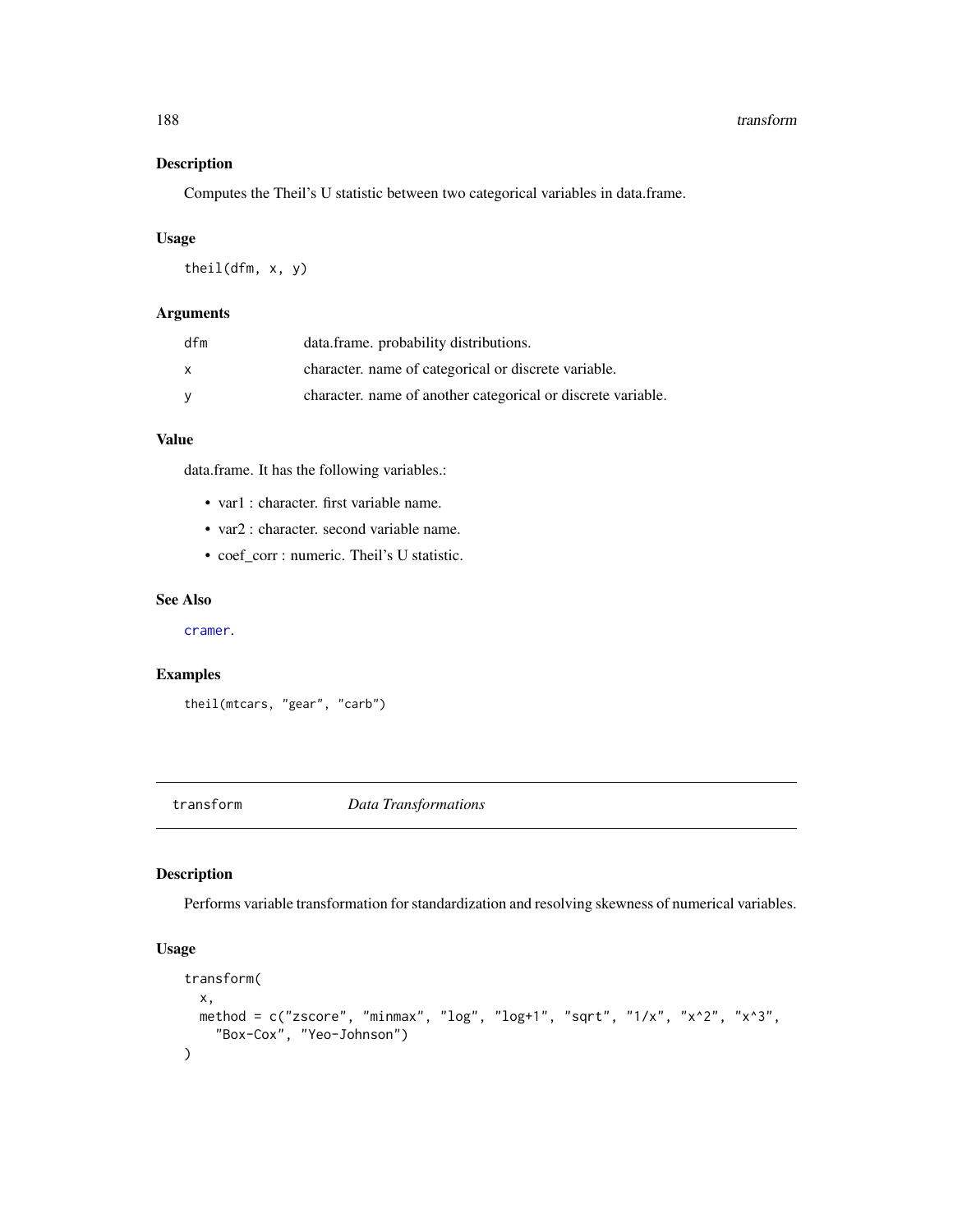## Description

Computes the Theil's U statistic between two categorical variables in data.frame.

## Usage

```
theil(dfm, x, y)
```

## Arguments

| | |
|---|---|
| dfm | data.frame. probability distributions. |
| x | character. name of categorical or discrete variable. |
| y | character. name of another categorical or discrete variable. |

## Value

data.frame. It has the following variables.:

- var1 : character. first variable name.
- var2 : character. second variable name.
- coef_corr : numeric. Theil's U statistic.

## See Also

cramer.

## Examples

```
theil(mtcars, "gear", "carb")
```

---

# transform    *Data Transformations*

---

## Description

Performs variable transformation for standardization and resolving skewness of numerical variables.

## Usage

```
transform(
  x,
  method = c("zscore", "minmax", "log", "log+1", "sqrt", "1/x", "x^2", "x^3",
    "Box-Cox", "Yeo-Johnson")
)
```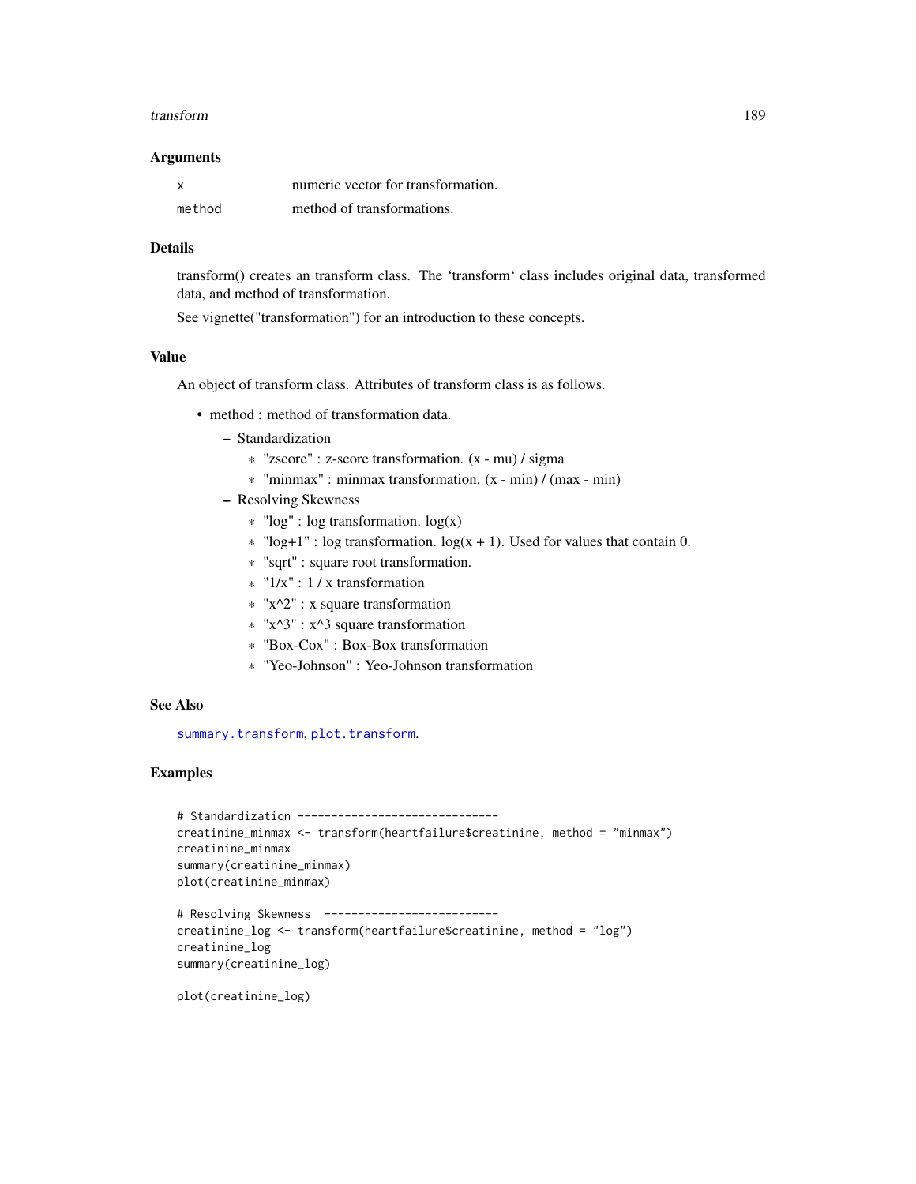### Arguments

| | |
|---|---|
| x | numeric vector for transformation. |
| method | method of transformations. |

### Details

transform() creates an transform class. The 'transform' class includes original data, transformed data, and method of transformation.

See vignette("transformation") for an introduction to these concepts.

### Value

An object of transform class. Attributes of transform class is as follows.

- method : method of transformation data.
  - Standardization
    - "zscore" : z-score transformation. (x - mu) / sigma
    - "minmax" : minmax transformation. (x - min) / (max - min)
  - Resolving Skewness
    - "log" : log transformation. log(x)
    - "log+1" : log transformation. log(x + 1). Used for values that contain 0.
    - "sqrt" : square root transformation.
    - "1/x" : 1 / x transformation
    - "x^2" : x square transformation
    - "x^3" : x^3 square transformation
    - "Box-Cox" : Box-Box transformation
    - "Yeo-Johnson" : Yeo-Johnson transformation

### See Also

summary.transform, plot.transform.

### Examples

```
# Standardization ------------------------------
creatinine_minmax <- transform(heartfailure$creatinine, method = "minmax")
creatinine_minmax
summary(creatinine_minmax)
plot(creatinine_minmax)

# Resolving Skewness  --------------------------
creatinine_log <- transform(heartfailure$creatinine, method = "log")
creatinine_log
summary(creatinine_log)

plot(creatinine_log)
```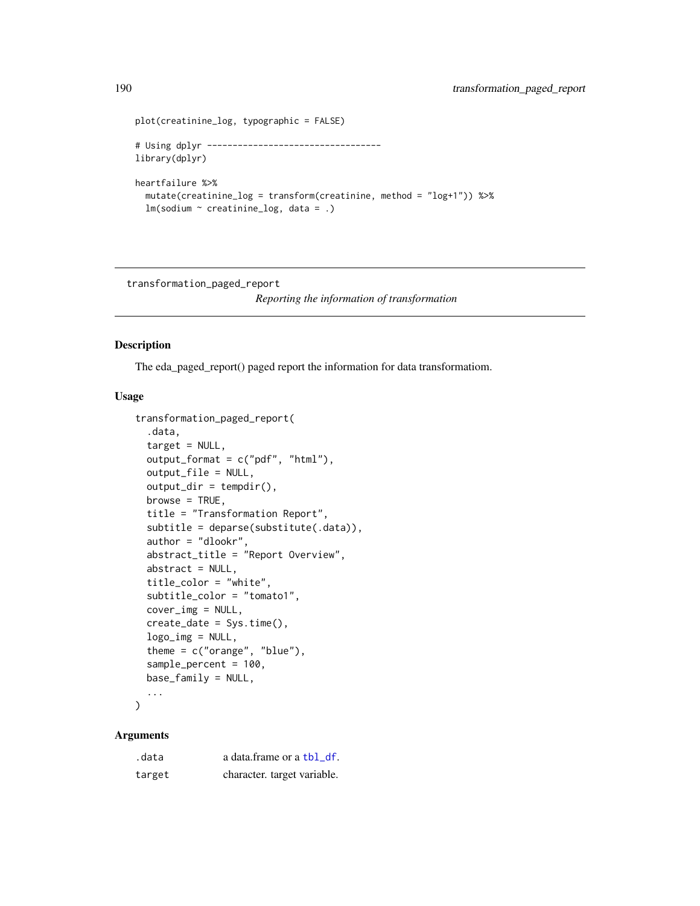```
plot(creatinine_log, typographic = FALSE)

# Using dplyr ----------------------------------
library(dplyr)

heartfailure %>%
  mutate(creatinine_log = transform(creatinine, method = "log+1")) %>%
  lm(sodium ~ creatinine_log, data = .)
```

---

## transformation_paged_report

*Reporting the information of transformation*

---

### Description

The eda_paged_report() paged report the information for data transformatiom.

### Usage

```
transformation_paged_report(
  .data,
  target = NULL,
  output_format = c("pdf", "html"),
  output_file = NULL,
  output_dir = tempdir(),
  browse = TRUE,
  title = "Transformation Report",
  subtitle = deparse(substitute(.data)),
  author = "dlookr",
  abstract_title = "Report Overview",
  abstract = NULL,
  title_color = "white",
  subtitle_color = "tomato1",
  cover_img = NULL,
  create_date = Sys.time(),
  logo_img = NULL,
  theme = c("orange", "blue"),
  sample_percent = 100,
  base_family = NULL,
  ...
)
```

### Arguments

| | |
|---|---|
| .data | a data.frame or a tbl_df. |
| target | character. target variable. |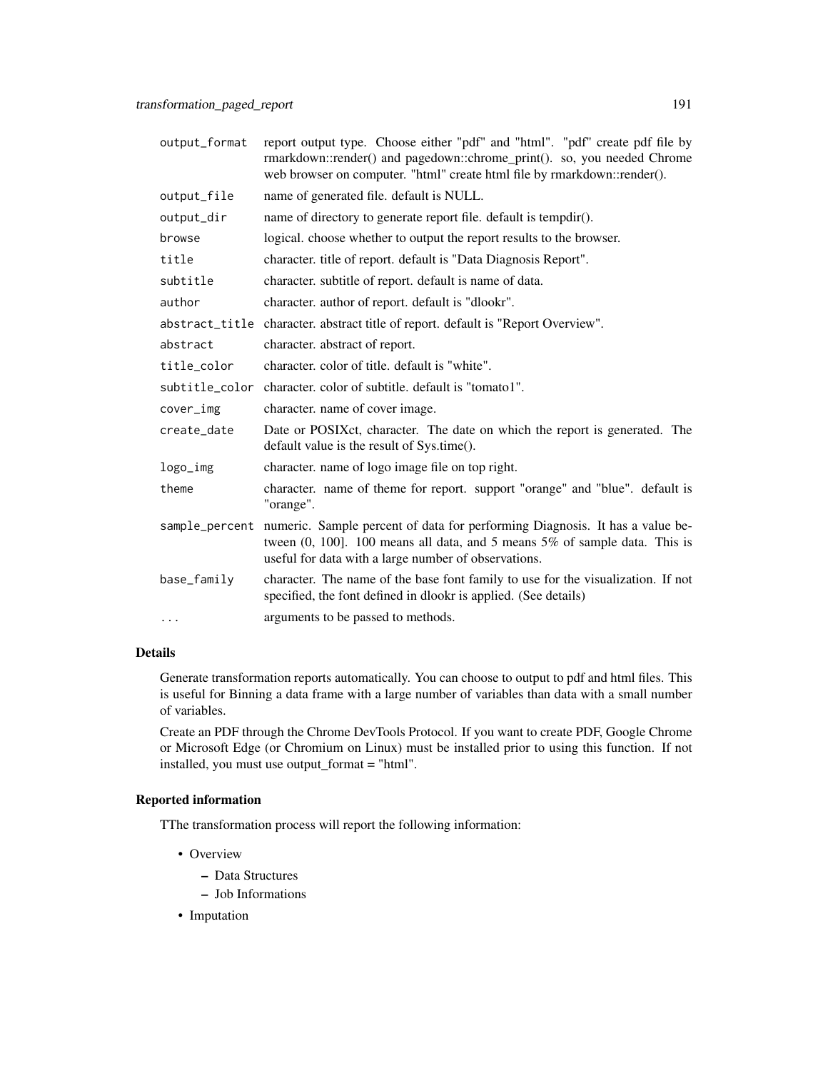| | |
|---|---|
| output_format | report output type. Choose either "pdf" and "html". "pdf" create pdf file by rmarkdown::render() and pagedown::chrome_print(). so, you needed Chrome web browser on computer. "html" create html file by rmarkdown::render(). |
| output_file | name of generated file. default is NULL. |
| output_dir | name of directory to generate report file. default is tempdir(). |
| browse | logical. choose whether to output the report results to the browser. |
| title | character. title of report. default is "Data Diagnosis Report". |
| subtitle | character. subtitle of report. default is name of data. |
| author | character. author of report. default is "dlookr". |
| abstract_title | character. abstract title of report. default is "Report Overview". |
| abstract | character. abstract of report. |
| title_color | character. color of title. default is "white". |
| subtitle_color | character. color of subtitle. default is "tomato1". |
| cover_img | character. name of cover image. |
| create_date | Date or POSIXct, character. The date on which the report is generated. The default value is the result of Sys.time(). |
| logo_img | character. name of logo image file on top right. |
| theme | character. name of theme for report. support "orange" and "blue". default is "orange". |
| sample_percent | numeric. Sample percent of data for performing Diagnosis. It has a value between (0, 100]. 100 means all data, and 5 means 5% of sample data. This is useful for data with a large number of observations. |
| base_family | character. The name of the base font family to use for the visualization. If not specified, the font defined in dlookr is applied. (See details) |
| ... | arguments to be passed to methods. |

### Details

Generate transformation reports automatically. You can choose to output to pdf and html files. This is useful for Binning a data frame with a large number of variables than data with a small number of variables.

Create an PDF through the Chrome DevTools Protocol. If you want to create PDF, Google Chrome or Microsoft Edge (or Chromium on Linux) must be installed prior to using this function. If not installed, you must use output_format = "html".

### Reported information

TThe transformation process will report the following information:

- Overview
  - Data Structures
  - Job Informations
- Imputation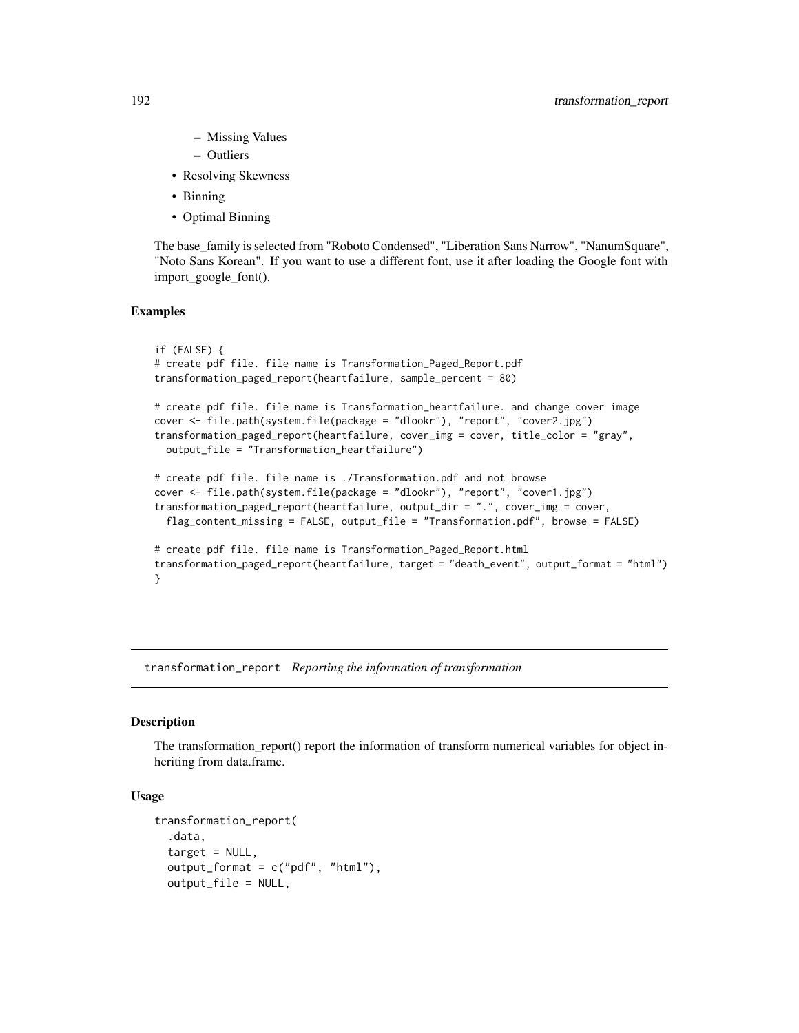- Missing Values
    - Outliers
- Resolving Skewness
- Binning
- Optimal Binning

The base_family is selected from "Roboto Condensed", "Liberation Sans Narrow", "NanumSquare", "Noto Sans Korean". If you want to use a different font, use it after loading the Google font with import_google_font().

### Examples

```
if (FALSE) {
# create pdf file. file name is Transformation_Paged_Report.pdf
transformation_paged_report(heartfailure, sample_percent = 80)

# create pdf file. file name is Transformation_heartfailure. and change cover image
cover <- file.path(system.file(package = "dlookr"), "report", "cover2.jpg")
transformation_paged_report(heartfailure, cover_img = cover, title_color = "gray",
  output_file = "Transformation_heartfailure")

# create pdf file. file name is ./Transformation.pdf and not browse
cover <- file.path(system.file(package = "dlookr"), "report", "cover1.jpg")
transformation_paged_report(heartfailure, output_dir = ".", cover_img = cover,
  flag_content_missing = FALSE, output_file = "Transformation.pdf", browse = FALSE)

# create pdf file. file name is Transformation_Paged_Report.html
transformation_paged_report(heartfailure, target = "death_event", output_format = "html")
}
```

---

## transformation_report *Reporting the information of transformation*

### Description

The transformation_report() report the information of transform numerical variables for object inheriting from data.frame.

### Usage

```
transformation_report(
  .data,
  target = NULL,
  output_format = c("pdf", "html"),
  output_file = NULL,
```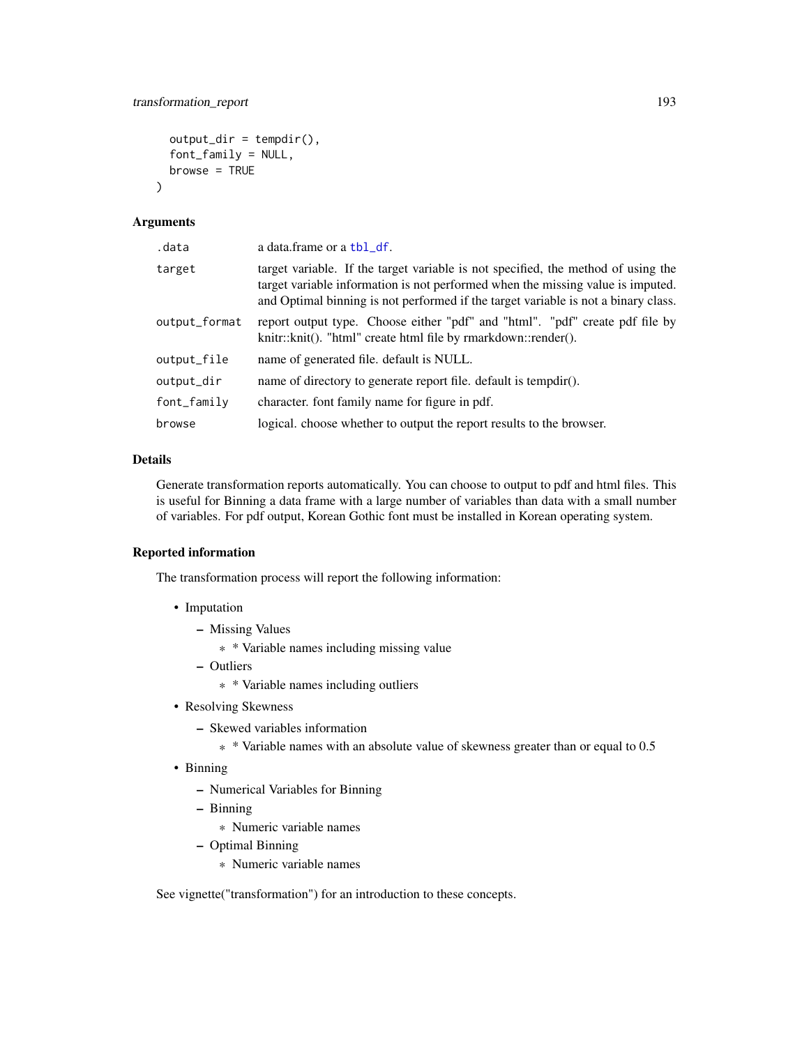```
  output_dir = tempdir(),
  font_family = NULL,
  browse = TRUE
)
```

### Arguments

| | |
|---|---|
| .data | a data.frame or a tbl_df. |
| target | target variable. If the target variable is not specified, the method of using the target variable information is not performed when the missing value is imputed. and Optimal binning is not performed if the target variable is not a binary class. |
| output_format | report output type. Choose either "pdf" and "html". "pdf" create pdf file by knitr::knit(). "html" create html file by rmarkdown::render(). |
| output_file | name of generated file. default is NULL. |
| output_dir | name of directory to generate report file. default is tempdir(). |
| font_family | character. font family name for figure in pdf. |
| browse | logical. choose whether to output the report results to the browser. |

### Details

Generate transformation reports automatically. You can choose to output to pdf and html files. This is useful for Binning a data frame with a large number of variables than data with a small number of variables. For pdf output, Korean Gothic font must be installed in Korean operating system.

### Reported information

The transformation process will report the following information:

- Imputation
  - Missing Values
    - * Variable names including missing value
  - Outliers
    - * Variable names including outliers
- Resolving Skewness
  - Skewed variables information
    - * Variable names with an absolute value of skewness greater than or equal to 0.5
- Binning
  - Numerical Variables for Binning
  - Binning
    - Numeric variable names
  - Optimal Binning
    - Numeric variable names

See vignette("transformation") for an introduction to these concepts.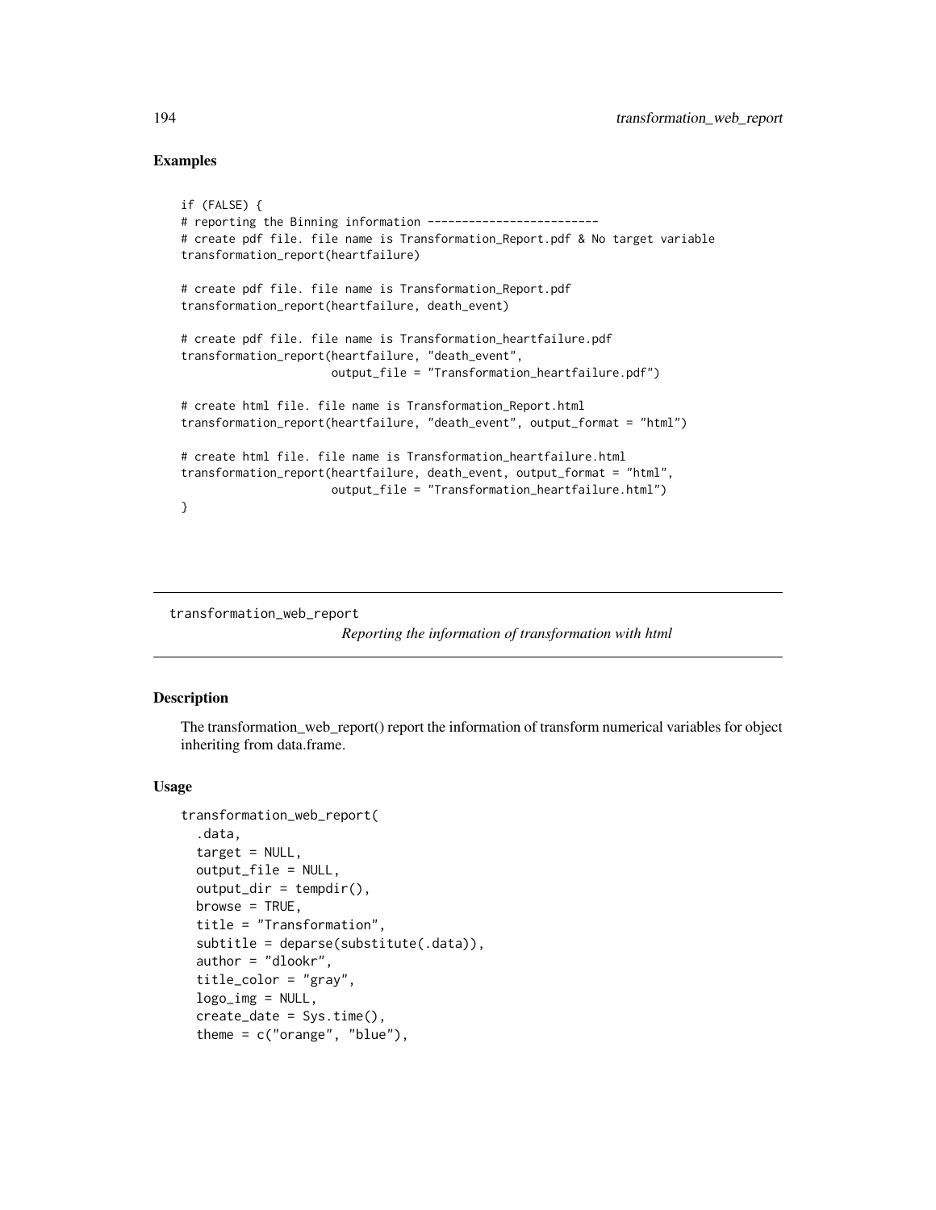### Examples

```
if (FALSE) {
# reporting the Binning information -------------------------
# create pdf file. file name is Transformation_Report.pdf & No target variable
transformation_report(heartfailure)

# create pdf file. file name is Transformation_Report.pdf
transformation_report(heartfailure, death_event)

# create pdf file. file name is Transformation_heartfailure.pdf
transformation_report(heartfailure, "death_event",
                      output_file = "Transformation_heartfailure.pdf")

# create html file. file name is Transformation_Report.html
transformation_report(heartfailure, "death_event", output_format = "html")

# create html file. file name is Transformation_heartfailure.html
transformation_report(heartfailure, death_event, output_format = "html",
                      output_file = "Transformation_heartfailure.html")
}
```

---

## transformation_web_report

*Reporting the information of transformation with html*

---

### Description

The transformation_web_report() report the information of transform numerical variables for object inheriting from data.frame.

### Usage

```
transformation_web_report(
  .data,
  target = NULL,
  output_file = NULL,
  output_dir = tempdir(),
  browse = TRUE,
  title = "Transformation",
  subtitle = deparse(substitute(.data)),
  author = "dlookr",
  title_color = "gray",
  logo_img = NULL,
  create_date = Sys.time(),
  theme = c("orange", "blue"),
```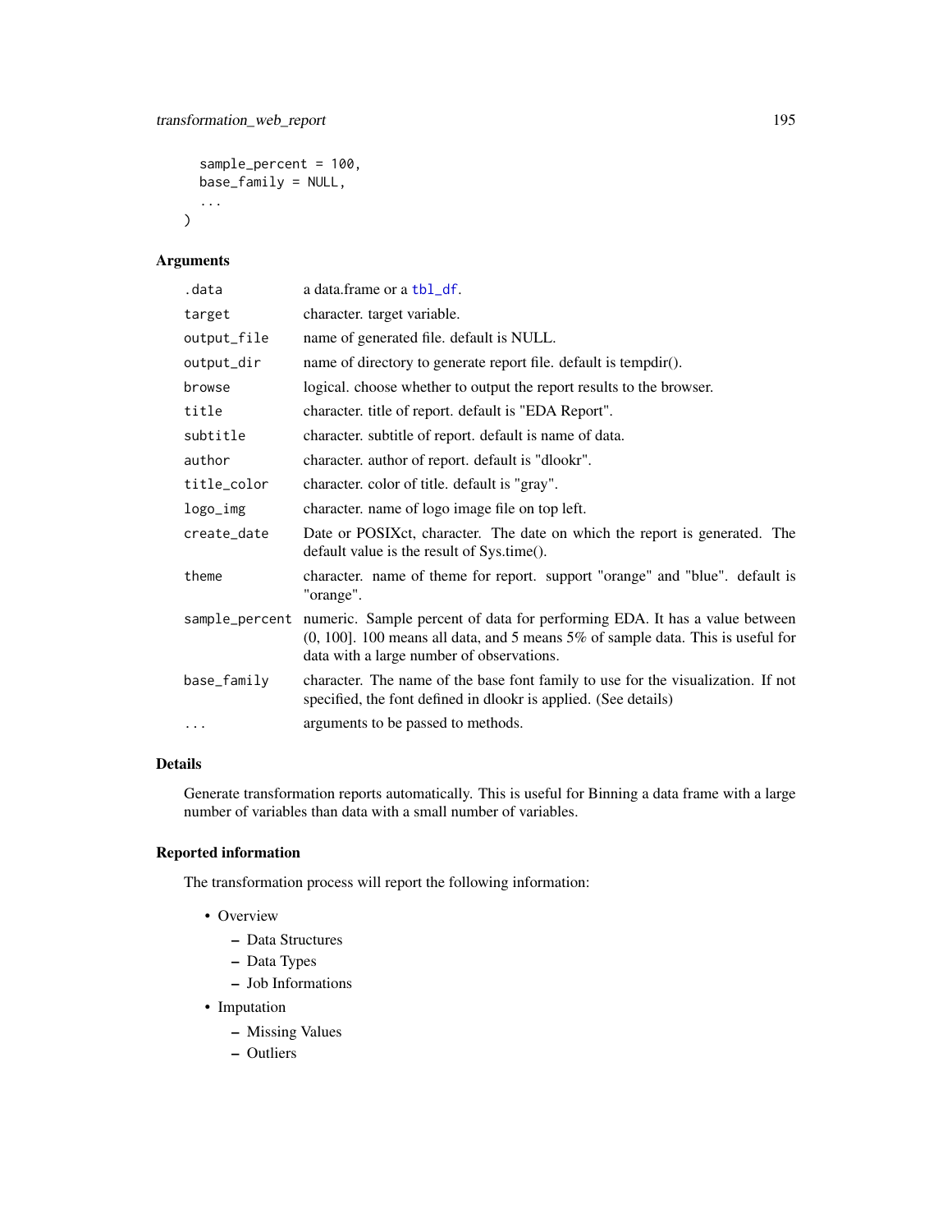```
  sample_percent = 100,
  base_family = NULL,
  ...
)
```

## Arguments

| | |
|---|---|
| .data | a data.frame or a tbl_df. |
| target | character. target variable. |
| output_file | name of generated file. default is NULL. |
| output_dir | name of directory to generate report file. default is tempdir(). |
| browse | logical. choose whether to output the report results to the browser. |
| title | character. title of report. default is "EDA Report". |
| subtitle | character. subtitle of report. default is name of data. |
| author | character. author of report. default is "dlookr". |
| title_color | character. color of title. default is "gray". |
| logo_img | character. name of logo image file on top left. |
| create_date | Date or POSIXct, character. The date on which the report is generated. The default value is the result of Sys.time(). |
| theme | character. name of theme for report. support "orange" and "blue". default is "orange". |
| sample_percent | numeric. Sample percent of data for performing EDA. It has a value between (0, 100]. 100 means all data, and 5 means 5% of sample data. This is useful for data with a large number of observations. |
| base_family | character. The name of the base font family to use for the visualization. If not specified, the font defined in dlookr is applied. (See details) |
| ... | arguments to be passed to methods. |

## Details

Generate transformation reports automatically. This is useful for Binning a data frame with a large number of variables than data with a small number of variables.

## Reported information

The transformation process will report the following information:

- Overview
  - Data Structures
  - Data Types
  - Job Informations
- Imputation
  - Missing Values
  - Outliers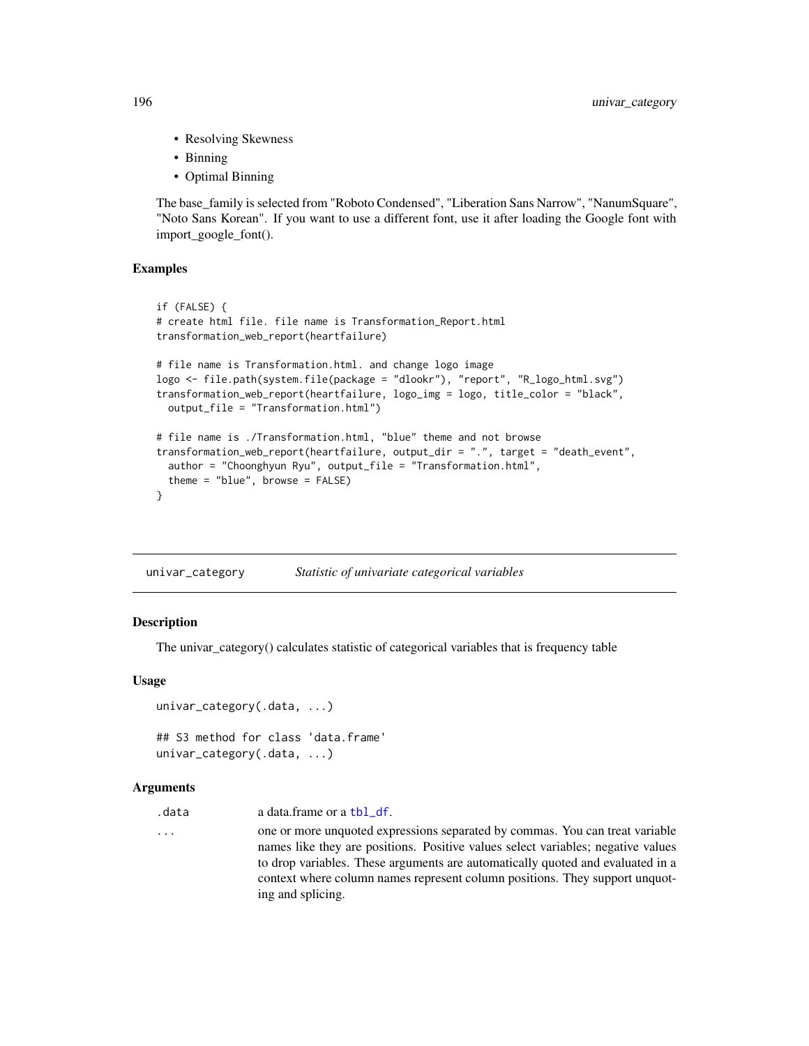- Resolving Skewness
- Binning
- Optimal Binning

The base_family is selected from "Roboto Condensed", "Liberation Sans Narrow", "NanumSquare", "Noto Sans Korean". If you want to use a different font, use it after loading the Google font with import_google_font().

### Examples

```
if (FALSE) {
# create html file. file name is Transformation_Report.html
transformation_web_report(heartfailure)

# file name is Transformation.html. and change logo image
logo <- file.path(system.file(package = "dlookr"), "report", "R_logo_html.svg")
transformation_web_report(heartfailure, logo_img = logo, title_color = "black",
  output_file = "Transformation.html")

# file name is ./Transformation.html, "blue" theme and not browse
transformation_web_report(heartfailure, output_dir = ".", target = "death_event",
  author = "Choonghyun Ryu", output_file = "Transformation.html",
  theme = "blue", browse = FALSE)
}
```

## univar_category    *Statistic of univariate categorical variables*

### Description

The univar_category() calculates statistic of categorical variables that is frequency table

### Usage

```
univar_category(.data, ...)

## S3 method for class 'data.frame'
univar_category(.data, ...)
```

### Arguments

| | |
|---|---|
| .data | a data.frame or a tbl_df. |
| ... | one or more unquoted expressions separated by commas. You can treat variable names like they are positions. Positive values select variables; negative values to drop variables. These arguments are automatically quoted and evaluated in a context where column names represent column positions. They support unquoting and splicing. |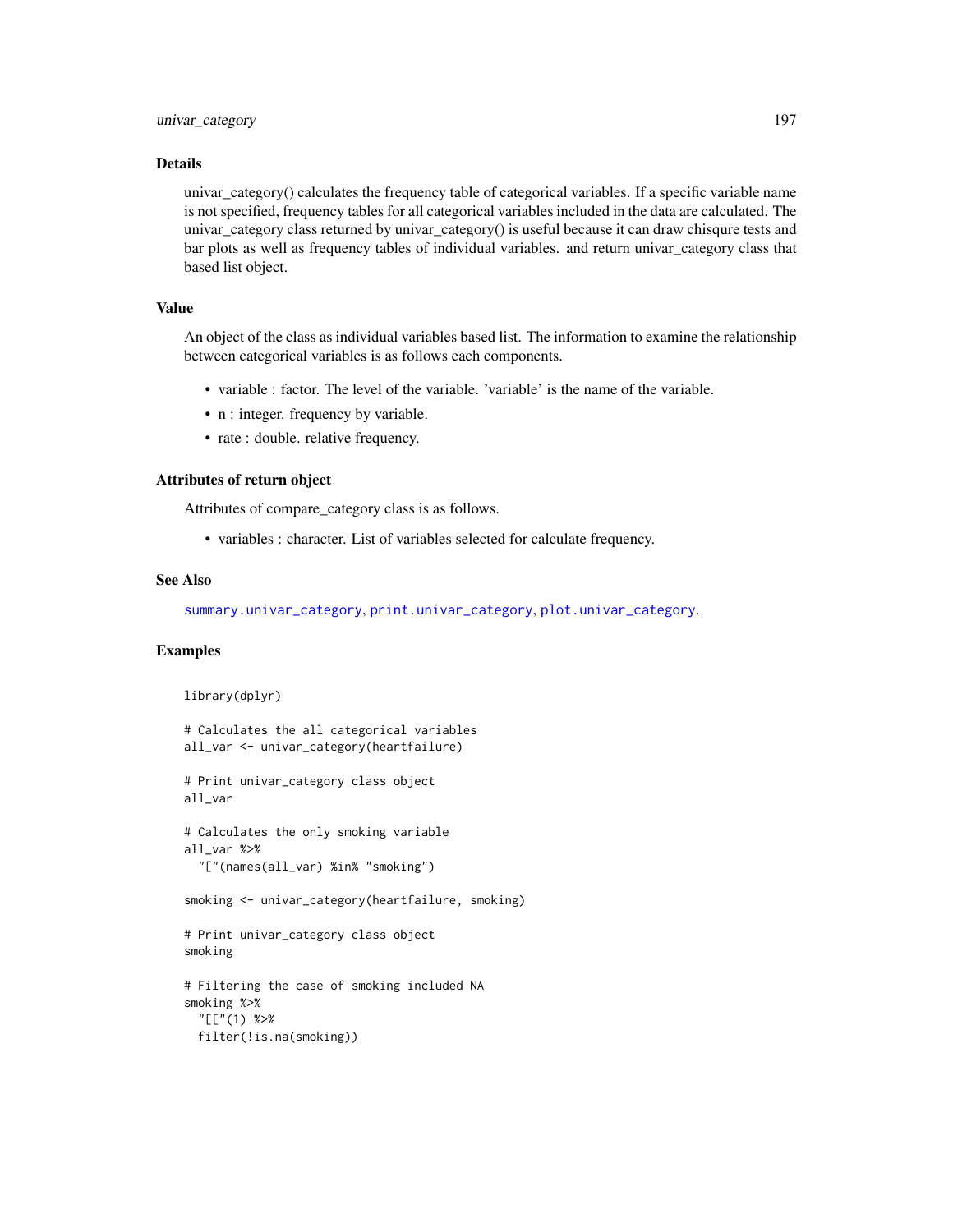## Details

univar_category() calculates the frequency table of categorical variables. If a specific variable name is not specified, frequency tables for all categorical variables included in the data are calculated. The univar_category class returned by univar_category() is useful because it can draw chisqure tests and bar plots as well as frequency tables of individual variables. and return univar_category class that based list object.

## Value

An object of the class as individual variables based list. The information to examine the relationship between categorical variables is as follows each components.

- variable : factor. The level of the variable. 'variable' is the name of the variable.
- n : integer. frequency by variable.
- rate : double. relative frequency.

## Attributes of return object

Attributes of compare_category class is as follows.

- variables : character. List of variables selected for calculate frequency.

## See Also

summary.univar_category, print.univar_category, plot.univar_category.

## Examples

```
library(dplyr)

# Calculates the all categorical variables
all_var <- univar_category(heartfailure)

# Print univar_category class object
all_var

# Calculates the only smoking variable
all_var %>%
  "["(names(all_var) %in% "smoking")

smoking <- univar_category(heartfailure, smoking)

# Print univar_category class object
smoking

# Filtering the case of smoking included NA
smoking %>%
  "[["(1) %>%
  filter(!is.na(smoking))
```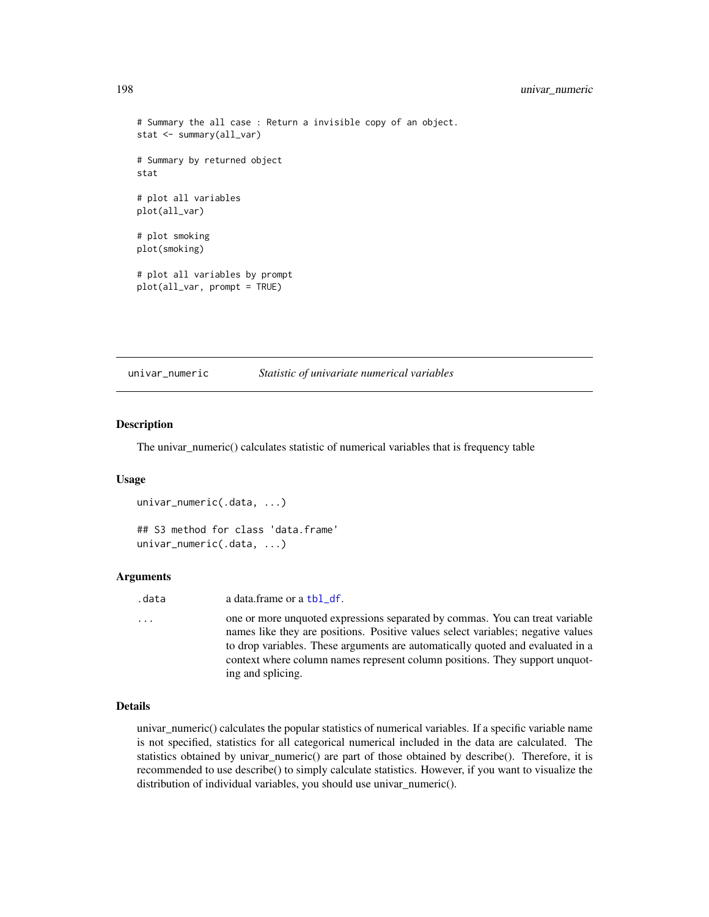```
# Summary the all case : Return a invisible copy of an object.
stat <- summary(all_var)

# Summary by returned object
stat

# plot all variables
plot(all_var)

# plot smoking
plot(smoking)

# plot all variables by prompt
plot(all_var, prompt = TRUE)
```

## univar_numeric *Statistic of univariate numerical variables*

### Description

The univar_numeric() calculates statistic of numerical variables that is frequency table

### Usage

```
univar_numeric(.data, ...)

## S3 method for class 'data.frame'
univar_numeric(.data, ...)
```

### Arguments

| | |
|---|---|
| .data | a data.frame or a tbl_df. |
| ... | one or more unquoted expressions separated by commas. You can treat variable names like they are positions. Positive values select variables; negative values to drop variables. These arguments are automatically quoted and evaluated in a context where column names represent column positions. They support unquoting and splicing. |

### Details

univar_numeric() calculates the popular statistics of numerical variables. If a specific variable name is not specified, statistics for all categorical numerical included in the data are calculated. The statistics obtained by univar_numeric() are part of those obtained by describe(). Therefore, it is recommended to use describe() to simply calculate statistics. However, if you want to visualize the distribution of individual variables, you should use univar_numeric().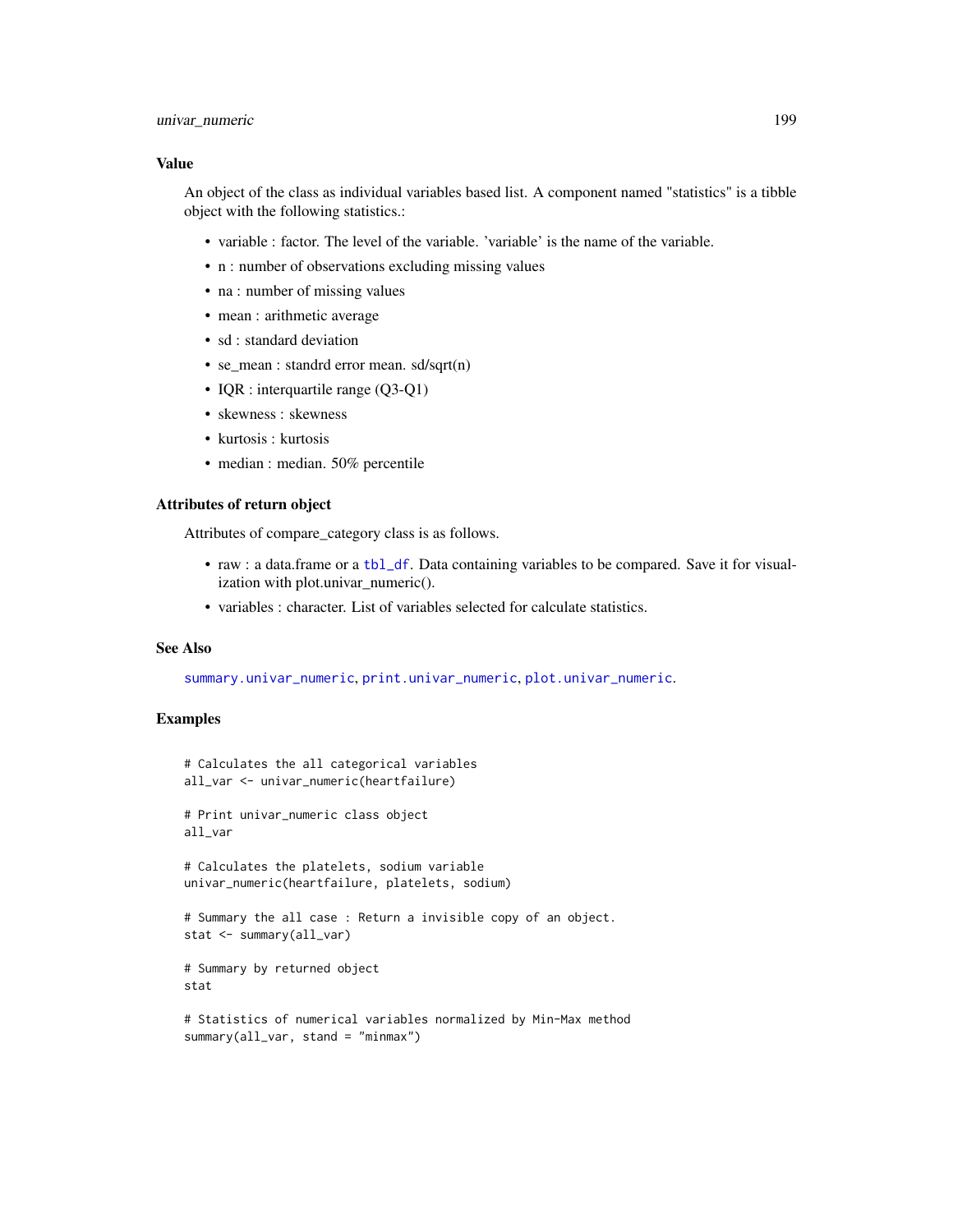## Value

An object of the class as individual variables based list. A component named "statistics" is a tibble object with the following statistics.:

- variable : factor. The level of the variable. 'variable' is the name of the variable.
- n : number of observations excluding missing values
- na : number of missing values
- mean : arithmetic average
- sd : standard deviation
- se_mean : standrd error mean. sd/sqrt(n)
- IQR : interquartile range (Q3-Q1)
- skewness : skewness
- kurtosis : kurtosis
- median : median. 50% percentile

## Attributes of return object

Attributes of compare_category class is as follows.

- raw : a data.frame or a tbl_df. Data containing variables to be compared. Save it for visualization with plot.univar_numeric().
- variables : character. List of variables selected for calculate statistics.

## See Also

summary.univar_numeric, print.univar_numeric, plot.univar_numeric.

## Examples

```
# Calculates the all categorical variables
all_var <- univar_numeric(heartfailure)

# Print univar_numeric class object
all_var

# Calculates the platelets, sodium variable
univar_numeric(heartfailure, platelets, sodium)

# Summary the all case : Return a invisible copy of an object.
stat <- summary(all_var)

# Summary by returned object
stat

# Statistics of numerical variables normalized by Min-Max method
summary(all_var, stand = "minmax")
```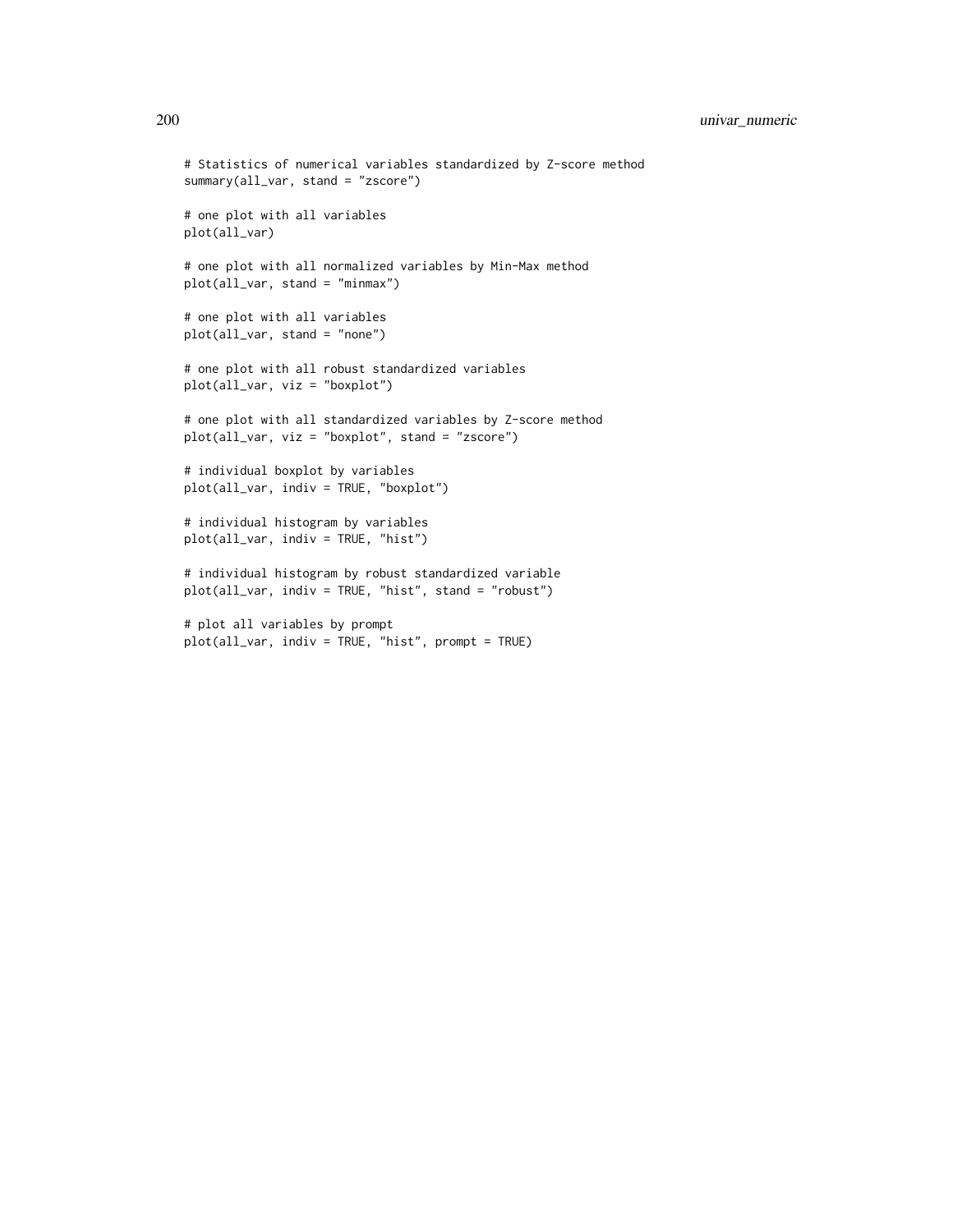```
# Statistics of numerical variables standardized by Z-score method
summary(all_var, stand = "zscore")

# one plot with all variables
plot(all_var)

# one plot with all normalized variables by Min-Max method
plot(all_var, stand = "minmax")

# one plot with all variables
plot(all_var, stand = "none")

# one plot with all robust standardized variables
plot(all_var, viz = "boxplot")

# one plot with all standardized variables by Z-score method
plot(all_var, viz = "boxplot", stand = "zscore")

# individual boxplot by variables
plot(all_var, indiv = TRUE, "boxplot")

# individual histogram by variables
plot(all_var, indiv = TRUE, "hist")

# individual histogram by robust standardized variable
plot(all_var, indiv = TRUE, "hist", stand = "robust")

# plot all variables by prompt
plot(all_var, indiv = TRUE, "hist", prompt = TRUE)
```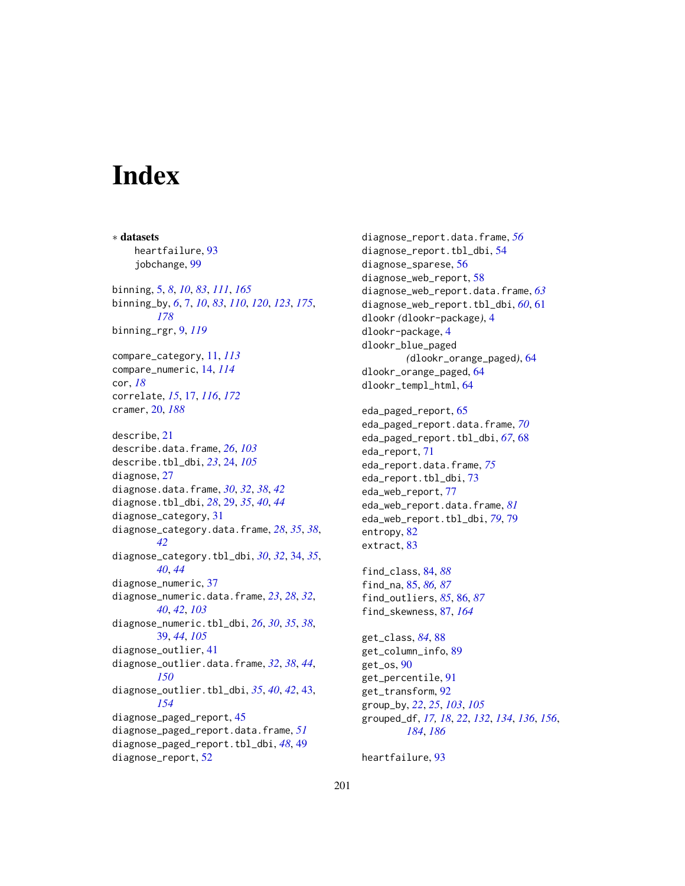# Index

∗ **datasets**
  heartfailure, 93
  jobchange, 99

binning, 5, *8*, *10*, *83*, *111*, *165*
binning_by, *6*, 7, *10*, *83*, *110*, *120*, *123*, *175*, *178*
binning_rgr, 9, *119*

compare_category, 11, *113*
compare_numeric, 14, *114*
cor, *18*
correlate, *15*, 17, *116*, *172*
cramer, 20, *188*

describe, 21
describe.data.frame, *26*, *103*
describe.tbl_dbi, *23*, 24, *105*
diagnose, 27
diagnose.data.frame, *30*, *32*, *38*, *42*
diagnose.tbl_dbi, *28*, 29, *35*, *40*, *44*
diagnose_category, 31
diagnose_category.data.frame, *28*, *35*, *38*, *42*
diagnose_category.tbl_dbi, *30*, *32*, 34, *35*, *40*, *44*
diagnose_numeric, 37
diagnose_numeric.data.frame, *23*, *28*, *32*, *40*, *42*, *103*
diagnose_numeric.tbl_dbi, *26*, *30*, *35*, *38*, 39, *44*, *105*
diagnose_outlier, 41
diagnose_outlier.data.frame, *32*, *38*, *44*, *150*
diagnose_outlier.tbl_dbi, *35*, *40*, *42*, 43, *154*
diagnose_paged_report, 45
diagnose_paged_report.data.frame, *51*
diagnose_paged_report.tbl_dbi, *48*, 49
diagnose_report, 52
diagnose_report.data.frame, *56*
diagnose_report.tbl_dbi, 54
diagnose_sparese, 56
diagnose_web_report, 58
diagnose_web_report.data.frame, *63*
diagnose_web_report.tbl_dbi, *60*, 61
dlookr *(dlookr-package)*, 4
dlookr-package, 4
dlookr_blue_paged *(dlookr_orange_paged)*, 64
dlookr_orange_paged, 64
dlookr_templ_html, 64

eda_paged_report, 65
eda_paged_report.data.frame, *70*
eda_paged_report.tbl_dbi, *67*, 68
eda_report, 71
eda_report.data.frame, *75*
eda_report.tbl_dbi, 73
eda_web_report, 77
eda_web_report.data.frame, *81*
eda_web_report.tbl_dbi, *79*, 79
entropy, 82
extract, 83

find_class, 84, *88*
find_na, 85, *86*, *87*
find_outliers, *85*, 86, *87*
find_skewness, 87, *164*

get_class, *84*, 88
get_column_info, 89
get_os, 90
get_percentile, 91
get_transform, 92
group_by, *22*, *25*, *103*, *105*
grouped_df, *17*, *18*, *22*, *132*, *134*, *136*, *156*, *184*, *186*

heartfailure, 93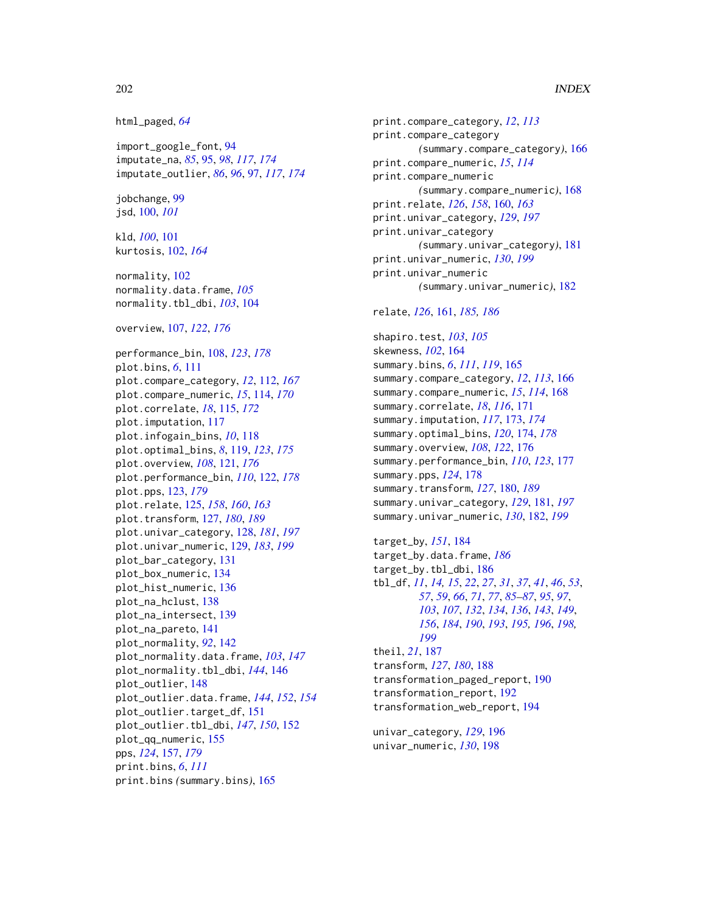html_paged, *64*

import_google_font, 94
imputate_na, *85*, 95, *98*, *117*, *174*
imputate_outlier, *86*, *96*, 97, *117*, *174*

jobchange, 99
jsd, 100, *101*

kld, *100*, 101
kurtosis, 102, *164*

normality, 102
normality.data.frame, *105*
normality.tbl_dbi, *103*, 104

overview, 107, *122*, *176*

performance_bin, 108, *123*, *178*
plot.bins, *6*, 111
plot.compare_category, *12*, 112, *167*
plot.compare_numeric, *15*, 114, *170*
plot.correlate, *18*, 115, *172*
plot.imputation, 117
plot.infogain_bins, *10*, 118
plot.optimal_bins, *8*, 119, *123*, *175*
plot.overview, *108*, 121, *176*
plot.performance_bin, *110*, 122, *178*
plot.pps, 123, *179*
plot.relate, 125, *158*, *160*, *163*
plot.transform, 127, *180*, *189*
plot.univar_category, 128, *181*, *197*
plot.univar_numeric, 129, *183*, *199*
plot_bar_category, 131
plot_box_numeric, 134
plot_hist_numeric, 136
plot_na_hclust, 138
plot_na_intersect, 139
plot_na_pareto, 141
plot_normality, *92*, 142
plot_normality.data.frame, *103*, *147*
plot_normality.tbl_dbi, *144*, 146
plot_outlier, 148
plot_outlier.data.frame, *144*, *152*, *154*
plot_outlier.target_df, 151
plot_outlier.tbl_dbi, *147*, *150*, 152
plot_qq_numeric, 155
pps, *124*, 157, *179*
print.bins, *6*, *111*
print.bins *(*summary.bins*)*, 165
print.compare_category, *12*, *113*
print.compare_category
    *(*summary.compare_category*)*, 166
print.compare_numeric, *15*, *114*
print.compare_numeric
    *(*summary.compare_numeric*)*, 168
print.relate, *126*, *158*, 160, *163*
print.univar_category, *129*, *197*
print.univar_category
    *(*summary.univar_category*)*, 181
print.univar_numeric, *130*, *199*
print.univar_numeric
    *(*summary.univar_numeric*)*, 182

relate, *126*, 161, *185, 186*

shapiro.test, *103*, *105*
skewness, *102*, 164
summary.bins, *6*, *111*, *119*, 165
summary.compare_category, *12*, *113*, 166
summary.compare_numeric, *15*, *114*, 168
summary.correlate, *18*, *116*, 171
summary.imputation, *117*, 173, *174*
summary.optimal_bins, *120*, 174, *178*
summary.overview, *108*, *122*, 176
summary.performance_bin, *110*, *123*, 177
summary.pps, *124*, 178
summary.transform, *127*, 180, *189*
summary.univar_category, *129*, 181, *197*
summary.univar_numeric, *130*, 182, *199*

target_by, *151*, 184
target_by.data.frame, *186*
target_by.tbl_dbi, 186
tbl_df, *11*, *14, 15*, *22*, *27*, *31*, *37*, *41*, *46*, *53*, *57*, *59*, *66*, *71*, *77*, *85–87*, *95*, *97*, *103*, *107*, *132*, *134*, *136*, *143*, *149*, *156*, *184*, *190*, *193*, *195, 196*, *198,* *199*
theil, *21*, 187
transform, *127*, *180*, 188
transformation_paged_report, 190
transformation_report, 192
transformation_web_report, 194

univar_category, *129*, 196
univar_numeric, *130*, 198